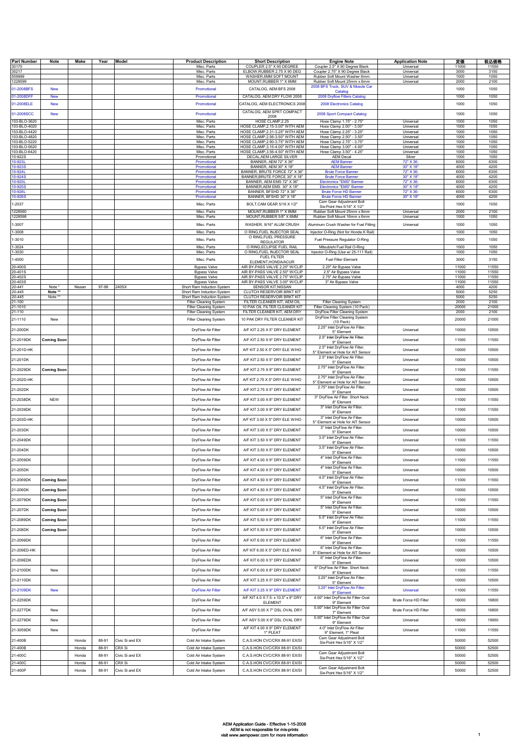| Part Number | Note | Make | Year | Model | Product Description | Short Description | Engine Note | Application Note | 定価 | 税込価格 |
|---|---|---|---|---|---|---|---|---|---|---|
| 30170 | | | | | Misc. Parts | COUPLER 2.5" X 90 DEGREE | Coupler 2.5" X 90 Degree Black | Universal | 11000 | 11550 |
| 30217 | | | | | Misc. Parts | ELBOW,RUBBER 2.75 X 90 DEG | Coupler 2.75" X 90 Degree Black | Universal | 3000 | 3150 |
| 559999 | | | | | Misc. Parts | WASHER,6MM SOFT MOUNT | Rubber Soft Mount Washer 6mm | Universal | 1000 | 1050 |
| 1228599 | | | | | Misc. Parts | MOUNT,RUBBER 1" X 6MM | Rubber Soft Mount 25mm x 6mm | Universal | 2000 | 2100 |
| 01-2008BFS | New | | | | Promotional | CATALOG, AEM BFS 2008 | 2008 BFS Truck, SUV & Muscle Car Catalog | | 1000 | 1050 |
| 01-2008DFF | New | | | | Promotional | CATALOG, AEM DRY FLOW 2008 | 2008 Dryflow Filters Catalog | | 1000 | 1050 |
| 01-2008ELE | New | | | | Promotional | CATALOG, AEM ELECTRONICS 2008 | 2008 Electronics Catalog | | 1000 | 1050 |
| 01-2008SCC | New | | | | Promotional | CATALOG, AEM SPRT COMPACT 2008 | 2008 Sport Compact Catalog | | 1000 | 1050 |
| 103-BLO-3620 | | | | | Misc. Parts | HOSE CLAMP,2.25 | Hose Clamp 1.75" - 2.75" | Universal | 1000 | 1050 |
| 103-BLO-4020 | | | | | Misc. Parts | HOSE CLAMP,2.15-3.00" WITH AEM | Hose Clamp 2.00" - 3.00" | Universal | 1000 | 1050 |
| 103-BLO-4420 | | | | | Misc. Parts | HOSE CLAMP,2.31-3.25" WITH AEM | Hose Clamp 2.25" - 3.25" | Universal | 1000 | 1050 |
| 103-BLO-4820 | | | | | Misc. Parts | HOSE CLAMP,2.56-3.50" WITH AEM | Hose Clamp 2.50" - 3.50" | Universal | 1000 | 1050 |
| 103-BLO-5220 | | | | | Misc. Parts | HOSE CLAMP,2.90-3.75" WITH AEM | Hose Clamp 2.75" - 3.75" | Universal | 1000 | 1050 |
| 103-BLO-5620 | | | | | Misc. Parts | HOSE CLAMP,3.15-4.00" WITH AEM | Hose Clamp 3.00" - 4.00" | Universal | 1000 | 1050 |
| 103-BLO-6420 | | | | | Misc. Parts | HOSE CLAMP,3.56-4.50" WITH AEM | Hose Clamp 3.50" - 4.25" | Universal | 1000 | 1050 |
| 10-922S | | | | | Promotional | DECAL,AEM LARGE SILVER | AEM Decal | Silver | 1000 | 1050 |
| 10-923L | | | | | Promotional | BANNER, AEM 72" X 36" | AEM Banner | 72" X 36: | 6000 | 6300 |
| 10-923S | | | | | Promotional | BANNER, AEM 30" X 18" | AEM Banner | 30" X 18" | 4000 | 4200 |
| 10-924L | | | | | Promotional | BANNER, BRUTE FORCE 72" X 36" | Brute Force Banner | 72" X 36: | 6000 | 6300 |
| 10-924S | | | | | Promotional | BANNER,BRUTE FORCE 30" X 18" | Brute Force Banner | 30" X 18" | 4000 | 4200 |
| 10-925L | | | | | Promotional | BANNER, AEM EMS 72" X 36" | Electronics "EMS" Banner | 72" X 36: | 6000 | 6300 |
| 10-925S | | | | | Promotional | BANNER,AEM EMS 30" X 18" | Electronics "EMS" Banner | 30" X 18" | 4000 | 4200 |
| 10-926L | | | | | Promotional | BANNER, BFSHD 72" X 36" | Brute Force HD Banner | 72" X 36: | 6000 | 6300 |
| 10-926S | | | | | Promotional | BANNER, BFSHD 30" X 18" | Brute Force HD Banner | 30" X 18" | 4000 | 4200 |
| 1-2037 | | | | | Misc. Parts | BOLT,CAM GEAR 5/16 X 1/2" | Cam Gear Adjustment Bolt Six-Point Hex 5/16" X 1/2" | | 1000 | 1050 |
| 1228560 | | | | | Misc. Parts | MOUNT,RUBBER 1" X 8MM | Rubber Soft Mount 25mm x 8mm | Universal | 2000 | 2100 |
| 1228598 | | | | | Misc. Parts | MOUNT,RUBBER 5/8" X 6MM | Rubber Soft Mount 16mm x 6mm | Universal | 1000 | 1050 |
| 1-3007 | | | | | Misc. Parts | WASHER, 9/16" ALUM CRUSH | Aluminum Crush Washer for Fuel Fitting | Universal | 1000 | 1050 |
| 1-3008 | | | | | Misc. Parts | O RING,FUEL INJECTOR SEAL | Injector O-Ring (Not for Honda K Rail) | | 1000 | 1050 |
| 1-3010 | | | | | Misc. Parts | O RING,FUEL PRESSURE REGULATOR | Fuel Pressure Regulator O-Ring | | 1000 | 1050 |
| 1-3024 | | | | | Misc. Parts | O RING,ECLIPSE FUEL RAIL | Mitsubishi Fuel Rail O-Ring | | 1000 | 1050 |
| 1-3030 | | | | | Misc. Parts | O RING,FUEL INJECTOR SEAL | Injector O-Ring (Use w/ 25-111 Rail) | | 1000 | 1050 |
| 1-4000 | | | | | Misc. Parts | FUEL FILTER ELEMENT,HONDA/ACUR | Fuel Filter Element | | 3000 | 3150 |
| 20-400S | | | | | Bypass Valve | AIR BY-PASS VALVE 2.25" W/CLIP | 2.25" Air Bypass Valve | | 11000 | 11550 |
| 20-401S | | | | | Bypass Valve | AIR BY-PASS VALVE 2.50" W/CLIP | 2.5" Air Bypass Valve | | 11000 | 11550 |
| 20-402S | | | | | Bypass Valve | AIR BY-PASS VALVE 2.75" W/CLIP | 2.75" Air Bypass Valve | | 11000 | 11550 |
| 20-403S | | | | | Bypass Valve | AIR BY-PASS VALVE 3.00" W/CLIP | 3" Air Bypass Valve | | 11000 | 11550 |
| 20-441 | Note * | Nissan | 97-98 | 240SX | Short Ram Induction System | SENSOR KIT,NISSAN | | | 4000 | 4200 |
| 20-445 | Note ** | | | | Short Ram Induction System | CLUTCH RESERVOIR BRKT KIT | | | 5000 | 5250 |
| 20-445 | Note ** | | | | Short Ram Induction System | CLUTCH RESERVOIR BRKT KIT | | | 5000 | 5250 |
| 21-100 | | | | | Filter Cleaning System | FILTER CLEANER KIT, AEM OIL | Filter Cleaning System | | 2000 | 2100 |
| 21-1010 | | | | | Filter Cleaning System | 10 PAK OIL FILTER CLEANER KIT | Filter Cleaning System (10 Pack) | | 20000 | 21000 |
| 21-110 | | | | | Filter Cleaning System | FILTER CLEANER KIT, AEM DRY | DryFlow Filter Cleaning System | | 2000 | 2100 |
| 21-1110 | New | | | | Filter Cleaning System | 10 PAK DRY FILTER CLEANER KIT | DryFlow Filter Cleaning System (10 Pack) | | 20000 | 21000 |
| 21-200DK | | | | | DryFlow Air Filter | A/F KIT 2.25 X 5" DRY ELEMENT | 2.25" Inlet DryFlow Air Filter. 5" Element | Universal | 10000 | 10500 |
| 21-2019DK | Coming Soon | | | | DryFlow Air Filter | A/F KIT 2.50 X 9" DRY ELEMENT | 2.5" Inlet DryFlow Air Filter. 9" Element | Universal | 11000 | 11550 |
| 21-201D-HK | | | | | DryFlow Air Filter | A/F KIT 2.50 X 5" DRY ELE W/HO | 2.5" Inlet DryFlow Air Filter. 5" Element w/ Hole for AIT Sensor | Universal | 10000 | 10500 |
| 21-201DK | | | | | DryFlow Air Filter | A/F KIT 2.50 X 5" DRY ELEMENT | 2.5" Inlet DryFlow Air Filter. 5" Element | Universal | 10000 | 10500 |
| 21-2029DK | Coming Soon | | | | DryFlow Air Filter | A/F KIT 2.75 X 9" DRY ELEMENT | 2.75" Inlet DryFlow Air Filter. 9" Element | Universal | 11000 | 11550 |
| 21-202D-HK | | | | | DryFlow Air Filter | A/F KIT 2.75 X 5" DRY ELE W/HO | 2.75" Inlet DryFlow Air Filter. 5" Element w/ Hole for AIT Sensor | Universal | 10000 | 10500 |
| 21-202DK | | | | | DryFlow Air Filter | A/F KIT 2.75 X 5" DRY ELEMENT | 2.75" Inlet DryFlow Air Filter. 5" Element | Universal | 10000 | 10500 |
| 21-2038DK | NEW | | | | DryFlow Air Filter | A/F KIT 3.00 X 8" DRY ELEMENT | 3" DryFlow Air Filter. Short Neck 8" Element | Universal | 11000 | 11550 |
| 21-2039DK | | | | | DryFlow Air Filter | A/F KIT 3.00 X 9" DRY ELEMENT | 3" Inlet DryFlow Air Filter. 9" Element | Universal | 11000 | 11550 |
| 21-203D-HK | | | | | DryFlow Air Filter | A/F KIT 3.00 X 5" DRY ELE W/HO | 3" Inlet DryFlow Air Filter. 5" Element w/ Hole for AIT Sensor | Universal | 10000 | 10500 |
| 21-203DK | | | | | DryFlow Air Filter | A/F KIT 3.00 X 5" DRY ELEMENT | 3" Inlet DryFlow Air Filter. 5" Element | Universal | 10000 | 10500 |
| 21-2049DK | | | | | DryFlow Air Filter | A/F KIT 3.50 X 9" DRY ELEMENT | 3.5" Inlet DryFlow Air Filter. 9" Element | Universal | 11000 | 11550 |
| 21-204DK | | | | | DryFlow Air Filter | A/F KIT 3.50 X 5" DRY ELEMENT | 3.5" Inlet DryFlow Air Filter. 5" Element | Universal | 10000 | 10500 |
| 21-2059DK | | | | | DryFlow Air Filter | A/F KIT 4.00 X 9" DRY ELEMENT | 4" Inlet DryFlow Air Filter. 9" Element | Universal | 11000 | 11550 |
| 21-205DK | | | | | DryFlow Air Filter | A/F KIT 4.00 X 5" DRY ELEMENT | 4" Inlet DryFlow Air Filter. 5" Element | Universal | 10000 | 10500 |
| 21-2069DK | Coming Soon | | | | DryFlow Air Filter | A/F KIT 4.50 X 9" DRY ELEMENT | 4.5" Inlet DryFlow Air Filter. 9" Element | Universal | 11000 | 11550 |
| 21-206DK | Coming Soon | | | | DryFlow Air Filter | A/F KIT 4.50 X 5" DRY ELEMENT | 4.5" Inlet DryFlow Air Filter. 5" Element | Universal | 10000 | 10500 |
| 21-2079DK | Coming Soon | | | | DryFlow Air Filter | A/F KIT 5.00 X 9" DRY ELEMENT | 5" Inlet DryFlow Air Filter. 9" Element | Universal | 11000 | 11550 |
| 21-207DK | Coming Soon | | | | DryFlow Air Filter | A/F KIT 5.00 X 5" DRY ELEMENT | 5" Inlet DryFlow Air Filter. 5" Element | Universal | 10000 | 10500 |
| 21-2089DK | Coming Soon | | | | DryFlow Air Filter | A/F KIT 5.50 X 9" DRY ELEMENT | 5.5" Inlet DryFlow Air Filter. 9" Element | Universal | 11000 | 11550 |
| 21-208DK | Coming Soon | | | | DryFlow Air Filter | A/F KIT 5.50 X 5" DRY ELEMENT | 5.5" Inlet DryFlow Air Filter. 5" Element | Universal | 10000 | 10500 |
| 21-2099DK | | | | | DryFlow Air Filter | A/F KIT 6.00 X 9" DRY ELEMENT | 6" Inlet DryFlow Air Filter. 9" Element | Universal | 11000 | 11550 |
| 21-209ED-HK | | | | | DryFlow Air Filter | A/F KIT 6.00 X 5" DRY ELE W/HO | 6" Inlet DryFlow Air Filter. 5" Element w/ Hole for AIT Sensor | Universal | 10000 | 10500 |
| 21-209EDK | | | | | DryFlow Air Filter | A/F KIT 6.00 X 5" DRY ELEMENT | 6" Inlet DryFlow Air Filter. 5" Element | Universal | 10000 | 10500 |
| 21-2100DK | New | | | | DryFlow Air Filter | A/F KIT 6.00 X 8" DRY ELEMENT | 6" DryFlow Air Filter. Short Neck 8" Element | Universal | 11000 | 11550 |
| 21-2110DK | | | | | DryFlow Air Filter | A/F KIT 3.25 X 5" DRY ELEMENT | 3.25" Inlet DryFlow Air Filter. 5" Element | Universal | 10000 | 10500 |
| 21-2109DK | New | | | | DryFlow Air Filter | A/F KIT 3.25 X 9" DRY ELEMENT | 3.25" Inlet DryFlow Air Filter. 9" Element | Universal | 11000 | 11550 |
| 21-2259DK | | | | | DryFlow Air Filter | A/F KIT 4.0 X 7.5: x 10.5" x 9" DRY ELEMENT | 4.00" Inlet DryFlow Air Filter Oval 9" Element | Brute Force HD Filter | 16000 | 16800 |
| 21-2277DK | New | | | | DryFlow Air Filter | A/F ASY 5.00 X 7" DSL OVAL DRY | 5.00" Inlet DryFlow Air Filter Oval 7" Element | Brute Force HD Filter | 16000 | 16800 |
| 21-2279DK | New | | | | DryFlow Air Filter | A/F ASY 5.00 X 9" DSL OVAL DRY | 5.00" Inlet DryFlow Air Filter Oval 9" Element | Universal | 19000 | 19950 |
| 21-3059DK | New | | | | DryFlow Air Filter | A/F KIT 4.00 X 9" DRY ELEMENT 1" PLEAT | 4.0" Inlet DryFlow Air Filter 9" Element, 1" Pleat | Universal | 11000 | 11550 |
| 21-400B | | Honda | 88-91 | Civic Si and EX | Cold Air Intake System | C.A.S.HON CVC/CRX 88-91 EX/SI | Cam Gear Adjustment Bolt Six-Point Hex 5/16" X 1/2" | | 50000 | 52500 |
| 21-400B | | Honda | 88-91 | CRX Si | Cold Air Intake System | C.A.S.HON CVC/CRX 88-91 EX/SI | | | 50000 | 52500 |
| 21-400C | | Honda | 88-91 | Civic Si and EX | Cold Air Intake System | C.A.S.HON CVC/CRX 88-91 EX/SI | Cam Gear Adjustment Bolt Six-Point Hex 5/16" X 1/2" | | 50000 | 52500 |
| 21-400C | | Honda | 88-91 | CRX Si | Cold Air Intake System | C.A.S.HON CVC/CRX 88-91 EX/SI | | | 50000 | 52500 |
| 21-400P | | Honda | 88-91 | Civic Si and EX | Cold Air Intake System | C.A.S.HON CVC/CRX 88-91 EX/SI | Cam Gear Adjustment Bolt Six-Point Hex 5/16" X 1/2" | | 50000 | 52500 |

AEM Application Guide - Effective 1-15-2008
AEM is not responsible for mis-prints
visit www.aempower.com for more information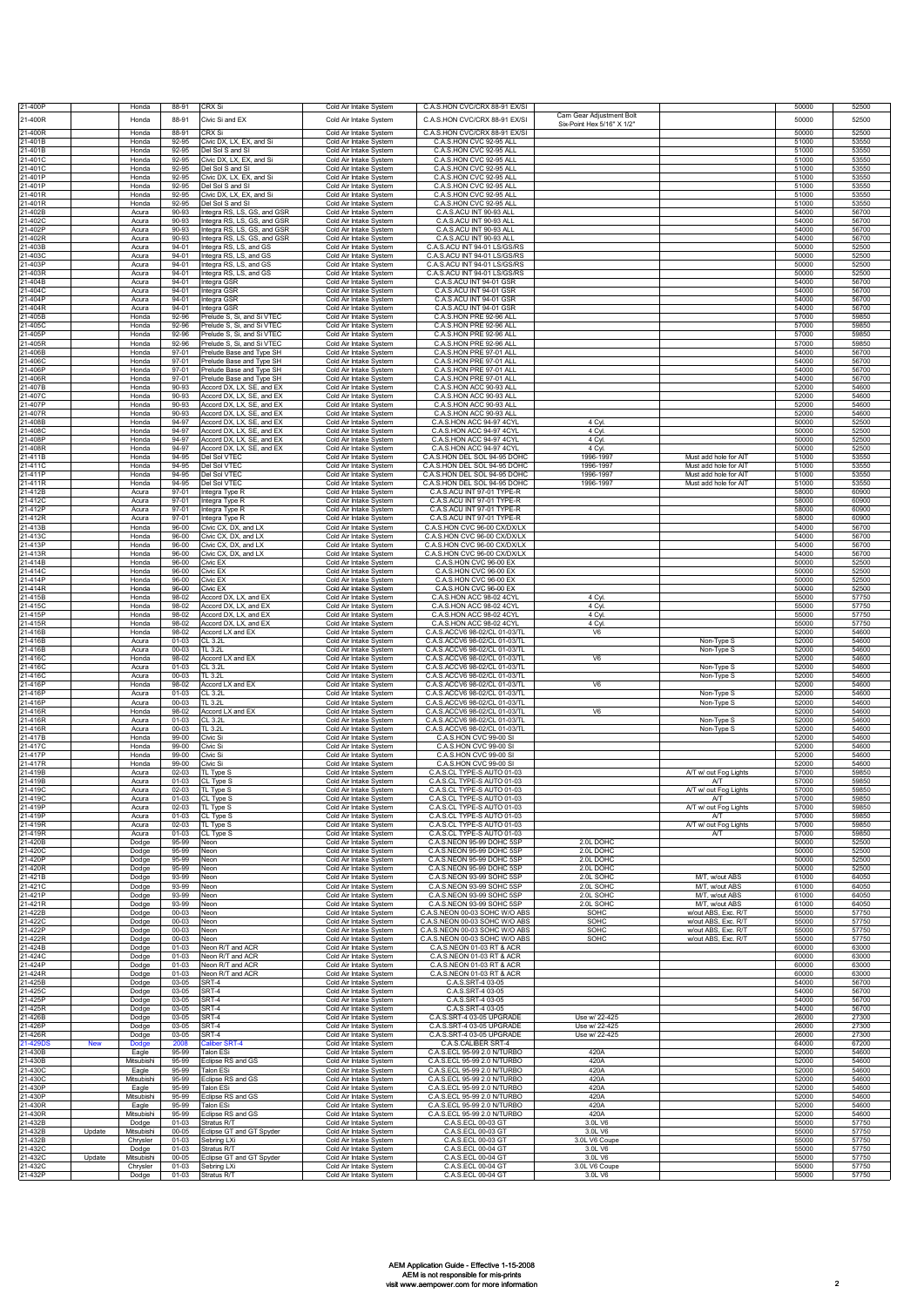| | | | | | | | | | | |
|---|---|---|---|---|---|---|---|---|---|---|
| 21-400P | | Honda | 88-91 | CRX Si | Cold Air Intake System | C.A.S.HON CVC/CRX 88-91 EX/SI | | | 50000 | 52500 |
| 21-400R | | Honda | 88-91 | Civic Si and EX | Cold Air Intake System | C.A.S.HON CVC/CRX 88-91 EX/SI | Cam Gear Adjustment Bolt Six-Point Hex 5/16" X 1/2" | | 50000 | 52500 |
| 21-400R | | Honda | 88-91 | CRX Si | Cold Air Intake System | C.A.S.HON CVC/CRX 88-91 EX/SI | | | 50000 | 52500 |
| 21-401B | | Honda | 92-95 | Civic DX, LX, EX, and Si | Cold Air Intake System | C.A.S.HON CVC 92-95 ALL | | | 51000 | 53550 |
| 21-401B | | Honda | 92-95 | Del Sol S and SI | Cold Air Intake System | C.A.S.HON CVC 92-95 ALL | | | 51000 | 53550 |
| 21-401C | | Honda | 92-95 | Civic DX, LX, EX, and Si | Cold Air Intake System | C.A.S.HON CVC 92-95 ALL | | | 51000 | 53550 |
| 21-401C | | Honda | 92-95 | Del Sol S and SI | Cold Air Intake System | C.A.S.HON CVC 92-95 ALL | | | 51000 | 53550 |
| 21-401P | | Honda | 92-95 | Civic DX, LX, EX, and Si | Cold Air Intake System | C.A.S.HON CVC 92-95 ALL | | | 51000 | 53550 |
| 21-401P | | Honda | 92-95 | Del Sol S and SI | Cold Air Intake System | C.A.S.HON CVC 92-95 ALL | | | 51000 | 53550 |
| 21-401R | | Honda | 92-95 | Civic DX, LX, EX, and Si | Cold Air Intake System | C.A.S.HON CVC 92-95 ALL | | | 51000 | 53550 |
| 21-401R | | Honda | 92-95 | Del Sol S and SI | Cold Air Intake System | C.A.S.HON CVC 92-95 ALL | | | 51000 | 53550 |
| 21-402B | | Acura | 90-93 | Integra RS, LS, GS, and GSR | Cold Air Intake System | C.A.S.ACU INT 90-93 ALL | | | 54000 | 56700 |
| 21-402C | | Acura | 90-93 | Integra RS, LS, GS, and GSR | Cold Air Intake System | C.A.S.ACU INT 90-93 ALL | | | 54000 | 56700 |
| 21-402P | | Acura | 90-93 | Integra RS, LS, GS, and GSR | Cold Air Intake System | C.A.S.ACU INT 90-93 ALL | | | 54000 | 56700 |
| 21-402R | | Acura | 90-93 | Integra RS, LS, GS, and GSR | Cold Air Intake System | C.A.S.ACU INT 90-93 ALL | | | 54000 | 56700 |
| 21-403B | | Acura | 94-01 | Integra RS, LS, and GS | Cold Air Intake System | C.A.S.ACU INT 94-01 LS/GS/RS | | | 50000 | 52500 |
| 21-403C | | Acura | 94-01 | Integra RS, LS, and GS | Cold Air Intake System | C.A.S.ACU INT 94-01 LS/GS/RS | | | 50000 | 52500 |
| 21-403P | | Acura | 94-01 | Integra RS, LS, and GS | Cold Air Intake System | C.A.S.ACU INT 94-01 LS/GS/RS | | | 50000 | 52500 |
| 21-403R | | Acura | 94-01 | Integra RS, LS, and GS | Cold Air Intake System | C.A.S.ACU INT 94-01 LS/GS/RS | | | 50000 | 52500 |
| 21-404B | | Acura | 94-01 | Integra GSR | Cold Air Intake System | C.A.S.ACU INT 94-01 GSR | | | 54000 | 56700 |
| 21-404C | | Acura | 94-01 | Integra GSR | Cold Air Intake System | C.A.S.ACU INT 94-01 GSR | | | 54000 | 56700 |
| 21-404P | | Acura | 94-01 | Integra GSR | Cold Air Intake System | C.A.S.ACU INT 94-01 GSR | | | 54000 | 56700 |
| 21-404R | | Acura | 94-01 | Integra GSR | Cold Air Intake System | C.A.S.ACU INT 94-01 GSR | | | 54000 | 56700 |
| 21-405B | | Honda | 92-96 | Prelude S, Si, and Si VTEC | Cold Air Intake System | C.A.S.HON PRE 92-96 ALL | | | 57000 | 59850 |
| 21-405C | | Honda | 92-96 | Prelude S, Si, and Si VTEC | Cold Air Intake System | C.A.S.HON PRE 92-96 ALL | | | 57000 | 59850 |
| 21-405P | | Honda | 92-96 | Prelude S, Si, and Si VTEC | Cold Air Intake System | C.A.S.HON PRE 92-96 ALL | | | 57000 | 59850 |
| 21-405R | | Honda | 92-96 | Prelude S, Si, and Si VTEC | Cold Air Intake System | C.A.S.HON PRE 92-96 ALL | | | 57000 | 59850 |
| 21-406B | | Honda | 97-01 | Prelude Base and Type SH | Cold Air Intake System | C.A.S.HON PRE 97-01 ALL | | | 54000 | 56700 |
| 21-406C | | Honda | 97-01 | Prelude Base and Type SH | Cold Air Intake System | C.A.S.HON PRE 97-01 ALL | | | 54000 | 56700 |
| 21-406P | | Honda | 97-01 | Prelude Base and Type SH | Cold Air Intake System | C.A.S.HON PRE 97-01 ALL | | | 54000 | 56700 |
| 21-406R | | Honda | 97-01 | Prelude Base and Type SH | Cold Air Intake System | C.A.S.HON PRE 97-01 ALL | | | 54000 | 56700 |
| 21-407B | | Honda | 90-93 | Accord DX, LX, SE, and EX | Cold Air Intake System | C.A.S.HON ACC 90-93 ALL | | | 52000 | 54600 |
| 21-407C | | Honda | 90-93 | Accord DX, LX, SE, and EX | Cold Air Intake System | C.A.S.HON ACC 90-93 ALL | | | 52000 | 54600 |
| 21-407P | | Honda | 90-93 | Accord DX, LX, SE, and EX | Cold Air Intake System | C.A.S.HON ACC 90-93 ALL | | | 52000 | 54600 |
| 21-407R | | Honda | 90-93 | Accord DX, LX, SE, and EX | Cold Air Intake System | C.A.S.HON ACC 90-93 ALL | | | 52000 | 54600 |
| 21-408B | | Honda | 94-97 | Accord DX, LX, SE, and EX | Cold Air Intake System | C.A.S.HON ACC 94-97 4CYL | 4 Cyl. | | 50000 | 52500 |
| 21-408C | | Honda | 94-97 | Accord DX, LX, SE, and EX | Cold Air Intake System | C.A.S.HON ACC 94-97 4CYL | 4 Cyl. | | 50000 | 52500 |
| 21-408P | | Honda | 94-97 | Accord DX, LX, SE, and EX | Cold Air Intake System | C.A.S.HON ACC 94-97 4CYL | 4 Cyl. | | 50000 | 52500 |
| 21-408R | | Honda | 94-97 | Accord DX, LX, SE, and EX | Cold Air Intake System | C.A.S.HON ACC 94-97 4CYL | 4 Cyl. | | 50000 | 52500 |
| 21-411B | | Honda | 94-95 | Del Sol VTEC | Cold Air Intake System | C.A.S.HON DEL SOL 94-95 DOHC | 1996-1997 | Must add hole for AIT | 51000 | 53550 |
| 21-411C | | Honda | 94-95 | Del Sol VTEC | Cold Air Intake System | C.A.S.HON DEL SOL 94-95 DOHC | 1996-1997 | Must add hole for AIT | 51000 | 53550 |
| 21-411P | | Honda | 94-95 | Del Sol VTEC | Cold Air Intake System | C.A.S.HON DEL SOL 94-95 DOHC | 1996-1997 | Must add hole for AIT | 51000 | 53550 |
| 21-411R | | Honda | 94-95 | Del Sol VTEC | Cold Air Intake System | C.A.S.HON DEL SOL 94-95 DOHC | 1996-1997 | Must add hole for AIT | 51000 | 53550 |
| 21-412B | | Acura | 97-01 | Integra Type R | Cold Air Intake System | C.A.S.ACU INT 97-01 TYPE-R | | | 58000 | 60900 |
| 21-412C | | Acura | 97-01 | Integra Type R | Cold Air Intake System | C.A.S.ACU INT 97-01 TYPE-R | | | 58000 | 60900 |
| 21-412P | | Acura | 97-01 | Integra Type R | Cold Air Intake System | C.A.S.ACU INT 97-01 TYPE-R | | | 58000 | 60900 |
| 21-412R | | Acura | 97-01 | Integra Type R | Cold Air Intake System | C.A.S.ACU INT 97-01 TYPE-R | | | 58000 | 60900 |
| 21-413B | | Honda | 96-00 | Civic CX, DX, and LX | Cold Air Intake System | C.A.S.HON CVC 96-00 CX/DX/LX | | | 54000 | 56700 |
| 21-413C | | Honda | 96-00 | Civic CX, DX, and LX | Cold Air Intake System | C.A.S.HON CVC 96-00 CX/DX/LX | | | 54000 | 56700 |
| 21-413P | | Honda | 96-00 | Civic CX, DX, and LX | Cold Air Intake System | C.A.S.HON CVC 96-00 CX/DX/LX | | | 54000 | 56700 |
| 21-413R | | Honda | 96-00 | Civic CX, DX, and LX | Cold Air Intake System | C.A.S.HON CVC 96-00 CX/DX/LX | | | 54000 | 56700 |
| 21-414B | | Honda | 96-00 | Civic EX | Cold Air Intake System | C.A.S.HON CVC 96-00 EX | | | 50000 | 52500 |
| 21-414C | | Honda | 96-00 | Civic EX | Cold Air Intake System | C.A.S.HON CVC 96-00 EX | | | 50000 | 52500 |
| 21-414P | | Honda | 96-00 | Civic EX | Cold Air Intake System | C.A.S.HON CVC 96-00 EX | | | 50000 | 52500 |
| 21-414R | | Honda | 96-00 | Civic EX | Cold Air Intake System | C.A.S.HON CVC 96-00 EX | | | 50000 | 52500 |
| 21-415B | | Honda | 98-02 | Accord DX, LX, and EX | Cold Air Intake System | C.A.S.HON ACC 98-02 4CYL | 4 Cyl. | | 55000 | 57750 |
| 21-415C | | Honda | 98-02 | Accord DX, LX, and EX | Cold Air Intake System | C.A.S.HON ACC 98-02 4CYL | 4 Cyl. | | 55000 | 57750 |
| 21-415P | | Honda | 98-02 | Accord DX, LX, and EX | Cold Air Intake System | C.A.S.HON ACC 98-02 4CYL | 4 Cyl. | | 55000 | 57750 |
| 21-415R | | Honda | 98-02 | Accord DX, LX, and EX | Cold Air Intake System | C.A.S.HON ACC 98-02 4CYL | 4 Cyl. | | 55000 | 57750 |
| 21-416B | | Honda | 98-02 | Accord LX and EX | Cold Air Intake System | C.A.S.ACCV6 98-02/CL 01-03/TL | V6 | | 52000 | 54600 |
| 21-416B | | Acura | 01-03 | CL 3.2L | Cold Air Intake System | C.A.S.ACCV6 98-02/CL 01-03/TL | | Non-Type S | 52000 | 54600 |
| 21-416B | | Acura | 00-03 | TL 3.2L | Cold Air Intake System | C.A.S.ACCV6 98-02/CL 01-03/TL | | Non-Type S | 52000 | 54600 |
| 21-416C | | Honda | 98-02 | Accord LX and EX | Cold Air Intake System | C.A.S.ACCV6 98-02/CL 01-03/TL | V6 | | 52000 | 54600 |
| 21-416C | | Acura | 01-03 | CL 3.2L | Cold Air Intake System | C.A.S.ACCV6 98-02/CL 01-03/TL | | Non-Type S | 52000 | 54600 |
| 21-416C | | Acura | 00-03 | TL 3.2L | Cold Air Intake System | C.A.S.ACCV6 98-02/CL 01-03/TL | | Non-Type S | 52000 | 54600 |
| 21-416P | | Honda | 98-02 | Accord LX and EX | Cold Air Intake System | C.A.S.ACCV6 98-02/CL 01-03/TL | V6 | | 52000 | 54600 |
| 21-416P | | Acura | 01-03 | CL 3.2L | Cold Air Intake System | C.A.S.ACCV6 98-02/CL 01-03/TL | | Non-Type S | 52000 | 54600 |
| 21-416P | | Acura | 00-03 | TL 3.2L | Cold Air Intake System | C.A.S.ACCV6 98-02/CL 01-03/TL | | Non-Type S | 52000 | 54600 |
| 21-416R | | Honda | 98-02 | Accord LX and EX | Cold Air Intake System | C.A.S.ACCV6 98-02/CL 01-03/TL | V6 | | 52000 | 54600 |
| 21-416R | | Acura | 01-03 | CL 3.2L | Cold Air Intake System | C.A.S.ACCV6 98-02/CL 01-03/TL | | Non-Type S | 52000 | 54600 |
| 21-416R | | Acura | 00-03 | TL 3.2L | Cold Air Intake System | C.A.S.ACCV6 98-02/CL 01-03/TL | | Non-Type S | 52000 | 54600 |
| 21-417B | | Honda | 99-00 | Civic Si | Cold Air Intake System | C.A.S.HON CVC 99-00 SI | | | 52000 | 54600 |
| 21-417C | | Honda | 99-00 | Civic Si | Cold Air Intake System | C.A.S.HON CVC 99-00 SI | | | 52000 | 54600 |
| 21-417P | | Honda | 99-00 | Civic Si | Cold Air Intake System | C.A.S.HON CVC 99-00 SI | | | 52000 | 54600 |
| 21-417R | | Honda | 99-00 | Civic Si | Cold Air Intake System | C.A.S.HON CVC 99-00 SI | | | 52000 | 54600 |
| 21-419B | | Acura | 02-03 | TL Type S | Cold Air Intake System | C.A.S.CL TYPE-S AUTO 01-03 | | A/T w/ out Fog Lights | 57000 | 59850 |
| 21-419B | | Acura | 01-03 | CL Type S | Cold Air Intake System | C.A.S.CL TYPE-S AUTO 01-03 | | A/T | 57000 | 59850 |
| 21-419C | | Acura | 02-03 | TL Type S | Cold Air Intake System | C.A.S.CL TYPE-S AUTO 01-03 | | A/T w/ out Fog Lights | 57000 | 59850 |
| 21-419C | | Acura | 01-03 | CL Type S | Cold Air Intake System | C.A.S.CL TYPE-S AUTO 01-03 | | A/T | 57000 | 59850 |
| 21-419P | | Acura | 02-03 | TL Type S | Cold Air Intake System | C.A.S.CL TYPE-S AUTO 01-03 | | A/T w/ out Fog Lights | 57000 | 59850 |
| 21-419P | | Acura | 01-03 | CL Type S | Cold Air Intake System | C.A.S.CL TYPE-S AUTO 01-03 | | A/T | 57000 | 59850 |
| 21-419R | | Acura | 02-03 | TL Type S | Cold Air Intake System | C.A.S.CL TYPE-S AUTO 01-03 | | A/T w/ out Fog Lights | 57000 | 59850 |
| 21-419R | | Acura | 01-03 | CL Type S | Cold Air Intake System | C.A.S.CL TYPE-S AUTO 01-03 | | A/T | 57000 | 59850 |
| 21-420B | | Dodge | 95-99 | Neon | Cold Air Intake System | C.A.S.NEON 95-99 DOHC 5SP | 2.0L DOHC | | 50000 | 52500 |
| 21-420C | | Dodge | 95-99 | Neon | Cold Air Intake System | C.A.S.NEON 95-99 DOHC 5SP | 2.0L DOHC | | 50000 | 52500 |
| 21-420P | | Dodge | 95-99 | Neon | Cold Air Intake System | C.A.S.NEON 95-99 DOHC 5SP | 2.0L DOHC | | 50000 | 52500 |
| 21-420R | | Dodge | 95-99 | Neon | Cold Air Intake System | C.A.S.NEON 95-99 DOHC 5SP | 2.0L DOHC | | 50000 | 52500 |
| 21-421B | | Dodge | 93-99 | Neon | Cold Air Intake System | C.A.S.NEON 93-99 SOHC 5SP | 2.0L SOHC | M/T, w/out ABS | 61000 | 64050 |
| 21-421C | | Dodge | 93-99 | Neon | Cold Air Intake System | C.A.S.NEON 93-99 SOHC 5SP | 2.0L SOHC | M/T, w/out ABS | 61000 | 64050 |
| 21-421P | | Dodge | 93-99 | Neon | Cold Air Intake System | C.A.S.NEON 93-99 SOHC 5SP | 2.0L SOHC | M/T, w/out ABS | 61000 | 64050 |
| 21-421R | | Dodge | 93-99 | Neon | Cold Air Intake System | C.A.S.NEON 93-99 SOHC 5SP | 2.0L SOHC | M/T, w/out ABS | 61000 | 64050 |
| 21-422B | | Dodge | 00-03 | Neon | Cold Air Intake System | C.A.S.NEON 00-03 SOHC W/O ABS | SOHC | w/out ABS, Exc. R/T | 55000 | 57750 |
| 21-422C | | Dodge | 00-03 | Neon | Cold Air Intake System | C.A.S.NEON 00-03 SOHC W/O ABS | SOHC | w/out ABS, Exc. R/T | 55000 | 57750 |
| 21-422P | | Dodge | 00-03 | Neon | Cold Air Intake System | C.A.S.NEON 00-03 SOHC W/O ABS | SOHC | w/out ABS, Exc. R/T | 55000 | 57750 |
| 21-422R | | Dodge | 00-03 | Neon | Cold Air Intake System | C.A.S.NEON 00-03 SOHC W/O ABS | SOHC | w/out ABS, Exc. R/T | 55000 | 57750 |
| 21-424B | | Dodge | 01-03 | Neon R/T and ACR | Cold Air Intake System | C.A.S.NEON 01-03 RT & ACR | | | 60000 | 63000 |
| 21-424C | | Dodge | 01-03 | Neon R/T and ACR | Cold Air Intake System | C.A.S.NEON 01-03 RT & ACR | | | 60000 | 63000 |
| 21-424P | | Dodge | 01-03 | Neon R/T and ACR | Cold Air Intake System | C.A.S.NEON 01-03 RT & ACR | | | 60000 | 63000 |
| 21-424R | | Dodge | 01-03 | Neon R/T and ACR | Cold Air Intake System | C.A.S.NEON 01-03 RT & ACR | | | 60000 | 63000 |
| 21-425B | | Dodge | 03-05 | SRT-4 | Cold Air Intake System | C.A.S.SRT-4 03-05 | | | 54000 | 56700 |
| 21-425C | | Dodge | 03-05 | SRT-4 | Cold Air Intake System | C.A.S.SRT-4 03-05 | | | 54000 | 56700 |
| 21-425P | | Dodge | 03-05 | SRT-4 | Cold Air Intake System | C.A.S.SRT-4 03-05 | | | 54000 | 56700 |
| 21-425R | | Dodge | 03-05 | SRT-4 | Cold Air Intake System | C.A.S.SRT-4 03-05 | | | 54000 | 56700 |
| 21-426B | | Dodge | 03-05 | SRT-4 | Cold Air Intake System | C.A.S.SRT-4 03-05 UPGRADE | Use w/ 22-425 | | 26000 | 27300 |
| 21-426P | | Dodge | 03-05 | SRT-4 | Cold Air Intake System | C.A.S.SRT-4 03-05 UPGRADE | Use w/ 22-425 | | 26000 | 27300 |
| 21-426R | | Dodge | 03-05 | SRT-4 | Cold Air Intake System | C.A.S.SRT-4 03-05 UPGRADE | Use w/ 22-425 | | 26000 | 27300 |
| 21-429DS | New | Dodge | 2008 | Caliber SRT-4 | Cold Air Intake System | C.A.S.CALIBER SRT-4 | | | 64000 | 67200 |
| 21-430B | | Eagle | 95-99 | Talon ESi | Cold Air Intake System | C.A.S.ECL 95-99 2.0 N/TURBO | 420A | | 52000 | 54600 |
| 21-430B | | Mitsubishi | 95-99 | Eclipse RS and GS | Cold Air Intake System | C.A.S.ECL 95-99 2.0 N/TURBO | 420A | | 52000 | 54600 |
| 21-430C | | Eagle | 95-99 | Talon ESi | Cold Air Intake System | C.A.S.ECL 95-99 2.0 N/TURBO | 420A | | 52000 | 54600 |
| 21-430C | | Mitsubishi | 95-99 | Eclipse RS and GS | Cold Air Intake System | C.A.S.ECL 95-99 2.0 N/TURBO | 420A | | 52000 | 54600 |
| 21-430P | | Eagle | 95-99 | Talon ESi | Cold Air Intake System | C.A.S.ECL 95-99 2.0 N/TURBO | 420A | | 52000 | 54600 |
| 21-430P | | Mitsubishi | 95-99 | Eclipse RS and GS | Cold Air Intake System | C.A.S.ECL 95-99 2.0 N/TURBO | 420A | | 52000 | 54600 |
| 21-430R | | Eagle | 95-99 | Talon ESi | Cold Air Intake System | C.A.S.ECL 95-99 2.0 N/TURBO | 420A | | 52000 | 54600 |
| 21-430R | | Mitsubishi | 95-99 | Eclipse RS and GS | Cold Air Intake System | C.A.S.ECL 95-99 2.0 N/TURBO | 420A | | 52000 | 54600 |
| 21-432B | | Dodge | 01-03 | Stratus R/T | Cold Air Intake System | C.A.S.ECL 00-03 GT | 3.0L V6 | | 55000 | 57750 |
| 21-432B | Update | Mitsubishi | 00-05 | Eclipse GT and GT Spyder | Cold Air Intake System | C.A.S.ECL 00-03 GT | 3.0L V6 | | 55000 | 57750 |
| 21-432B | | Chrysler | 01-03 | Sebring LXi | Cold Air Intake System | C.A.S.ECL 00-03 GT | 3.0L V6 Coupe | | 55000 | 57750 |
| 21-432C | | Dodge | 01-03 | Stratus R/T | Cold Air Intake System | C.A.S.ECL 00-04 GT | 3.0L V6 | | 55000 | 57750 |
| 21-432C | Update | Mitsubishi | 00-05 | Eclipse GT and GT Spyder | Cold Air Intake System | C.A.S.ECL 00-04 GT | 3.0L V6 | | 55000 | 57750 |
| 21-432C | | Chrysler | 01-03 | Sebring LXi | Cold Air Intake System | C.A.S.ECL 00-04 GT | 3.0L V6 Coupe | | 55000 | 57750 |
| 21-432P | | Dodge | 01-03 | Stratus R/T | Cold Air Intake System | C.A.S.ECL 00-04 GT | 3.0L V6 | | 55000 | 57750 |

AEM Application Guide - Effective 1-15-2008
AEM is not responsible for mis-prints
visit www.aempower.com for more information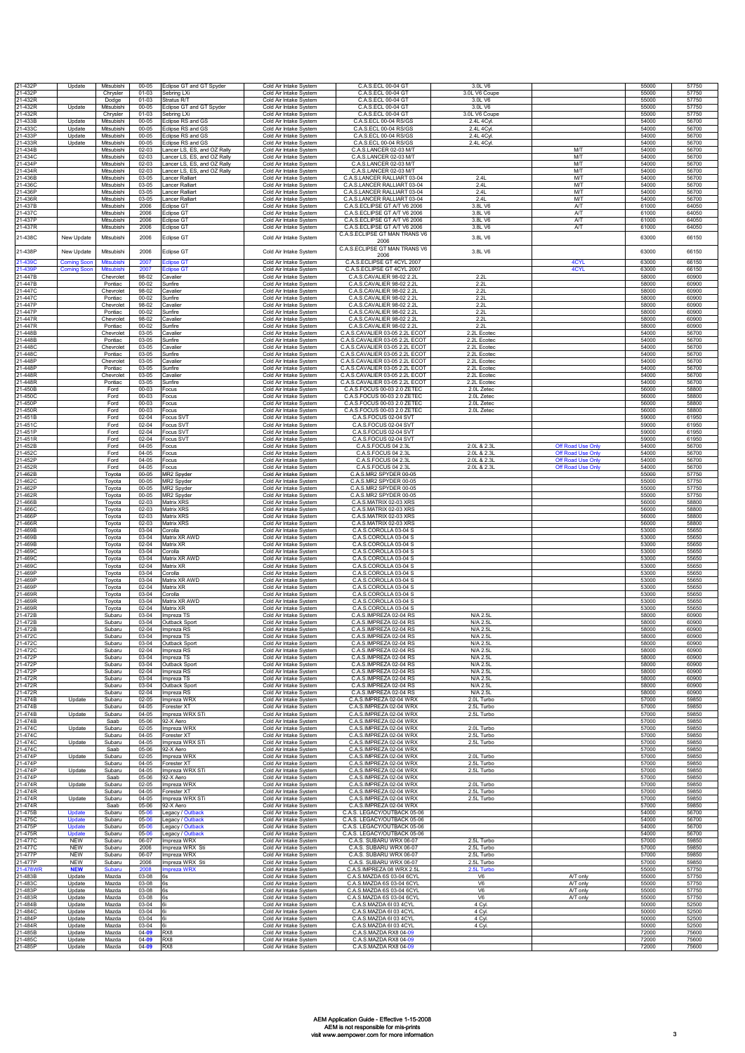| | | | | | | | | | | |
|---|---|---|---|---|---|---|---|---|---|---|
| 21-432P | Update | Mitsubishi | 00-05 | Eclipse GT and GT Spyder | Cold Air Intake System | C.A.S.ECL 00-04 GT | 3.0L V6 | | 55000 | 57750 |
| 21-432P | | Chrysler | 01-03 | Sebring LXi | Cold Air Intake System | C.A.S.ECL 00-04 GT | 3.0L V6 Coupe | | 55000 | 57750 |
| 21-432R | | Dodge | 01-03 | Stratus R/T | Cold Air Intake System | C.A.S.ECL 00-04 GT | 3.0L V6 | | 55000 | 57750 |
| 21-432R | Update | Mitsubishi | 00-05 | Eclipse GT and GT Spyder | Cold Air Intake System | C.A.S.ECL 00-04 GT | 3.0L V6 | | 55000 | 57750 |
| 21-432R | | Chrysler | 01-03 | Sebring LXi | Cold Air Intake System | C.A.S.ECL 00-04 GT | 3.0L V6 Coupe | | 55000 | 57750 |
| 21-433B | Update | Mitsubishi | 00-05 | Eclipse RS and GS | Cold Air Intake System | C.A.S.ECL 00-04 RS/GS | 2.4L 4Cyl. | | 54000 | 56700 |
| 21-433C | Update | Mitsubishi | 00-05 | Eclipse RS and GS | Cold Air Intake System | C.A.S.ECL 00-04 RS/GS | 2.4L 4Cyl. | | 54000 | 56700 |
| 21-433P | Update | Mitsubishi | 00-05 | Eclipse RS and GS | Cold Air Intake System | C.A.S.ECL 00-04 RS/GS | 2.4L 4Cyl. | | 54000 | 56700 |
| 21-433R | Update | Mitsubishi | 00-05 | Eclipse RS and GS | Cold Air Intake System | C.A.S.ECL 00-04 RS/GS | 2.4L 4Cyl. | | 54000 | 56700 |
| 21-434B | | Mitsubishi | 02-03 | Lancer LS, ES, and OZ Rally | Cold Air Intake System | C.A.S.LANCER 02-03 M/T | | M/T | 54000 | 56700 |
| 21-434C | | Mitsubishi | 02-03 | Lancer LS, ES, and OZ Rally | Cold Air Intake System | C.A.S.LANCER 02-03 M/T | | M/T | 54000 | 56700 |
| 21-434P | | Mitsubishi | 02-03 | Lancer LS, ES, and OZ Rally | Cold Air Intake System | C.A.S.LANCER 02-03 M/T | | M/T | 54000 | 56700 |
| 21-434R | | Mitsubishi | 02-03 | Lancer LS, ES, and OZ Rally | Cold Air Intake System | C.A.S.LANCER 02-03 M/T | | M/T | 54000 | 56700 |
| 21-436B | | Mitsubishi | 03-05 | Lancer Ralliart | Cold Air Intake System | C.A.S.LANCER RALLIART 03-04 | 2.4L | M/T | 54000 | 56700 |
| 21-436C | | Mitsubishi | 03-05 | Lancer Ralliart | Cold Air Intake System | C.A.S.LANCER RALLIART 03-04 | 2.4L | M/T | 54000 | 56700 |
| 21-436P | | Mitsubishi | 03-05 | Lancer Ralliart | Cold Air Intake System | C.A.S.LANCER RALLIART 03-04 | 2.4L | M/T | 54000 | 56700 |
| 21-436R | | Mitsubishi | 03-05 | Lancer Ralliart | Cold Air Intake System | C.A.S.LANCER RALLIART 03-04 | 2.4L | M/T | 54000 | 56700 |
| 21-437B | | Mitsubishi | 2006 | Eclipse GT | Cold Air Intake System | C.A.S.ECLIPSE GT A/T V6 2006 | 3.8L V6 | A/T | 61000 | 64050 |
| 21-437C | | Mitsubishi | 2006 | Eclipse GT | Cold Air Intake System | C.A.S.ECLIPSE GT A/T V6 2006 | 3.8L V6 | A/T | 61000 | 64050 |
| 21-437P | | Mitsubishi | 2006 | Eclipse GT | Cold Air Intake System | C.A.S.ECLIPSE GT A/T V6 2006 | 3.8L V6 | A/T | 61000 | 64050 |
| 21-437R | | Mitsubishi | 2006 | Eclipse GT | Cold Air Intake System | C.A.S.ECLIPSE GT A/T V6 2006 | 3.8L V6 | A/T | 61000 | 64050 |
| 21-438C | New Update | Mitsubishi | 2006 | Eclipse GT | Cold Air Intake System | C.A.S.ECLIPSE GT MAN TRANS V6 2006 | 3.8L V6 | | 63000 | 66150 |
| 21-438P | New Update | Mitsubishi | 2006 | Eclipse GT | Cold Air Intake System | C.A.S.ECLIPSE GT MAN TRANS V6 2006 | 3.8L V6 | | 63000 | 66150 |
| 21-439C | Coming Soon | Mitsubishi | 2007 | Eclipse GT | Cold Air Intake System | C.A.S.ECLIPSE GT 4CYL 2007 | | 4CYL | 63000 | 66150 |
| 21-439P | Coming Soon | Mitsubishi | 2007 | Eclipse GT | Cold Air Intake System | C.A.S.ECLIPSE GT 4CYL 2007 | | 4CYL | 63000 | 66150 |
| 21-447B | | Chevrolet | 98-02 | Cavalier | Cold Air Intake System | C.A.S.CAVALIER 98-02 2.2L | 2.2L | | 58000 | 60900 |
| 21-447B | | Pontiac | 00-02 | Sunfire | Cold Air Intake System | C.A.S.CAVALIER 98-02 2.2L | 2.2L | | 58000 | 60900 |
| 21-447C | | Chevrolet | 98-02 | Cavalier | Cold Air Intake System | C.A.S.CAVALIER 98-02 2.2L | 2.2L | | 58000 | 60900 |
| 21-447C | | Pontiac | 00-02 | Sunfire | Cold Air Intake System | C.A.S.CAVALIER 98-02 2.2L | 2.2L | | 58000 | 60900 |
| 21-447P | | Chevrolet | 98-02 | Cavalier | Cold Air Intake System | C.A.S.CAVALIER 98-02 2.2L | 2.2L | | 58000 | 60900 |
| 21-447P | | Pontiac | 00-02 | Sunfire | Cold Air Intake System | C.A.S.CAVALIER 98-02 2.2L | 2.2L | | 58000 | 60900 |
| 21-447R | | Chevrolet | 98-02 | Cavalier | Cold Air Intake System | C.A.S.CAVALIER 98-02 2.2L | 2.2L | | 58000 | 60900 |
| 21-447R | | Pontiac | 00-02 | Sunfire | Cold Air Intake System | C.A.S.CAVALIER 98-02 2.2L | 2.2L | | 58000 | 60900 |
| 21-448B | | Chevrolet | 03-05 | Cavalier | Cold Air Intake System | C.A.S.CAVALIER 03-05 2.2L ECOT | 2.2L Ecotec | | 54000 | 56700 |
| 21-448B | | Pontiac | 03-05 | Sunfire | Cold Air Intake System | C.A.S.CAVALIER 03-05 2.2L ECOT | 2.2L Ecotec | | 54000 | 56700 |
| 21-448C | | Chevrolet | 03-05 | Cavalier | Cold Air Intake System | C.A.S.CAVALIER 03-05 2.2L ECOT | 2.2L Ecotec | | 54000 | 56700 |
| 21-448C | | Pontiac | 03-05 | Sunfire | Cold Air Intake System | C.A.S.CAVALIER 03-05 2.2L ECOT | 2.2L Ecotec | | 54000 | 56700 |
| 21-448P | | Chevrolet | 03-05 | Cavalier | Cold Air Intake System | C.A.S.CAVALIER 03-05 2.2L ECOT | 2.2L Ecotec | | 54000 | 56700 |
| 21-448P | | Pontiac | 03-05 | Sunfire | Cold Air Intake System | C.A.S.CAVALIER 03-05 2.2L ECOT | 2.2L Ecotec | | 54000 | 56700 |
| 21-448R | | Chevrolet | 03-05 | Cavalier | Cold Air Intake System | C.A.S.CAVALIER 03-05 2.2L ECOT | 2.2L Ecotec | | 54000 | 56700 |
| 21-448R | | Pontiac | 03-05 | Sunfire | Cold Air Intake System | C.A.S.CAVALIER 03-05 2.2L ECOT | 2.2L Ecotec | | 54000 | 56700 |
| 21-450B | | Ford | 00-03 | Focus | Cold Air Intake System | C.A.S.FOCUS 00-03 2.0 ZETEC | 2.0L Zetec | | 56000 | 58800 |
| 21-450C | | Ford | 00-03 | Focus | Cold Air Intake System | C.A.S.FOCUS 00-03 2.0 ZETEC | 2.0L Zetec | | 56000 | 58800 |
| 21-450P | | Ford | 00-03 | Focus | Cold Air Intake System | C.A.S.FOCUS 00-03 2.0 ZETEC | 2.0L Zetec | | 56000 | 58800 |
| 21-450R | | Ford | 00-03 | Focus | Cold Air Intake System | C.A.S.FOCUS 00-03 2.0 ZETEC | 2.0L Zetec | | 56000 | 58800 |
| 21-451B | | Ford | 02-04 | Focus SVT | Cold Air Intake System | C.A.S.FOCUS 02-04 SVT | | | 59000 | 61950 |
| 21-451C | | Ford | 02-04 | Focus SVT | Cold Air Intake System | C.A.S.FOCUS 02-04 SVT | | | 59000 | 61950 |
| 21-451P | | Ford | 02-04 | Focus SVT | Cold Air Intake System | C.A.S.FOCUS 02-04 SVT | | | 59000 | 61950 |
| 21-451R | | Ford | 02-04 | Focus SVT | Cold Air Intake System | C.A.S.FOCUS 02-04 SVT | | | 59000 | 61950 |
| 21-452B | | Ford | 04-05 | Focus | Cold Air Intake System | C.A.S.FOCUS 04 2.3L | 2.0L & 2.3L | Off Road Use Only | 54000 | 56700 |
| 21-452C | | Ford | 04-05 | Focus | Cold Air Intake System | C.A.S.FOCUS 04 2.3L | 2.0L & 2.3L | Off Road Use Only | 54000 | 56700 |
| 21-452P | | Ford | 04-05 | Focus | Cold Air Intake System | C.A.S.FOCUS 04 2.3L | 2.0L & 2.3L | Off Road Use Only | 54000 | 56700 |
| 21-452R | | Ford | 04-05 | Focus | Cold Air Intake System | C.A.S.FOCUS 04 2.3L | 2.0L & 2.3L | Off Road Use Only | 54000 | 56700 |
| 21-462B | | Toyota | 00-05 | MR2 Spyder | Cold Air Intake System | C.A.S.MR2 SPYDER 00-05 | | | 55000 | 57750 |
| 21-462C | | Toyota | 00-05 | MR2 Spyder | Cold Air Intake System | C.A.S.MR2 SPYDER 00-05 | | | 55000 | 57750 |
| 21-462P | | Toyota | 00-05 | MR2 Spyder | Cold Air Intake System | C.A.S.MR2 SPYDER 00-05 | | | 55000 | 57750 |
| 21-462R | | Toyota | 00-05 | MR2 Spyder | Cold Air Intake System | C.A.S.MR2 SPYDER 00-05 | | | 55000 | 57750 |
| 21-466B | | Toyota | 02-03 | Matrix XRS | Cold Air Intake System | C.A.S.MATRIX 02-03 XRS | | | 56000 | 58800 |
| 21-466C | | Toyota | 02-03 | Matrix XRS | Cold Air Intake System | C.A.S.MATRIX 02-03 XRS | | | 56000 | 58800 |
| 21-466P | | Toyota | 02-03 | Matrix XRS | Cold Air Intake System | C.A.S.MATRIX 02-03 XRS | | | 56000 | 58800 |
| 21-466R | | Toyota | 02-03 | Matrix XRS | Cold Air Intake System | C.A.S.MATRIX 02-03 XRS | | | 56000 | 58800 |
| 21-469B | | Toyota | 03-04 | Corolla | Cold Air Intake System | C.A.S.COROLLA 03-04 S | | | 53000 | 55650 |
| 21-469B | | Toyota | 03-04 | Matrix XR AWD | Cold Air Intake System | C.A.S.COROLLA 03-04 S | | | 53000 | 55650 |
| 21-469B | | Toyota | 02-04 | Matrix XR | Cold Air Intake System | C.A.S.COROLLA 03-04 S | | | 53000 | 55650 |
| 21-469C | | Toyota | 03-04 | Corolla | Cold Air Intake System | C.A.S.COROLLA 03-04 S | | | 53000 | 55650 |
| 21-469C | | Toyota | 03-04 | Matrix XR AWD | Cold Air Intake System | C.A.S.COROLLA 03-04 S | | | 53000 | 55650 |
| 21-469C | | Toyota | 02-04 | Matrix XR | Cold Air Intake System | C.A.S.COROLLA 03-04 S | | | 53000 | 55650 |
| 21-469P | | Toyota | 03-04 | Corolla | Cold Air Intake System | C.A.S.COROLLA 03-04 S | | | 53000 | 55650 |
| 21-469P | | Toyota | 03-04 | Matrix XR AWD | Cold Air Intake System | C.A.S.COROLLA 03-04 S | | | 53000 | 55650 |
| 21-469P | | Toyota | 02-04 | Matrix XR | Cold Air Intake System | C.A.S.COROLLA 03-04 S | | | 53000 | 55650 |
| 21-469R | | Toyota | 03-04 | Corolla | Cold Air Intake System | C.A.S.COROLLA 03-04 S | | | 53000 | 55650 |
| 21-469R | | Toyota | 03-04 | Matrix XR AWD | Cold Air Intake System | C.A.S.COROLLA 03-04 S | | | 53000 | 55650 |
| 21-469R | | Toyota | 02-04 | Matrix XR | Cold Air Intake System | C.A.S.COROLLA 03-04 S | | | 53000 | 55650 |
| 21-472B | | Subaru | 03-04 | Impreza TS | Cold Air Intake System | C.A.S.IMPREZA 02-04 RS | N/A 2.5L | | 58000 | 60900 |
| 21-472B | | Subaru | 03-04 | Outback Sport | Cold Air Intake System | C.A.S.IMPREZA 02-04 RS | N/A 2.5L | | 58000 | 60900 |
| 21-472B | | Subaru | 02-04 | Impreza RS | Cold Air Intake System | C.A.S.IMPREZA 02-04 RS | N/A 2.5L | | 58000 | 60900 |
| 21-472C | | Subaru | 03-04 | Impreza TS | Cold Air Intake System | C.A.S.IMPREZA 02-04 RS | N/A 2.5L | | 58000 | 60900 |
| 21-472C | | Subaru | 03-04 | Outback Sport | Cold Air Intake System | C.A.S.IMPREZA 02-04 RS | N/A 2.5L | | 58000 | 60900 |
| 21-472C | | Subaru | 02-04 | Impreza RS | Cold Air Intake System | C.A.S.IMPREZA 02-04 RS | N/A 2.5L | | 58000 | 60900 |
| 21-472P | | Subaru | 03-04 | Impreza TS | Cold Air Intake System | C.A.S.IMPREZA 02-04 RS | N/A 2.5L | | 58000 | 60900 |
| 21-472P | | Subaru | 03-04 | Outback Sport | Cold Air Intake System | C.A.S.IMPREZA 02-04 RS | N/A 2.5L | | 58000 | 60900 |
| 21-472P | | Subaru | 02-04 | Impreza RS | Cold Air Intake System | C.A.S.IMPREZA 02-04 RS | N/A 2.5L | | 58000 | 60900 |
| 21-472R | | Subaru | 03-04 | Impreza TS | Cold Air Intake System | C.A.S.IMPREZA 02-04 RS | N/A 2.5L | | 58000 | 60900 |
| 21-472R | | Subaru | 03-04 | Outback Sport | Cold Air Intake System | C.A.S.IMPREZA 02-04 RS | N/A 2.5L | | 58000 | 60900 |
| 21-472R | | Subaru | 02-04 | Impreza RS | Cold Air Intake System | C.A.S.IMPREZA 02-04 RS | N/A 2.5L | | 58000 | 60900 |
| 21-474B | Update | Subaru | 02-05 | Impreza WRX | Cold Air Intake System | C.A.S.IMPREZA 02-04 WRX | 2.0L Turbo | | 57000 | 59850 |
| 21-474B | | Subaru | 04-05 | Forester XT | Cold Air Intake System | C.A.S.IMPREZA 02-04 WRX | 2.5L Turbo | | 57000 | 59850 |
| 21-474B | Update | Subaru | 04-05 | Impreza WRX STi | Cold Air Intake System | C.A.S.IMPREZA 02-04 WRX | 2.5L Turbo | | 57000 | 59850 |
| 21-474B | | Saab | 05-06 | 92-X Aero | Cold Air Intake System | C.A.S.IMPREZA 02-04 WRX | | | 57000 | 59850 |
| 21-474C | Update | Subaru | 02-05 | Impreza WRX | Cold Air Intake System | C.A.S.IMPREZA 02-04 WRX | 2.0L Turbo | | 57000 | 59850 |
| 21-474C | | Subaru | 04-05 | Forester XT | Cold Air Intake System | C.A.S.IMPREZA 02-04 WRX | 2.5L Turbo | | 57000 | 59850 |
| 21-474C | Update | Subaru | 04-05 | Impreza WRX STi | Cold Air Intake System | C.A.S.IMPREZA 02-04 WRX | 2.5L Turbo | | 57000 | 59850 |
| 21-474C | | Saab | 05-06 | 92-X Aero | Cold Air Intake System | C.A.S.IMPREZA 02-04 WRX | | | 57000 | 59850 |
| 21-474P | Update | Subaru | 02-05 | Impreza WRX | Cold Air Intake System | C.A.S.IMPREZA 02-04 WRX | 2.0L Turbo | | 57000 | 59850 |
| 21-474P | | Subaru | 04-05 | Forester XT | Cold Air Intake System | C.A.S.IMPREZA 02-04 WRX | 2.5L Turbo | | 57000 | 59850 |
| 21-474P | Update | Subaru | 04-05 | Impreza WRX STi | Cold Air Intake System | C.A.S.IMPREZA 02-04 WRX | 2.5L Turbo | | 57000 | 59850 |
| 21-474P | | Saab | 05-06 | 92-X Aero | Cold Air Intake System | C.A.S.IMPREZA 02-04 WRX | | | 57000 | 59850 |
| 21-474R | Update | Subaru | 02-05 | Impreza WRX | Cold Air Intake System | C.A.S.IMPREZA 02-04 WRX | 2.0L Turbo | | 57000 | 59850 |
| 21-474R | | Subaru | 04-05 | Forester XT | Cold Air Intake System | C.A.S.IMPREZA 02-04 WRX | 2.5L Turbo | | 57000 | 59850 |
| 21-474R | Update | Subaru | 04-05 | Impreza WRX STi | Cold Air Intake System | C.A.S.IMPREZA 02-04 WRX | 2.5L Turbo | | 57000 | 59850 |
| 21-474R | | Saab | 05-06 | 92-X Aero | Cold Air Intake System | C.A.S.IMPREZA 02-04 WRX | | | 57000 | 59850 |
| 21-475B | Update | Subaru | 05-06 | Legacy / Outback | Cold Air Intake System | C.A.S. LEGACY/OUTBACK 05-06 | | | 54000 | 56700 |
| 21-475C | Update | Subaru | 05-06 | Legacy / Outback | Cold Air Intake System | C.A.S. LEGACY/OUTBACK 05-06 | | | 54000 | 56700 |
| 21-475P | Update | Subaru | 05-06 | Legacy / Outback | Cold Air Intake System | C.A.S. LEGACY/OUTBACK 05-06 | | | 54000 | 56700 |
| 21-475R | Update | Subaru | 05-06 | Legacy / Outback | Cold Air Intake System | C.A.S. LEGACY/OUTBACK 05-06 | | | 54000 | 56700 |
| 21-477C | NEW | Subaru | 06-07 | Impreza WRX | Cold Air Intake System | C.A.S. SUBARU WRX 06-07 | 2.5L Turbo | | 57000 | 59850 |
| 21-477C | NEW | Subaru | 2006 | Impreza WRX Sti | Cold Air Intake System | C.A.S. SUBARU WRX 06-07 | 2.5L Turbo | | 57000 | 59850 |
| 21-477P | NEW | Subaru | 06-07 | Impreza WRX | Cold Air Intake System | C.A.S. SUBARU WRX 06-07 | 2.5L Turbo | | 57000 | 59850 |
| 21-477P | NEW | Subaru | 2006 | Impreza WRX Sti | Cold Air Intake System | C.A.S. SUBARU WRX 06-07 | 2.5L Turbo | | 57000 | 59850 |
| 21-478WR | NEW | Subaru | 2008 | Impreza WRX | Cold Air Intake System | C.A.S.IMPREZA 08 WRX 2.5L | 2.5L Turbo | | 55000 | 57750 |
| 21-483B | Update | Mazda | 03-08 | 6s | Cold Air Intake System | C.A.S.MAZDA 6S 03-04 6CYL | V6 | A/T only | 55000 | 57750 |
| 21-483C | Update | Mazda | 03-08 | 6s | Cold Air Intake System | C.A.S.MAZDA 6S 03-04 6CYL | V6 | A/T only | 55000 | 57750 |
| 21-483P | Update | Mazda | 03-08 | 6s | Cold Air Intake System | C.A.S.MAZDA 6S 03-04 6CYL | V6 | A/T only | 55000 | 57750 |
| 21-483R | Update | Mazda | 03-08 | 6s | Cold Air Intake System | C.A.S.MAZDA 6S 03-04 6CYL | V6 | A/T only | 55000 | 57750 |
| 21-484B | Update | Mazda | 03-04 | 6i | Cold Air Intake System | C.A.S.MAZDA 6I 03 4CYL | 4 Cyl. | | 50000 | 52500 |
| 21-484C | Update | Mazda | 03-04 | 6i | Cold Air Intake System | C.A.S.MAZDA 6I 03 4CYL | 4 Cyl. | | 50000 | 52500 |
| 21-484P | Update | Mazda | 03-04 | 6i | Cold Air Intake System | C.A.S.MAZDA 6I 03 4CYL | 4 Cyl. | | 50000 | 52500 |
| 21-484R | Update | Mazda | 03-04 | 6i | Cold Air Intake System | C.A.S.MAZDA 6I 03 4CYL | 4 Cyl. | | 50000 | 52500 |
| 21-485B | Update | Mazda | 04-09 | RX8 | Cold Air Intake System | C.A.S.MAZDA RX8 04-09 | | | 72000 | 75600 |
| 21-485C | Update | Mazda | 04-09 | RX8 | Cold Air Intake System | C.A.S.MAZDA RX8 04-09 | | | 72000 | 75600 |
| 21-485P | Update | Mazda | 04-09 | RX8 | Cold Air Intake System | C.A.S.MAZDA RX8 04-09 | | | 72000 | 75600 |

AEM Application Guide - Effective 1-15-2008
AEM is not responsible for mis-prints
visit www.aempower.com for more information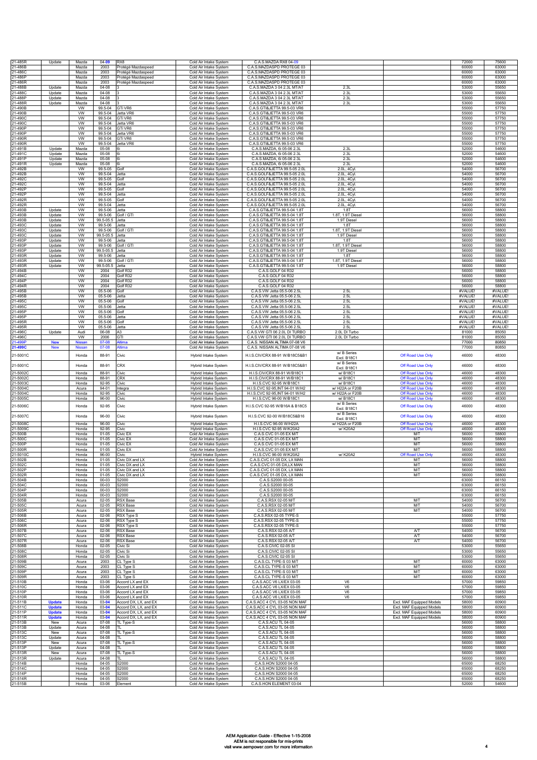| | | | | | | | | | | |
|---|---|---|---|---|---|---|---|---|---|---|
| 21-485R | Update | Mazda | 04-09 | RX8 | Cold Air Intake System | C.A.S.MAZDA RX8 04-09 | | | 72000 | 75600 |
| 21-486B | | Mazda | 2003 | Protégé Mazdaspeed | Cold Air Intake System | C.A.S.MAZDASPD PROTEGE 03 | | | 60000 | 63000 |
| 21-486C | | Mazda | 2003 | Protégé Mazdaspeed | Cold Air Intake System | C.A.S.MAZDASPD PROTEGE 03 | | | 60000 | 63000 |
| 21-486P | | Mazda | 2003 | Protégé Mazdaspeed | Cold Air Intake System | C.A.S.MAZDASPD PROTEGE 03 | | | 60000 | 63000 |
| 21-486R | | Mazda | 2003 | Protégé Mazdaspeed | Cold Air Intake System | C.A.S.MAZDASPD PROTEGE 03 | | | 60000 | 63000 |
| 21-488B | Update | Mazda | 04-08 | 3 | Cold Air Intake System | C.A.S.MAZDA 3 04 2.3L MT/AT | 2.3L | | 53000 | 55650 |
| 21-488C | Update | Mazda | 04-08 | 3 | Cold Air Intake System | C.A.S.MAZDA 3 04 2.3L MT/AT | 2.3L | | 53000 | 55650 |
| 21-488P | Update | Mazda | 04-08 | 3 | Cold Air Intake System | C.A.S.MAZDA 3 04 2.3L MT/AT | 2.3L | | 53000 | 55650 |
| 21-488R | Update | Mazda | 04-08 | 3 | Cold Air Intake System | C.A.S.MAZDA 3 04 2.3L MT/AT | 2.3L | | 53000 | 55650 |
| 21-490B | | VW | 99.5-04 | GTi VR6 | Cold Air Intake System | C.A.S.GTI&JETTA 99.5-03 VR6 | | | 55000 | 57750 |
| 21-490B | | VW | 99.5-04 | Jetta VR6 | Cold Air Intake System | C.A.S.GTI&JETTA 99.5-03 VR6 | | | 55000 | 57750 |
| 21-490C | | VW | 99.5-04 | GTi VR6 | Cold Air Intake System | C.A.S.GTI&JETTA 99.5-03 VR6 | | | 55000 | 57750 |
| 21-490C | | VW | 99.5-04 | Jetta VR6 | Cold Air Intake System | C.A.S.GTI&JETTA 99.5-03 VR6 | | | 55000 | 57750 |
| 21-490P | | VW | 99.5-04 | GTi VR6 | Cold Air Intake System | C.A.S.GTI&JETTA 99.5-03 VR6 | | | 55000 | 57750 |
| 21-490P | | VW | 99.5-04 | Jetta VR6 | Cold Air Intake System | C.A.S.GTI&JETTA 99.5-03 VR6 | | | 55000 | 57750 |
| 21-490R | | VW | 99.5-04 | GTi VR6 | Cold Air Intake System | C.A.S.GTI&JETTA 99.5-03 VR6 | | | 55000 | 57750 |
| 21-490R | | VW | 99.5-04 | Jetta VR6 | Cold Air Intake System | C.A.S.GTI&JETTA 99.5-03 VR6 | | | 55000 | 57750 |
| 21-491B | Update | Mazda | 05-08 | 6i | Cold Air Intake System | C.A.S.MAZDA, 6i 05-06 2.3L | 2.3L | | 52000 | 54600 |
| 21-491C | Update | Mazda | 05-08 | 6i | Cold Air Intake System | C.A.S.MAZDA, 6i 05-06 2.3L | 2.3L | | 52000 | 54600 |
| 21-491P | Update | Mazda | 05-08 | 6i | Cold Air Intake System | C.A.S.MAZDA, 6i 05-06 2.3L | 2.3L | | 52000 | 54600 |
| 21-491R | Update | Mazda | 05-08 | 6i | Cold Air Intake System | C.A.S.MAZDA, 6i 05-06 2.3L | 2.3L | | 52000 | 54600 |
| 21-492B | | VW | 99.5-05 | Golf | Cold Air Intake System | C.A.S.GOLF&JETTA 99.5-05 2.0L | 2.0L, 4Cyl. | | 54000 | 56700 |
| 21-492B | | VW | 99.5-04 | Jetta | Cold Air Intake System | C.A.S.GOLF&JETTA 99.5-05 2.0L | 2.0L, 4Cyl. | | 54000 | 56700 |
| 21-492C | | VW | 99.5-05 | Golf | Cold Air Intake System | C.A.S.GOLF&JETTA 99.5-05 2.0L | 2.0L, 4Cyl. | | 54000 | 56700 |
| 21-492C | | VW | 99.5-04 | Jetta | Cold Air Intake System | C.A.S.GOLF&JETTA 99.5-05 2.0L | 2.0L, 4Cyl. | | 54000 | 56700 |
| 21-492P | | VW | 99.5-05 | Golf | Cold Air Intake System | C.A.S.GOLF&JETTA 99.5-05 2.0L | 2.0L, 4Cyl. | | 54000 | 56700 |
| 21-492P | | VW | 99.5-04 | Jetta | Cold Air Intake System | C.A.S.GOLF&JETTA 99.5-05 2.0L | 2.0L, 4Cyl. | | 54000 | 56700 |
| 21-492R | | VW | 99.5-05 | Golf | Cold Air Intake System | C.A.S.GOLF&JETTA 99.5-05 2.0L | 2.0L, 4Cyl. | | 54000 | 56700 |
| 21-492R | | VW | 99.5-04 | Jetta | Cold Air Intake System | C.A.S.GOLF&JETTA 99.5-05 2.0L | 2.0L, 4Cyl. | | 54000 | 56700 |
| 21-493B | Update | VW | 99.5-06 | Jetta | Cold Air Intake System | C.A.S.GTI&JETTA 99.5-04 1.8T | 1.8T | | 56000 | 58800 |
| 21-493B | Update | VW | 99.5-06 | Golf / GTI | Cold Air Intake System | C.A.S.GTI&JETTA 99.5-04 1.8T | 1.8T, 1.9T Diesel | | 56000 | 58800 |
| 21-493B | Update | VW | 99.5-05.5 | Jetta | Cold Air Intake System | C.A.S.GTI&JETTA 99.5-04 1.8T | 1.9T Diesel | | 56000 | 58800 |
| 21-493C | Update | VW | 99.5-06 | Jetta | Cold Air Intake System | C.A.S.GTI&JETTA 99.5-04 1.8T | 1.8T | | 56000 | 58800 |
| 21-493C | Update | VW | 99.5-06 | Golf / GTI | Cold Air Intake System | C.A.S.GTI&JETTA 99.5-04 1.8T | 1.8T, 1.9T Diesel | | 56000 | 58800 |
| 21-493C | Update | VW | 99.5-05.5 | Jetta | Cold Air Intake System | C.A.S.GTI&JETTA 99.5-04 1.8T | 1.9T Diesel | | 56000 | 58800 |
| 21-493P | Update | VW | 99.5-06 | Jetta | Cold Air Intake System | C.A.S.GTI&JETTA 99.5-04 1.8T | 1.8T | | 56000 | 58800 |
| 21-493P | Update | VW | 99.5-06 | Golf / GTI | Cold Air Intake System | C.A.S.GTI&JETTA 99.5-04 1.8T | 1.8T, 1.9T Diesel | | 56000 | 58800 |
| 21-493P | Update | VW | 99.5-05.5 | Jetta | Cold Air Intake System | C.A.S.GTI&JETTA 99.5-04 1.8T | 1.9T Diesel | | 56000 | 58800 |
| 21-493R | Update | VW | 99.5-06 | Jetta | Cold Air Intake System | C.A.S.GTI&JETTA 99.5-04 1.8T | 1.8T | | 56000 | 58800 |
| 21-493R | Update | VW | 99.5-06 | Golf / GTI | Cold Air Intake System | C.A.S.GTI&JETTA 99.5-04 1.8T | 1.8T, 1.9T Diesel | | 56000 | 58800 |
| 21-493R | Update | VW | 99.5-05.5 | Jetta | Cold Air Intake System | C.A.S.GTI&JETTA 99.5-04 1.8T | 1.9T Diesel | | 56000 | 58800 |
| 21-494B | | VW | 2004 | Golf R32 | Cold Air Intake System | C.A.S.GOLF 04 R32 | | | 56000 | 58800 |
| 21-494C | | VW | 2004 | Golf R32 | Cold Air Intake System | C.A.S.GOLF 04 R32 | | | 56000 | 58800 |
| 21-494P | | VW | 2004 | Golf R32 | Cold Air Intake System | C.A.S.GOLF 04 R32 | | | 56000 | 58800 |
| 21-494R | | VW | 2004 | Golf R32 | Cold Air Intake System | C.A.S.GOLF 04 R32 | | | 56000 | 58800 |
| 21-495B | | VW | 05.5-06 | Golf | Cold Air Intake System | C.A.S.VW Jetta 05.5-06 2.5L | 2.5L | | #VALUE! | #VALUE! |
| 21-495B | | VW | 05.5-06 | Jetta | Cold Air Intake System | C.A.S.VW Jetta 05.5-06 2.5L | 2.5L | | #VALUE! | #VALUE! |
| 21-495C | | VW | 05.5-06 | Golf | Cold Air Intake System | C.A.S.VW Jetta 05.5-06 2.5L | 2.5L | | #VALUE! | #VALUE! |
| 21-495C | | VW | 05.5-06 | Jetta | Cold Air Intake System | C.A.S.VW Jetta 05.5-06 2.5L | 2.5L | | #VALUE! | #VALUE! |
| 21-495P | | VW | 05.5-06 | Golf | Cold Air Intake System | C.A.S.VW Jetta 05.5-06 2.5L | 2.5L | | #VALUE! | #VALUE! |
| 21-495P | | VW | 05.5-06 | Jetta | Cold Air Intake System | C.A.S.VW Jetta 05.5-06 2.5L | 2.5L | | #VALUE! | #VALUE! |
| 21-495R | | VW | 05.5-06 | Golf | Cold Air Intake System | C.A.S.VW Jetta 05.5-06 2.5L | 2.5L | | #VALUE! | #VALUE! |
| 21-495R | | VW | 05.5-06 | Jetta | Cold Air Intake System | C.A.S.VW Jetta 05.5-06 2.5L | 2.5L | | #VALUE! | #VALUE! |
| 21-496C | Update | Audi | 06-08 | A3 | Cold Air Intake System | C.A.S.VW GTI 06 2.0L DI TURBO | 2.0L DI Turbo | | 81000 | 85050 |
| 21-496C | | VW | 2006 | GTI | Cold Air Intake System | C.A.S.VW GTI 06 2.0L DI TURBO | 2.0L DI Turbo | | 81000 | 85050 |
| 21-499P | New | Nissan | 07-08 | Altima | Cold Air Intake System | C.A.S. NISSAN ALTIMA 07-08 V6 | | | 77000 | 80850 |
| 21-499C | New | Nissan | 07-08 | Altima | Cold Air Intake System | C.A.S. NISSAN ALTIMA 07-08 V6 | | | 77000 | 80850 |
| 21-5001C | | Honda | 88-91 | Civic | Hybrid Intake System | H.I.S.CIV/CRX 88-91 W/B18C5&B1 | w/ B Series Excl. B18C1 | Off Road Use Only | 46000 | 48300 |
| 21-5001C | | Honda | 88-91 | CRX | Hybrid Intake System | H.I.S.CIV/CRX 88-91 W/B18C5&B1 | w/ B Series Excl. B18C1 | Off Road Use Only | 46000 | 48300 |
| 21-5002C | | Honda | 88-91 | Civic | Hybrid Intake System | H.I.S.CIV/CRX 88-91 W/B18C1 | w/ B18C1 | Off Road Use Only | 46000 | 48300 |
| 21-5002C | | Honda | 88-91 | CRX | Hybrid Intake System | H.I.S.CIV/CRX 88-91 W/B18C1 | w/ B18C1 | Off Road Use Only | 46000 | 48300 |
| 21-5003C | | Honda | 92-95 | Civic | Hybrid Intake System | H.I.S.CVC 92-95 W/B18C1 | w/ B18C1 | Off Road Use Only | 46000 | 48300 |
| 21-5004C | | Acura | 94-01 | Integra | Hybrid Intake System | H.I.S.CVC 92-95,INT 94-01 W/H2 | w/ H22A or F20B | Off Road Use Only | 46000 | 48300 |
| 21-5004C | | Honda | 92-95 | Civic | Hybrid Intake System | H.I.S.CVC 92-95,INT 94-01 W/H2 | w/ H22A or F20B | Off Road Use Only | 46000 | 48300 |
| 21-5005C | | Honda | 96-00 | Civic | Hybrid Intake System | H.I.S.CVC 96-00 W/B18C1 | w/ B18C1 | Off Road Use Only | 46000 | 48300 |
| 21-5006C | | Honda | 92-95 | Civic | Hybrid Intake System | H.I.S.CVC 92-95 W/B16A & B18C5 | w/ B Series Excl. B18C1 | Off Road Use Only | 46000 | 48300 |
| 21-5007C | | Honda | 96-00 | Civic | Hybrid Intake System | H.I.S.CVC 92-00 W/B18C5&B16 | w/ B Series Excl. B18C1 | Off Road Use Only | 46000 | 48300 |
| 21-5008C | | Honda | 96-00 | Civic | Hybrid Intake System | H.I.S.CVC 96-00 W/H22A | w/ H22A or F20B | Off Road Use Only | 46000 | 48300 |
| 21-5009C | | Honda | 92-95 | Civic | Hybrid Intake System | H.I.S.CVC 92-95 W/K20A2 | w/ K20A2 | Off Road Use Only | 46000 | 48300 |
| 21-500B | | Honda | 01-05 | Civic EX | Cold Air Intake System | C.A.S.CVC 01-05 EX M/T | | M/T | 56000 | 58800 |
| 21-500C | | Honda | 01-05 | Civic EX | Cold Air Intake System | C.A.S.CVC 01-05 EX M/T | | M/T | 56000 | 58800 |
| 21-500P | | Honda | 01-05 | Civic EX | Cold Air Intake System | C.A.S.CVC 01-05 EX M/T | | M/T | 56000 | 58800 |
| 21-500R | | Honda | 01-05 | Civic EX | Cold Air Intake System | C.A.S.CVC 01-05 EX M/T | | M/T | 56000 | 58800 |
| 21-5010C | | Honda | 96-00 | Civic | Hybrid Intake System | H.I.S.CVC 96-00 W/K20A2 | w/ K20A2 | Off Road Use Only | 46000 | 48300 |
| 21-502B | | Honda | 01-05 | Civic DX and LX | Cold Air Intake System | C.A.S.CVC 01-05 DX, LX MAN | | M/T | 56000 | 58800 |
| 21-502C | | Honda | 01-05 | Civic DX and LX | Cold Air Intake System | C.A.S.CVC 01-05 DX,LX MAN | | M/T | 56000 | 58800 |
| 21-502P | | Honda | 01-05 | Civic DX and LX | Cold Air Intake System | C.A.S.CVC 01-05 DX, LX MAN | | M/T | 56000 | 58800 |
| 21-502R | | Honda | 01-05 | Civic DX and LX | Cold Air Intake System | C.A.S.CVC 01-05 DX, LX MAN | | M/T | 56000 | 58800 |
| 21-504B | | Honda | 00-03 | S2000 | Cold Air Intake System | C.A.S.S2000 00-05 | | | 63000 | 66150 |
| 21-504C | | Honda | 00-03 | S2000 | Cold Air Intake System | C.A.S.S2000 00-05 | | | 63000 | 66150 |
| 21-504P | | Honda | 00-03 | S2000 | Cold Air Intake System | C.A.S.S2000 00-05 | | | 63000 | 66150 |
| 21-504R | | Honda | 00-03 | S2000 | Cold Air Intake System | C.A.S.S2000 00-05 | | | 63000 | 66150 |
| 21-505B | | Acura | 02-05 | RSX Base | Cold Air Intake System | C.A.S.RSX 02-05 M/T | | M/T | 54000 | 56700 |
| 21-505C | | Acura | 02-05 | RSX Base | Cold Air Intake System | C.A.S.RSX 02-05 M/T | | M/T | 54000 | 56700 |
| 21-505R | | Acura | 02-05 | RSX Base | Cold Air Intake System | C.A.S.RSX 02-05 M/T | | M/T | 54000 | 56700 |
| 21-506B | | Acura | 02-06 | RSX Type S | Cold Air Intake System | C.A.S.RSX 02-05 TYPE-S | | | 55000 | 57750 |
| 21-506C | | Acura | 02-06 | RSX Type S | Cold Air Intake System | C.A.S.RSX 02-05 TYPE-S | | | 55000 | 57750 |
| 21-506R | | Acura | 02-06 | RSX Type S | Cold Air Intake System | C.A.S.RSX 02-05 TYPE-S | | | 55000 | 57750 |
| 21-507B | | Acura | 02-06 | RSX Base | Cold Air Intake System | C.A.S.RSX 02-05 A/T | | A/T | 54000 | 56700 |
| 21-507C | | Acura | 02-06 | RSX Base | Cold Air Intake System | C.A.S.RSX 02-05 A/T | | A/T | 54000 | 56700 |
| 21-507R | | Acura | 02-06 | RSX Base | Cold Air Intake System | C.A.S.RSX 02-05 A/T | | A/T | 54000 | 56700 |
| 21-508B | | Honda | 02-05 | Civic Si | Cold Air Intake System | C.A.S.CIVIC 02-05 SI | | | 53000 | 55650 |
| 21-508C | | Honda | 02-05 | Civic Si | Cold Air Intake System | C.A.S.CIVIC 02-05 SI | | | 53000 | 55650 |
| 21-508R | | Honda | 02-05 | Civic Si | Cold Air Intake System | C.A.S.CIVIC 02-05 SI | | | 53000 | 55650 |
| 21-509B | | Acura | 2003 | CL Type S | Cold Air Intake System | C.A.S.CL TYPE-S 03 M/T | | M/T | 60000 | 63000 |
| 21-509C | | Acura | 2003 | CL Type S | Cold Air Intake System | C.A.S.CL TYPE-S 03 M/T | | M/T | 60000 | 63000 |
| 21-509P | | Acura | 2003 | CL Type S | Cold Air Intake System | C.A.S.CL TYPE-S 03 M/T | | M/T | 60000 | 63000 |
| 21-509R | | Acura | 2003 | CL Type S | Cold Air Intake System | C.A.S.CL TYPE-S 03 M/T | | M/T | 60000 | 63000 |
| 21-510B | | Honda | 03-06 | Accord LX and EX | Cold Air Intake System | C.A.S.ACC V6 LX/EX 03-05 | V6 | | 57000 | 59850 |
| 21-510C | | Honda | 03-06 | Accord LX and EX | Cold Air Intake System | C.A.S.ACC V6 LX/EX 03-05 | V6 | | 57000 | 59850 |
| 21-510P | | Honda | 03-06 | Accord LX and EX | Cold Air Intake System | C.A.S.ACC V6 LX/EX 03-05 | V6 | | 57000 | 59850 |
| 21-510R | | Honda | 03-06 | Accord LX and EX | Cold Air Intake System | C.A.S.ACC V6 LX/EX 03-05 | V6 | | 57000 | 59850 |
| 21-511B | Update | Honda | 03-04 | Accord DX, LX, and EX | Cold Air Intake System | C.A.S.ACC 4 CYL 03-05 NON MAF | | Excl. MAF Equipped Models | 58000 | 60900 |
| 21-511C | Update | Honda | 03-04 | Accord DX, LX, and EX | Cold Air Intake System | C.A.S.ACC 4 CYL 03-05 NON MAF | | Excl. MAF Equipped Models | 58000 | 60900 |
| 21-511P | Update | Honda | 03-04 | Accord DX, LX, and EX | Cold Air Intake System | C.A.S.ACC 4 CYL 03-05 NON MAF | | Excl. MAF Equipped Models | 58000 | 60900 |
| 21-511R | Update | Honda | 03-04 | Accord DX, LX, and EX | Cold Air Intake System | C.A.S.ACC 4 CYL 03-05 NON MAF | | Excl. MAF Equipped Models | 58000 | 60900 |
| 21-513B | New | Acura | 07-08 | TL Type-S | Cold Air Intake System | C.A.S.ACU TL 04-05 | | | 56000 | 58800 |
| 21-513B | Update | Acura | 04-08 | TL | Cold Air Intake System | C.A.S.ACU TL 04-05 | | | 56000 | 58800 |
| 21-513C | New | Acura | 07-08 | TL Type-S | Cold Air Intake System | C.A.S.ACU TL 04-05 | | | 56000 | 58800 |
| 21-513C | Update | Acura | 04-08 | TL | Cold Air Intake System | C.A.S.ACU TL 04-05 | | | 56000 | 58800 |
| 21-513P | New | Acura | 07-08 | TL Type-S | Cold Air Intake System | C.A.S.ACU TL 04-05 | | | 56000 | 58800 |
| 21-513P | Update | Acura | 04-08 | TL | Cold Air Intake System | C.A.S.ACU TL 04-05 | | | 56000 | 58800 |
| 21-513R | New | Acura | 07-08 | TL Type-S | Cold Air Intake System | C.A.S.ACU TL 04-05 | | | 56000 | 58800 |
| 21-513R | Update | Acura | 04-08 | TL | Cold Air Intake System | C.A.S.ACU TL 04-05 | | | 56000 | 58800 |
| 21-514B | | Honda | 04-05 | S2000 | Cold Air Intake System | C.A.S.HON S2000 04-05 | | | 65000 | 68250 |
| 21-514C | | Honda | 04-05 | S2000 | Cold Air Intake System | C.A.S.HON S2000 04-05 | | | 65000 | 68250 |
| 21-514P | | Honda | 04-05 | S2000 | Cold Air Intake System | C.A.S.HON S2000 04-05 | | | 65000 | 68250 |
| 21-514R | | Honda | 04-05 | S2000 | Cold Air Intake System | C.A.S.HON S2000 04-05 | | | 65000 | 68250 |
| 21-515B | | Honda | 03-06 | Element | Cold Air Intake System | C.A.S.HON ELEMENT 03-04 | | | 52000 | 54600 |

AEM Application Guide - Effective 1-15-2008
AEM is not responsible for mis-prints
visit www.aempower.com for more information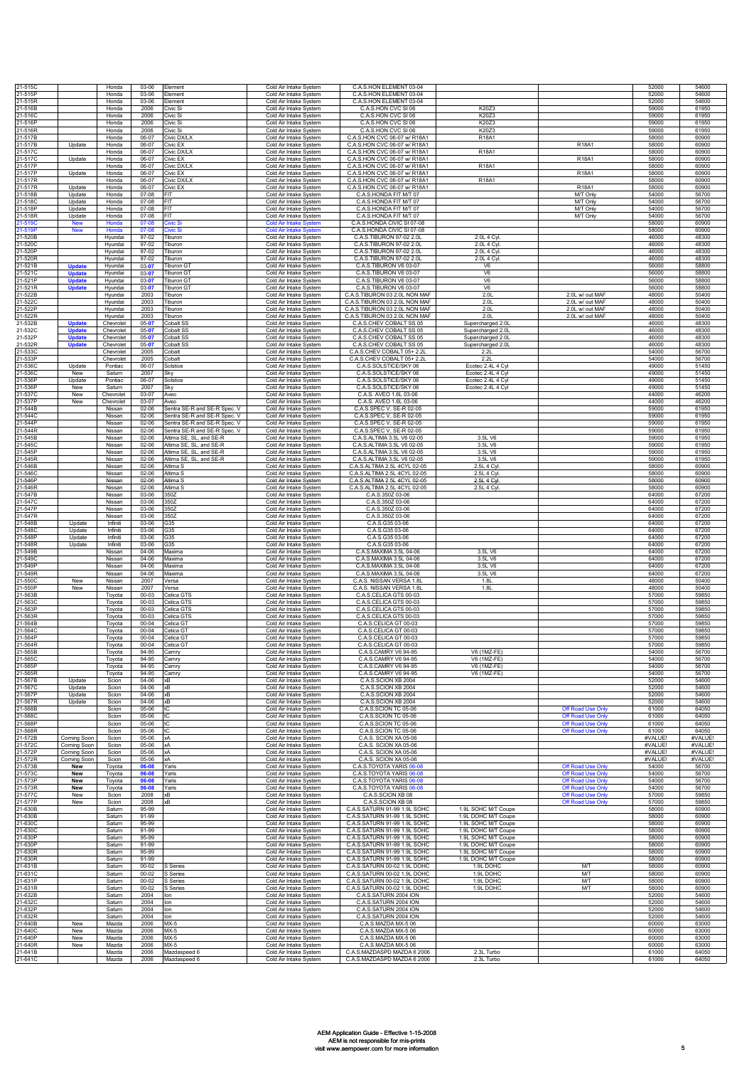| | | | | | | | | | |
|---|---|---|---|---|---|---|---|---|---|
| 21-515C | | Honda | 03-06 | Element | Cold Air Intake System | C.A.S.HON ELEMENT 03-04 | | | 52000 | 54600 |
| 21-515P | | Honda | 03-06 | Element | Cold Air Intake System | C.A.S.HON ELEMENT 03-04 | | | 52000 | 54600 |
| 21-515R | | Honda | 03-06 | Element | Cold Air Intake System | C.A.S.HON ELEMENT 03-04 | | | 52000 | 54600 |
| 21-516B | | Honda | 2006 | Civic Si | Cold Air Intake System | C.A.S.HON CVC SI 06 | K20Z3 | | 59000 | 61950 |
| 21-516C | | Honda | 2006 | Civic Si | Cold Air Intake System | C.A.S.HON CVC SI 06 | K20Z3 | | 59000 | 61950 |
| 21-516P | | Honda | 2006 | Civic Si | Cold Air Intake System | C.A.S.HON CVC SI 06 | K20Z3 | | 59000 | 61950 |
| 21-516R | | Honda | 2006 | Civic Si | Cold Air Intake System | C.A.S.HON CVC SI 06 | K20Z3 | | 59000 | 61950 |
| 21-517B | | Honda | 06-07 | Civic DX/LX | Cold Air Intake System | C.A.S.HON CVC 06-07 w/ R18A1 | R18A1 | | 58000 | 60900 |
| 21-517B | Update | Honda | 06-07 | Civic EX | Cold Air Intake System | C.A.S.HON CVC 06-07 w/ R18A1 | | R18A1 | 58000 | 60900 |
| 21-517C | | Honda | 06-07 | Civic DX/LX | Cold Air Intake System | C.A.S.HON CVC 06-07 w/ R18A1 | R18A1 | | 58000 | 60900 |
| 21-517C | Update | Honda | 06-07 | Civic EX | Cold Air Intake System | C.A.S.HON CVC 06-07 w/ R18A1 | | R18A1 | 58000 | 60900 |
| 21-517P | | Honda | 06-07 | Civic DX/LX | Cold Air Intake System | C.A.S.HON CVC 06-07 w/ R18A1 | R18A1 | | 58000 | 60900 |
| 21-517P | Update | Honda | 06-07 | Civic EX | Cold Air Intake System | C.A.S.HON CVC 06-07 w/ R18A1 | | R18A1 | 58000 | 60900 |
| 21-517R | | Honda | 06-07 | Civic DX/LX | Cold Air Intake System | C.A.S.HON CVC 06-07 w/ R18A1 | R18A1 | | 58000 | 60900 |
| 21-517R | Update | Honda | 06-07 | Civic EX | Cold Air Intake System | C.A.S.HON CVC 06-07 w/ R18A1 | | R18A1 | 58000 | 60900 |
| 21-518B | Update | Honda | 07-08 | FIT | Cold Air Intake System | C.A.S.HONDA FIT M/T 07 | | M/T Only | 54000 | 56700 |
| 21-518C | Update | Honda | 07-08 | FIT | Cold Air Intake System | C.A.S.HONDA FIT M/T 07 | | M/T Only | 54000 | 56700 |
| 21-518P | Update | Honda | 07-08 | FIT | Cold Air Intake System | C.A.S.HONDA FIT M/T 07 | | M/T Only | 54000 | 56700 |
| 21-518R | Update | Honda | 07-08 | FIT | Cold Air Intake System | C.A.S.HONDA FIT M/T 07 | | M/T Only | 54000 | 56700 |
| 21-519C | New | Honda | 07-08 | Civic Si | Cold Air Intake System | C.A.S.HONDA CIVIC SI 07-08 | | | 58000 | 60900 |
| 21-519P | New | Honda | 07-08 | Civic Si | Cold Air Intake System | C.A.S.HONDA CIVIC SI 07-08 | | | 58000 | 60900 |
| 21-520B | | Hyundai | 97-02 | Tiburon | Cold Air Intake System | C.A.S.TIBURON 97-02 2.0L | 2.0L 4 Cyl. | | 46000 | 48300 |
| 21-520C | | Hyundai | 97-02 | Tiburon | Cold Air Intake System | C.A.S.TIBURON 97-02 2.0L | 2.0L 4 Cyl. | | 46000 | 48300 |
| 21-520P | | Hyundai | 97-02 | Tiburon | Cold Air Intake System | C.A.S.TIBURON 97-02 2.0L | 2.0L 4 Cyl. | | 46000 | 48300 |
| 21-520R | | Hyundai | 97-02 | Tiburon | Cold Air Intake System | C.A.S.TIBURON 97-02 2.0L | 2.0L 4 Cyl. | | 46000 | 48300 |
| 21-521B | **Update** | Hyundai | 03-**07** | Tiburon GT | Cold Air Intake System | C.A.S.TIBURON V6 03-07 | V6 | | 56000 | 58800 |
| 21-521C | **Update** | Hyundai | 03-**07** | Tiburon GT | Cold Air Intake System | C.A.S.TIBURON V6 03-07 | V6 | | 56000 | 58800 |
| 21-521P | **Update** | Hyundai | 03-**07** | Tiburon GT | Cold Air Intake System | C.A.S.TIBURON V6 03-07 | V6 | | 56000 | 58800 |
| 21-521R | **Update** | Hyundai | 03-**07** | Tiburon GT | Cold Air Intake System | C.A.S.TIBURON V6 03-07 | V6 | | 56000 | 58800 |
| 21-522B | | Hyundai | 2003 | Tiburon | Cold Air Intake System | C.A.S.TIBURON 03 2.0L NON MAF | 2.0L | 2.0L w/ out MAF | 48000 | 50400 |
| 21-522C | | Hyundai | 2003 | Tiburon | Cold Air Intake System | C.A.S.TIBURON 03 2.0L NON MAF | 2.0L | 2.0L w/ out MAF | 48000 | 50400 |
| 21-522P | | Hyundai | 2003 | Tiburon | Cold Air Intake System | C.A.S.TIBURON 03 2.0L NON MAF | 2.0L | 2.0L w/ out MAF | 48000 | 50400 |
| 21-522R | | Hyundai | 2003 | Tiburon | Cold Air Intake System | C.A.S.TIBURON 03 2.0L NON MAF | 2.0L | 2.0L w/ out MAF | 48000 | 50400 |
| 21-532B | **Update** | Chevrolet | 05-**07** | Cobalt SS | Cold Air Intake System | C.A.S.CHEV COBALT SS 05 | Supercharged 2.0L | | 46000 | 48300 |
| 21-532C | **Update** | Chevrolet | 05-**07** | Cobalt SS | Cold Air Intake System | C.A.S.CHEV COBALT SS 05 | Supercharged 2.0L | | 46000 | 48300 |
| 21-532P | **Update** | Chevrolet | 05-**07** | Cobalt SS | Cold Air Intake System | C.A.S.CHEV COBALT SS 05 | Supercharged 2.0L | | 46000 | 48300 |
| 21-532R | **Update** | Chevrolet | 05-**07** | Cobalt SS | Cold Air Intake System | C.A.S.CHEV COBALT SS 05 | Supercharged 2.0L | | 46000 | 48300 |
| 21-533C | | Chevrolet | 2005 | Cobalt | Cold Air Intake System | C.A.S.CHEV COBALT 05+ 2.2L | 2.2L | | 54000 | 56700 |
| 21-533P | | Chevrolet | 2005 | Cobalt | Cold Air Intake System | C.A.S.CHEV COBALT 05+ 2.2L | 2.2L | | 54000 | 56700 |
| 21-536C | Update | Pontiac | 06-07 | Solstice | Cold Air Intake System | C.A.S.SOLSTICE/SKY 06 | Ecotec 2.4L 4 Cyl | | 49000 | 51450 |
| 21-536C | New | Saturn | 2007 | Sky | Cold Air Intake System | C.A.S.SOLSTICE/SKY 06 | Ecotec 2.4L 4 Cyl | | 49000 | 51450 |
| 21-536P | Update | Pontiac | 06-07 | Solstice | Cold Air Intake System | C.A.S.SOLSTICE/SKY 06 | Ecotec 2.4L 4 Cyl | | 49000 | 51450 |
| 21-536P | New | Saturn | 2007 | Sky | Cold Air Intake System | C.A.S.SOLSTICE/SKY 06 | Ecotec 2.4L 4 Cyl | | 49000 | 51450 |
| 21-537C | New | Chevrolet | 03-07 | Aveo | Cold Air Intake System | C.A.S. AVEO 1.6L 03-06 | | | 44000 | 46200 |
| 21-537P | New | Chevrolet | 03-07 | Aveo | Cold Air Intake System | C.A.S. AVEO 1.6L 03-06 | | | 44000 | 46200 |
| 21-544B | | Nissan | 02-06 | Sentra SE-R and SE-R Spec. V | Cold Air Intake System | C.A.S.SPEC V, SE-R 02-05 | | | 59000 | 61950 |
| 21-544C | | Nissan | 02-06 | Sentra SE-R and SE-R Spec. V | Cold Air Intake System | C.A.S.SPEC V, SE-R 02-05 | | | 59000 | 61950 |
| 21-544P | | Nissan | 02-06 | Sentra SE-R and SE-R Spec. V | Cold Air Intake System | C.A.S.SPEC V, SE-R 02-05 | | | 59000 | 61950 |
| 21-544R | | Nissan | 02-06 | Sentra SE-R and SE-R Spec. V | Cold Air Intake System | C.A.S.SPEC V, SE-R 02-05 | | | 59000 | 61950 |
| 21-545B | | Nissan | 02-06 | Altima SE, SL, and SE-R | Cold Air Intake System | C.A.S.ALTIMA 3.5L V6 02-05 | 3.5L V6 | | 59000 | 61950 |
| 21-545C | | Nissan | 02-06 | Altima SE, SL, and SE-R | Cold Air Intake System | C.A.S.ALTIMA 3.5L V6 02-05 | 3.5L V6 | | 59000 | 61950 |
| 21-545P | | Nissan | 02-06 | Altima SE, SL, and SE-R | Cold Air Intake System | C.A.S.ALTIMA 3.5L V6 02-05 | 3.5L V6 | | 59000 | 61950 |
| 21-545R | | Nissan | 02-06 | Altima SE, SL, and SE-R | Cold Air Intake System | C.A.S.ALTIMA 3.5L V6 02-05 | 3.5L V6 | | 59000 | 61950 |
| 21-546B | | Nissan | 02-06 | Altima S | Cold Air Intake System | C.A.S.ALTIMA 2.5L 4CYL 02-05 | 2.5L 4 Cyl. | | 58000 | 60900 |
| 21-546C | | Nissan | 02-06 | Altima S | Cold Air Intake System | C.A.S.ALTIMA 2.5L 4CYL 02-05 | 2.5L 4 Cyl. | | 58000 | 60900 |
| 21-546P | | Nissan | 02-06 | Altima S | Cold Air Intake System | C.A.S.ALTIMA 2.5L 4CYL 02-05 | 2.5L 4 Cyl. | | 58000 | 60900 |
| 21-546R | | Nissan | 02-06 | Altima S | Cold Air Intake System | C.A.S.ALTIMA 2.5L 4CYL 02-05 | 2.5L 4 Cyl. | | 58000 | 60900 |
| 21-547B | | Nissan | 03-06 | 350Z | Cold Air Intake System | C.A.S.350Z 03-06 | | | 64000 | 67200 |
| 21-547C | | Nissan | 03-06 | 350Z | Cold Air Intake System | C.A.S.350Z 03-06 | | | 64000 | 67200 |
| 21-547P | | Nissan | 03-06 | 350Z | Cold Air Intake System | C.A.S.350Z 03-06 | | | 64000 | 67200 |
| 21-547R | | Nissan | 03-06 | 350Z | Cold Air Intake System | C.A.S.350Z 03-06 | | | 64000 | 67200 |
| 21-548B | Update | Infiniti | 03-06 | G35 | Cold Air Intake System | C.A.S.G35 03-06 | | | 64000 | 67200 |
| 21-548C | Update | Infiniti | 03-06 | G35 | Cold Air Intake System | C.A.S.G35 03-06 | | | 64000 | 67200 |
| 21-548P | Update | Infiniti | 03-06 | G35 | Cold Air Intake System | C.A.S.G35 03-06 | | | 64000 | 67200 |
| 21-548R | Update | Infiniti | 03-06 | G35 | Cold Air Intake System | C.A.S.G35 03-06 | | | 64000 | 67200 |
| 21-549B | | Nissan | 04-06 | Maxima | Cold Air Intake System | C.A.S.MAXIMA 3.5L 04-06 | 3.5L V6 | | 64000 | 67200 |
| 21-549C | | Nissan | 04-06 | Maxima | Cold Air Intake System | C.A.S.MAXIMA 3.5L 04-06 | 3.5L V6 | | 64000 | 67200 |
| 21-549P | | Nissan | 04-06 | Maxima | Cold Air Intake System | C.A.S.MAXIMA 3.5L 04-06 | 3.5L V6 | | 64000 | 67200 |
| 21-549R | | Nissan | 04-06 | Maxima | Cold Air Intake System | C.A.S.MAXIMA 3.5L 04-06 | 3.5L V6 | | 64000 | 67200 |
| 21-550C | New | Nissan | 2007 | Versa | Cold Air Intake System | C.A.S. NISSAN VERSA 1.8L | 1.8L | | 48000 | 50400 |
| 21-550P | New | Nissan | 2007 | Versa | Cold Air Intake System | C.A.S. NISSAN VERSA 1.8L | 1.8L | | 48000 | 50400 |
| 21-563B | | Toyota | 00-03 | Celica GTS | Cold Air Intake System | C.A.S.CELICA GTS 00-03 | | | 57000 | 59850 |
| 21-563C | | Toyota | 00-03 | Celica GTS | Cold Air Intake System | C.A.S.CELICA GTS 00-03 | | | 57000 | 59850 |
| 21-563P | | Toyota | 00-03 | Celica GTS | Cold Air Intake System | C.A.S.CELICA GTS 00-03 | | | 57000 | 59850 |
| 21-563R | | Toyota | 00-03 | Celica GTS | Cold Air Intake System | C.A.S.CELICA GTS 00-03 | | | 57000 | 59850 |
| 21-564B | | Toyota | 00-04 | Celica GT | Cold Air Intake System | C.A.S.CELICA GT 00-03 | | | 57000 | 59850 |
| 21-564C | | Toyota | 00-04 | Celica GT | Cold Air Intake System | C.A.S.CELICA GT 00-03 | | | 57000 | 59850 |
| 21-564P | | Toyota | 00-04 | Celica GT | Cold Air Intake System | C.A.S.CELICA GT 00-03 | | | 57000 | 59850 |
| 21-564R | | Toyota | 00-04 | Celica GT | Cold Air Intake System | C.A.S.CELICA GT 00-03 | | | 57000 | 59850 |
| 21-565B | | Toyota | 94-95 | Camry | Cold Air Intake System | C.A.S.CAMRY V6 94-95 | V6 (1MZ-FE) | | 54000 | 56700 |
| 21-565C | | Toyota | 94-95 | Camry | Cold Air Intake System | C.A.S.CAMRY V6 94-95 | V6 (1MZ-FE) | | 54000 | 56700 |
| 21-565P | | Toyota | 94-95 | Camry | Cold Air Intake System | C.A.S.CAMRY V6 94-95 | V6 (1MZ-FE) | | 54000 | 56700 |
| 21-565R | | Toyota | 94-95 | Camry | Cold Air Intake System | C.A.S.CAMRY V6 94-95 | V6 (1MZ-FE) | | 54000 | 56700 |
| 21-567B | Update | Scion | 04-06 | xB | Cold Air Intake System | C.A.S.SCION XB 2004 | | | 52000 | 54600 |
| 21-567C | Update | Scion | 04-06 | xB | Cold Air Intake System | C.A.S.SCION XB 2004 | | | 52000 | 54600 |
| 21-567P | Update | Scion | 04-06 | xB | Cold Air Intake System | C.A.S.SCION XB 2004 | | | 52000 | 54600 |
| 21-567R | Update | Scion | 04-06 | xB | Cold Air Intake System | C.A.S.SCION XB 2004 | | | 52000 | 54600 |
| 21-568B | | Scion | 05-06 | tC | Cold Air Intake System | C.A.S.SCION TC 05-06 | | Off Road Use Only | 61000 | 64050 |
| 21-568C | | Scion | 05-06 | tC | Cold Air Intake System | C.A.S.SCION TC 05-06 | | Off Road Use Only | 61000 | 64050 |
| 21-568P | | Scion | 05-06 | tC | Cold Air Intake System | C.A.S.SCION TC 05-06 | | Off Road Use Only | 61000 | 64050 |
| 21-568R | | Scion | 05-06 | tC | Cold Air Intake System | C.A.S.SCION TC 05-06 | | Off Road Use Only | 61000 | 64050 |
| 21-572B | Coming Soon | Scion | 05-06 | xA | Cold Air Intake System | C.A.S. SCION XA 05-06 | | | #VALUE! | #VALUE! |
| 21-572C | Coming Soon | Scion | 05-06 | xA | Cold Air Intake System | C.A.S. SCION XA 05-06 | | | #VALUE! | #VALUE! |
| 21-572P | Coming Soon | Scion | 05-06 | xA | Cold Air Intake System | C.A.S. SCION XA 05-06 | | | #VALUE! | #VALUE! |
| 21-572R | Coming Soon | Scion | 05-06 | xA | Cold Air Intake System | C.A.S. SCION XA 05-06 | | | #VALUE! | #VALUE! |
| 21-573B | **New** | Toyota | **06-08** | Yaris | Cold Air Intake System | C.A.S.TOYOTA YARIS 06-08 | | Off Road Use Only | 54000 | 56700 |
| 21-573C | **New** | Toyota | **06-08** | Yaris | Cold Air Intake System | C.A.S.TOYOTA YARIS 06-08 | | Off Road Use Only | 54000 | 56700 |
| 21-573P | **New** | Toyota | **06-08** | Yaris | Cold Air Intake System | C.A.S.TOYOTA YARIS 06-08 | | Off Road Use Only | 54000 | 56700 |
| 21-573R | **New** | Toyota | **06-08** | Yaris | Cold Air Intake System | C.A.S.TOYOTA YARIS 06-08 | | Off Road Use Only | 54000 | 56700 |
| 21-577C | New | Scion | 2008 | xB | Cold Air Intake System | C.A.S.SCION XB 08 | | Off Road Use Only | 57000 | 59850 |
| 21-577P | New | Scion | 2008 | xB | Cold Air Intake System | C.A.S.SCION XB 08 | | Off Road Use Only | 57000 | 59850 |
| 21-630B | | Saturn | 95-99 | | Cold Air Intake System | C.A.S.SATURN 91-99 1.9L SOHC | 1.9L SOHC M/T Coupe | | 58000 | 60900 |
| 21-630B | | Saturn | 91-99 | | Cold Air Intake System | C.A.S.SATURN 91-99 1.9L SOHC | 1.9L DOHC M/T Coupe | | 58000 | 60900 |
| 21-630C | | Saturn | 95-99 | | Cold Air Intake System | C.A.S.SATURN 91-99 1.9L SOHC | 1.9L SOHC M/T Coupe | | 58000 | 60900 |
| 21-630C | | Saturn | 91-99 | | Cold Air Intake System | C.A.S.SATURN 91-99 1.9L SOHC | 1.9L DOHC M/T Coupe | | 58000 | 60900 |
| 21-630P | | Saturn | 95-99 | | Cold Air Intake System | C.A.S.SATURN 91-99 1.9L SOHC | 1.9L SOHC M/T Coupe | | 58000 | 60900 |
| 21-630P | | Saturn | 91-99 | | Cold Air Intake System | C.A.S.SATURN 91-99 1.9L SOHC | 1.9L DOHC M/T Coupe | | 58000 | 60900 |
| 21-630R | | Saturn | 95-99 | | Cold Air Intake System | C.A.S.SATURN 91-99 1.9L SOHC | 1.9L SOHC M/T Coupe | | 58000 | 60900 |
| 21-630R | | Saturn | 91-99 | | Cold Air Intake System | C.A.S.SATURN 91-99 1.9L SOHC | 1.9L DOHC M/T Coupe | | 58000 | 60900 |
| 21-631B | | Saturn | 00-02 | S Series | Cold Air Intake System | C.A.S.SATURN 00-02 1.9L DOHC | 1.9L DOHC | M/T | 58000 | 60900 |
| 21-631C | | Saturn | 00-02 | S Series | Cold Air Intake System | C.A.S.SATURN 00-02 1.9L DOHC | 1.9L DOHC | M/T | 58000 | 60900 |
| 21-631P | | Saturn | 00-02 | S Series | Cold Air Intake System | C.A.S.SATURN 00-02 1.9L DOHC | 1.9L DOHC | M/T | 58000 | 60900 |
| 21-631R | | Saturn | 00-02 | S Series | Cold Air Intake System | C.A.S.SATURN 00-02 1.9L DOHC | 1.9L DOHC | M/T | 58000 | 60900 |
| 21-632B | | Saturn | 2004 | Ion | Cold Air Intake System | C.A.S.SATURN 2004 ION | | | 52000 | 54600 |
| 21-632C | | Saturn | 2004 | Ion | Cold Air Intake System | C.A.S.SATURN 2004 ION | | | 52000 | 54600 |
| 21-632P | | Saturn | 2004 | Ion | Cold Air Intake System | C.A.S.SATURN 2004 ION | | | 52000 | 54600 |
| 21-632R | | Saturn | 2004 | Ion | Cold Air Intake System | C.A.S.SATURN 2004 ION | | | 52000 | 54600 |
| 21-640B | New | Mazda | 2006 | MX-5 | Cold Air Intake System | C.A.S.MAZDA MX-5 06 | | | 60000 | 63000 |
| 21-640C | New | Mazda | 2006 | MX-5 | Cold Air Intake System | C.A.S.MAZDA MX-5 06 | | | 60000 | 63000 |
| 21-640P | New | Mazda | 2006 | MX-5 | Cold Air Intake System | C.A.S.MAZDA MX-5 06 | | | 60000 | 63000 |
| 21-640R | New | Mazda | 2006 | MX-5 | Cold Air Intake System | C.A.S.MAZDA MX-5 06 | | | 60000 | 63000 |
| 21-641B | | Mazda | 2006 | Mazdaspeed 6 | Cold Air Intake System | C.A.S.MAZDASPD MAZDA 6 2006 | 2.3L Turbo | | 61000 | 64050 |
| 21-641C | | Mazda | 2006 | Mazdaspeed 6 | Cold Air Intake System | C.A.S.MAZDASPD MAZDA 6 2006 | 2.3L Turbo | | 61000 | 64050 |

AEM Application Guide - Effective 1-15-2008
AEM is not responsible for mis-prints
visit www.aempower.com for more information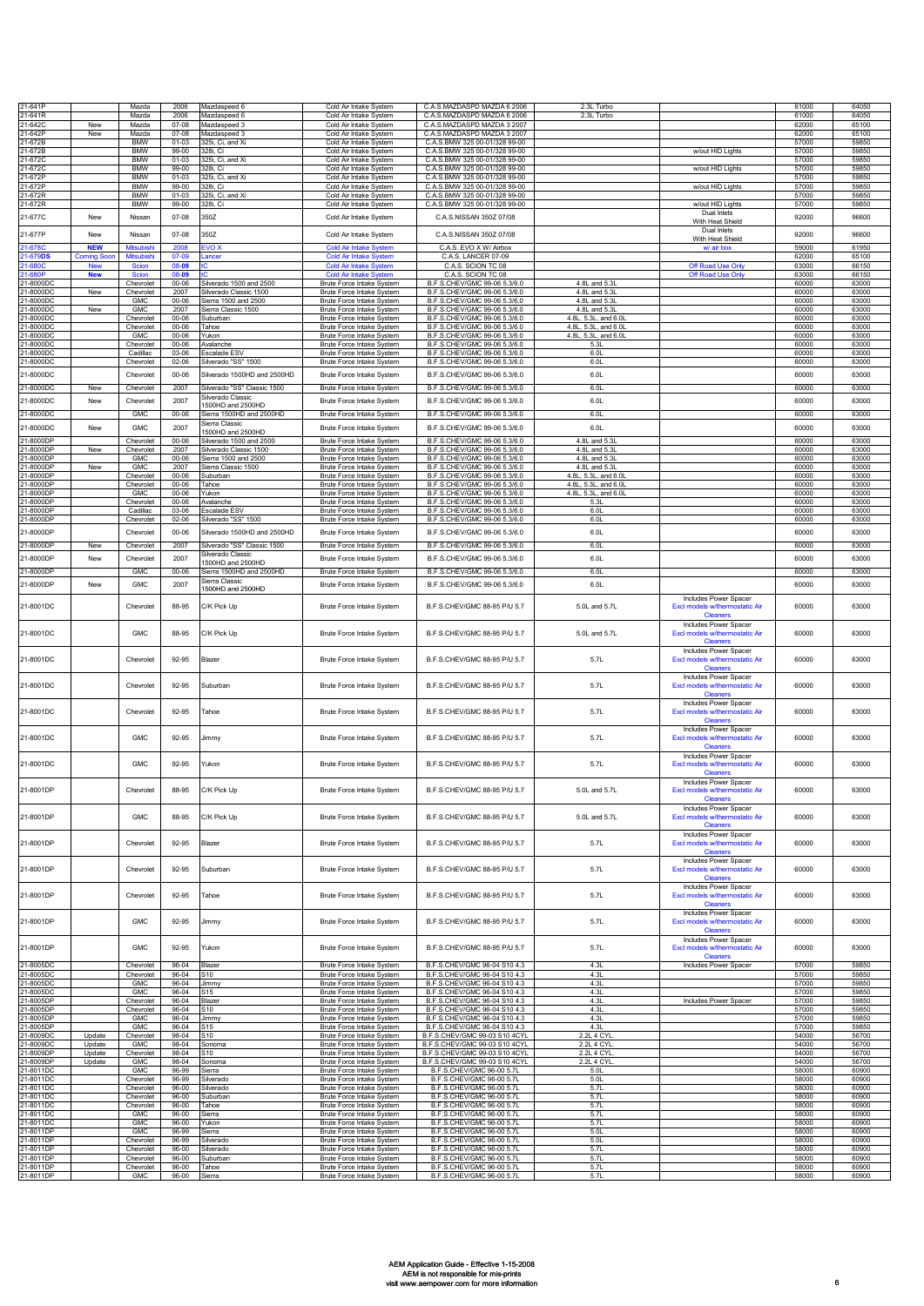| | | | | | | | | | | |
|---|---|---|---|---|---|---|---|---|---|---|
| 21-641P | | Mazda | 2006 | Mazdaspeed 6 | Cold Air Intake System | C.A.S.MAZDASPD MAZDA 6 2006 | 2.3L Turbo | | 61000 | 64050 |
| 21-641R | | Mazda | 2006 | Mazdaspeed 6 | Cold Air Intake System | C.A.S.MAZDASPD MAZDA 6 2006 | 2.3L Turbo | | 61000 | 64050 |
| 21-642C | New | Mazda | 07-08 | Mazdaspeed 3 | Cold Air Intake System | C.A.S.MAZDASPD MAZDA 3 2007 | | | 62000 | 65100 |
| 21-642P | New | Mazda | 07-08 | Mazdaspeed 3 | Cold Air Intake System | C.A.S.MAZDASPD MAZDA 3 2007 | | | 62000 | 65100 |
| 21-672B | | BMW | 01-03 | 325i, Ci, and Xi | Cold Air Intake System | C.A.S.BMW 325 00-01/328 99-00 | | | 57000 | 59850 |
| 21-672B | | BMW | 99-00 | 328i, Ci | Cold Air Intake System | C.A.S.BMW 325 00-01/328 99-00 | | w/out HID Lights | 57000 | 59850 |
| 21-672C | | BMW | 01-03 | 325i, Ci, and Xi | Cold Air Intake System | C.A.S.BMW 325 00-01/328 99-00 | | | 57000 | 59850 |
| 21-672C | | BMW | 99-00 | 328i, Ci | Cold Air Intake System | C.A.S.BMW 325 00-01/328 99-00 | | w/out HID Lights | 57000 | 59850 |
| 21-672P | | BMW | 01-03 | 325i, Ci, and Xi | Cold Air Intake System | C.A.S.BMW 325 00-01/328 99-00 | | | 57000 | 59850 |
| 21-672P | | BMW | 99-00 | 328i, Ci | Cold Air Intake System | C.A.S.BMW 325 00-01/328 99-00 | | w/out HID Lights | 57000 | 59850 |
| 21-672R | | BMW | 01-03 | 325i, Ci, and Xi | Cold Air Intake System | C.A.S.BMW 325 00-01/328 99-00 | | | 57000 | 59850 |
| 21-672R | | BMW | 99-00 | 328i, Ci | Cold Air Intake System | C.A.S.BMW 325 00-01/328 99-00 | | w/out HID Lights | 57000 | 59850 |
| 21-677C | New | Nissan | 07-08 | 350Z | Cold Air Intake System | C.A.S.NISSAN 350Z 07/08 | | Dual Inlets With Heat Shield | 92000 | 96600 |
| 21-677P | New | Nissan | 07-08 | 350Z | Cold Air Intake System | C.A.S.NISSAN 350Z 07/08 | | Dual Inlets With Heat Shield | 92000 | 96600 |
| 21-678C | **NEW** | Mitsubishi | 2008 | EVO X | Cold Air Intake System | C.A.S. EVO X W/ Airbox | | w/ air box | 59000 | 61950 |
| 21-679**DS** | **Coming Soon** | Mitsubishi | 07-**09** | Lancer | Cold Air Intake System | C.A.S. LANCER 07-09 | | | 62000 | 65100 |
| 21-680C | **New** | Scion | 08-**09** | tC | Cold Air Intake System | C.A.S. SCION TC 08 | | Off Road Use Only | 63000 | 66150 |
| 21-680P | **New** | Scion | 08-**09** | tC | Cold Air Intake System | C.A.S. SCION TC 08 | | Off Road Use Only | 63000 | 66150 |
| 21-8000DC | | Chevrolet | 00-06 | Silverado 1500 and 2500 | Brute Force Intake System | B.F.S.CHEV/GMC 99-06 5.3/6.0 | 4.8L and 5.3L | | 60000 | 63000 |
| 21-8000DC | New | Chevrolet | 2007 | Silverado Classic 1500 | Brute Force Intake System | B.F.S.CHEV/GMC 99-06 5.3/6.0 | 4.8L and 5.3L | | 60000 | 63000 |
| 21-8000DC | | GMC | 00-06 | Sierra 1500 and 2500 | Brute Force Intake System | B.F.S.CHEV/GMC 99-06 5.3/6.0 | 4.8L and 5.3L | | 60000 | 63000 |
| 21-8000DC | New | GMC | 2007 | Sierra Classic 1500 | Brute Force Intake System | B.F.S.CHEV/GMC 99-06 5.3/6.0 | 4.8L and 5.3L | | 60000 | 63000 |
| 21-8000DC | | Chevrolet | 00-06 | Suburban | Brute Force Intake System | B.F.S.CHEV/GMC 99-06 5.3/6.0 | 4.8L, 5.3L, and 6.0L | | 60000 | 63000 |
| 21-8000DC | | Chevrolet | 00-06 | Tahoe | Brute Force Intake System | B.F.S.CHEV/GMC 99-06 5.3/6.0 | 4.8L, 5.3L, and 6.0L | | 60000 | 63000 |
| 21-8000DC | | GMC | 00-06 | Yukon | Brute Force Intake System | B.F.S.CHEV/GMC 99-06 5.3/6.0 | 4.8L, 5.3L, and 6.0L | | 60000 | 63000 |
| 21-8000DC | | Chevrolet | 00-06 | Avalanche | Brute Force Intake System | B.F.S.CHEV/GMC 99-06 5.3/6.0 | 5.3L | | 60000 | 63000 |
| 21-8000DC | | Cadillac | 03-06 | Escalade ESV | Brute Force Intake System | B.F.S.CHEV/GMC 99-06 5.3/6.0 | 6.0L | | 60000 | 63000 |
| 21-8000DC | | Chevrolet | 02-06 | Silverado "SS" 1500 | Brute Force Intake System | B.F.S.CHEV/GMC 99-06 5.3/6.0 | 6.0L | | 60000 | 63000 |
| 21-8000DC | | Chevrolet | 00-06 | Silverado 1500HD and 2500HD | Brute Force Intake System | B.F.S.CHEV/GMC 99-06 5.3/6.0 | 6.0L | | 60000 | 63000 |
| 21-8000DC | New | Chevrolet | 2007 | Silverado "SS" Classic 1500 | Brute Force Intake System | B.F.S.CHEV/GMC 99-06 5.3/6.0 | 6.0L | | 60000 | 63000 |
| 21-8000DC | New | Chevrolet | 2007 | Silverado Classic 1500HD and 2500HD | Brute Force Intake System | B.F.S.CHEV/GMC 99-06 5.3/6.0 | 6.0L | | 60000 | 63000 |
| 21-8000DC | | GMC | 00-06 | Sierra 1500HD and 2500HD | Brute Force Intake System | B.F.S.CHEV/GMC 99-06 5.3/6.0 | 6.0L | | 60000 | 63000 |
| 21-8000DC | New | GMC | 2007 | Sierra Classic 1500HD and 2500HD | Brute Force Intake System | B.F.S.CHEV/GMC 99-06 5.3/6.0 | 6.0L | | 60000 | 63000 |
| 21-8000DP | | Chevrolet | 00-06 | Silverado 1500 and 2500 | Brute Force Intake System | B.F.S.CHEV/GMC 99-06 5.3/6.0 | 4.8L and 5.3L | | 60000 | 63000 |
| 21-8000DP | New | Chevrolet | 2007 | Silverado Classic 1500 | Brute Force Intake System | B.F.S.CHEV/GMC 99-06 5.3/6.0 | 4.8L and 5.3L | | 60000 | 63000 |
| 21-8000DP | | GMC | 00-06 | Sierra 1500 and 2500 | Brute Force Intake System | B.F.S.CHEV/GMC 99-06 5.3/6.0 | 4.8L and 5.3L | | 60000 | 63000 |
| 21-8000DP | New | GMC | 2007 | Sierra Classic 1500 | Brute Force Intake System | B.F.S.CHEV/GMC 99-06 5.3/6.0 | 4.8L and 5.3L | | 60000 | 63000 |
| 21-8000DP | | Chevrolet | 00-06 | Suburban | Brute Force Intake System | B.F.S.CHEV/GMC 99-06 5.3/6.0 | 4.8L, 5.3L, and 6.0L | | 60000 | 63000 |
| 21-8000DP | | Chevrolet | 00-06 | Tahoe | Brute Force Intake System | B.F.S.CHEV/GMC 99-06 5.3/6.0 | 4.8L, 5.3L, and 6.0L | | 60000 | 63000 |
| 21-8000DP | | GMC | 00-06 | Yukon | Brute Force Intake System | B.F.S.CHEV/GMC 99-06 5.3/6.0 | 4.8L, 5.3L, and 6.0L | | 60000 | 63000 |
| 21-8000DP | | Chevrolet | 00-06 | Avalanche | Brute Force Intake System | B.F.S.CHEV/GMC 99-06 5.3/6.0 | 5.3L | | 60000 | 63000 |
| 21-8000DP | | Cadillac | 03-06 | Escalade ESV | Brute Force Intake System | B.F.S.CHEV/GMC 99-06 5.3/6.0 | 6.0L | | 60000 | 63000 |
| 21-8000DP | | Chevrolet | 02-06 | Silverado "SS" 1500 | Brute Force Intake System | B.F.S.CHEV/GMC 99-06 5.3/6.0 | 6.0L | | 60000 | 63000 |
| 21-8000DP | | Chevrolet | 00-06 | Silverado 1500HD and 2500HD | Brute Force Intake System | B.F.S.CHEV/GMC 99-06 5.3/6.0 | 6.0L | | 60000 | 63000 |
| 21-8000DP | New | Chevrolet | 2007 | Silverado "SS" Classic 1500 | Brute Force Intake System | B.F.S.CHEV/GMC 99-06 5.3/6.0 | 6.0L | | 60000 | 63000 |
| 21-8000DP | New | Chevrolet | 2007 | Silverado Classic 1500HD and 2500HD | Brute Force Intake System | B.F.S.CHEV/GMC 99-06 5.3/6.0 | 6.0L | | 60000 | 63000 |
| 21-8000DP | | GMC | 00-06 | Sierra 1500HD and 2500HD | Brute Force Intake System | B.F.S.CHEV/GMC 99-06 5.3/6.0 | 6.0L | | 60000 | 63000 |
| 21-8000DP | New | GMC | 2007 | Sierra Classic 1500HD and 2500HD | Brute Force Intake System | B.F.S.CHEV/GMC 99-06 5.3/6.0 | 6.0L | | 60000 | 63000 |
| 21-8001DC | | Chevrolet | 88-95 | C/K Pick Up | Brute Force Intake System | B.F.S.CHEV/GMC 88-95 P/U 5.7 | 5.0L and 5.7L | Includes Power Spacer Excl models w/thermostatic Air Cleaners | 60000 | 63000 |
| 21-8001DC | | GMC | 88-95 | C/K Pick Up | Brute Force Intake System | B.F.S.CHEV/GMC 88-95 P/U 5.7 | 5.0L and 5.7L | Includes Power Spacer Excl models w/thermostatic Air Cleaners | 60000 | 63000 |
| 21-8001DC | | Chevrolet | 92-95 | Blazer | Brute Force Intake System | B.F.S.CHEV/GMC 88-95 P/U 5.7 | 5.7L | Includes Power Spacer Excl models w/thermostatic Air Cleaners | 60000 | 63000 |
| 21-8001DC | | Chevrolet | 92-95 | Suburban | Brute Force Intake System | B.F.S.CHEV/GMC 88-95 P/U 5.7 | 5.7L | Includes Power Spacer Excl models w/thermostatic Air Cleaners | 60000 | 63000 |
| 21-8001DC | | Chevrolet | 92-95 | Tahoe | Brute Force Intake System | B.F.S.CHEV/GMC 88-95 P/U 5.7 | 5.7L | Includes Power Spacer Excl models w/thermostatic Air Cleaners | 60000 | 63000 |
| 21-8001DC | | GMC | 92-95 | Jimmy | Brute Force Intake System | B.F.S.CHEV/GMC 88-95 P/U 5.7 | 5.7L | Includes Power Spacer Excl models w/thermostatic Air Cleaners | 60000 | 63000 |
| 21-8001DC | | GMC | 92-95 | Yukon | Brute Force Intake System | B.F.S.CHEV/GMC 88-95 P/U 5.7 | 5.7L | Includes Power Spacer Excl models w/thermostatic Air Cleaners | 60000 | 63000 |
| 21-8001DP | | Chevrolet | 88-95 | C/K Pick Up | Brute Force Intake System | B.F.S.CHEV/GMC 88-95 P/U 5.7 | 5.0L and 5.7L | Includes Power Spacer Excl models w/thermostatic Air Cleaners | 60000 | 63000 |
| 21-8001DP | | GMC | 88-95 | C/K Pick Up | Brute Force Intake System | B.F.S.CHEV/GMC 88-95 P/U 5.7 | 5.0L and 5.7L | Includes Power Spacer Excl models w/thermostatic Air Cleaners | 60000 | 63000 |
| 21-8001DP | | Chevrolet | 92-95 | Blazer | Brute Force Intake System | B.F.S.CHEV/GMC 88-95 P/U 5.7 | 5.7L | Includes Power Spacer Excl models w/thermostatic Air Cleaners | 60000 | 63000 |
| 21-8001DP | | Chevrolet | 92-95 | Suburban | Brute Force Intake System | B.F.S.CHEV/GMC 88-95 P/U 5.7 | 5.7L | Includes Power Spacer Excl models w/thermostatic Air Cleaners | 60000 | 63000 |
| 21-8001DP | | Chevrolet | 92-95 | Tahoe | Brute Force Intake System | B.F.S.CHEV/GMC 88-95 P/U 5.7 | 5.7L | Includes Power Spacer Excl models w/thermostatic Air Cleaners | 60000 | 63000 |
| 21-8001DP | | GMC | 92-95 | Jimmy | Brute Force Intake System | B.F.S.CHEV/GMC 88-95 P/U 5.7 | 5.7L | Includes Power Spacer Excl models w/thermostatic Air Cleaners | 60000 | 63000 |
| 21-8001DP | | GMC | 92-95 | Yukon | Brute Force Intake System | B.F.S.CHEV/GMC 88-95 P/U 5.7 | 5.7L | Includes Power Spacer Excl models w/thermostatic Air Cleaners | 60000 | 63000 |
| 21-8005DC | | Chevrolet | 96-04 | Blazer | Brute Force Intake System | B.F.S.CHEV/GMC 96-04 S10 4.3 | 4.3L | Includes Power Spacer | 57000 | 59850 |
| 21-8005DC | | Chevrolet | 96-04 | S10 | Brute Force Intake System | B.F.S.CHEV/GMC 96-04 S10 4.3 | 4.3L | | 57000 | 59850 |
| 21-8005DC | | GMC | 96-04 | Jimmy | Brute Force Intake System | B.F.S.CHEV/GMC 96-04 S10 4.3 | 4.3L | | 57000 | 59850 |
| 21-8005DC | | GMC | 96-04 | S15 | Brute Force Intake System | B.F.S.CHEV/GMC 96-04 S10 4.3 | 4.3L | | 57000 | 59850 |
| 21-8005DP | | Chevrolet | 96-04 | Blazer | Brute Force Intake System | B.F.S.CHEV/GMC 96-04 S10 4.3 | 4.3L | Includes Power Spacer | 57000 | 59850 |
| 21-8005DP | | Chevrolet | 96-04 | S10 | Brute Force Intake System | B.F.S.CHEV/GMC 96-04 S10 4.3 | 4.3L | | 57000 | 59850 |
| 21-8005DP | | GMC | 96-04 | Jimmy | Brute Force Intake System | B.F.S.CHEV/GMC 96-04 S10 4.3 | 4.3L | | 57000 | 59850 |
| 21-8005DP | | GMC | 96-04 | S15 | Brute Force Intake System | B.F.S.CHEV/GMC 96-04 S10 4.3 | 4.3L | | 57000 | 59850 |
| 21-8009DC | Update | Chevrolet | 98-04 | S10 | Brute Force Intake System | B.F.S.CHEV/GMC 99-03 S10 4CYL | 2.2L 4 CYL. | | 54000 | 56700 |
| 21-8009DC | Update | GMC | 98-04 | Sonoma | Brute Force Intake System | B.F.S.CHEV/GMC 99-03 S10 4CYL | 2.2L 4 CYL. | | 54000 | 56700 |
| 21-8009DP | Update | Chevrolet | 98-04 | S10 | Brute Force Intake System | B.F.S.CHEV/GMC 99-03 S10 4CYL | 2.2L 4 CYL. | | 54000 | 56700 |
| 21-8009DP | Update | GMC | 98-04 | Sonoma | Brute Force Intake System | B.F.S.CHEV/GMC 99-03 S10 4CYL | 2.2L 4 CYL. | | 54000 | 56700 |
| 21-8011DC | | GMC | 96-99 | Sierra | Brute Force Intake System | B.F.S.CHEV/GMC 96-00 5.7L | 5.0L | | 58000 | 60900 |
| 21-8011DC | | Chevrolet | 96-99 | Silverado | Brute Force Intake System | B.F.S.CHEV/GMC 96-00 5.7L | 5.0L | | 58000 | 60900 |
| 21-8011DC | | Chevrolet | 96-00 | Silverado | Brute Force Intake System | B.F.S.CHEV/GMC 96-00 5.7L | 5.7L | | 58000 | 60900 |
| 21-8011DC | | Chevrolet | 96-00 | Suburban | Brute Force Intake System | B.F.S.CHEV/GMC 96-00 5.7L | 5.7L | | 58000 | 60900 |
| 21-8011DC | | Chevrolet | 96-00 | Tahoe | Brute Force Intake System | B.F.S.CHEV/GMC 96-00 5.7L | 5.7L | | 58000 | 60900 |
| 21-8011DC | | GMC | 96-00 | Sierra | Brute Force Intake System | B.F.S.CHEV/GMC 96-00 5.7L | 5.7L | | 58000 | 60900 |
| 21-8011DC | | GMC | 96-00 | Yukon | Brute Force Intake System | B.F.S.CHEV/GMC 96-00 5.7L | 5.7L | | 58000 | 60900 |
| 21-8011DP | | GMC | 96-99 | Sierra | Brute Force Intake System | B.F.S.CHEV/GMC 96-00 5.7L | 5.0L | | 58000 | 60900 |
| 21-8011DP | | Chevrolet | 96-99 | Silverado | Brute Force Intake System | B.F.S.CHEV/GMC 96-00 5.7L | 5.0L | | 58000 | 60900 |
| 21-8011DP | | Chevrolet | 96-00 | Silverado | Brute Force Intake System | B.F.S.CHEV/GMC 96-00 5.7L | 5.7L | | 58000 | 60900 |
| 21-8011DP | | Chevrolet | 96-00 | Suburban | Brute Force Intake System | B.F.S.CHEV/GMC 96-00 5.7L | 5.7L | | 58000 | 60900 |
| 21-8011DP | | Chevrolet | 96-00 | Tahoe | Brute Force Intake System | B.F.S.CHEV/GMC 96-00 5.7L | 5.7L | | 58000 | 60900 |
| 21-8011DP | | GMC | 96-00 | Sierra | Brute Force Intake System | B.F.S.CHEV/GMC 96-00 5.7L | 5.7L | | 58000 | 60900 |

AEM Application Guide - Effective 1-15-2008
AEM is not responsible for mis-prints
visit www.aempower.com for more information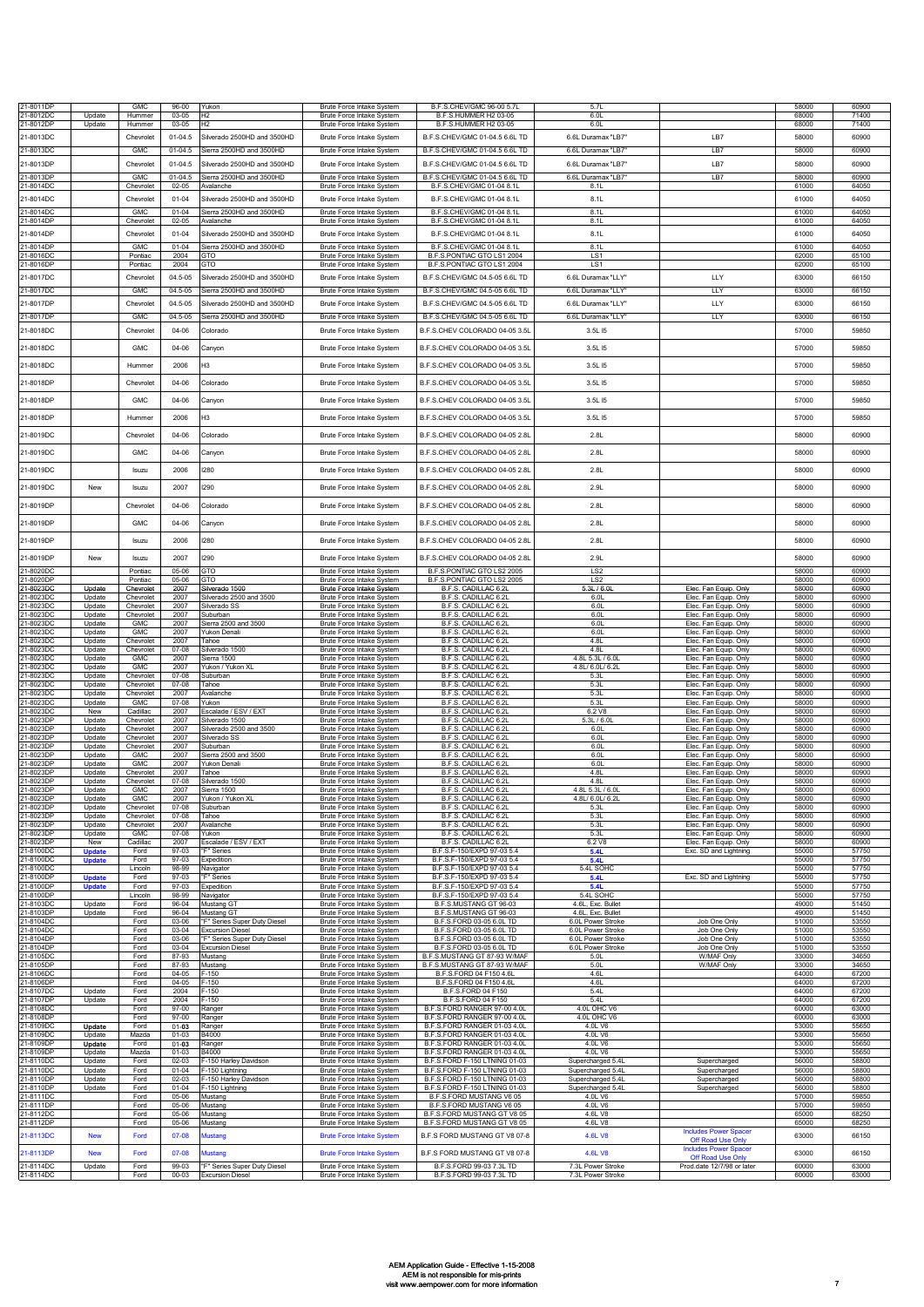| | | | | | | | | | | |
|---|---|---|---|---|---|---|---|---|---|---|
| 21-8011DP | | GMC | 96-00 | Yukon | Brute Force Intake System | B.F.S.CHEV/GMC 96-00 5.7L | 5.7L | | 58000 | 60900 |
| 21-8012DC | Update | Hummer | 03-05 | H2 | Brute Force Intake System | B.F.S.HUMMER H2 03-05 | 6.0L | | 68000 | 71400 |
| 21-8012DP | Update | Hummer | 03-05 | H2 | Brute Force Intake System | B.F.S.HUMMER H2 03-05 | 6.0L | | 68000 | 71400 |
| 21-8013DC | | Chevrolet | 01-04.5 | Silverado 2500HD and 3500HD | Brute Force Intake System | B.F.S.CHEV/GMC 01-04.5 6.6L TD | 6.6L Duramax "LB7" | LB7 | 58000 | 60900 |
| 21-8013DC | | GMC | 01-04.5 | Sierra 2500HD and 3500HD | Brute Force Intake System | B.F.S.CHEV/GMC 01-04.5 6.6L TD | 6.6L Duramax "LB7" | LB7 | 58000 | 60900 |
| 21-8013DP | | Chevrolet | 01-04.5 | Silverado 2500HD and 3500HD | Brute Force Intake System | B.F.S.CHEV/GMC 01-04.5 6.6L TD | 6.6L Duramax "LB7" | LB7 | 58000 | 60900 |
| 21-8013DP | | GMC | 01-04.5 | Sierra 2500HD and 3500HD | Brute Force Intake System | B.F.S.CHEV/GMC 01-04.5 6.6L TD | 6.6L Duramax "LB7" | LB7 | 58000 | 60900 |
| 21-8014DC | | Chevrolet | 02-05 | Avalanche | Brute Force Intake System | B.F.S.CHEV/GMC 01-04 8.1L | 8.1L | | 61000 | 64050 |
| 21-8014DC | | Chevrolet | 01-04 | Silverado 2500HD and 3500HD | Brute Force Intake System | B.F.S.CHEV/GMC 01-04 8.1L | 8.1L | | 61000 | 64050 |
| 21-8014DC | | GMC | 01-04 | Sierra 2500HD and 3500HD | Brute Force Intake System | B.F.S.CHEV/GMC 01-04 8.1L | 8.1L | | 61000 | 64050 |
| 21-8014DP | | Chevrolet | 02-05 | Avalanche | Brute Force Intake System | B.F.S.CHEV/GMC 01-04 8.1L | 8.1L | | 61000 | 64050 |
| 21-8014DP | | Chevrolet | 01-04 | Silverado 2500HD and 3500HD | Brute Force Intake System | B.F.S.CHEV/GMC 01-04 8.1L | 8.1L | | 61000 | 64050 |
| 21-8014DP | | GMC | 01-04 | Sierra 2500HD and 3500HD | Brute Force Intake System | B.F.S.CHEV/GMC 01-04 8.1L | 8.1L | | 61000 | 64050 |
| 21-8016DC | | Pontiac | 2004 | GTO | Brute Force Intake System | B.F.S.PONTIAC GTO LS1 2004 | LS1 | | 62000 | 65100 |
| 21-8016DP | | Pontiac | 2004 | GTO | Brute Force Intake System | B.F.S.PONTIAC GTO LS1 2004 | LS1 | | 62000 | 65100 |
| 21-8017DC | | Chevrolet | 04.5-05 | Silverado 2500HD and 3500HD | Brute Force Intake System | B.F.S.CHEV/GMC 04.5-05 6.6L TD | 6.6L Duramax "LLY" | LLY | 63000 | 66150 |
| 21-8017DC | | GMC | 04.5-05 | Sierra 2500HD and 3500HD | Brute Force Intake System | B.F.S.CHEV/GMC 04.5-05 6.6L TD | 6.6L Duramax "LLY" | LLY | 63000 | 66150 |
| 21-8017DP | | Chevrolet | 04.5-05 | Silverado 2500HD and 3500HD | Brute Force Intake System | B.F.S.CHEV/GMC 04.5-05 6.6L TD | 6.6L Duramax "LLY" | LLY | 63000 | 66150 |
| 21-8017DP | | GMC | 04.5-05 | Sierra 2500HD and 3500HD | Brute Force Intake System | B.F.S.CHEV/GMC 04.5-05 6.6L TD | 6.6L Duramax "LLY" | LLY | 63000 | 66150 |
| 21-8018DC | | Chevrolet | 04-06 | Colorado | Brute Force Intake System | B.F.S.CHEV COLORADO 04-05 3.5L | 3.5L I5 | | 57000 | 59850 |
| 21-8018DC | | GMC | 04-06 | Canyon | Brute Force Intake System | B.F.S.CHEV COLORADO 04-05 3.5L | 3.5L I5 | | 57000 | 59850 |
| 21-8018DC | | Hummer | 2006 | H3 | Brute Force Intake System | B.F.S.CHEV COLORADO 04-05 3.5L | 3.5L I5 | | 57000 | 59850 |
| 21-8018DP | | Chevrolet | 04-06 | Colorado | Brute Force Intake System | B.F.S.CHEV COLORADO 04-05 3.5L | 3.5L I5 | | 57000 | 59850 |
| 21-8018DP | | GMC | 04-06 | Canyon | Brute Force Intake System | B.F.S.CHEV COLORADO 04-05 3.5L | 3.5L I5 | | 57000 | 59850 |
| 21-8018DP | | Hummer | 2006 | H3 | Brute Force Intake System | B.F.S.CHEV COLORADO 04-05 3.5L | 3.5L I5 | | 57000 | 59850 |
| 21-8019DC | | Chevrolet | 04-06 | Colorado | Brute Force Intake System | B.F.S.CHEV COLORADO 04-05 2.8L | 2.8L | | 58000 | 60900 |
| 21-8019DC | | GMC | 04-06 | Canyon | Brute Force Intake System | B.F.S.CHEV COLORADO 04-05 2.8L | 2.8L | | 58000 | 60900 |
| 21-8019DC | | Isuzu | 2006 | I280 | Brute Force Intake System | B.F.S.CHEV COLORADO 04-05 2.8L | 2.8L | | 58000 | 60900 |
| 21-8019DC | New | Isuzu | 2007 | I290 | Brute Force Intake System | B.F.S.CHEV COLORADO 04-05 2.8L | 2.9L | | 58000 | 60900 |
| 21-8019DP | | Chevrolet | 04-06 | Colorado | Brute Force Intake System | B.F.S.CHEV COLORADO 04-05 2.8L | 2.8L | | 58000 | 60900 |
| 21-8019DP | | GMC | 04-06 | Canyon | Brute Force Intake System | B.F.S.CHEV COLORADO 04-05 2.8L | 2.8L | | 58000 | 60900 |
| 21-8019DP | | Isuzu | 2006 | I280 | Brute Force Intake System | B.F.S.CHEV COLORADO 04-05 2.8L | 2.8L | | 58000 | 60900 |
| 21-8019DP | New | Isuzu | 2007 | I290 | Brute Force Intake System | B.F.S.CHEV COLORADO 04-05 2.8L | 2.9L | | 58000 | 60900 |
| 21-8020DC | | Pontiac | 05-06 | GTO | Brute Force Intake System | B.F.S.PONTIAC GTO LS2 2005 | LS2 | | 58000 | 60900 |
| 21-8020DP | | Pontiac | 05-06 | GTO | Brute Force Intake System | B.F.S.PONTIAC GTO LS2 2005 | LS2 | | 58000 | 60900 |
| 21-8023DC | Update | Chevrolet | 2007 | Silverado 1500 | Brute Force Intake System | B.F.S. CADILLAC 6.2L | 5.3L / 6.0L | Elec. Fan Equip. Only | 58000 | 60900 |
| 21-8023DC | Update | Chevrolet | 2007 | Silverado 2500 and 3500 | Brute Force Intake System | B.F.S. CADILLAC 6.2L | 6.0L | Elec. Fan Equip. Only | 58000 | 60900 |
| 21-8023DC | Update | Chevrolet | 2007 | Silverado SS | Brute Force Intake System | B.F.S. CADILLAC 6.2L | 6.0L | Elec. Fan Equip. Only | 58000 | 60900 |
| 21-8023DC | Update | Chevrolet | 2007 | Suburban | Brute Force Intake System | B.F.S. CADILLAC 6.2L | 6.0L | Elec. Fan Equip. Only | 58000 | 60900 |
| 21-8023DC | Update | GMC | 2007 | Sierra 2500 and 3500 | Brute Force Intake System | B.F.S. CADILLAC 6.2L | 6.0L | Elec. Fan Equip. Only | 58000 | 60900 |
| 21-8023DC | Update | GMC | 2007 | Yukon Denali | Brute Force Intake System | B.F.S. CADILLAC 6.2L | 6.0L | Elec. Fan Equip. Only | 58000 | 60900 |
| 21-8023DC | Update | Chevrolet | 2007 | Tahoe | Brute Force Intake System | B.F.S. CADILLAC 6.2L | 4.8L | Elec. Fan Equip. Only | 58000 | 60900 |
| 21-8023DC | Update | Chevrolet | 07-08 | Silverado 1500 | Brute Force Intake System | B.F.S. CADILLAC 6.2L | 4.8L | Elec. Fan Equip. Only | 58000 | 60900 |
| 21-8023DC | Update | GMC | 2007 | Sierra 1500 | Brute Force Intake System | B.F.S. CADILLAC 6.2L | 4.8L 5.3L / 6.0L | Elec. Fan Equip. Only | 58000 | 60900 |
| 21-8023DC | Update | GMC | 2007 | Yukon / Yukon XL | Brute Force Intake System | B.F.S. CADILLAC 6.2L | 4.8L/ 6.0L/ 6.2L | Elec. Fan Equip. Only | 58000 | 60900 |
| 21-8023DC | Update | Chevrolet | 07-08 | Suburban | Brute Force Intake System | B.F.S. CADILLAC 6.2L | 5.3L | Elec. Fan Equip. Only | 58000 | 60900 |
| 21-8023DC | Update | Chevrolet | 07-08 | Tahoe | Brute Force Intake System | B.F.S. CADILLAC 6.2L | 5.3L | Elec. Fan Equip. Only | 58000 | 60900 |
| 21-8023DC | Update | Chevrolet | 2007 | Avalanche | Brute Force Intake System | B.F.S. CADILLAC 6.2L | 5.3L | Elec. Fan Equip. Only | 58000 | 60900 |
| 21-8023DC | Update | GMC | 07-08 | Yukon | Brute Force Intake System | B.F.S. CADILLAC 6.2L | 5.3L | Elec. Fan Equip. Only | 58000 | 60900 |
| 21-8023DC | New | Cadillac | 2007 | Escalade / ESV / EXT | Brute Force Intake System | B.F.S. CADILLAC 6.2L | 6.2 V8 | Elec. Fan Equip. Only | 58000 | 60900 |
| 21-8023DP | Update | Chevrolet | 2007 | Silverado 1500 | Brute Force Intake System | B.F.S. CADILLAC 6.2L | 5.3L / 6.0L | Elec. Fan Equip. Only | 58000 | 60900 |
| 21-8023DP | Update | Chevrolet | 2007 | Silverado 2500 and 3500 | Brute Force Intake System | B.F.S. CADILLAC 6.2L | 6.0L | Elec. Fan Equip. Only | 58000 | 60900 |
| 21-8023DP | Update | Chevrolet | 2007 | Silverado SS | Brute Force Intake System | B.F.S. CADILLAC 6.2L | 6.0L | Elec. Fan Equip. Only | 58000 | 60900 |
| 21-8023DP | Update | Chevrolet | 2007 | Suburban | Brute Force Intake System | B.F.S. CADILLAC 6.2L | 6.0L | Elec. Fan Equip. Only | 58000 | 60900 |
| 21-8023DP | Update | GMC | 2007 | Sierra 2500 and 3500 | Brute Force Intake System | B.F.S. CADILLAC 6.2L | 6.0L | Elec. Fan Equip. Only | 58000 | 60900 |
| 21-8023DP | Update | GMC | 2007 | Yukon Denali | Brute Force Intake System | B.F.S. CADILLAC 6.2L | 6.0L | Elec. Fan Equip. Only | 58000 | 60900 |
| 21-8023DP | Update | Chevrolet | 2007 | Tahoe | Brute Force Intake System | B.F.S. CADILLAC 6.2L | 4.8L | Elec. Fan Equip. Only | 58000 | 60900 |
| 21-8023DP | Update | Chevrolet | 07-08 | Silverado 1500 | Brute Force Intake System | B.F.S. CADILLAC 6.2L | 4.8L | Elec. Fan Equip. Only | 58000 | 60900 |
| 21-8023DP | Update | GMC | 2007 | Sierra 1500 | Brute Force Intake System | B.F.S. CADILLAC 6.2L | 4.8L 5.3L / 6.0L | Elec. Fan Equip. Only | 58000 | 60900 |
| 21-8023DP | Update | GMC | 2007 | Yukon / Yukon XL | Brute Force Intake System | B.F.S. CADILLAC 6.2L | 4.8L/ 6.0L/ 6.2L | Elec. Fan Equip. Only | 58000 | 60900 |
| 21-8023DP | Update | Chevrolet | 07-08 | Suburban | Brute Force Intake System | B.F.S. CADILLAC 6.2L | 5.3L | Elec. Fan Equip. Only | 58000 | 60900 |
| 21-8023DP | Update | Chevrolet | 07-08 | Tahoe | Brute Force Intake System | B.F.S. CADILLAC 6.2L | 5.3L | Elec. Fan Equip. Only | 58000 | 60900 |
| 21-8023DP | Update | Chevrolet | 2007 | Avalanche | Brute Force Intake System | B.F.S. CADILLAC 6.2L | 5.3L | Elec. Fan Equip. Only | 58000 | 60900 |
| 21-8023DP | Update | GMC | 07-08 | Yukon | Brute Force Intake System | B.F.S. CADILLAC 6.2L | 5.3L | Elec. Fan Equip. Only | 58000 | 60900 |
| 21-8023DP | New | Cadillac | 2007 | Escalade / ESV / EXT | Brute Force Intake System | B.F.S. CADILLAC 6.2L | 6.2 V8 | Elec. Fan Equip. Only | 58000 | 60900 |
| 21-8100DC | **Update** | Ford | 97-03 | "F" Series | Brute Force Intake System | B.F.S.F-150/EXPD 97-03 5.4 | **5.4L** | Exc. SD and Lightning | 55000 | 57750 |
| 21-8100DC | **Update** | Ford | 97-03 | Expedition | Brute Force Intake System | B.F.S.F-150/EXPD 97-03 5.4 | **5.4L** | | 55000 | 57750 |
| 21-8100DC | | Lincoln | 98-99 | Navigator | Brute Force Intake System | B.F.S.F-150/EXPD 97-03 5.4 | 5.4L SOHC | | 55000 | 57750 |
| 21-8100DP | **Update** | Ford | 97-03 | "F" Series | Brute Force Intake System | B.F.S.F-150/EXPD 97-03 5.4 | **5.4L** | Exc. SD and Lightning | 55000 | 57750 |
| 21-8100DP | **Update** | Ford | 97-03 | Expedition | Brute Force Intake System | B.F.S.F-150/EXPD 97-03 5.4 | **5.4L** | | 55000 | 57750 |
| 21-8100DP | | Lincoln | 98-99 | Navigator | Brute Force Intake System | B.F.S.F-150/EXPD 97-03 5.4 | 5.4L SOHC | | 55000 | 57750 |
| 21-8103DC | Update | Ford | 96-04 | Mustang GT | Brute Force Intake System | B.F.S.MUSTANG GT 96-03 | 4.6L, Exc. Bullet | | 49000 | 51450 |
| 21-8103DP | Update | Ford | 96-04 | Mustang GT | Brute Force Intake System | B.F.S.MUSTANG GT 96-03 | 4.6L, Exc. Bullet | | 49000 | 51450 |
| 21-8104DC | | Ford | 03-06 | "F" Series Super Duty Diesel | Brute Force Intake System | B.F.S.FORD 03-05 6.0L TD | 6.0L Power Stroke | Job One Only | 51000 | 53550 |
| 21-8104DC | | Ford | 03-04 | Excursion Diesel | Brute Force Intake System | B.F.S.FORD 03-05 6.0L TD | 6.0L Power Stroke | Job One Only | 51000 | 53550 |
| 21-8104DP | | Ford | 03-06 | "F" Series Super Duty Diesel | Brute Force Intake System | B.F.S.FORD 03-05 6.0L TD | 6.0L Power Stroke | Job One Only | 51000 | 53550 |
| 21-8104DP | | Ford | 03-04 | Excursion Diesel | Brute Force Intake System | B.F.S.FORD 03-05 6.0L TD | 6.0L Power Stroke | Job One Only | 51000 | 53550 |
| 21-8105DC | | Ford | 87-93 | Mustang | Brute Force Intake System | B.F.S.MUSTANG GT 87-93 W/MAF | 5.0L | W/MAF Only | 33000 | 34650 |
| 21-8105DP | | Ford | 87-93 | Mustang | Brute Force Intake System | B.F.S.MUSTANG GT 87-93 W/MAF | 5.0L | W/MAF Only | 33000 | 34650 |
| 21-8106DC | | Ford | 04-05 | F-150 | Brute Force Intake System | B.F.S.FORD 04 F150 4.6L | 4.6L | | 64000 | 67200 |
| 21-8106DP | | Ford | 04-05 | F-150 | Brute Force Intake System | B.F.S.FORD 04 F150 4.6L | 4.6L | | 64000 | 67200 |
| 21-8107DC | Update | Ford | 2004 | F-150 | Brute Force Intake System | B.F.S.FORD 04 F150 | 5.4L | | 64000 | 67200 |
| 21-8107DP | Update | Ford | 2004 | F-150 | Brute Force Intake System | B.F.S.FORD 04 F150 | 5.4L | | 64000 | 67200 |
| 21-8108DC | | Ford | 97-00 | Ranger | Brute Force Intake System | B.F.S.FORD RANGER 97-00 4.0L | 4.0L OHC V6 | | 60000 | 63000 |
| 21-8108DP | | Ford | 97-00 | Ranger | Brute Force Intake System | B.F.S.FORD RANGER 97-00 4.0L | 4.0L OHC V6 | | 60000 | 63000 |
| 21-8109DC | **Update** | Ford | 01-**03** | Ranger | Brute Force Intake System | B.F.S.FORD RANGER 01-03 4.0L | 4.0L V6 | | 53000 | 55650 |
| 21-8109DC | Update | Mazda | 01-03 | B4000 | Brute Force Intake System | B.F.S.FORD RANGER 01-03 4.0L | 4.0L V6 | | 53000 | 55650 |
| 21-8109DP | **Update** | Ford | 01-**03** | Ranger | Brute Force Intake System | B.F.S.FORD RANGER 01-03 4.0L | 4.0L V6 | | 53000 | 55650 |
| 21-8109DP | Update | Mazda | 01-03 | B4000 | Brute Force Intake System | B.F.S.FORD RANGER 01-03 4.0L | 4.0L V6 | | 53000 | 55650 |
| 21-8110DC | Update | Ford | 02-03 | F-150 Harley Davidson | Brute Force Intake System | B.F.S.FORD F-150 LTNING 01-03 | Supercharged 5.4L | Supercharged | 56000 | 58800 |
| 21-8110DC | Update | Ford | 01-04 | F-150 Lightning | Brute Force Intake System | B.F.S.FORD F-150 LTNING 01-03 | Supercharged 5.4L | Supercharged | 56000 | 58800 |
| 21-8110DP | Update | Ford | 02-03 | F-150 Harley Davidson | Brute Force Intake System | B.F.S.FORD F-150 LTNING 01-03 | Supercharged 5.4L | Supercharged | 56000 | 58800 |
| 21-8110DP | Update | Ford | 01-04 | F-150 Lightning | Brute Force Intake System | B.F.S.FORD F-150 LTNING 01-03 | Supercharged 5.4L | Supercharged | 56000 | 58800 |
| 21-8111DC | | Ford | 05-06 | Mustang | Brute Force Intake System | B.F.S.FORD MUSTANG V6 05 | 4.0L V6 | | 57000 | 59850 |
| 21-8111DP | | Ford | 05-06 | Mustang | Brute Force Intake System | B.F.S.FORD MUSTANG V6 05 | 4.0L V6 | | 57000 | 59850 |
| 21-8112DC | | Ford | 05-06 | Mustang | Brute Force Intake System | B.F.S.FORD MUSTANG GT V8 05 | 4.6L V8 | | 65000 | 68250 |
| 21-8112DP | | Ford | 05-06 | Mustang | Brute Force Intake System | B.F.S.FORD MUSTANG GT V8 05 | 4.6L V8 | | 65000 | 68250 |
| 21-8113DC | **New** | Ford | 07-08 | Mustang | Brute Force Intake System | B.F.S FORD MUSTANG GT V8 07-8 | 4.6L V8 | **Includes Power Spacer Off Road Use Only** | 63000 | 66150 |
| 21-8113DP | **New** | Ford | 07-08 | Mustang | Brute Force Intake System | B.F.S FORD MUSTANG GT V8 07-8 | 4.6L V8 | **Includes Power Spacer Off Road Use Only** | 63000 | 66150 |
| 21-8114DC | Update | Ford | 99-03 | "F" Series Super Duty Diesel | Brute Force Intake System | B.F.S.FORD 99-03 7.3L TD | 7.3L Power Stroke | Prod.date 12/7/98 or later | 60000 | 63000 |
| 21-8114DC | | Ford | 00-03 | Excursion Diesel | Brute Force Intake System | B.F.S.FORD 99-03 7.3L TD | 7.3L Power Stroke | | 60000 | 63000 |

AEM Application Guide - Effective 1-15-2008
AEM is not responsible for mis-prints
visit www.aempower.com for more information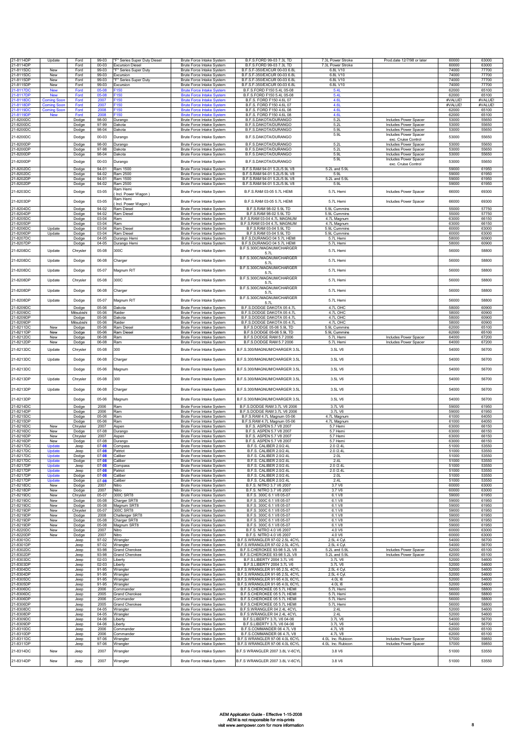| | | | | | | | | | | |
|---|---|---|---|---|---|---|---|---|---|---|
| 21-8114DP | Update | Ford | 99-03 | "F" Series Super Duty Diesel | Brute Force Intake System | B.F.S.FORD 99-03 7.3L TD | 7.3L Power Stroke | Prod.date 12/7/98 or later | 60000 | 63000 |
| 21-8114DP | | Ford | 00-03 | Excursion Diesel | Brute Force Intake System | B.F.S.FORD 99-03 7.3L TD | 7.3L Power Stroke | | 60000 | 63000 |
| 21-8115DC | New | Ford | 99-03 | "F" Series Super Duty | Brute Force Intake System | B.F.S.F-350/EXCUR 00-03 6.8L | 6.8L V10 | | 74000 | 77700 |
| 21-8115DC | New | Ford | 99-03 | Excursion | Brute Force Intake System | B.F.S.F-350/EXCUR 00-03 6.8L | 6.8L V10 | | 74000 | 77700 |
| 21-8115DP | New | Ford | 99-03 | "F" Series Super Duty | Brute Force Intake System | B.F.S.F-350/EXCUR 00-03 6.8L | 6.8L V10 | | 74000 | 77700 |
| 21-8115DP | New | Ford | 99-03 | Excursion | Brute Force Intake System | B.F.S.F-350/EXCUR 00-03 6.8L | 6.8L V10 | | 74000 | 77700 |
| 21-8117DC | New | Ford | 05-08 | F150 | Brute Force Intake System | B.F.S. FORD F150 5.4L 05-08 | 5.4L | | 62000 | 65100 |
| 21-8117DP | New | Ford | 05-08 | F150 | Brute Force Intake System | B.F.S. FORD F150 5.4L 05-08 | 5.4L | | 62000 | 65100 |
| 21-8118DC | Coming Soon | Ford | 2007 | F150 | Brute Force Intake System | B.F.S. FORD F150 4.6L 07 | 4.6L | | #VALUE! | #VALUE! |
| 21-8118DP | Coming Soon | Ford | 2007 | F150 | Brute Force Intake System | B.F.S. FORD F150 4.6L 07 | 4.6L | | #VALUE! | #VALUE! |
| 21-8119DC | Coming Soon | Ford | 2008 | F150 | Brute Force Intake System | B.F.S. FORD F150 4.6L 08 | 4.6L | | 62000 | 65100 |
| 21-8119DP | New | Ford | 2008 | F150 | Brute Force Intake System | B.F.S. FORD F150 4.6L 08 | 4.6L | | 62000 | 65100 |
| 21-8200DC | | Dodge | 98-00 | Durango | Brute Force Intake System | B.F.S.DAKOTA/DURANGO | 5.2L | Includes Power Spacer | 53000 | 55650 |
| 21-8200DC | | Dodge | 97-99 | Dakota | Brute Force Intake System | B.F.S.DAKOTA/DURANGO | 5.2L | Includes Power Spacer | 53000 | 55650 |
| 21-8200DC | | Dodge | 98-04 | Dakota | Brute Force Intake System | B.F.S.DAKOTA/DURANGO | 5.9L | Includes Power Spacer | 53000 | 55650 |
| 21-8200DC | | Dodge | 00-03 | Durango | Brute Force Intake System | B.F.S.DAKOTA/DURANGO | 5.9L | Includes Power Spacer exc. Cruise Control | 53000 | 55650 |
| 21-8200DP | | Dodge | 98-00 | Durango | Brute Force Intake System | B.F.S.DAKOTA/DURANGO | 5.2L | Includes Power Spacer | 53000 | 55650 |
| 21-8200DP | | Dodge | 97-98 | Dakota | Brute Force Intake System | B.F.S.DAKOTA/DURANGO | 5.2L | Includes Power Spacer | 53000 | 55650 |
| 21-8200DP | | Dodge | 98-04 | Dakota | Brute Force Intake System | B.F.S.DAKOTA/DURANGO | 5.9L | Includes Power Spacer | 53000 | 55650 |
| 21-8200DP | | Dodge | 00-03 | Durango | Brute Force Intake System | B.F.S.DAKOTA/DURANGO | 5.9L | Includes Power Spacer exc. Cruise Control | 53000 | 55650 |
| 21-8202DC | | Dodge | 94-01 | Ram 1500 | Brute Force Intake System | B.F.S.RAM 94-01 5.2L/5.9L V8 | 5.2L and 5.9L | | 59000 | 61950 |
| 21-8202DC | | Dodge | 94-02 | Ram 2500 | Brute Force Intake System | B.F.S.RAM 94-01 5.2L/5.9L V8 | 5.9L | | 59000 | 61950 |
| 21-8202DP | | Dodge | 94-01 | Ram 1500 | Brute Force Intake System | B.F.S.RAM 94-01 5.2L/5.9L V8 | 5.2L and 5.9L | | 59000 | 61950 |
| 21-8202DP | | Dodge | 94-02 | Ram 2500 | Brute Force Intake System | B.F.S.RAM 94-01 5.2L/5.9L V8 | 5.9L | | 59000 | 61950 |
| 21-8203DC | | Dodge | 03-05 | Ram Hemi ( Incl. Power Wagon ) | Brute Force Intake System | B.F.S.RAM 03-05 5.7L HEMI | 5.7L Hemi | Includes Power Spacer | 66000 | 69300 |
| 21-8203DP | | Dodge | 03-05 | Ram Hemi ( Incl. Power Wagon ) | Brute Force Intake System | B.F.S.RAM 03-05 5.7L HEMI | 5.7L Hemi | Includes Power Spacer | 66000 | 69300 |
| 21-8204DC | | Dodge | 94-02 | Ram Diesel | Brute Force Intake System | B.F.S.RAM 98-02 5.9L TD | 5.9L Cummins | | 55000 | 57750 |
| 21-8204DP | | Dodge | 94-02 | Ram Diesel | Brute Force Intake System | B.F.S.RAM 98-02 5.9L TD | 5.9L Cummins | | 55000 | 57750 |
| 21-8205DC | | Dodge | 03-04 | Ram | Brute Force Intake System | B.F.S.RAM 03-04 4.7L MAGNUM | 4.7L Magnum | | 63000 | 66150 |
| 21-8205DP | | Dodge | 03-04 | Ram | Brute Force Intake System | B.F.S.RAM 03-04 4.7L MAGNUM | 4.7L Magnum | | 63000 | 66150 |
| 21-8206DC | Update | Dodge | 03-04 | Ram Diesel | Brute Force Intake System | B.F.S.RAM 03-04 5.9L TD | 5.9L Cummins | | 60000 | 63000 |
| 21-8206DP | Update | Dodge | 03-04 | Ram Diesel | Brute Force Intake System | B.F.S.RAM 03-04 5.9L TD | 5.9L Cummins | | 60000 | 63000 |
| 21-8207DC | | Dodge | 04-05 | Durango Hemi | Brute Force Intake System | B.F.S.DURANGO 04 5.7L HEMI | 5.7L Hemi | | 58000 | 60900 |
| 21-8207DP | | Dodge | 04-05 | Durango Hemi | Brute Force Intake System | B.F.S.DURANGO 04 5.7L HEMI | 5.7L Hemi | | 58000 | 60900 |
| 21-8208DC | Update | Chrysler | 05-08 | 300C | Brute Force Intake System | B.F.S.300C/MAGNUM/CHARGER 5.7L | 5.7L Hemi | | 56000 | 58800 |
| 21-8208DC | Update | Dodge | 06-08 | Charger | Brute Force Intake System | B.F.S.300C/MAGNUM/CHARGER 5.7L | 5.7L Hemi | | 56000 | 58800 |
| 21-8208DC | Update | Dodge | 05-07 | Magnum R/T | Brute Force Intake System | B.F.S.300C/MAGNUM/CHARGER 5.7L | 5.7L Hemi | | 56000 | 58800 |
| 21-8208DP | Update | Chrysler | 05-08 | 300C | Brute Force Intake System | B.F.S.300C/MAGNUM/CHARGER 5.7L | 5.7L Hemi | | 56000 | 58800 |
| 21-8208DP | Update | Dodge | 06-08 | Charger | Brute Force Intake System | B.F.S.300C/MAGNUM/CHARGER 5.7L | 5.7L Hemi | | 56000 | 58800 |
| 21-8208DP | Update | Dodge | 05-07 | Magnum R/T | Brute Force Intake System | B.F.S.300C/MAGNUM/CHARGER 5.7L | 5.7L Hemi | | 56000 | 58800 |
| 21-8209DC | | Dodge | 05-06 | Dakota | Brute Force Intake System | B.F.S.DODGE DAKOTA 05 4.7L | 4.7L OHC | | 58000 | 60900 |
| 21-8209DC | | Mitsubishi | 05-06 | Raider | Brute Force Intake System | B.F.S.DODGE DAKOTA 05 4.7L | 4.7L OHC | | 58000 | 60900 |
| 21-8209DP | | Dodge | 05-06 | Dakota | Brute Force Intake System | B.F.S.DODGE DAKOTA 05 4.7L | 4.7L OHC | | 58000 | 60900 |
| 21-8209DP | | Mitsubishi | 05-06 | Raider | Brute Force Intake System | B.F.S.DODGE DAKOTA 05 4.7L | 4.7L OHC | | 58000 | 60900 |
| 21-8211DC | New | Dodge | 05-06 | Ram Diesel | Brute Force Intake System | B.F.S.DODGE 05-06 5.9L TD | 5.9L Cummins | | 62000 | 65100 |
| 21-8211DP | New | Dodge | 05-06 | Ram Diesel | Brute Force Intake System | B.F.S.DODGE 05-06 5.9L TD | 5.9L Cummins | | 62000 | 65100 |
| 21-8212DC | New | Dodge | 06-08 | Ram | Brute Force Intake System | B.F.S.DODGE RAM 5.7 2006 | 5.7L Hemi | Includes Power Spacer | 64000 | 67200 |
| 21-8212DP | New | Dodge | 06-08 | Ram | Brute Force Intake System | B.F.S.DODGE RAM 5.7 2006 | 5.7L Hemi | Includes Power Spacer | 64000 | 67200 |
| 21-8213DC | Update | Chrysler | 05-08 | 300 | Brute Force Intake System | B.F.S.300/MAGNUM/CHARGER 3.5L | 3.5L V6 | | 54000 | 56700 |
| 21-8213DC | Update | Dodge | 06-08 | Charger | Brute Force Intake System | B.F.S.300/MAGNUM/CHARGER 3.5L | 3.5L V6 | | 54000 | 56700 |
| 21-8213DC | | Dodge | 05-06 | Magnum | Brute Force Intake System | B.F.S.300/MAGNUM/CHARGER 3.5L | 3.5L V6 | | 54000 | 56700 |
| 21-8213DP | Update | Chrysler | 05-08 | 300 | Brute Force Intake System | B.F.S.300/MAGNUM/CHARGER 3.5L | 3.5L V6 | | 54000 | 56700 |
| 21-8213DP | Update | Dodge | 06-08 | Charger | Brute Force Intake System | B.F.S.300/MAGNUM/CHARGER 3.5L | 3.5L V6 | | 54000 | 56700 |
| 21-8213DP | | Dodge | 05-06 | Magnum | Brute Force Intake System | B.F.S.300/MAGNUM/CHARGER 3.5L | 3.5L V6 | | 54000 | 56700 |
| 21-8214DC | | Dodge | 2006 | Ram | Brute Force Intake System | B.F.S.DODGE RAM 3.7L V6 2006 | 3.7L V6 | | 59000 | 61950 |
| 21-8214DP | | Dodge | 2006 | Ram | Brute Force Intake System | B.F.S.DODGE RAM 3.7L V6 2006 | 3.7L V6 | | 59000 | 61950 |
| 21-8215DC | | Dodge | 05-06 | Ram | Brute Force Intake System | B.F.S.RAM 4.7L Magnum 05-06 | 4.7L Magnum | | 61000 | 64050 |
| 21-8215DP | | Dodge | 05-06 | Ram | Brute Force Intake System | B.F.S.RAM 4.7L Magnum 05-06 | 4.7L Magnum | | 61000 | 64050 |
| 21-8216DC | New | Chrysler | 2007 | Aspen | Brute Force Intake System | B.F.S. ASPEN 5.7 V8 2007 | 5.7 Hemi | | 63000 | 66150 |
| 21-8216DC | New | Dodge | 07-08 | Durango | Brute Force Intake System | B.F.S. ASPEN 5.7 V8 2007 | 5.7 Hemi | | 63000 | 66150 |
| 21-8216DP | New | Chrysler | 2007 | Aspen | Brute Force Intake System | B.F.S. ASPEN 5.7 V8 2007 | 5.7 Hemi | | 63000 | 66150 |
| 21-8216DP | New | Dodge | 07-08 | Durango | Brute Force Intake System | B.F.S. ASPEN 5.7 V8 2007 | 5.7 Hemi | | 63000 | 66150 |
| 21-8217DC | Update | Jeep | 07-08 | Compass | Brute Force Intake System | B.F.S. CALIBER 2.0/2.4L | 2.0 /2.4L | | 51000 | 53550 |
| 21-8217DC | Update | Jeep | 07-08 | Patriot | Brute Force Intake System | B.F.S. CALIBER 2.0/2.4L | 2.0 /2.4L | | 51000 | 53550 |
| 21-8217DC | Update | Dodge | 07-08 | Caliber | Brute Force Intake System | B.F.S. CALIBER 2.0/2.4L | 2.0L | | 51000 | 53550 |
| 21-8217DC | Update | Dodge | 07-08 | Caliber | Brute Force Intake System | B.F.S. CALIBER 2.0/2.4L | 2.4L | | 51000 | 53550 |
| 21-8217DP | Update | Jeep | 07-08 | Compass | Brute Force Intake System | B.F.S. CALIBER 2.0/2.4L | 2.0 /2.4L | | 51000 | 53550 |
| 21-8217DP | Update | Jeep | 07-08 | Patriot | Brute Force Intake System | B.F.S. CALIBER 2.0/2.4L | 2.0 /2.4L | | 51000 | 53550 |
| 21-8217DP | Update | Dodge | 07-08 | Caliber | Brute Force Intake System | B.F.S. CALIBER 2.0/2.4L | 2.0L | | 51000 | 53550 |
| 21-8217DP | Update | Dodge | 07-08 | Caliber | Brute Force Intake System | B.F.S. CALIBER 2.0/2.4L | 2.4L | | 51000 | 53550 |
| 21-8218DC | New | Dodge | 2007 | Nitro | Brute Force Intake System | B.F.S. NITRO 3.7 V6 2007 | 3.7 V6 | | 60000 | 63000 |
| 21-8218DP | New | Dodge | 2007 | Nitro | Brute Force Intake System | B.F.S. NITRO 3.7 V6 2007 | 3.7 V6 | | 60000 | 63000 |
| 21-8219DC | New | Chrysler | 05-07 | 300C SRT8 | Brute Force Intake System | B.F.S. 300C 6.1 V8 05-07 | 6.1 V8 | | 59000 | 61950 |
| 21-8219DC | New | Dodge | 05-08 | Charger SRT8 | Brute Force Intake System | B.F.S. 300C 6.1 V8 05-07 | 6.1 V8 | | 59000 | 61950 |
| 21-8219DC | New | Dodge | 05-08 | Magnum SRT8 | Brute Force Intake System | B.F.S. 300C 6.1 V8 05-07 | 6.1 V8 | | 59000 | 61950 |
| 21-8219DP | New | Chrysler | 05-07 | 300C SRT8 | Brute Force Intake System | B.F.S. 300C 6.1 V8 05-07 | 6.1 V8 | | 59000 | 61950 |
| 21-8219DP | New | Dodge | 2008 | Challenger SRT8 | Brute Force Intake System | B.F.S. 300C 6.1 V8 05-07 | 6.1 V8 | | 59000 | 61950 |
| 21-8219DP | New | Dodge | 05-08 | Charger SRT8 | Brute Force Intake System | B.F.S. 300C 6.1 V8 05-07 | 6.1 V8 | | 59000 | 61950 |
| 21-8219DP | New | Dodge | 05-08 | Magnum SRT8 | Brute Force Intake System | B.F.S. 300C 6.1 V8 05-07 | 6.1 V8 | | 59000 | 61950 |
| 21-8220DC | New | Dodge | 2007 | Nitro | Brute Force Intake System | B.F.S. NITRO 4.0 V6 2007 | 4.0 V6 | | 60000 | 63000 |
| 21-8220DP | New | Dodge | 2007 | Nitro | Brute Force Intake System | B.F.S. NITRO 4.0 V6 2007 | 4.0 V6 | | 60000 | 63000 |
| 21-8301DC | | Jeep | 97-02 | Wrangler | Brute Force Intake System | B.F.S.WRANGLER 97-02 2.5L 4CYL | 2.5L 4 Cyl. | | 54000 | 56700 |
| 21-8301DP | | Jeep | 97-02 | Wrangler | Brute Force Intake System | B.F.S.WRANGLER 97-02 2.5L 4CYL | 2.5L 4 Cyl. | | 54000 | 56700 |
| 21-8302DC | | Jeep | 93-98 | Grand Cherokee | Brute Force Intake System | B.F.S.CHEROKEE 93-98 5.2L V8 | 5.2L and 5.9L | Includes Power Spacer | 62000 | 65100 |
| 21-8302DP | | Jeep | 93-98 | Grand Cherokee | Brute Force Intake System | B.F.S.CHEROKEE 93-98 5.2L V8 | 5.2L and 5.9L | Includes Power Spacer | 62000 | 65100 |
| 21-8303DC | | Jeep | 02-03 | Liberty | Brute Force Intake System | B.F.S.LIBERTY 2004 3.7L V6 | 3.7L V6 | | 52000 | 54600 |
| 21-8303DP | | Jeep | 02-03 | Liberty | Brute Force Intake System | B.F.S.LIBERTY 2004 3.7L V6 | 3.7L V6 | | 52000 | 54600 |
| 21-8304DC | | Jeep | 91-95 | Wrangler | Brute Force Intake System | B.F.S.WRANGLER 91-95 2.5L 4CYL | 2.5L 4 Cyl. | | 52000 | 54600 |
| 21-8304DP | | Jeep | 91-95 | Wrangler | Brute Force Intake System | B.F.S.WRANGLER 91-95 2.5L 4CYL | 2.5L 4 Cyl. | | 52000 | 54600 |
| 21-8305DC | | Jeep | 91-95 | Wrangler | Brute Force Intake System | B.F.S.WRANGLER 91-95 4.0L 6CYL | 4.0L I6 | | 52000 | 54600 |
| 21-8305DP | | Jeep | 91-95 | Wrangler | Brute Force Intake System | B.F.S.WRANGLER 91-95 4.0L 6CYL | 4.0L I6 | | 52000 | 54600 |
| 21-8306DC | | Jeep | 2006 | Commander | Brute Force Intake System | B.F.S.CHEROKEE 05 5.7L HEMI | 5.7L Hemi | | 56000 | 58800 |
| 21-8306DC | | Jeep | 2005 | Grand Cherokee | Brute Force Intake System | B.F.S.CHEROKEE 05 5.7L HEMI | 5.7L Hemi | | 56000 | 58800 |
| 21-8306DP | | Jeep | 2006 | Commander | Brute Force Intake System | B.F.S.CHEROKEE 05 5.7L HEMI | 5.7L Hemi | | 56000 | 58800 |
| 21-8306DP | | Jeep | 2005 | Grand Cherokee | Brute Force Intake System | B.F.S.CHEROKEE 05 5.7L HEMI | 5.7L Hemi | | 56000 | 58800 |
| 21-8308DC | | Jeep | 04-05 | Wrangler | Brute Force Intake System | B.F.S.WRANGLER 04 2.4L 4CYL | 2.4L | | 52000 | 54600 |
| 21-8308DP | | Jeep | 04-05 | Wrangler | Brute Force Intake System | B.F.S.WRANGLER 04 2.4L 4CYL | 2.4L | | 52000 | 54600 |
| 21-8309DC | | Jeep | 04-06 | Liberty | Brute Force Intake System | B.F.S.LIBERTY 3.7L V6 04-06 | 3.7L V6 | | 54000 | 56700 |
| 21-8309DP | | Jeep | 04-06 | Liberty | Brute Force Intake System | B.F.S.LIBERTY 3.7L V6 04-06 | 3.7L V6 | | 54000 | 56700 |
| 21-8310DC | | Jeep | 2006 | Commander | Brute Force Intake System | B.F.S.COMMANDER 06 4.7L V8 | 4.7L V8 | | 62000 | 65100 |
| 21-8310DP | | Jeep | 2006 | Commander | Brute Force Intake System | B.F.S.COMMANDER 06 4.7L V8 | 4.7L V8 | | 62000 | 65100 |
| 21-8311DC | | Jeep | 97-06 | Wrangler | Brute Force Intake System | B.F.S WRANGLER 97-06 4.0L 6CYL | 4.0L Inc. Rubicon | Includes Power Spacer | 57000 | 59850 |
| 21-8311DP | | Jeep | 97-06 | Wrangler | Brute Force Intake System | B.F.S WRANGLER 97-06 4.0L 6CYL | 4.0L Inc. Rubicon | Includes Power Spacer | 57000 | 59850 |
| 21-8314DC | New | Jeep | 2007 | Wrangler | Brute Force Intake System | B.F.S WRANGLER 2007 3.8L V-6CYL | 3.8 V6 | | 51000 | 53550 |
| 21-8314DP | New | Jeep | 2007 | Wrangler | Brute Force Intake System | B.F.S WRANGLER 2007 3.8L V-6CYL | 3.8 V6 | | 51000 | 53550 |

AEM Application Guide - Effective 1-15-2008
AEM is not responsible for mis-prints
visit www.aempower.com for more information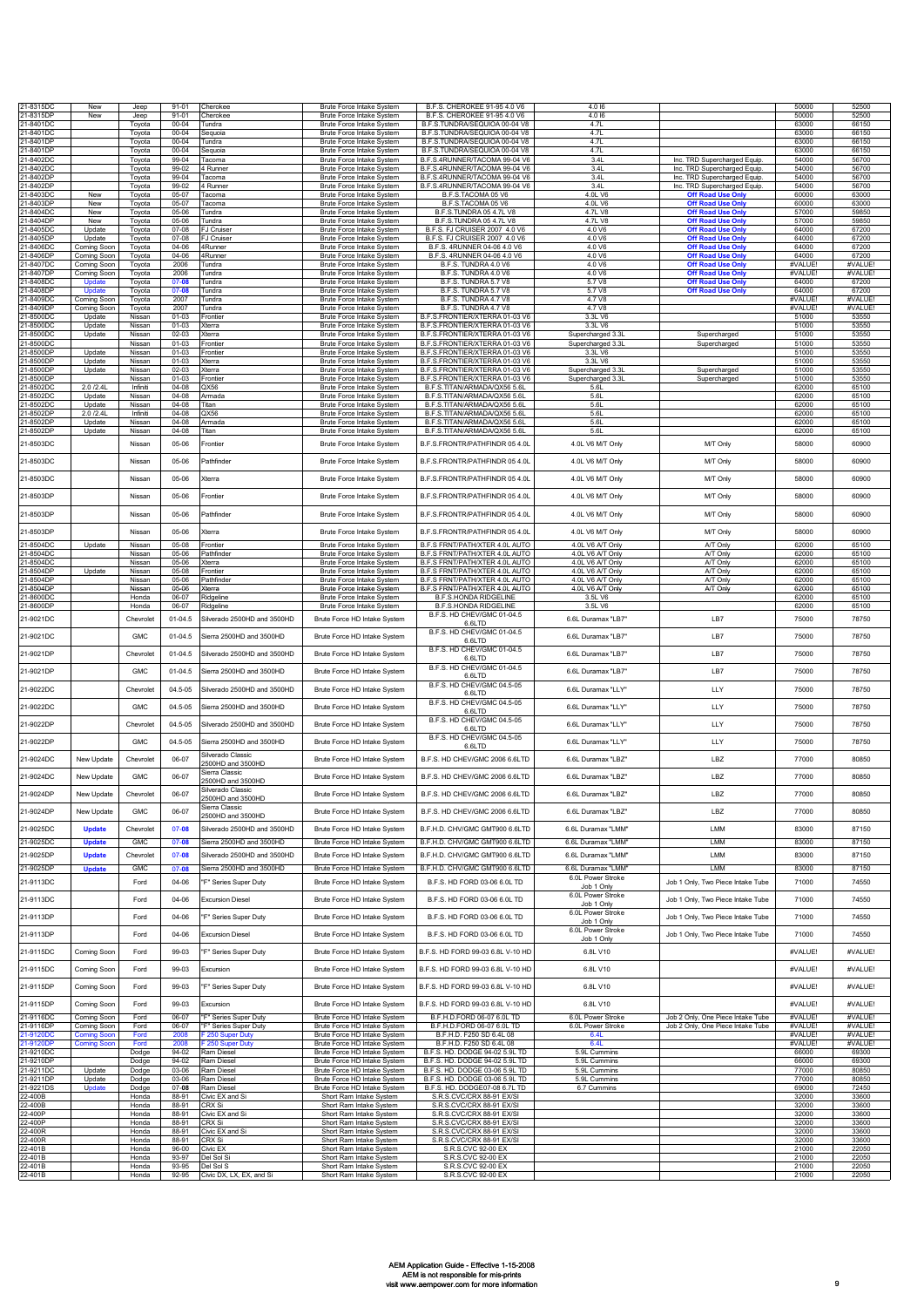| | | | | | | | | | |
|---|---|---|---|---|---|---|---|---|---|
| 21-8315DC | New | Jeep | 91-01 | Cherokee | Brute Force Intake System | B.F.S. CHEROKEE 91-95 4.0 V6 | 4.0 I6 | | 50000 | 52500 |
| 21-8315DP | New | Jeep | 91-01 | Cherokee | Brute Force Intake System | B.F.S. CHEROKEE 91-95 4.0 V6 | 4.0 I6 | | 50000 | 52500 |
| 21-8401DC | | Toyota | 00-04 | Tundra | Brute Force Intake System | B.F.S.TUNDRA/SEQUIOA 00-04 V8 | 4.7L | | 63000 | 66150 |
| 21-8401DC | | Toyota | 00-04 | Sequoia | Brute Force Intake System | B.F.S.TUNDRA/SEQUIOA 00-04 V8 | 4.7L | | 63000 | 66150 |
| 21-8401DP | | Toyota | 00-04 | Tundra | Brute Force Intake System | B.F.S.TUNDRA/SEQUIOA 00-04 V8 | 4.7L | | 63000 | 66150 |
| 21-8401DP | | Toyota | 00-04 | Sequoia | Brute Force Intake System | B.F.S.TUNDRA/SEQUIOA 00-04 V8 | 4.7L | | 63000 | 66150 |
| 21-8402DC | | Toyota | 99-04 | Tacoma | Brute Force Intake System | B.F.S.4RUNNER/TACOMA 99-04 V6 | 3.4L | Inc. TRD Supercharged Equip. | 54000 | 56700 |
| 21-8402DC | | Toyota | 99-02 | 4 Runner | Brute Force Intake System | B.F.S.4RUNNER/TACOMA 99-04 V6 | 3.4L | Inc. TRD Supercharged Equip. | 54000 | 56700 |
| 21-8402DP | | Toyota | 99-04 | Tacoma | Brute Force Intake System | B.F.S.4RUNNER/TACOMA 99-04 V6 | 3.4L | Inc. TRD Supercharged Equip. | 54000 | 56700 |
| 21-8402DP | | Toyota | 99-02 | 4 Runner | Brute Force Intake System | B.F.S.4RUNNER/TACOMA 99-04 V6 | 3.4L | Inc. TRD Supercharged Equip. | 54000 | 56700 |
| 21-8403DC | New | Toyota | 05-07 | Tacoma | Brute Force Intake System | B.F.S.TACOMA 05 V6 | 4.0L V6 | **Off Road Use Only** | 60000 | 63000 |
| 21-8403DP | New | Toyota | 05-07 | Tacoma | Brute Force Intake System | B.F.S.TACOMA 05 V6 | 4.0L V6 | **Off Road Use Only** | 60000 | 63000 |
| 21-8404DC | New | Toyota | 05-06 | Tundra | Brute Force Intake System | B.F.S.TUNDRA 05 4.7L V8 | 4.7L V8 | **Off Road Use Only** | 57000 | 59850 |
| 21-8404DP | New | Toyota | 05-06 | Tundra | Brute Force Intake System | B.F.S.TUNDRA 05 4.7L V8 | 4.7L V8 | **Off Road Use Only** | 57000 | 59850 |
| 21-8405DC | Update | Toyota | 07-08 | FJ Cruiser | Brute Force Intake System | B.F.S. FJ CRUISER 2007 4.0 V6 | 4.0 V6 | **Off Road Use Only** | 64000 | 67200 |
| 21-8405DP | Update | Toyota | 07-08 | FJ Cruiser | Brute Force Intake System | B.F.S. FJ CRUISER 2007 4.0 V6 | 4.0 V6 | **Off Road Use Only** | 64000 | 67200 |
| 21-8406DC | Coming Soon | Toyota | 04-06 | 4Runner | Brute Force Intake System | B.F.S. 4RUNNER 04-06 4.0 V6 | 4.0 V6 | **Off Road Use Only** | 64000 | 67200 |
| 21-8406DP | Coming Soon | Toyota | 04-06 | 4Runner | Brute Force Intake System | B.F.S. 4RUNNER 04-06 4.0 V6 | 4.0 V6 | **Off Road Use Only** | 64000 | 67200 |
| 21-8407DC | Coming Soon | Toyota | 2006 | Tundra | Brute Force Intake System | B.F.S. TUNDRA 4.0 V6 | 4.0 V6 | **Off Road Use Only** | #VALUE! | #VALUE! |
| 21-8407DP | Coming Soon | Toyota | 2006 | Tundra | Brute Force Intake System | B.F.S. TUNDRA 4.0 V6 | 4.0 V6 | **Off Road Use Only** | #VALUE! | #VALUE! |
| 21-8408DC | Update | Toyota | 07-08 | Tundra | Brute Force Intake System | B.F.S. TUNDRA 5.7 V8 | 5.7 V8 | **Off Road Use Only** | 64000 | 67200 |
| 21-8408DP | Update | Toyota | 07-08 | Tundra | Brute Force Intake System | B.F.S. TUNDRA 5.7 V8 | 5.7 V8 | **Off Road Use Only** | 64000 | 67200 |
| 21-8409DC | Coming Soon | Toyota | 2007 | Tundra | Brute Force Intake System | B.F.S. TUNDRA 4.7 V8 | 4.7 V8 | | #VALUE! | #VALUE! |
| 21-8409DP | Coming Soon | Toyota | 2007 | Tundra | Brute Force Intake System | B.F.S. TUNDRA 4.7 V8 | 4.7 V8 | | #VALUE! | #VALUE! |
| 21-8500DC | Update | Nissan | 01-03 | Frontier | Brute Force Intake System | B.F.S.FRONTIER/XTERRA 01-03 V6 | 3.3L V6 | | 51000 | 53550 |
| 21-8500DC | Update | Nissan | 01-03 | Xterra | Brute Force Intake System | B.F.S.FRONTIER/XTERRA 01-03 V6 | 3.3L V6 | | 51000 | 53550 |
| 21-8500DC | Update | Nissan | 02-03 | Xterra | Brute Force Intake System | B.F.S.FRONTIER/XTERRA 01-03 V6 | Supercharged 3.3L | Supercharged | 51000 | 53550 |
| 21-8500DC | | Nissan | 01-03 | Frontier | Brute Force Intake System | B.F.S.FRONTIER/XTERRA 01-03 V6 | Supercharged 3.3L | Supercharged | 51000 | 53550 |
| 21-8500DP | Update | Nissan | 01-03 | Frontier | Brute Force Intake System | B.F.S.FRONTIER/XTERRA 01-03 V6 | 3.3L V6 | | 51000 | 53550 |
| 21-8500DP | Update | Nissan | 01-03 | Xterra | Brute Force Intake System | B.F.S.FRONTIER/XTERRA 01-03 V6 | 3.3L V6 | | 51000 | 53550 |
| 21-8500DP | Update | Nissan | 02-03 | Xterra | Brute Force Intake System | B.F.S.FRONTIER/XTERRA 01-03 V6 | Supercharged 3.3L | Supercharged | 51000 | 53550 |
| 21-8500DP | | Nissan | 01-03 | Frontier | Brute Force Intake System | B.F.S.FRONTIER/XTERRA 01-03 V6 | Supercharged 3.3L | Supercharged | 51000 | 53550 |
| 21-8502DC | 2.0 /2.4L | Infiniti | 04-08 | QX56 | Brute Force Intake System | B.F.S.TITAN/ARMADA/QX56 5.6L | 5.6L | | 62000 | 65100 |
| 21-8502DC | Update | Nissan | 04-08 | Armada | Brute Force Intake System | B.F.S.TITAN/ARMADA/QX56 5.6L | 5.6L | | 62000 | 65100 |
| 21-8502DC | Update | Nissan | 04-08 | Titan | Brute Force Intake System | B.F.S.TITAN/ARMADA/QX56 5.6L | 5.6L | | 62000 | 65100 |
| 21-8502DP | 2.0 /2.4L | Infiniti | 04-08 | QX56 | Brute Force Intake System | B.F.S.TITAN/ARMADA/QX56 5.6L | 5.6L | | 62000 | 65100 |
| 21-8502DP | Update | Nissan | 04-08 | Armada | Brute Force Intake System | B.F.S.TITAN/ARMADA/QX56 5.6L | 5.6L | | 62000 | 65100 |
| 21-8502DP | Update | Nissan | 04-08 | Titan | Brute Force Intake System | B.F.S.TITAN/ARMADA/QX56 5.6L | 5.6L | | 62000 | 65100 |
| 21-8503DC | | Nissan | 05-06 | Frontier | Brute Force Intake System | B.F.S.FRONTR/PATHFINDR 05 4.0L | 4.0L V6 M/T Only | M/T Only | 58000 | 60900 |
| 21-8503DC | | Nissan | 05-06 | Pathfinder | Brute Force Intake System | B.F.S.FRONTR/PATHFINDR 05 4.0L | 4.0L V6 M/T Only | M/T Only | 58000 | 60900 |
| 21-8503DC | | Nissan | 05-06 | Xterra | Brute Force Intake System | B.F.S.FRONTR/PATHFINDR 05 4.0L | 4.0L V6 M/T Only | M/T Only | 58000 | 60900 |
| 21-8503DP | | Nissan | 05-06 | Frontier | Brute Force Intake System | B.F.S.FRONTR/PATHFINDR 05 4.0L | 4.0L V6 M/T Only | M/T Only | 58000 | 60900 |
| 21-8503DP | | Nissan | 05-06 | Pathfinder | Brute Force Intake System | B.F.S.FRONTR/PATHFINDR 05 4.0L | 4.0L V6 M/T Only | M/T Only | 58000 | 60900 |
| 21-8503DP | | Nissan | 05-06 | Xterra | Brute Force Intake System | B.F.S.FRONTR/PATHFINDR 05 4.0L | 4.0L V6 M/T Only | M/T Only | 58000 | 60900 |
| 21-8504DC | Update | Nissan | 05-08 | Frontier | Brute Force Intake System | B.F.S FRNT/PATH/XTER 4.0L AUTO | 4.0L V6 A/T Only | A/T Only | 62000 | 65100 |
| 21-8504DC | | Nissan | 05-06 | Pathfinder | Brute Force Intake System | B.F.S FRNT/PATH/XTER 4.0L AUTO | 4.0L V6 A/T Only | A/T Only | 62000 | 65100 |
| 21-8504DC | | Nissan | 05-06 | Xterra | Brute Force Intake System | B.F.S FRNT/PATH/XTER 4.0L AUTO | 4.0L V6 A/T Only | A/T Only | 62000 | 65100 |
| 21-8504DP | Update | Nissan | 05-08 | Frontier | Brute Force Intake System | B.F.S FRNT/PATH/XTER 4.0L AUTO | 4.0L V6 A/T Only | A/T Only | 62000 | 65100 |
| 21-8504DP | | Nissan | 05-06 | Pathfinder | Brute Force Intake System | B.F.S FRNT/PATH/XTER 4.0L AUTO | 4.0L V6 A/T Only | A/T Only | 62000 | 65100 |
| 21-8504DP | | Nissan | 05-06 | Xterra | Brute Force Intake System | B.F.S FRNT/PATH/XTER 4.0L AUTO | 4.0L V6 A/T Only | A/T Only | 62000 | 65100 |
| 21-8600DC | | Honda | 06-07 | Ridgeline | Brute Force Intake System | B.F.S.HONDA RIDGELINE | 3.5L V6 | | 62000 | 65100 |
| 21-8600DP | | Honda | 06-07 | Ridgeline | Brute Force Intake System | B.F.S.HONDA RIDGELINE | 3.5L V6 | | 62000 | 65100 |
| 21-9021DC | | Chevrolet | 01-04.5 | Silverado 2500HD and 3500HD | Brute Force HD Intake System | B.F.S. HD CHEV/GMC 01-04.5 6.6LTD | 6.6L Duramax "LB7" | LB7 | 75000 | 78750 |
| 21-9021DC | | GMC | 01-04.5 | Sierra 2500HD and 3500HD | Brute Force HD Intake System | B.F.S. HD CHEV/GMC 01-04.5 6.6LTD | 6.6L Duramax "LB7" | LB7 | 75000 | 78750 |
| 21-9021DP | | Chevrolet | 01-04.5 | Silverado 2500HD and 3500HD | Brute Force HD Intake System | B.F.S. HD CHEV/GMC 01-04.5 6.6LTD | 6.6L Duramax "LB7" | LB7 | 75000 | 78750 |
| 21-9021DP | | GMC | 01-04.5 | Sierra 2500HD and 3500HD | Brute Force HD Intake System | B.F.S. HD CHEV/GMC 01-04.5 6.6LTD | 6.6L Duramax "LB7" | LB7 | 75000 | 78750 |
| 21-9022DC | | Chevrolet | 04.5-05 | Silverado 2500HD and 3500HD | Brute Force HD Intake System | B.F.S. HD CHEV/GMC 04.5-05 6.6LTD | 6.6L Duramax "LLY" | LLY | 75000 | 78750 |
| 21-9022DC | | GMC | 04.5-05 | Sierra 2500HD and 3500HD | Brute Force HD Intake System | B.F.S. HD CHEV/GMC 04.5-05 6.6LTD | 6.6L Duramax "LLY" | LLY | 75000 | 78750 |
| 21-9022DP | | Chevrolet | 04.5-05 | Silverado 2500HD and 3500HD | Brute Force HD Intake System | B.F.S. HD CHEV/GMC 04.5-05 6.6LTD | 6.6L Duramax "LLY" | LLY | 75000 | 78750 |
| 21-9022DP | | GMC | 04.5-05 | Sierra 2500HD and 3500HD | Brute Force HD Intake System | B.F.S. HD CHEV/GMC 04.5-05 6.6LTD | 6.6L Duramax "LLY" | LLY | 75000 | 78750 |
| 21-9024DC | New Update | Chevrolet | 06-07 | Silverado Classic 2500HD and 3500HD | Brute Force HD Intake System | B.F.S. HD CHEV/GMC 2006 6.6LTD | 6.6L Duramax "LBZ" | LBZ | 77000 | 80850 |
| 21-9024DC | New Update | GMC | 06-07 | Sierra Classic 2500HD and 3500HD | Brute Force HD Intake System | B.F.S. HD CHEV/GMC 2006 6.6LTD | 6.6L Duramax "LBZ" | LBZ | 77000 | 80850 |
| 21-9024DP | New Update | Chevrolet | 06-07 | Silverado Classic 2500HD and 3500HD | Brute Force HD Intake System | B.F.S. HD CHEV/GMC 2006 6.6LTD | 6.6L Duramax "LBZ" | LBZ | 77000 | 80850 |
| 21-9024DP | New Update | GMC | 06-07 | Sierra Classic 2500HD and 3500HD | Brute Force HD Intake System | B.F.S. HD CHEV/GMC 2006 6.6LTD | 6.6L Duramax "LBZ" | LBZ | 77000 | 80850 |
| 21-9025DC | **Update** | Chevrolet | 07-**08** | Silverado 2500HD and 3500HD | Brute Force HD Intake System | B.F.H.D. CHV/GMC GMT900 6.6LTD | 6.6L Duramax "LMM" | LMM | 83000 | 87150 |
| 21-9025DC | **Update** | GMC | 07-**08** | Sierra 2500HD and 3500HD | Brute Force HD Intake System | B.F.H.D. CHV/GMC GMT900 6.6LTD | 6.6L Duramax "LMM" | LMM | 83000 | 87150 |
| 21-9025DP | **Update** | Chevrolet | 07-**08** | Silverado 2500HD and 3500HD | Brute Force HD Intake System | B.F.H.D. CHV/GMC GMT900 6.6LTD | 6.6L Duramax "LMM" | LMM | 83000 | 87150 |
| 21-9025DP | **Update** | GMC | 07-**08** | Sierra 2500HD and 3500HD | Brute Force HD Intake System | B.F.H.D. CHV/GMC GMT900 6.6LTD | 6.6L Duramax "LMM" | LMM | 83000 | 87150 |
| 21-9113DC | | Ford | 04-06 | "F" Series Super Duty | Brute Force HD Intake System | B.F.S. HD FORD 03-06 6.0L TD | 6.0L Power Stroke Job 1 Only | Job 1 Only, Two Piece Intake Tube | 71000 | 74550 |
| 21-9113DC | | Ford | 04-06 | Excursion Diesel | Brute Force HD Intake System | B.F.S. HD FORD 03-06 6.0L TD | 6.0L Power Stroke Job 1 Only | Job 1 Only, Two Piece Intake Tube | 71000 | 74550 |
| 21-9113DP | | Ford | 04-06 | "F" Series Super Duty | Brute Force HD Intake System | B.F.S. HD FORD 03-06 6.0L TD | 6.0L Power Stroke Job 1 Only | Job 1 Only, Two Piece Intake Tube | 71000 | 74550 |
| 21-9113DP | | Ford | 04-06 | Excursion Diesel | Brute Force HD Intake System | B.F.S. HD FORD 03-06 6.0L TD | 6.0L Power Stroke Job 1 Only | Job 1 Only, Two Piece Intake Tube | 71000 | 74550 |
| 21-9115DC | Coming Soon | Ford | 99-03 | "F" Series Super Duty | Brute Force HD Intake System | B.F.S. HD FORD 99-03 6.8L V-10 HD | 6.8L V10 | | #VALUE! | #VALUE! |
| 21-9115DC | Coming Soon | Ford | 99-03 | Excursion | Brute Force HD Intake System | B.F.S. HD FORD 99-03 6.8L V-10 HD | 6.8L V10 | | #VALUE! | #VALUE! |
| 21-9115DP | Coming Soon | Ford | 99-03 | "F" Series Super Duty | Brute Force HD Intake System | B.F.S. HD FORD 99-03 6.8L V-10 HD | 6.8L V10 | | #VALUE! | #VALUE! |
| 21-9115DP | Coming Soon | Ford | 99-03 | Excursion | Brute Force HD Intake System | B.F.S. HD FORD 99-03 6.8L V-10 HD | 6.8L V10 | | #VALUE! | #VALUE! |
| 21-9116DC | Coming Soon | Ford | 06-07 | "F" Series Super Duty | Brute Force HD Intake System | B.F.H.D.FORD 06-07 6.0L TD | 6.0L Power Stroke | Job 2 Only, One Piece Intake Tube | #VALUE! | #VALUE! |
| 21-9116DP | Coming Soon | Ford | 06-07 | "F" Series Super Duty | Brute Force HD Intake System | B.F.H.D.FORD 06-07 6.0L TD | 6.0L Power Stroke | Job 2 Only, One Piece Intake Tube | #VALUE! | #VALUE! |
| 21-9120DC | Coming Soon | Ford | 2008 | F 250 Super Duty | Brute Force HD Intake System | B.F.H.D. F250 SD 6.4L 08 | 6.4L | | #VALUE! | #VALUE! |
| 21-9120DP | Coming Soon | Ford | 2008 | F 250 Super Duty | Brute Force HD Intake System | B.F.H.D. F250 SD 6.4L 08 | 6.4L | | #VALUE! | #VALUE! |
| 21-9210DC | | Dodge | 94-02 | Ram Diesel | Brute Force HD Intake System | B.F.S. HD. DODGE 94-02 5.9L TD | 5.9L Cummins | | 66000 | 69300 |
| 21-9210DP | | Dodge | 94-02 | Ram Diesel | Brute Force HD Intake System | B.F.S. HD. DODGE 94-02 5.9L TD | 5.9L Cummins | | 66000 | 69300 |
| 21-9211DC | Update | Dodge | 03-06 | Ram Diesel | Brute Force HD Intake System | B.F.S. HD. DODGE 03-06 5.9L TD | 5.9L Cummins | | 77000 | 80850 |
| 21-9211DP | Update | Dodge | 03-06 | Ram Diesel | Brute Force HD Intake System | B.F.S. HD. DODGE 03-06 5.9L TD | 5.9L Cummins | | 77000 | 80850 |
| 21-9221DS | Update | Dodge | 07-**08** | Ram Diesel | Brute Force HD Intake System | B.F.S. HD. DODGE07-08 6.7L TD | 6.7 Cummins | | 69000 | 72450 |
| 22-400B | | Honda | 88-91 | Civic EX and Si | Short Ram Intake System | S.R.S.CVC/CRX 88-91 EX/SI | | | 32000 | 33600 |
| 22-400B | | Honda | 88-91 | CRX Si | Short Ram Intake System | S.R.S.CVC/CRX 88-91 EX/SI | | | 32000 | 33600 |
| 22-400P | | Honda | 88-91 | Civic EX and Si | Short Ram Intake System | S.R.S.CVC/CRX 88-91 EX/SI | | | 32000 | 33600 |
| 22-400P | | Honda | 88-91 | CRX Si | Short Ram Intake System | S.R.S.CVC/CRX 88-91 EX/SI | | | 32000 | 33600 |
| 22-400R | | Honda | 88-91 | Civic EX and Si | Short Ram Intake System | S.R.S.CVC/CRX 88-91 EX/SI | | | 32000 | 33600 |
| 22-400R | | Honda | 88-91 | CRX Si | Short Ram Intake System | S.R.S.CVC/CRX 88-91 EX/SI | | | 32000 | 33600 |
| 22-401B | | Honda | 96-00 | Civic EX | Short Ram Intake System | S.R.S.CVC 92-00 EX | | | 21000 | 22050 |
| 22-401B | | Honda | 93-97 | Del Sol Si | Short Ram Intake System | S.R.S.CVC 92-00 EX | | | 21000 | 22050 |
| 22-401B | | Honda | 93-95 | Del Sol S | Short Ram Intake System | S.R.S.CVC 92-00 EX | | | 21000 | 22050 |
| 22-401B | | Honda | 92-95 | Civic DX, LX, EX, and Si | Short Ram Intake System | S.R.S.CVC 92-00 EX | | | 21000 | 22050 |

AEM Application Guide - Effective 1-15-2008
AEM is not responsible for mis-prints
visit www.aempower.com for more information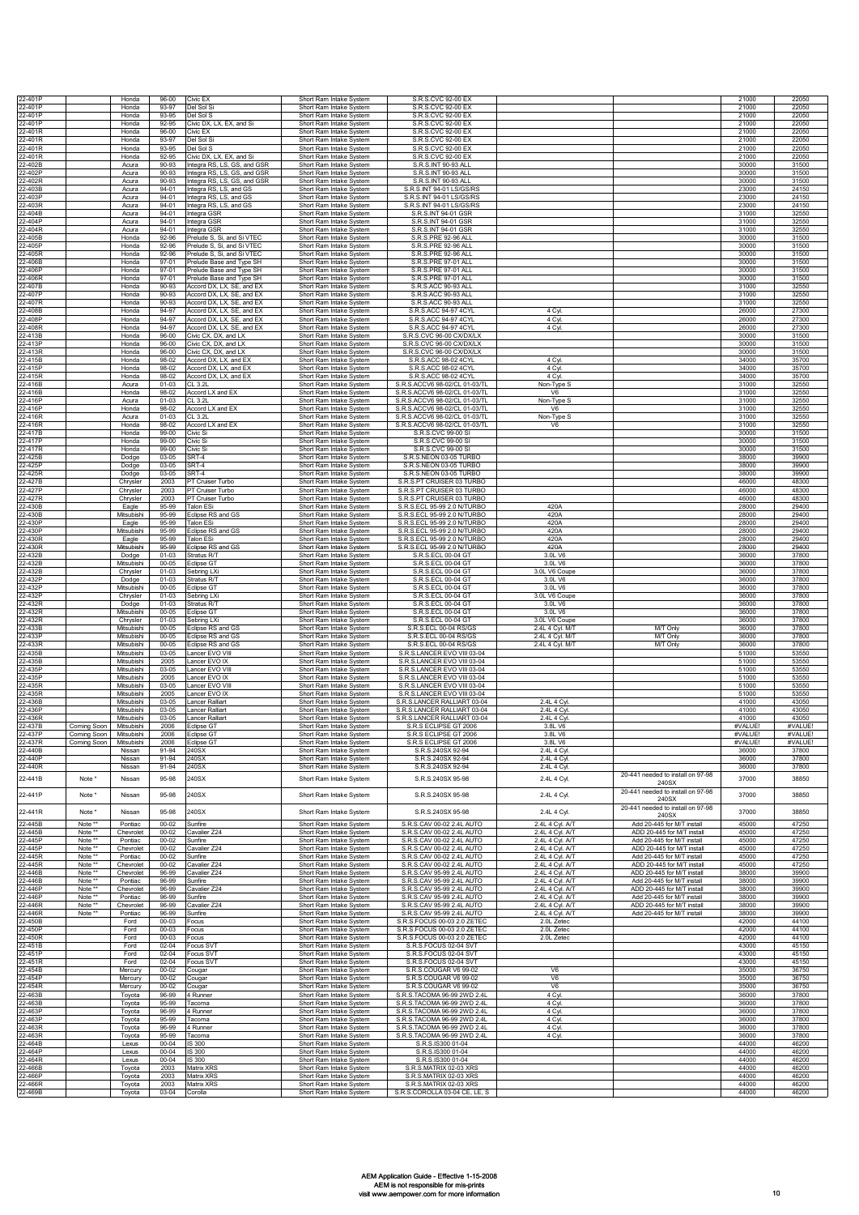| | | | | | | | | | | |
|---|---|---|---|---|---|---|---|---|---|---|
| 22-401P | | Honda | 96-00 | Civic EX | Short Ram Intake System | S.R.S.CVC 92-00 EX | | | 21000 | 22050 |
| 22-401P | | Honda | 93-97 | Del Sol Si | Short Ram Intake System | S.R.S.CVC 92-00 EX | | | 21000 | 22050 |
| 22-401P | | Honda | 93-95 | Del Sol S | Short Ram Intake System | S.R.S.CVC 92-00 EX | | | 21000 | 22050 |
| 22-401P | | Honda | 92-95 | Civic DX, LX, EX, and Si | Short Ram Intake System | S.R.S.CVC 92-00 EX | | | 21000 | 22050 |
| 22-401R | | Honda | 96-00 | Civic EX | Short Ram Intake System | S.R.S.CVC 92-00 EX | | | 21000 | 22050 |
| 22-401R | | Honda | 93-97 | Del Sol Si | Short Ram Intake System | S.R.S.CVC 92-00 EX | | | 21000 | 22050 |
| 22-401R | | Honda | 93-95 | Del Sol S | Short Ram Intake System | S.R.S.CVC 92-00 EX | | | 21000 | 22050 |
| 22-401R | | Honda | 92-95 | Civic DX, LX, EX, and Si | Short Ram Intake System | S.R.S.CVC 92-00 EX | | | 21000 | 22050 |
| 22-402B | | Acura | 90-93 | Integra RS, LS, GS, and GSR | Short Ram Intake System | S.R.S.INT 90-93 ALL | | | 30000 | 31500 |
| 22-402P | | Acura | 90-93 | Integra RS, LS, GS, and GSR | Short Ram Intake System | S.R.S.INT 90-93 ALL | | | 30000 | 31500 |
| 22-402R | | Acura | 90-93 | Integra RS, LS, GS, and GSR | Short Ram Intake System | S.R.S.INT 90-93 ALL | | | 30000 | 31500 |
| 22-403B | | Acura | 94-01 | Integra RS, LS, and GS | Short Ram Intake System | S.R.S.INT 94-01 LS/GS/RS | | | 23000 | 24150 |
| 22-403P | | Acura | 94-01 | Integra RS, LS, and GS | Short Ram Intake System | S.R.S.INT 94-01 LS/GS/RS | | | 23000 | 24150 |
| 22-403R | | Acura | 94-01 | Integra RS, LS, and GS | Short Ram Intake System | S.R.S.INT 94-01 LS/GS/RS | | | 23000 | 24150 |
| 22-404B | | Acura | 94-01 | Integra GSR | Short Ram Intake System | S.R.S.INT 94-01 GSR | | | 31000 | 32550 |
| 22-404P | | Acura | 94-01 | Integra GSR | Short Ram Intake System | S.R.S.INT 94-01 GSR | | | 31000 | 32550 |
| 22-404R | | Acura | 94-01 | Integra GSR | Short Ram Intake System | S.R.S.INT 94-01 GSR | | | 31000 | 32550 |
| 22-405B | | Honda | 92-96 | Prelude S, Si, and Si VTEC | Short Ram Intake System | S.R.S.PRE 92-96 ALL | | | 30000 | 31500 |
| 22-405P | | Honda | 92-96 | Prelude S, Si, and Si VTEC | Short Ram Intake System | S.R.S.PRE 92-96 ALL | | | 30000 | 31500 |
| 22-405R | | Honda | 92-96 | Prelude S, Si, and Si VTEC | Short Ram Intake System | S.R.S.PRE 92-96 ALL | | | 30000 | 31500 |
| 22-406B | | Honda | 97-01 | Prelude Base and Type SH | Short Ram Intake System | S.R.S.PRE 97-01 ALL | | | 30000 | 31500 |
| 22-406P | | Honda | 97-01 | Prelude Base and Type SH | Short Ram Intake System | S.R.S.PRE 97-01 ALL | | | 30000 | 31500 |
| 22-406R | | Honda | 97-01 | Prelude Base and Type SH | Short Ram Intake System | S.R.S.PRE 97-01 ALL | | | 30000 | 31500 |
| 22-407B | | Honda | 90-93 | Accord DX, LX, SE, and EX | Short Ram Intake System | S.R.S.ACC 90-93 ALL | | | 31000 | 32550 |
| 22-407P | | Honda | 90-93 | Accord DX, LX, SE, and EX | Short Ram Intake System | S.R.S.ACC 90-93 ALL | | | 31000 | 32550 |
| 22-407R | | Honda | 90-93 | Accord DX, LX, SE, and EX | Short Ram Intake System | S.R.S.ACC 90-93 ALL | | | 31000 | 32550 |
| 22-408B | | Honda | 94-97 | Accord DX, LX, SE, and EX | Short Ram Intake System | S.R.S.ACC 94-97 4CYL | 4 Cyl. | | 26000 | 27300 |
| 22-408P | | Honda | 94-97 | Accord DX, LX, SE, and EX | Short Ram Intake System | S.R.S.ACC 94-97 4CYL | 4 Cyl. | | 26000 | 27300 |
| 22-408R | | Honda | 94-97 | Accord DX, LX, SE, and EX | Short Ram Intake System | S.R.S.ACC 94-97 4CYL | 4 Cyl. | | 26000 | 27300 |
| 22-413B | | Honda | 96-00 | Civic CX, DX, and LX | Short Ram Intake System | S.R.S.CVC 96-00 CX/DX/LX | | | 30000 | 31500 |
| 22-413P | | Honda | 96-00 | Civic CX, DX, and LX | Short Ram Intake System | S.R.S.CVC 96-00 CX/DX/LX | | | 30000 | 31500 |
| 22-413R | | Honda | 96-00 | Civic CX, DX, and LX | Short Ram Intake System | S.R.S.CVC 96-00 CX/DX/LX | | | 30000 | 31500 |
| 22-415B | | Honda | 98-02 | Accord DX, LX, and EX | Short Ram Intake System | S.R.S.ACC 98-02 4CYL | 4 Cyl. | | 34000 | 35700 |
| 22-415P | | Honda | 98-02 | Accord DX, LX, and EX | Short Ram Intake System | S.R.S.ACC 98-02 4CYL | 4 Cyl. | | 34000 | 35700 |
| 22-415R | | Honda | 98-02 | Accord DX, LX, and EX | Short Ram Intake System | S.R.S.ACC 98-02 4CYL | 4 Cyl. | | 34000 | 35700 |
| 22-416B | | Acura | 01-03 | CL 3.2L | Short Ram Intake System | S.R.S.ACCV6 98-02/CL 01-03/TL | Non-Type S | | 31000 | 32550 |
| 22-416B | | Honda | 98-02 | Accord LX and EX | Short Ram Intake System | S.R.S.ACCV6 98-02/CL 01-03/TL | V6 | | 31000 | 32550 |
| 22-416P | | Acura | 01-03 | CL 3.2L | Short Ram Intake System | S.R.S.ACCV6 98-02/CL 01-03/TL | Non-Type S | | 31000 | 32550 |
| 22-416P | | Honda | 98-02 | Accord LX and EX | Short Ram Intake System | S.R.S.ACCV6 98-02/CL 01-03/TL | V6 | | 31000 | 32550 |
| 22-416R | | Acura | 01-03 | CL 3.2L | Short Ram Intake System | S.R.S.ACCV6 98-02/CL 01-03/TL | Non-Type S | | 31000 | 32550 |
| 22-416R | | Honda | 98-02 | Accord LX and EX | Short Ram Intake System | S.R.S.ACCV6 98-02/CL 01-03/TL | V6 | | 31000 | 32550 |
| 22-417B | | Honda | 99-00 | Civic Si | Short Ram Intake System | S.R.S.CVC 99-00 SI | | | 30000 | 31500 |
| 22-417P | | Honda | 99-00 | Civic Si | Short Ram Intake System | S.R.S.CVC 99-00 SI | | | 30000 | 31500 |
| 22-417R | | Honda | 99-00 | Civic Si | Short Ram Intake System | S.R.S.CVC 99-00 SI | | | 30000 | 31500 |
| 22-425B | | Dodge | 03-05 | SRT-4 | Short Ram Intake System | S.R.S.NEON 03-05 TURBO | | | 38000 | 39900 |
| 22-425P | | Dodge | 03-05 | SRT-4 | Short Ram Intake System | S.R.S.NEON 03-05 TURBO | | | 38000 | 39900 |
| 22-425R | | Dodge | 03-05 | SRT-4 | Short Ram Intake System | S.R.S.NEON 03-05 TURBO | | | 38000 | 39900 |
| 22-427B | | Chrysler | 2003 | PT Cruiser Turbo | Short Ram Intake System | S.R.S.PT CRUISER 03 TURBO | | | 46000 | 48300 |
| 22-427P | | Chrysler | 2003 | PT Cruiser Turbo | Short Ram Intake System | S.R.S.PT CRUISER 03 TURBO | | | 46000 | 48300 |
| 22-427R | | Chrysler | 2003 | PT Cruiser Turbo | Short Ram Intake System | S.R.S.PT CRUISER 03 TURBO | | | 46000 | 48300 |
| 22-430B | | Eagle | 95-99 | Talon ESi | Short Ram Intake System | S.R.S.ECL 95-99 2.0 N/TURBO | 420A | | 28000 | 29400 |
| 22-430B | | Mitsubishi | 95-99 | Eclipse RS and GS | Short Ram Intake System | S.R.S.ECL 95-99 2.0 N/TURBO | 420A | | 28000 | 29400 |
| 22-430P | | Eagle | 95-99 | Talon ESi | Short Ram Intake System | S.R.S.ECL 95-99 2.0 N/TURBO | 420A | | 28000 | 29400 |
| 22-430P | | Mitsubishi | 95-99 | Eclipse RS and GS | Short Ram Intake System | S.R.S.ECL 95-99 2.0 N/TURBO | 420A | | 28000 | 29400 |
| 22-430R | | Eagle | 95-99 | Talon ESi | Short Ram Intake System | S.R.S.ECL 95-99 2.0 N/TURBO | 420A | | 28000 | 29400 |
| 22-430R | | Mitsubishi | 95-99 | Eclipse RS and GS | Short Ram Intake System | S.R.S.ECL 95-99 2.0 N/TURBO | 420A | | 28000 | 29400 |
| 22-432B | | Dodge | 01-03 | Stratus R/T | Short Ram Intake System | S.R.S.ECL 00-04 GT | 3.0L V6 | | 36000 | 37800 |
| 22-432B | | Mitsubishi | 00-05 | Eclipse GT | Short Ram Intake System | S.R.S.ECL 00-04 GT | 3.0L V6 | | 36000 | 37800 |
| 22-432B | | Chrysler | 01-03 | Sebring LXi | Short Ram Intake System | S.R.S.ECL 00-04 GT | 3.0L V6 Coupe | | 36000 | 37800 |
| 22-432P | | Dodge | 01-03 | Stratus R/T | Short Ram Intake System | S.R.S.ECL 00-04 GT | 3.0L V6 | | 36000 | 37800 |
| 22-432P | | Mitsubishi | 00-05 | Eclipse GT | Short Ram Intake System | S.R.S.ECL 00-04 GT | 3.0L V6 | | 36000 | 37800 |
| 22-432P | | Chrysler | 01-03 | Sebring LXi | Short Ram Intake System | S.R.S.ECL 00-04 GT | 3.0L V6 Coupe | | 36000 | 37800 |
| 22-432R | | Dodge | 01-03 | Stratus R/T | Short Ram Intake System | S.R.S.ECL 00-04 GT | 3.0L V6 | | 36000 | 37800 |
| 22-432R | | Mitsubishi | 00-05 | Eclipse GT | Short Ram Intake System | S.R.S.ECL 00-04 GT | 3.0L V6 | | 36000 | 37800 |
| 22-432R | | Chrysler | 01-03 | Sebring LXi | Short Ram Intake System | S.R.S.ECL 00-04 GT | 3.0L V6 Coupe | | 36000 | 37800 |
| 22-433B | | Mitsubishi | 00-05 | Eclipse RS and GS | Short Ram Intake System | S.R.S.ECL 00-04 RS/GS | 2.4L 4 Cyl. M/T | M/T Only | 36000 | 37800 |
| 22-433P | | Mitsubishi | 00-05 | Eclipse RS and GS | Short Ram Intake System | S.R.S.ECL 00-04 RS/GS | 2.4L 4 Cyl. M/T | M/T Only | 36000 | 37800 |
| 22-433R | | Mitsubishi | 00-05 | Eclipse RS and GS | Short Ram Intake System | S.R.S.ECL 00-04 RS/GS | 2.4L 4 Cyl. M/T | M/T Only | 36000 | 37800 |
| 22-435B | | Mitsubishi | 03-05 | Lancer EVO VIII | Short Ram Intake System | S.R.S.LANCER EVO VIII 03-04 | | | 51000 | 53550 |
| 22-435B | | Mitsubishi | 2005 | Lancer EVO IX | Short Ram Intake System | S.R.S.LANCER EVO VIII 03-04 | | | 51000 | 53550 |
| 22-435P | | Mitsubishi | 03-05 | Lancer EVO VIII | Short Ram Intake System | S.R.S.LANCER EVO VIII 03-04 | | | 51000 | 53550 |
| 22-435P | | Mitsubishi | 2005 | Lancer EVO IX | Short Ram Intake System | S.R.S.LANCER EVO VIII 03-04 | | | 51000 | 53550 |
| 22-435R | | Mitsubishi | 03-05 | Lancer EVO VIII | Short Ram Intake System | S.R.S.LANCER EVO VIII 03-04 | | | 51000 | 53550 |
| 22-435R | | Mitsubishi | 2005 | Lancer EVO IX | Short Ram Intake System | S.R.S.LANCER EVO VIII 03-04 | | | 51000 | 53550 |
| 22-436B | | Mitsubishi | 03-05 | Lancer Ralliart | Short Ram Intake System | S.R.S.LANCER RALLIART 03-04 | 2.4L 4 Cyl. | | 41000 | 43050 |
| 22-436P | | Mitsubishi | 03-05 | Lancer Ralliart | Short Ram Intake System | S.R.S.LANCER RALLIART 03-04 | 2.4L 4 Cyl. | | 41000 | 43050 |
| 22-436R | | Mitsubishi | 03-05 | Lancer Ralliart | Short Ram Intake System | S.R.S.LANCER RALLIART 03-04 | 2.4L 4 Cyl. | | 41000 | 43050 |
| 22-437B | Coming Soon | Mitsubishi | 2006 | Eclipse GT | Short Ram Intake System | S.R.S ECLIPSE GT 2006 | 3.8L V6 | | #VALUE! | #VALUE! |
| 22-437P | Coming Soon | Mitsubishi | 2006 | Eclipse GT | Short Ram Intake System | S.R.S ECLIPSE GT 2006 | 3.8L V6 | | #VALUE! | #VALUE! |
| 22-437R | Coming Soon | Mitsubishi | 2006 | Eclipse GT | Short Ram Intake System | S.R.S ECLIPSE GT 2006 | 3.8L V6 | | #VALUE! | #VALUE! |
| 22-440B | | Nissan | 91-94 | 240SX | Short Ram Intake System | S.R.S.240SX 92-94 | 2.4L 4 Cyl. | | 36000 | 37800 |
| 22-440P | | Nissan | 91-94 | 240SX | Short Ram Intake System | S.R.S.240SX 92-94 | 2.4L 4 Cyl. | | 36000 | 37800 |
| 22-440R | | Nissan | 91-94 | 240SX | Short Ram Intake System | S.R.S.240SX 92-94 | 2.4L 4 Cyl. | | 36000 | 37800 |
| 22-441B | Note * | Nissan | 95-98 | 240SX | Short Ram Intake System | S.R.S.240SX 95-98 | 2.4L 4 Cyl. | 20-441 needed to install on 97-98 240SX | 37000 | 38850 |
| 22-441P | Note * | Nissan | 95-98 | 240SX | Short Ram Intake System | S.R.S.240SX 95-98 | 2.4L 4 Cyl. | 20-441 needed to install on 97-98 240SX | 37000 | 38850 |
| 22-441R | Note * | Nissan | 95-98 | 240SX | Short Ram Intake System | S.R.S.240SX 95-98 | 2.4L 4 Cyl. | 20-441 needed to install on 97-98 240SX | 37000 | 38850 |
| 22-445B | Note ** | Pontiac | 00-02 | Sunfire | Short Ram Intake System | S.R.S.CAV 00-02 2.4L AUTO | 2.4L 4 Cyl. A/T | Add 20-445 for M/T install | 45000 | 47250 |
| 22-445B | Note ** | Chevrolet | 00-02 | Cavalier Z24 | Short Ram Intake System | S.R.S.CAV 00-02 2.4L AUTO | 2.4L 4 Cyl. A/T | ADD 20-445 for M/T install | 45000 | 47250 |
| 22-445P | Note ** | Pontiac | 00-02 | Sunfire | Short Ram Intake System | S.R.S.CAV 00-02 2.4L AUTO | 2.4L 4 Cyl. A/T | Add 20-445 for M/T install | 45000 | 47250 |
| 22-445P | Note ** | Chevrolet | 00-02 | Cavalier Z24 | Short Ram Intake System | S.R.S.CAV 00-02 2.4L AUTO | 2.4L 4 Cyl. A/T | ADD 20-445 for M/T install | 45000 | 47250 |
| 22-445R | Note ** | Pontiac | 00-02 | Sunfire | Short Ram Intake System | S.R.S.CAV 00-02 2.4L AUTO | 2.4L 4 Cyl. A/T | Add 20-445 for M/T install | 45000 | 47250 |
| 22-445R | Note ** | Chevrolet | 00-02 | Cavalier Z24 | Short Ram Intake System | S.R.S.CAV 00-02 2.4L AUTO | 2.4L 4 Cyl. A/T | ADD 20-445 for M/T install | 45000 | 47250 |
| 22-446B | Note ** | Chevrolet | 96-99 | Cavalier Z24 | Short Ram Intake System | S.R.S.CAV 95-99 2.4L AUTO | 2.4L 4 Cyl. A/T | ADD 20-445 for M/T install | 38000 | 39900 |
| 22-446B | Note ** | Pontiac | 96-99 | Sunfire | Short Ram Intake System | S.R.S.CAV 95-99 2.4L AUTO | 2.4L 4 Cyl. A/T | Add 20-445 for M/T install | 38000 | 39900 |
| 22-446P | Note ** | Chevrolet | 96-99 | Cavalier Z24 | Short Ram Intake System | S.R.S.CAV 95-99 2.4L AUTO | 2.4L 4 Cyl. A/T | ADD 20-445 for M/T install | 38000 | 39900 |
| 22-446P | Note ** | Pontiac | 96-99 | Sunfire | Short Ram Intake System | S.R.S.CAV 95-99 2.4L AUTO | 2.4L 4 Cyl. A/T | Add 20-445 for M/T install | 38000 | 39900 |
| 22-446R | Note ** | Chevrolet | 96-99 | Cavalier Z24 | Short Ram Intake System | S.R.S.CAV 95-99 2.4L AUTO | 2.4L 4 Cyl. A/T | ADD 20-445 for M/T install | 38000 | 39900 |
| 22-446R | Note ** | Pontiac | 96-99 | Sunfire | Short Ram Intake System | S.R.S.CAV 95-99 2.4L AUTO | 2.4L 4 Cyl. A/T | Add 20-445 for M/T install | 38000 | 39900 |
| 22-450B | | Ford | 00-03 | Focus | Short Ram Intake System | S.R.S.FOCUS 00-03 2.0 ZETEC | 2.0L Zetec | | 42000 | 44100 |
| 22-450P | | Ford | 00-03 | Focus | Short Ram Intake System | S.R.S.FOCUS 00-03 2.0 ZETEC | 2.0L Zetec | | 42000 | 44100 |
| 22-450R | | Ford | 00-03 | Focus | Short Ram Intake System | S.R.S.FOCUS 00-03 2.0 ZETEC | 2.0L Zetec | | 42000 | 44100 |
| 22-451B | | Ford | 02-04 | Focus SVT | Short Ram Intake System | S.R.S.FOCUS 02-04 SVT | | | 43000 | 45150 |
| 22-451P | | Ford | 02-04 | Focus SVT | Short Ram Intake System | S.R.S.FOCUS 02-04 SVT | | | 43000 | 45150 |
| 22-451R | | Ford | 02-04 | Focus SVT | Short Ram Intake System | S.R.S.FOCUS 02-04 SVT | | | 43000 | 45150 |
| 22-454B | | Mercury | 00-02 | Cougar | Short Ram Intake System | S.R.S.COUGAR V6 99-02 | V6 | | 35000 | 36750 |
| 22-454P | | Mercury | 00-02 | Cougar | Short Ram Intake System | S.R.S.COUGAR V6 99-02 | V6 | | 35000 | 36750 |
| 22-454R | | Mercury | 00-02 | Cougar | Short Ram Intake System | S.R.S.COUGAR V6 99-02 | V6 | | 35000 | 36750 |
| 22-463B | | Toyota | 96-99 | 4 Runner | Short Ram Intake System | S.R.S.TACOMA 96-99 2WD 2.4L | 4 Cyl. | | 36000 | 37800 |
| 22-463B | | Toyota | 95-99 | Tacoma | Short Ram Intake System | S.R.S.TACOMA 96-99 2WD 2.4L | 4 Cyl. | | 36000 | 37800 |
| 22-463P | | Toyota | 96-99 | 4 Runner | Short Ram Intake System | S.R.S.TACOMA 96-99 2WD 2.4L | 4 Cyl. | | 36000 | 37800 |
| 22-463P | | Toyota | 95-99 | Tacoma | Short Ram Intake System | S.R.S.TACOMA 96-99 2WD 2.4L | 4 Cyl. | | 36000 | 37800 |
| 22-463R | | Toyota | 96-99 | 4 Runner | Short Ram Intake System | S.R.S.TACOMA 96-99 2WD 2.4L | 4 Cyl. | | 36000 | 37800 |
| 22-463R | | Toyota | 95-99 | Tacoma | Short Ram Intake System | S.R.S.TACOMA 96-99 2WD 2.4L | 4 Cyl. | | 36000 | 37800 |
| 22-464B | | Lexus | 00-04 | IS 300 | Short Ram Intake System | S.R.S.IS300 01-04 | | | 44000 | 46200 |
| 22-464P | | Lexus | 00-04 | IS 300 | Short Ram Intake System | S.R.S.IS300 01-04 | | | 44000 | 46200 |
| 22-464R | | Lexus | 00-04 | IS 300 | Short Ram Intake System | S.R.S.IS300 01-04 | | | 44000 | 46200 |
| 22-466B | | Toyota | 2003 | Matrix XRS | Short Ram Intake System | S.R.S.MATRIX 02-03 XRS | | | 44000 | 46200 |
| 22-466P | | Toyota | 2003 | Matrix XRS | Short Ram Intake System | S.R.S.MATRIX 02-03 XRS | | | 44000 | 46200 |
| 22-466R | | Toyota | 2003 | Matrix XRS | Short Ram Intake System | S.R.S.MATRIX 02-03 XRS | | | 44000 | 46200 |
| 22-469B | | Toyota | 03-04 | Corolla | Short Ram Intake System | S.R.S.COROLLA 03-04 CE, LE, S | | | 44000 | 46200 |

AEM Application Guide - Effective 1-15-2008
AEM is not responsible for mis-prints
visit www.aempower.com for more information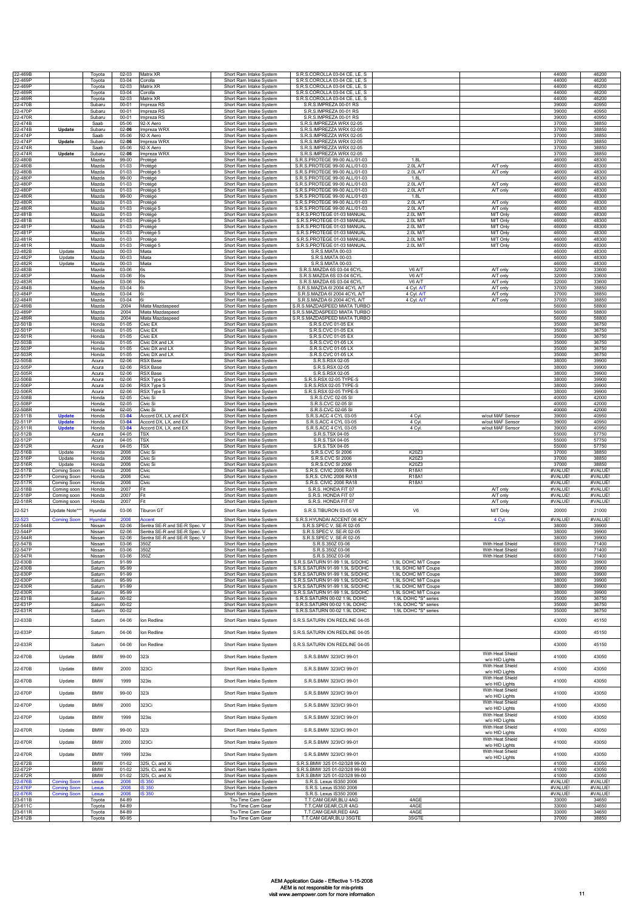| | | | | | | | | | | |
|---|---|---|---|---|---|---|---|---|---|---|
| 22-469B | | Toyota | 02-03 | Matrix XR | Short Ram Intake System | S.R.S.COROLLA 03-04 CE, LE, S | | | 44000 | 46200 |
| 22-469P | | Toyota | 03-04 | Corolla | Short Ram Intake System | S.R.S.COROLLA 03-04 CE, LE, S | | | 44000 | 46200 |
| 22-469P | | Toyota | 02-03 | Matrix XR | Short Ram Intake System | S.R.S.COROLLA 03-04 CE, LE, S | | | 44000 | 46200 |
| 22-469R | | Toyota | 03-04 | Corolla | Short Ram Intake System | S.R.S.COROLLA 03-04 CE, LE, S | | | 44000 | 46200 |
| 22-469R | | Toyota | 02-03 | Matrix XR | Short Ram Intake System | S.R.S.COROLLA 03-04 CE, LE, S | | | 44000 | 46200 |
| 22-470B | | Subaru | 00-01 | Impreza RS | Short Ram Intake System | S.R.S.IMPREZA 00-01 RS | | | 39000 | 40950 |
| 22-470P | | Subaru | 00-01 | Impreza RS | Short Ram Intake System | S.R.S.IMPREZA 00-01 RS | | | 39000 | 40950 |
| 22-470R | | Subaru | 00-01 | Impreza RS | Short Ram Intake System | S.R.S.IMPREZA 00-01 RS | | | 39000 | 40950 |
| 22-474B | | Saab | 05-06 | 92-X Aero | Short Ram Intake System | S.R.S.IMPREZZA WRX 02-05 | | | 37000 | 38850 |
| 22-474B | **Update** | Subaru | 02-**06** | Impreza WRX | Short Ram Intake System | S.R.S.IMPREZZA WRX 02-05 | | | 37000 | 38850 |
| 22-474P | | Saab | 05-06 | 92-X Aero | Short Ram Intake System | S.R.S.IMPREZZA WRX 02-05 | | | 37000 | 38850 |
| 22-474P | **Update** | Subaru | 02-**06** | Impreza WRX | Short Ram Intake System | S.R.S.IMPREZZA WRX 02-05 | | | 37000 | 38850 |
| 22-474R | | Saab | 05-06 | 92-X Aero | Short Ram Intake System | S.R.S.IMPREZZA WRX 02-05 | | | 37000 | 38850 |
| 22-474R | **Update** | Subaru | 02-**06** | Impreza WRX | Short Ram Intake System | S.R.S.IMPREZZA WRX 02-05 | | | 37000 | 38850 |
| 22-480B | | Mazda | 99-00 | Protégé | Short Ram Intake System | S.R.S.PROTEGE 99-00 ALL/01-03 | 1.8L | | 46000 | 48300 |
| 22-480B | | Mazda | 01-03 | Protégé | Short Ram Intake System | S.R.S.PROTEGE 99-00 ALL/01-03 | 2.0L A/T | A/T only | 46000 | 48300 |
| 22-480B | | Mazda | 01-03 | Protégé 5 | Short Ram Intake System | S.R.S.PROTEGE 99-00 ALL/01-03 | 2.0L A/T | A/T only | 46000 | 48300 |
| 22-480P | | Mazda | 99-00 | Protégé | Short Ram Intake System | S.R.S.PROTEGE 99-00 ALL/01-03 | 1.8L | | 46000 | 48300 |
| 22-480P | | Mazda | 01-03 | Protégé | Short Ram Intake System | S.R.S.PROTEGE 99-00 ALL/01-03 | 2.0L A/T | A/T only | 46000 | 48300 |
| 22-480P | | Mazda | 01-03 | Protégé 5 | Short Ram Intake System | S.R.S.PROTEGE 99-00 ALL/01-03 | 2.0L A/T | A/T only | 46000 | 48300 |
| 22-480R | | Mazda | 99-00 | Protégé | Short Ram Intake System | S.R.S.PROTEGE 99-00 ALL/01-03 | 1.8L | | 46000 | 48300 |
| 22-480R | | Mazda | 01-03 | Protégé | Short Ram Intake System | S.R.S.PROTEGE 99-00 ALL/01-03 | 2.0L A/T | A/T only | 46000 | 48300 |
| 22-480R | | Mazda | 01-03 | Protégé 5 | Short Ram Intake System | S.R.S.PROTEGE 99-00 ALL/01-03 | 2.0L A/T | A/T only | 46000 | 48300 |
| 22-481B | | Mazda | 01-03 | Protégé | Short Ram Intake System | S.R.S.PROTEGE 01-03 MANUAL | 2.0L M/T | M/T Only | 46000 | 48300 |
| 22-481B | | Mazda | 01-03 | Protégé 5 | Short Ram Intake System | S.R.S.PROTEGE 01-03 MANUAL | 2.0L M/T | M/T Only | 46000 | 48300 |
| 22-481P | | Mazda | 01-03 | Protégé | Short Ram Intake System | S.R.S.PROTEGE 01-03 MANUAL | 2.0L M/T | M/T Only | 46000 | 48300 |
| 22-481P | | Mazda | 01-03 | Protégé 5 | Short Ram Intake System | S.R.S.PROTEGE 01-03 MANUAL | 2.0L M/T | M/T Only | 46000 | 48300 |
| 22-481R | | Mazda | 01-03 | Protégé | Short Ram Intake System | S.R.S.PROTEGE 01-03 MANUAL | 2.0L M/T | M/T Only | 46000 | 48300 |
| 22-481R | | Mazda | 01-03 | Protégé 5 | Short Ram Intake System | S.R.S.PROTEGE 01-03 MANUAL | 2.0L M/T | M/T Only | 46000 | 48300 |
| 22-482B | Update | Mazda | 00-03 | Miata | Short Ram Intake System | S.R.S.MIATA 00-03 | | | 46000 | 48300 |
| 22-482P | Update | Mazda | 00-03 | Miata | Short Ram Intake System | S.R.S.MIATA 00-03 | | | 46000 | 48300 |
| 22-482R | Update | Mazda | 00-03 | Miata | Short Ram Intake System | S.R.S.MIATA 00-03 | | | 46000 | 48300 |
| 22-483B | | Mazda | 03-06 | 6s | Short Ram Intake System | S.R.S.MAZDA 6S 03-04 6CYL. | V6 A/T | A/T only | 32000 | 33600 |
| 22-483P | | Mazda | 03-06 | 6s | Short Ram Intake System | S.R.S.MAZDA 6S 03-04 6CYL. | V6 A/T | A/T only | 32000 | 33600 |
| 22-483R | | Mazda | 03-06 | 6s | Short Ram Intake System | S.R.S.MAZDA 6S 03-04 6CYL. | V6 A/T | A/T only | 32000 | 33600 |
| 22-484B | | Mazda | 03-04 | 6i | Short Ram Intake System | S.R.S.MAZDA 6I 2004 4CYL A/T | 4 Cyl. A/T | A/T only | 37000 | 38850 |
| 22-484P | | Mazda | 03-04 | 6i | Short Ram Intake System | S.R.S.MAZDA 6I 2004 4CYL A/T | 4 Cyl. A/T | A/T only | 37000 | 38850 |
| 22-484R | | Mazda | 03-04 | 6i | Short Ram Intake System | S.R.S.MAZDA 6I 2004 4CYL A/T | 4 Cyl. A/T | A/T only | 37000 | 38850 |
| 22-489B | | Mazda | 2004 | Miata Mazdaspeed | Short Ram Intake System | S.R.S.MAZDASPEED MIATA TURBO | | | 56000 | 58800 |
| 22-489P | | Mazda | 2004 | Miata Mazdaspeed | Short Ram Intake System | S.R.S.MAZDASPEED MIATA TURBO | | | 56000 | 58800 |
| 22-489R | | Mazda | 2004 | Miata Mazdaspeed | Short Ram Intake System | S.R.S.MAZDASPEED MIATA TURBO | | | 56000 | 58800 |
| 22-501B | | Honda | 01-05 | Civic EX | Short Ram Intake System | S.R.S.CVC 01-05 EX | | | 35000 | 36750 |
| 22-501P | | Honda | 01-05 | Civic EX | Short Ram Intake System | S.R.S.CVC 01-05 EX | | | 35000 | 36750 |
| 22-501R | | Honda | 01-05 | Civic EX | Short Ram Intake System | S.R.S.CVC 01-05 EX | | | 35000 | 36750 |
| 22-503B | | Honda | 01-05 | Civic DX and LX | Short Ram Intake System | S.R.S.CVC 01-05 LX | | | 35000 | 36750 |
| 22-503P | | Honda | 01-05 | Civic DX and LX | Short Ram Intake System | S.R.S.CVC 01-05 LX | | | 35000 | 36750 |
| 22-503R | | Honda | 01-05 | Civic DX and LX | Short Ram Intake System | S.R.S.CVC 01-05 LX | | | 35000 | 36750 |
| 22-505B | | Acura | 02-06 | RSX Base | Short Ram Intake System | S.R.S.RSX 02-05 | | | 38000 | 39900 |
| 22-505P | | Acura | 02-06 | RSX Base | Short Ram Intake System | S.R.S.RSX 02-05 | | | 38000 | 39900 |
| 22-505R | | Acura | 02-06 | RSX Base | Short Ram Intake System | S.R.S.RSX 02-05 | | | 38000 | 39900 |
| 22-506B | | Acura | 02-06 | RSX Type S | Short Ram Intake System | S.R.S.RSX 02-05 TYPE-S | | | 38000 | 39900 |
| 22-506P | | Acura | 02-06 | RSX Type S | Short Ram Intake System | S.R.S.RSX 02-05 TYPE-S | | | 38000 | 39900 |
| 22-506R | | Acura | 02-06 | RSX Type S | Short Ram Intake System | S.R.S.RSX 02-05 TYPE-S | | | 38000 | 39900 |
| 22-508B | | Honda | 02-05 | Civic Si | Short Ram Intake System | S.R.S.CVC 02-05 SI | | | 40000 | 42000 |
| 22-508P | | Honda | 02-05 | Civic Si | Short Ram Intake System | S.R.S.CVC 02-05 SI | | | 40000 | 42000 |
| 22-508R | | Honda | 02-05 | Civic Si | Short Ram Intake System | S.R.S.CVC 02-05 SI | | | 40000 | 42000 |
| 22-511B | **Update** | Honda | 03-**04** | Accord DX, LX, and EX | Short Ram Intake System | S.R.S.ACC 4 CYL 03-05 | 4 Cyl. | w/out MAF Sensor | 39000 | 40950 |
| 22-511P | **Update** | Honda | 03-**04** | Accord DX, LX, and EX | Short Ram Intake System | S.R.S.ACC 4 CYL 03-05 | 4 Cyl. | w/out MAF Sensor | 39000 | 40950 |
| 22-511R | **Update** | Honda | 03-**04** | Accord DX, LX, and EX | Short Ram Intake System | S.R.S.ACC 4 CYL 03-05 | 4 Cyl. | w/out MAF Sensor | 39000 | 40950 |
| 22-512B | | Acura | 04-05 | TSX | Short Ram Intake System | S.R.S.TSX 04-05 | | | 55000 | 57750 |
| 22-512P | | Acura | 04-05 | TSX | Short Ram Intake System | S.R.S.TSX 04-05 | | | 55000 | 57750 |
| 22-512R | | Acura | 04-05 | TSX | Short Ram Intake System | S.R.S.TSX 04-05 | | | 55000 | 57750 |
| 22-516B | Update | Honda | 2006 | Civic Si | Short Ram Intake System | S.R.S.CVC SI 2006 | K20Z3 | | 37000 | 38850 |
| 22-516P | Update | Honda | 2006 | Civic Si | Short Ram Intake System | S.R.S.CVC SI 2006 | K20Z3 | | 37000 | 38850 |
| 22-516R | Update | Honda | 2006 | Civic Si | Short Ram Intake System | S.R.S.CVC SI 2006 | K20Z3 | | 37000 | 38850 |
| 22-517B | Coming Soon | Honda | 2006 | Civic | Short Ram Intake System | S.R.S. CIVIC 2006 RA18 | R18A1 | | #VALUE! | #VALUE! |
| 22-517P | Coming Soon | Honda | 2006 | Civic | Short Ram Intake System | S.R.S. CIVIC 2006 RA18 | R18A1 | | #VALUE! | #VALUE! |
| 22-517R | Coming Soon | Honda | 2006 | Civic | Short Ram Intake System | S.R.S. CIVIC 2006 RA18 | R18A1 | | #VALUE! | #VALUE! |
| 22-518B | Coming soon | Honda | 2007 | Fit | Short Ram Intake System | S.R.S. HONDA FIT 07 | | A/T only | #VALUE! | #VALUE! |
| 22-518P | Coming soon | Honda | 2007 | Fit | Short Ram Intake System | S.R.S. HONDA FIT 07 | | A/T only | #VALUE! | #VALUE! |
| 22-518R | Coming soon | Honda | 2007 | Fit | Short Ram Intake System | S.R.S. HONDA FIT 07 | | A/T only | #VALUE! | #VALUE! |
| 22-521 | Update Note*** | Hyundai | 03-06 | Tiburon GT | Short Ram Intake System | S.R.S.TIBURON 03-05 V6 | V6 | M/T Only | 20000 | 21000 |
| 22-523 | **Coming Soon** | Hyundai | 2006 | Accent | Short Ram Intake System | S.R.S.HYUNDAI ACCENT 06 4CY | | 4 Cyl. | #VALUE! | #VALUE! |
| 22-544B | | Nissan | 02-06 | Sentra SE-R and SE-R Spec. V | Short Ram Intake System | S.R.S.SPEC V, SE-R 02-05 | | | 38000 | 39900 |
| 22-544P | | Nissan | 02-06 | Sentra SE-R and SE-R Spec. V | Short Ram Intake System | S.R.S.SPEC V, SE-R 02-05 | | | 38000 | 39900 |
| 22-544R | | Nissan | 02-06 | Sentra SE-R and SE-R Spec. V | Short Ram Intake System | S.R.S.SPEC V, SE-R 02-05 | | | 38000 | 39900 |
| 22-547B | | Nissan | 03-06 | 350Z | Short Ram Intake System | S.R.S.350Z 03-06 | | With Heat Shield | 68000 | 71400 |
| 22-547P | | Nissan | 03-06 | 350Z | Short Ram Intake System | S.R.S.350Z 03-06 | | With Heat Shield | 68000 | 71400 |
| 22-547R | | Nissan | 03-06 | 350Z | Short Ram Intake System | S.R.S.350Z 03-06 | | With Heat Shield | 68000 | 71400 |
| 22-630B | | Saturn | 91-99 | | Short Ram Intake System | S.R.S.SATURN 91-99 1.9L S/DOHC | 1.9L DOHC M/T Coupe | | 38000 | 39900 |
| 22-630B | | Saturn | 95-99 | | Short Ram Intake System | S.R.S.SATURN 91-99 1.9L S/DOHC | 1.9L SOHC M/T Coupe | | 38000 | 39900 |
| 22-630P | | Saturn | 91-99 | | Short Ram Intake System | S.R.S.SATURN 91-99 1.9L S/DOHC | 1.9L DOHC M/T Coupe | | 38000 | 39900 |
| 22-630P | | Saturn | 95-99 | | Short Ram Intake System | S.R.S.SATURN 91-99 1.9L S/DOHC | 1.9L SOHC M/T Coupe | | 38000 | 39900 |
| 22-630R | | Saturn | 91-99 | | Short Ram Intake System | S.R.S.SATURN 91-99 1.9L S/DOHC | 1.9L DOHC M/T Coupe | | 38000 | 39900 |
| 22-630R | | Saturn | 95-99 | | Short Ram Intake System | S.R.S.SATURN 91-99 1.9L S/DOHC | 1.9L SOHC M/T Coupe | | 38000 | 39900 |
| 22-631B | | Saturn | 00-02 | | Short Ram Intake System | S.R.S.SATURN 00-02 1.9L DOHC | 1.9L DOHC "S" series | | 35000 | 36750 |
| 22-631P | | Saturn | 00-02 | | Short Ram Intake System | S.R.S.SATURN 00-02 1.9L DOHC | 1.9L DOHC "S" series | | 35000 | 36750 |
| 22-631R | | Saturn | 00-02 | | Short Ram Intake System | S.R.S.SATURN 00-02 1.9L DOHC | 1.9L DOHC "S" series | | 35000 | 36750 |
| 22-633B | | Saturn | 04-06 | Ion Redline | Short Ram Intake System | S.R.S.SATURN ION REDLINE 04-05 | | | 43000 | 45150 |
| 22-633P | | Saturn | 04-06 | Ion Redline | Short Ram Intake System | S.R.S.SATURN ION REDLINE 04-05 | | | 43000 | 45150 |
| 22-633R | | Saturn | 04-06 | Ion Redline | Short Ram Intake System | S.R.S.SATURN ION REDLINE 04-05 | | | 43000 | 45150 |
| 22-670B | Update | BMW | 99-00 | 323i | Short Ram Intake System | S.R.S.BMW 323I/CI 99-01 | | With Heat Shield w/o HID Lights | 41000 | 43050 |
| 22-670B | Update | BMW | 2000 | 323Ci | Short Ram Intake System | S.R.S.BMW 323I/CI 99-01 | | With Heat Shield w/o HID Lights | 41000 | 43050 |
| 22-670B | Update | BMW | 1999 | 323is | Short Ram Intake System | S.R.S.BMW 323I/CI 99-01 | | With Heat Shield w/o HID Lights | 41000 | 43050 |
| 22-670P | Update | BMW | 99-00 | 323i | Short Ram Intake System | S.R.S.BMW 323I/CI 99-01 | | With Heat Shield w/o HID Lights | 41000 | 43050 |
| 22-670P | Update | BMW | 2000 | 323Ci | Short Ram Intake System | S.R.S.BMW 323I/CI 99-01 | | With Heat Shield w/o HID Lights | 41000 | 43050 |
| 22-670P | Update | BMW | 1999 | 323is | Short Ram Intake System | S.R.S.BMW 323I/CI 99-01 | | With Heat Shield w/o HID Lights | 41000 | 43050 |
| 22-670R | Update | BMW | 99-00 | 323i | Short Ram Intake System | S.R.S.BMW 323I/CI 99-01 | | With Heat Shield w/o HID Lights | 41000 | 43050 |
| 22-670R | Update | BMW | 2000 | 323Ci | Short Ram Intake System | S.R.S.BMW 323I/CI 99-01 | | With Heat Shield w/o HID Lights | 41000 | 43050 |
| 22-670R | Update | BMW | 1999 | 323is | Short Ram Intake System | S.R.S.BMW 323I/CI 99-01 | | With Heat Shield w/o HID Lights | 41000 | 43050 |
| 22-672B | | BMW | 01-02 | 325i, Ci, and Xi | Short Ram Intake System | S.R.S.BMW 325 01-02/328 99-00 | | | 41000 | 43050 |
| 22-672P | | BMW | 01-02 | 325i, Ci, and Xi | Short Ram Intake System | S.R.S.BMW 325 01-02/328 99-00 | | | 41000 | 43050 |
| 22-672R | | BMW | 01-02 | 325i, Ci, and Xi | Short Ram Intake System | S.R.S.BMW 325 01-02/328 99-00 | | | 41000 | 43050 |
| 22-676B | **Coming Soon** | Lexus | 2006 | IS 350 | Short Ram Intake System | S.R.S. Lexus IS350 2006 | | | #VALUE! | #VALUE! |
| 22-676P | **Coming Soon** | Lexus | 2006 | IS 350 | Short Ram Intake System | S.R.S. Lexus IS350 2006 | | | #VALUE! | #VALUE! |
| 22-676R | **Coming Soon** | Lexus | 2006 | IS 350 | Short Ram Intake System | S.R.S. Lexus IS350 2006 | | | #VALUE! | #VALUE! |
| 23-611B | | Toyota | 84-89 | | Tru-Time Cam Gear | T.T.CAM GEAR,BLU 4AG | 4AGE | | 33000 | 34650 |
| 23-611C | | Toyota | 84-89 | | Tru-Time Cam Gear | T.T.CAM GEAR,CLR 4AG | 4AGE | | 33000 | 34650 |
| 23-611R | | Toyota | 84-89 | | Tru-Time Cam Gear | T.T.CAM GEAR,RED 4AG | 4AGE | | 33000 | 34650 |
| 23-612B | | Toyota | 90-95 | | Tru-Time Cam Gear | T.T.CAM GEAR,BLU 3SGTE | 3SGTE | | 37000 | 38850 |

AEM Application Guide - Effective 1-15-2008
AEM is not responsible for mis-prints
visit www.aempower.com for more information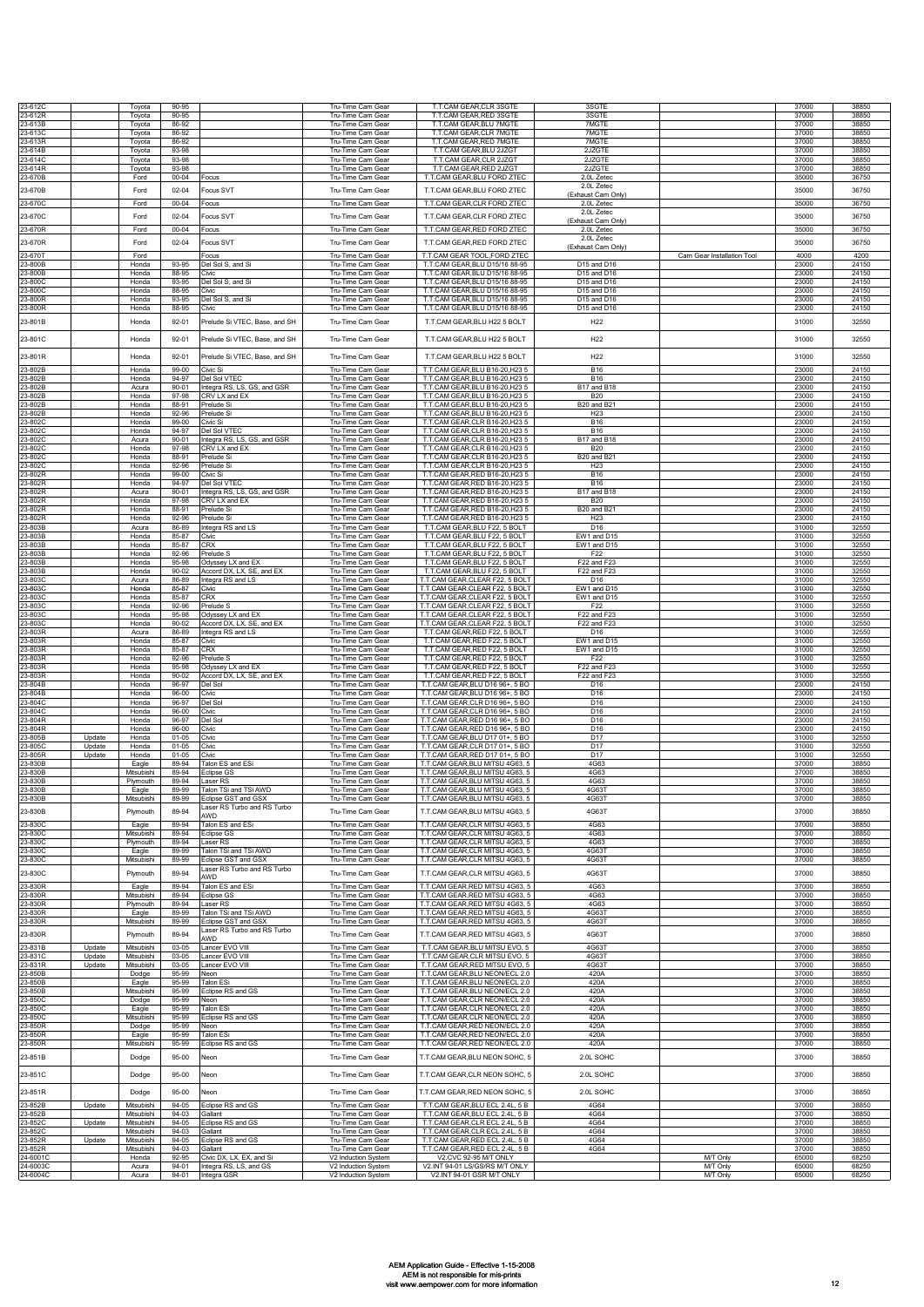| | | | | | | | | | | |
|---|---|---|---|---|---|---|---|---|---|---|
| 23-612C | | Toyota | 90-95 | | Tru-Time Cam Gear | T.T.CAM GEAR,CLR 3SGTE | 3SGTE | | 37000 | 38850 |
| 23-612R | | Toyota | 90-95 | | Tru-Time Cam Gear | T.T.CAM GEAR,RED 3SGTE | 3SGTE | | 37000 | 38850 |
| 23-613B | | Toyota | 86-92 | | Tru-Time Cam Gear | T.T.CAM GEAR,BLU 7MGTE | 7MGTE | | 37000 | 38850 |
| 23-613C | | Toyota | 86-92 | | Tru-Time Cam Gear | T.T.CAM GEAR,CLR 7MGTE | 7MGTE | | 37000 | 38850 |
| 23-613R | | Toyota | 86-92 | | Tru-Time Cam Gear | T.T.CAM GEAR,RED 7MGTE | 7MGTE | | 37000 | 38850 |
| 23-614B | | Toyota | 93-98 | | Tru-Time Cam Gear | T.T.CAM GEAR,BLU 2JZGT | 2JZGTE | | 37000 | 38850 |
| 23-614C | | Toyota | 93-98 | | Tru-Time Cam Gear | T.T.CAM GEAR,CLR 2JZGT | 2JZGTE | | 37000 | 38850 |
| 23-614R | | Toyota | 93-98 | | Tru-Time Cam Gear | T.T.CAM GEAR,RED 2JZGT | 2JZGTE | | 37000 | 38850 |
| 23-670B | | Ford | 00-04 | Focus | Tru-Time Cam Gear | T.T.CAM GEAR,BLU FORD ZTEC | 2.0L Zetec | | 35000 | 36750 |
| 23-670B | | Ford | 02-04 | Focus SVT | Tru-Time Cam Gear | T.T.CAM GEAR,BLU FORD ZTEC | 2.0L Zetec (Exhaust Cam Only) | | 35000 | 36750 |
| 23-670C | | Ford | 00-04 | Focus | Tru-Time Cam Gear | T.T.CAM GEAR,CLR FORD ZTEC | 2.0L Zetec | | 35000 | 36750 |
| 23-670C | | Ford | 02-04 | Focus SVT | Tru-Time Cam Gear | T.T.CAM GEAR,CLR FORD ZTEC | 2.0L Zetec (Exhaust Cam Only) | | 35000 | 36750 |
| 23-670R | | Ford | 00-04 | Focus | Tru-Time Cam Gear | T.T.CAM GEAR,RED FORD ZTEC | 2.0L Zetec | | 35000 | 36750 |
| 23-670R | | Ford | 02-04 | Focus SVT | Tru-Time Cam Gear | T.T.CAM GEAR,RED FORD ZTEC | 2.0L Zetec (Exhaust Cam Only) | | 35000 | 36750 |
| 23-670T | | Ford | | Focus | Tru-Time Cam Gear | T.T.CAM GEAR TOOL,FORD ZTEC | | Cam Gear Installation Tool | 4000 | 4200 |
| 23-800B | | Honda | 93-95 | Del Sol S, and Si | Tru-Time Cam Gear | T.T.CAM GEAR,BLU D15/16 88-95 | D15 and D16 | | 23000 | 24150 |
| 23-800B | | Honda | 88-95 | Civic | Tru-Time Cam Gear | T.T.CAM GEAR,BLU D15/16 88-95 | D15 and D16 | | 23000 | 24150 |
| 23-800C | | Honda | 93-95 | Del Sol S, and Si | Tru-Time Cam Gear | T.T.CAM GEAR,BLU D15/16 88-95 | D15 and D16 | | 23000 | 24150 |
| 23-800C | | Honda | 88-95 | Civic | Tru-Time Cam Gear | T.T.CAM GEAR,BLU D15/16 88-95 | D15 and D16 | | 23000 | 24150 |
| 23-800R | | Honda | 93-95 | Del Sol S, and Si | Tru-Time Cam Gear | T.T.CAM GEAR,BLU D15/16 88-95 | D15 and D16 | | 23000 | 24150 |
| 23-800R | | Honda | 88-95 | Civic | Tru-Time Cam Gear | T.T.CAM GEAR,BLU D15/16 88-95 | D15 and D16 | | 23000 | 24150 |
| 23-801B | | Honda | 92-01 | Prelude Si VTEC, Base, and SH | Tru-Time Cam Gear | T.T.CAM GEAR,BLU H22 5 BOLT | H22 | | 31000 | 32550 |
| 23-801C | | Honda | 92-01 | Prelude Si VTEC, Base, and SH | Tru-Time Cam Gear | T.T.CAM GEAR,BLU H22 5 BOLT | H22 | | 31000 | 32550 |
| 23-801R | | Honda | 92-01 | Prelude Si VTEC, Base, and SH | Tru-Time Cam Gear | T.T.CAM GEAR,BLU H22 5 BOLT | H22 | | 31000 | 32550 |
| 23-802B | | Honda | 99-00 | Civic Si | Tru-Time Cam Gear | T.T.CAM GEAR,BLU B16-20,H23 5 | B16 | | 23000 | 24150 |
| 23-802B | | Honda | 94-97 | Del Sol VTEC | Tru-Time Cam Gear | T.T.CAM GEAR,BLU B16-20,H23 5 | B16 | | 23000 | 24150 |
| 23-802B | | Acura | 90-01 | Integra RS, LS, GS, and GSR | Tru-Time Cam Gear | T.T.CAM GEAR,BLU B16-20,H23 5 | B17 and B18 | | 23000 | 24150 |
| 23-802B | | Honda | 97-98 | CRV LX and EX | Tru-Time Cam Gear | T.T.CAM GEAR,BLU B16-20,H23 5 | B20 | | 23000 | 24150 |
| 23-802B | | Honda | 88-91 | Prelude Si | Tru-Time Cam Gear | T.T.CAM GEAR,BLU B16-20,H23 5 | B20 and B21 | | 23000 | 24150 |
| 23-802B | | Honda | 92-96 | Prelude Si | Tru-Time Cam Gear | T.T.CAM GEAR,BLU B16-20,H23 5 | H23 | | 23000 | 24150 |
| 23-802C | | Honda | 99-00 | Civic Si | Tru-Time Cam Gear | T.T.CAM GEAR,CLR B16-20,H23 5 | B16 | | 23000 | 24150 |
| 23-802C | | Honda | 94-97 | Del Sol VTEC | Tru-Time Cam Gear | T.T.CAM GEAR,CLR B16-20,H23 5 | B16 | | 23000 | 24150 |
| 23-802C | | Acura | 90-01 | Integra RS, LS, GS, and GSR | Tru-Time Cam Gear | T.T.CAM GEAR,CLR B16-20,H23 5 | B17 and B18 | | 23000 | 24150 |
| 23-802C | | Honda | 97-98 | CRV LX and EX | Tru-Time Cam Gear | T.T.CAM GEAR,CLR B16-20,H23 5 | B20 | | 23000 | 24150 |
| 23-802C | | Honda | 88-91 | Prelude Si | Tru-Time Cam Gear | T.T.CAM GEAR,CLR B16-20,H23 5 | B20 and B21 | | 23000 | 24150 |
| 23-802C | | Honda | 92-96 | Prelude Si | Tru-Time Cam Gear | T.T.CAM GEAR,CLR B16-20,H23 5 | H23 | | 23000 | 24150 |
| 23-802R | | Honda | 99-00 | Civic Si | Tru-Time Cam Gear | T.T.CAM GEAR,RED B16-20,H23 5 | B16 | | 23000 | 24150 |
| 23-802R | | Honda | 94-97 | Del Sol VTEC | Tru-Time Cam Gear | T.T.CAM GEAR,RED B16-20,H23 5 | B16 | | 23000 | 24150 |
| 23-802R | | Acura | 90-01 | Integra RS, LS, GS, and GSR | Tru-Time Cam Gear | T.T.CAM GEAR,RED B16-20,H23 5 | B17 and B18 | | 23000 | 24150 |
| 23-802R | | Honda | 97-98 | CRV LX and EX | Tru-Time Cam Gear | T.T.CAM GEAR,RED B16-20,H23 5 | B20 | | 23000 | 24150 |
| 23-802R | | Honda | 88-91 | Prelude Si | Tru-Time Cam Gear | T.T.CAM GEAR,RED B16-20,H23 5 | B20 and B21 | | 23000 | 24150 |
| 23-802R | | Honda | 92-96 | Prelude Si | Tru-Time Cam Gear | T.T.CAM GEAR,RED B16-20,H23 5 | H23 | | 23000 | 24150 |
| 23-803B | | Acura | 86-89 | Integra RS and LS | Tru-Time Cam Gear | T.T.CAM GEAR,BLU F22, 5 BOLT | D16 | | 31000 | 32550 |
| 23-803B | | Honda | 85-87 | Civic | Tru-Time Cam Gear | T.T.CAM GEAR,BLU F22, 5 BOLT | EW1 and D15 | | 31000 | 32550 |
| 23-803B | | Honda | 85-87 | CRX | Tru-Time Cam Gear | T.T.CAM GEAR,BLU F22, 5 BOLT | EW1 and D15 | | 31000 | 32550 |
| 23-803B | | Honda | 92-96 | Prelude S | Tru-Time Cam Gear | T.T.CAM GEAR,BLU F22, 5 BOLT | F22 | | 31000 | 32550 |
| 23-803B | | Honda | 95-98 | Odyssey LX and EX | Tru-Time Cam Gear | T.T.CAM GEAR,BLU F22, 5 BOLT | F22 and F23 | | 31000 | 32550 |
| 23-803B | | Honda | 90-02 | Accord DX, LX, SE, and EX | Tru-Time Cam Gear | T.T.CAM GEAR,BLU F22, 5 BOLT | F22 and F23 | | 31000 | 32550 |
| 23-803C | | Acura | 86-89 | Integra RS and LS | Tru-Time Cam Gear | T.T.CAM GEAR,CLEAR F22, 5 BOLT | D16 | | 31000 | 32550 |
| 23-803C | | Honda | 85-87 | Civic | Tru-Time Cam Gear | T.T.CAM GEAR,CLEAR F22, 5 BOLT | EW1 and D15 | | 31000 | 32550 |
| 23-803C | | Honda | 85-87 | CRX | Tru-Time Cam Gear | T.T.CAM GEAR,CLEAR F22, 5 BOLT | EW1 and D15 | | 31000 | 32550 |
| 23-803C | | Honda | 92-96 | Prelude S | Tru-Time Cam Gear | T.T.CAM GEAR,CLEAR F22, 5 BOLT | F22 | | 31000 | 32550 |
| 23-803C | | Honda | 95-98 | Odyssey LX and EX | Tru-Time Cam Gear | T.T.CAM GEAR,CLEAR F22, 5 BOLT | F22 and F23 | | 31000 | 32550 |
| 23-803C | | Honda | 90-02 | Accord DX, LX, SE, and EX | Tru-Time Cam Gear | T.T.CAM GEAR,CLEAR F22, 5 BOLT | F22 and F23 | | 31000 | 32550 |
| 23-803R | | Acura | 86-89 | Integra RS and LS | Tru-Time Cam Gear | T.T.CAM GEAR,RED F22, 5 BOLT | D16 | | 31000 | 32550 |
| 23-803R | | Honda | 85-87 | Civic | Tru-Time Cam Gear | T.T.CAM GEAR,RED F22, 5 BOLT | EW1 and D15 | | 31000 | 32550 |
| 23-803R | | Honda | 85-87 | CRX | Tru-Time Cam Gear | T.T.CAM GEAR,RED F22, 5 BOLT | EW1 and D15 | | 31000 | 32550 |
| 23-803R | | Honda | 92-96 | Prelude S | Tru-Time Cam Gear | T.T.CAM GEAR,RED F22, 5 BOLT | F22 | | 31000 | 32550 |
| 23-803R | | Honda | 95-98 | Odyssey LX and EX | Tru-Time Cam Gear | T.T.CAM GEAR,RED F22, 5 BOLT | F22 and F23 | | 31000 | 32550 |
| 23-803R | | Honda | 90-02 | Accord DX, LX, SE, and EX | Tru-Time Cam Gear | T.T.CAM GEAR,RED F22, 5 BOLT | F22 and F23 | | 31000 | 32550 |
| 23-804B | | Honda | 96-97 | Del Sol | Tru-Time Cam Gear | T.T.CAM GEAR,BLU D16 96+, 5 BO | D16 | | 23000 | 24150 |
| 23-804B | | Honda | 96-00 | Civic | Tru-Time Cam Gear | T.T.CAM GEAR,BLU D16 96+, 5 BO | D16 | | 23000 | 24150 |
| 23-804C | | Honda | 96-97 | Del Sol | Tru-Time Cam Gear | T.T.CAM GEAR,CLR D16 96+, 5 BO | D16 | | 23000 | 24150 |
| 23-804C | | Honda | 96-00 | Civic | Tru-Time Cam Gear | T.T.CAM GEAR,CLR D16 96+, 5 BO | D16 | | 23000 | 24150 |
| 23-804R | | Honda | 96-97 | Del Sol | Tru-Time Cam Gear | T.T.CAM GEAR,RED D16 96+, 5 BO | D16 | | 23000 | 24150 |
| 23-804R | | Honda | 96-00 | Civic | Tru-Time Cam Gear | T.T.CAM GEAR,RED D16 96+, 5 BO | D16 | | 23000 | 24150 |
| 23-805B | Update | Honda | 01-05 | Civic | Tru-Time Cam Gear | T.T.CAM GEAR,BLU D17 01+, 5 BO | D17 | | 31000 | 32550 |
| 23-805C | Update | Honda | 01-05 | Civic | Tru-Time Cam Gear | T.T.CAM GEAR,CLR D17 01+, 5 BO | D17 | | 31000 | 32550 |
| 23-805R | Update | Honda | 01-05 | Civic | Tru-Time Cam Gear | T.T.CAM GEAR,RED D17 01+, 5 BO | D17 | | 31000 | 32550 |
| 23-830B | | Eagle | 89-94 | Talon ES and ESi | Tru-Time Cam Gear | T.T.CAM GEAR,BLU MITSU 4G63, 5 | 4G63 | | 37000 | 38850 |
| 23-830B | | Mitsubishi | 89-94 | Eclipse GS | Tru-Time Cam Gear | T.T.CAM GEAR,BLU MITSU 4G63, 5 | 4G63 | | 37000 | 38850 |
| 23-830B | | Plymouth | 89-94 | Laser RS | Tru-Time Cam Gear | T.T.CAM GEAR,BLU MITSU 4G63, 5 | 4G63 | | 37000 | 38850 |
| 23-830B | | Eagle | 89-99 | Talon TSi and TSi AWD | Tru-Time Cam Gear | T.T.CAM GEAR,BLU MITSU 4G63, 5 | 4G63T | | 37000 | 38850 |
| 23-830B | | Mitsubishi | 89-99 | Eclipse GST and GSX | Tru-Time Cam Gear | T.T.CAM GEAR,BLU MITSU 4G63, 5 | 4G63T | | 37000 | 38850 |
| 23-830B | | Plymouth | 89-94 | Laser RS Turbo and RS Turbo AWD | Tru-Time Cam Gear | T.T.CAM GEAR,BLU MITSU 4G63, 5 | 4G63T | | 37000 | 38850 |
| 23-830C | | Eagle | 89-94 | Talon ES and ESi | Tru-Time Cam Gear | T.T.CAM GEAR,CLR MITSU 4G63, 5 | 4G63 | | 37000 | 38850 |
| 23-830C | | Mitsubishi | 89-94 | Eclipse GS | Tru-Time Cam Gear | T.T.CAM GEAR,CLR MITSU 4G63, 5 | 4G63 | | 37000 | 38850 |
| 23-830C | | Plymouth | 89-94 | Laser RS | Tru-Time Cam Gear | T.T.CAM GEAR,CLR MITSU 4G63, 5 | 4G63 | | 37000 | 38850 |
| 23-830C | | Eagle | 89-99 | Talon TSi and TSi AWD | Tru-Time Cam Gear | T.T.CAM GEAR,CLR MITSU 4G63, 5 | 4G63T | | 37000 | 38850 |
| 23-830C | | Mitsubishi | 89-99 | Eclipse GST and GSX | Tru-Time Cam Gear | T.T.CAM GEAR,CLR MITSU 4G63, 5 | 4G63T | | 37000 | 38850 |
| 23-830C | | Plymouth | 89-94 | Laser RS Turbo and RS Turbo AWD | Tru-Time Cam Gear | T.T.CAM GEAR,CLR MITSU 4G63, 5 | 4G63T | | 37000 | 38850 |
| 23-830R | | Eagle | 89-94 | Talon ES and ESi | Tru-Time Cam Gear | T.T.CAM GEAR,RED MITSU 4G63, 5 | 4G63 | | 37000 | 38850 |
| 23-830R | | Mitsubishi | 89-94 | Eclipse GS | Tru-Time Cam Gear | T.T.CAM GEAR,RED MITSU 4G63, 5 | 4G63 | | 37000 | 38850 |
| 23-830R | | Plymouth | 89-94 | Laser RS | Tru-Time Cam Gear | T.T.CAM GEAR,RED MITSU 4G63, 5 | 4G63 | | 37000 | 38850 |
| 23-830R | | Eagle | 89-99 | Talon TSi and TSi AWD | Tru-Time Cam Gear | T.T.CAM GEAR,RED MITSU 4G63, 5 | 4G63T | | 37000 | 38850 |
| 23-830R | | Mitsubishi | 89-99 | Eclipse GST and GSX | Tru-Time Cam Gear | T.T.CAM GEAR,RED MITSU 4G63, 5 | 4G63T | | 37000 | 38850 |
| 23-830R | | Plymouth | 89-94 | Laser RS Turbo and RS Turbo AWD | Tru-Time Cam Gear | T.T.CAM GEAR,RED MITSU 4G63, 5 | 4G63T | | 37000 | 38850 |
| 23-831B | Update | Mitsubishi | 03-05 | Lancer EVO VIII | Tru-Time Cam Gear | T.T.CAM GEAR,BLU MITSU EVO, 5 | 4G63T | | 37000 | 38850 |
| 23-831C | Update | Mitsubishi | 03-05 | Lancer EVO VIII | Tru-Time Cam Gear | T.T.CAM GEAR,CLR MITSU EVO, 5 | 4G63T | | 37000 | 38850 |
| 23-831R | Update | Mitsubishi | 03-05 | Lancer EVO VIII | Tru-Time Cam Gear | T.T.CAM GEAR,RED MITSU EVO, 5 | 4G63T | | 37000 | 38850 |
| 23-850B | | Dodge | 95-99 | Neon | Tru-Time Cam Gear | T.T.CAM GEAR,BLU NEON/ECL 2.0 | 420A | | 37000 | 38850 |
| 23-850B | | Eagle | 95-99 | Talon ESi | Tru-Time Cam Gear | T.T.CAM GEAR,BLU NEON/ECL 2.0 | 420A | | 37000 | 38850 |
| 23-850B | | Mitsubishi | 95-99 | Eclipse RS and GS | Tru-Time Cam Gear | T.T.CAM GEAR,BLU NEON/ECL 2.0 | 420A | | 37000 | 38850 |
| 23-850C | | Dodge | 95-99 | Neon | Tru-Time Cam Gear | T.T.CAM GEAR,CLR NEON/ECL 2.0 | 420A | | 37000 | 38850 |
| 23-850C | | Eagle | 95-99 | Talon ESi | Tru-Time Cam Gear | T.T.CAM GEAR,CLR NEON/ECL 2.0 | 420A | | 37000 | 38850 |
| 23-850C | | Mitsubishi | 95-99 | Eclipse RS and GS | Tru-Time Cam Gear | T.T.CAM GEAR,CLR NEON/ECL 2.0 | 420A | | 37000 | 38850 |
| 23-850R | | Dodge | 95-99 | Neon | Tru-Time Cam Gear | T.T.CAM GEAR,RED NEON/ECL 2.0 | 420A | | 37000 | 38850 |
| 23-850R | | Eagle | 95-99 | Talon ESi | Tru-Time Cam Gear | T.T.CAM GEAR,RED NEON/ECL 2.0 | 420A | | 37000 | 38850 |
| 23-850R | | Mitsubishi | 95-99 | Eclipse RS and GS | Tru-Time Cam Gear | T.T.CAM GEAR,RED NEON/ECL 2.0 | 420A | | 37000 | 38850 |
| 23-851B | | Dodge | 95-00 | Neon | Tru-Time Cam Gear | T.T.CAM GEAR,BLU NEON SOHC, 5 | 2.0L SOHC | | 37000 | 38850 |
| 23-851C | | Dodge | 95-00 | Neon | Tru-Time Cam Gear | T.T.CAM GEAR,CLR NEON SOHC, 5 | 2.0L SOHC | | 37000 | 38850 |
| 23-851R | | Dodge | 95-00 | Neon | Tru-Time Cam Gear | T.T.CAM GEAR,RED NEON SOHC, 5 | 2.0L SOHC | | 37000 | 38850 |
| 23-852B | Update | Mitsubishi | 94-05 | Eclipse RS and GS | Tru-Time Cam Gear | T.T.CAM GEAR,BLU ECL 2.4L, 5 B | 4G64 | | 37000 | 38850 |
| 23-852B | | Mitsubishi | 94-03 | Gallant | Tru-Time Cam Gear | T.T.CAM GEAR,BLU ECL 2.4L, 5 B | 4G64 | | 37000 | 38850 |
| 23-852C | Update | Mitsubishi | 94-05 | Eclipse RS and GS | Tru-Time Cam Gear | T.T.CAM GEAR,CLR ECL 2.4L, 5 B | 4G64 | | 37000 | 38850 |
| 23-852C | | Mitsubishi | 94-03 | Gallant | Tru-Time Cam Gear | T.T.CAM GEAR,CLR ECL 2.4L, 5 B | 4G64 | | 37000 | 38850 |
| 23-852R | Update | Mitsubishi | 94-05 | Eclipse RS and GS | Tru-Time Cam Gear | T.T.CAM GEAR,RED ECL 2.4L, 5 B | 4G64 | | 37000 | 38850 |
| 23-852R | | Mitsubishi | 94-03 | Gallant | Tru-Time Cam Gear | T.T.CAM GEAR,RED ECL 2.4L, 5 B | 4G64 | | 37000 | 38850 |
| 24-6001C | | Honda | 92-95 | Civic DX, LX, EX, and Si | V2 Induction System | V2.CVC 92-95 M/T ONLY | | M/T Only | 65000 | 68250 |
| 24-6003C | | Acura | 94-01 | Integra RS, LS, and GS | V2 Induction System | V2.INT 94-01 LS/GS/RS M/T ONLY | | M/T Only | 65000 | 68250 |
| 24-6004C | | Acura | 94-01 | Integra GSR | V2 Induction System | V2.INT 94-01 GSR M/T ONLY | | M/T Only | 65000 | 68250 |

AEM Application Guide - Effective 1-15-2008
AEM is not responsible for mis-prints
visit www.aempower.com for more information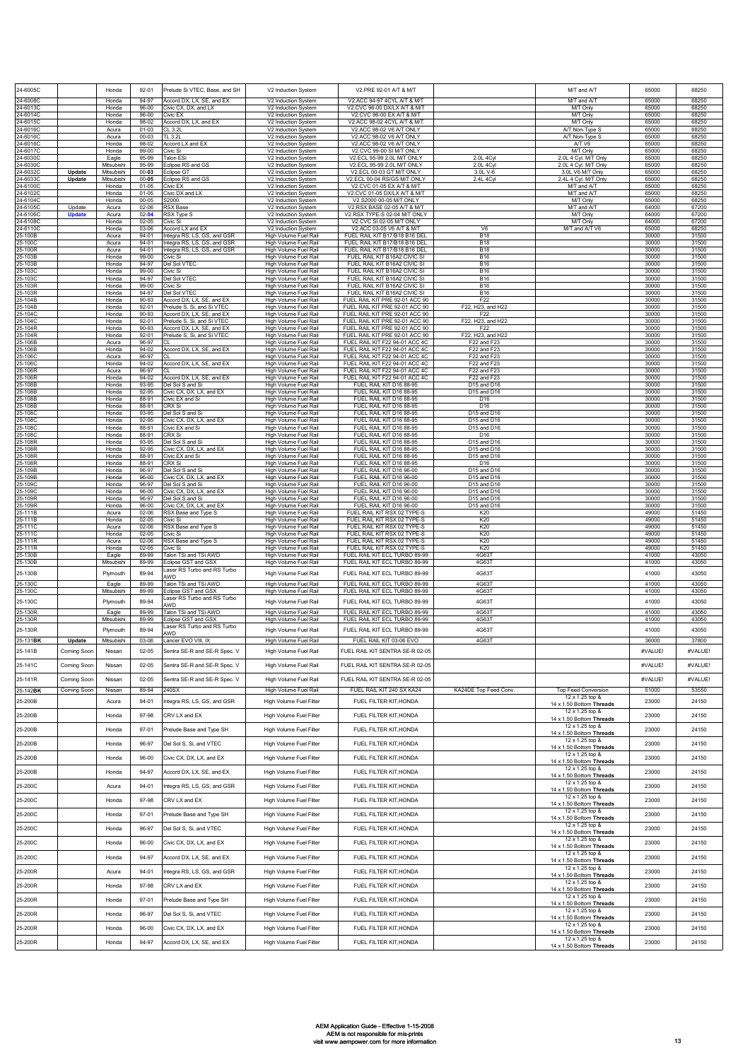| | | | | | | | | | |
|---|---|---|---|---|---|---|---|---|---|
| 24-6005C | | Honda | 92-01 | Prelude Si VTEC, Base, and SH | V2 Induction System | V2.PRE 92-01 A/T & M/T | | M/T and A/T | 65000 | 68250 |
| 24-6008C | | Honda | 94-97 | Accord DX, LX, SE, and EX | V2 Induction System | V2.ACC 94-97 4CYL A/T & M/T | | M/T and A/T | 65000 | 68250 |
| 24-6013C | | Honda | 96-00 | Civic CX, DX, and LX | V2 Induction System | V2.CVC 96-00 DX/LX A/T & M/T | | M/T Only | 65000 | 68250 |
| 24-6014C | | Honda | 96-00 | Civic EX | V2 Induction System | V2.CVC 96-00 EX A/T & M/T | | M/T Only | 65000 | 68250 |
| 24-6015C | | Honda | 98-02 | Accord DX, LX, and EX | V2 Induction System | V2.ACC 98-02 4CYL A/T & M/T | | M/T Only | 65000 | 68250 |
| 24-6016C | | Acura | 01-03 | CL 3.2L | V2 Induction System | V2.ACC 98-02 V6 A/T ONLY | | A/T Non-Type S | 65000 | 68250 |
| 24-6016C | | Acura | 00-03 | TL 3.2L | V2 Induction System | V2.ACC 98-02 V6 A/T ONLY | | A/T Non-Type S | 65000 | 68250 |
| 24-6016C | | Honda | 98-02 | Accord LX and EX | V2 Induction System | V2.ACC 98-02 V6 A/T ONLY | | A/T V6 | 65000 | 68250 |
| 24-6017C | | Honda | 99-00 | Civic Si | V2 Induction System | V2.CVC 99-00 SI M/T ONLY | | M/T Only | 65000 | 68250 |
| 24-6030C | | Eagle | 95-99 | Talon ESi | V2 Induction System | V2.ECL 95-99 2.0L M/T ONLY | 2.0L 4Cyl | 2.0L 4 Cyl. M/T Only | 65000 | 68250 |
| 24-6030C | | Mitsubishi | 95-99 | Eclipse RS and GS | V2 Induction System | V2.ECL 95-99 2.0L M/T ONLY | 2.0L 4Cyl | 2.0L 4 Cyl. M/T Only | 65000 | 68250 |
| 24-6032C | **Update** | Mitsubishi | 00-**03** | Eclipse GT | V2 Induction System | V2.ECL 00-03 GT M/T ONLY | 3.0L V-6 | 3.0L V6 M/T Only | 65000 | 68250 |
| 24-6033C | **Update** | Mitsubishi | 00-**05** | Eclipse RS and GS | V2 Induction System | V2.ECL 00-04 RS/GS M/T ONLY | 2.4L 4Cyl | 2.4L 4 Cyl. M/T Only | 65000 | 68250 |
| 24-6100C | | Honda | 01-05 | Civic EX | V2 Induction System | V2.CVC 01-05 EX A/T & M/T | | M/T and A/T | 65000 | 68250 |
| 24-6102C | | Honda | 01-05 | Civic DX and LX | V2 Induction System | V2.CVC 01-05 DX/LX A/T & M/T | | M/T and A/T | 65000 | 68250 |
| 24-6104C | | Honda | 00-05 | S2000 | V2 Induction System | V2.S2000 00-05 M/T ONLY | | M/T Only | 65000 | 68250 |
| 24-6105C | Update | Acura | 02-06 | RSX Base | V2 Induction System | V2.RSX BASE 02-05 A/T & M/T | | M/T and A/T | 64000 | 67200 |
| 24-6106C | **Update** | Acura | 02-**04** | RSX Type S | V2 Induction System | V2.RSX TYPE-S 02-04 M/T ONLY | | M/T Only | 64000 | 67200 |
| 24-6108C | | Honda | 02-05 | Civic Si | V2 Induction System | V2.CVC SI 02-05 M/T ONLY | | M/T Only | 64000 | 67200 |
| 24-6110C | | Honda | 03-06 | Accord LX and EX | V2 Induction System | V2.ACC 03-05 V6 A/T & M/T | V6 | M/T and A/T V6 | 65000 | 68250 |
| 25-100B | | Acura | 94-01 | Integra RS, LS, GS, and GSR | High Volume Fuel Rail | FUEL RAIL KIT B17/B18 B16 DEL | B18 | | 30000 | 31500 |
| 25-100C | | Acura | 94-01 | Integra RS, LS, GS, and GSR | High Volume Fuel Rail | FUEL RAIL KIT B17/B18 B16 DEL | B18 | | 30000 | 31500 |
| 25-100R | | Acura | 94-01 | Integra RS, LS, GS, and GSR | High Volume Fuel Rail | FUEL RAIL KIT B17/B18 B16 DEL | B18 | | 30000 | 31500 |
| 25-103B | | Honda | 99-00 | Civic Si | High Volume Fuel Rail | FUEL RAIL KIT B16A2 CIVIC SI | B16 | | 30000 | 31500 |
| 25-103B | | Honda | 94-97 | Del Sol VTEC | High Volume Fuel Rail | FUEL RAIL KIT B16A2 CIVIC SI | B16 | | 30000 | 31500 |
| 25-103C | | Honda | 99-00 | Civic Si | High Volume Fuel Rail | FUEL RAIL KIT B16A2 CIVIC SI | B16 | | 30000 | 31500 |
| 25-103C | | Honda | 94-97 | Del Sol VTEC | High Volume Fuel Rail | FUEL RAIL KIT B16A2 CIVIC SI | B16 | | 30000 | 31500 |
| 25-103R | | Honda | 99-00 | Civic Si | High Volume Fuel Rail | FUEL RAIL KIT B16A2 CIVIC SI | B16 | | 30000 | 31500 |
| 25-103R | | Honda | 94-97 | Del Sol VTEC | High Volume Fuel Rail | FUEL RAIL KIT B16A2 CIVIC SI | B16 | | 30000 | 31500 |
| 25-104B | | Honda | 90-93 | Accord DX, LX, SE, and EX | High Volume Fuel Rail | FUEL RAIL KIT PRE 92-01 ACC 90 | F22 | | 30000 | 31500 |
| 25-104B | | Honda | 92-01 | Prelude S, Si, and Si VTEC | High Volume Fuel Rail | FUEL RAIL KIT PRE 92-01 ACC 90 | F22, H23, and H22 | | 30000 | 31500 |
| 25-104C | | Honda | 90-93 | Accord DX, LX, SE, and EX | High Volume Fuel Rail | FUEL RAIL KIT PRE 92-01 ACC 90 | F22 | | 30000 | 31500 |
| 25-104C | | Honda | 92-01 | Prelude S, Si, and Si VTEC | High Volume Fuel Rail | FUEL RAIL KIT PRE 92-01 ACC 90 | F22, H23, and H22 | | 30000 | 31500 |
| 25-104R | | Honda | 90-93 | Accord DX, LX, SE, and EX | High Volume Fuel Rail | FUEL RAIL KIT PRE 92-01 ACC 90 | F22 | | 30000 | 31500 |
| 25-104R | | Honda | 92-01 | Prelude S, Si, and Si VTEC | High Volume Fuel Rail | FUEL RAIL KIT PRE 92-01 ACC 90 | F22, H23, and H22 | | 30000 | 31500 |
| 25-106B | | Acura | 96-97 | CL | High Volume Fuel Rail | FUEL RAIL KIT F22 94-01 ACC 4C | F22 and F23 | | 30000 | 31500 |
| 25-106B | | Honda | 94-02 | Accord DX, LX, SE, and EX | High Volume Fuel Rail | FUEL RAIL KIT F22 94-01 ACC 4C | F22 and F23 | | 30000 | 31500 |
| 25-106C | | Acura | 96-97 | CL | High Volume Fuel Rail | FUEL RAIL KIT F22 94-01 ACC 4C | F22 and F23 | | 30000 | 31500 |
| 25-106C | | Honda | 94-02 | Accord DX, LX, SE, and EX | High Volume Fuel Rail | FUEL RAIL KIT F22 94-01 ACC 4C | F22 and F23 | | 30000 | 31500 |
| 25-106R | | Acura | 96-97 | CL | High Volume Fuel Rail | FUEL RAIL KIT F22 94-01 ACC 4C | F22 and F23 | | 30000 | 31500 |
| 25-106R | | Honda | 94-02 | Accord DX, LX, SE, and EX | High Volume Fuel Rail | FUEL RAIL KIT F22 94-01 ACC 4C | F22 and F23 | | 30000 | 31500 |
| 25-108B | | Honda | 93-95 | Del Sol S and Si | High Volume Fuel Rail | FUEL RAIL KIT D16 88-95 | D15 and D16 | | 30000 | 31500 |
| 25-108B | | Honda | 92-95 | Civic CX, DX, LX, and EX | High Volume Fuel Rail | FUEL RAIL KIT D16 88-95 | D15 and D16 | | 30000 | 31500 |
| 25-108B | | Honda | 88-91 | Civic EX and Si | High Volume Fuel Rail | FUEL RAIL KIT D16 88-95 | D16 | | 30000 | 31500 |
| 25-108B | | Honda | 88-91 | CRX Si | High Volume Fuel Rail | FUEL RAIL KIT D16 88-95 | D16 | | 30000 | 31500 |
| 25-108C | | Honda | 93-95 | Del Sol S and Si | High Volume Fuel Rail | FUEL RAIL KIT D16 88-95 | D15 and D16 | | 30000 | 31500 |
| 25-108C | | Honda | 92-95 | Civic CX, DX, LX, and EX | High Volume Fuel Rail | FUEL RAIL KIT D16 88-95 | D15 and D16 | | 30000 | 31500 |
| 25-108C | | Honda | 88-91 | Civic EX and Si | High Volume Fuel Rail | FUEL RAIL KIT D16 88-95 | D15 and D16 | | 30000 | 31500 |
| 25-108C | | Honda | 88-91 | CRX Si | High Volume Fuel Rail | FUEL RAIL KIT D16 88-95 | D16 | | 30000 | 31500 |
| 25-108R | | Honda | 93-95 | Del Sol S and Si | High Volume Fuel Rail | FUEL RAIL KIT D16 88-95 | D15 and D16 | | 30000 | 31500 |
| 25-108R | | Honda | 92-95 | Civic CX, DX, LX, and EX | High Volume Fuel Rail | FUEL RAIL KIT D16 88-95 | D15 and D16 | | 30000 | 31500 |
| 25-108R | | Honda | 88-91 | Civic EX and Si | High Volume Fuel Rail | FUEL RAIL KIT D16 88-95 | D15 and D16 | | 30000 | 31500 |
| 25-108R | | Honda | 88-91 | CRX Si | High Volume Fuel Rail | FUEL RAIL KIT D16 88-95 | D16 | | 30000 | 31500 |
| 25-109B | | Honda | 96-97 | Del Sol S and Si | High Volume Fuel Rail | FUEL RAIL KIT D16 96-00 | D15 and D16 | | 30000 | 31500 |
| 25-109B | | Honda | 96-00 | Civic CX, DX, LX, and EX | High Volume Fuel Rail | FUEL RAIL KIT D16 96-00 | D15 and D16 | | 30000 | 31500 |
| 25-109C | | Honda | 96-97 | Del Sol S and Si | High Volume Fuel Rail | FUEL RAIL KIT D16 96-00 | D15 and D16 | | 30000 | 31500 |
| 25-109C | | Honda | 96-00 | Civic CX, DX, LX, and EX | High Volume Fuel Rail | FUEL RAIL KIT D16 96-00 | D15 and D16 | | 30000 | 31500 |
| 25-109R | | Honda | 96-97 | Del Sol S and Si | High Volume Fuel Rail | FUEL RAIL KIT D16 96-00 | D15 and D16 | | 30000 | 31500 |
| 25-109R | | Honda | 96-00 | Civic CX, DX, LX, and EX | High Volume Fuel Rail | FUEL RAIL KIT D16 96-00 | D15 and D16 | | 30000 | 31500 |
| 25-111B | | Acura | 02-06 | RSX Base and Type S | High Volume Fuel Rail | FUEL RAIL KIT RSX 02 TYPE-S | K20 | | 49000 | 51450 |
| 25-111B | | Honda | 02-05 | Civic Si | High Volume Fuel Rail | FUEL RAIL KIT RSX 02 TYPE-S | K20 | | 49000 | 51450 |
| 25-111C | | Acura | 02-06 | RSX Base and Type S | High Volume Fuel Rail | FUEL RAIL KIT RSX 02 TYPE-S | K20 | | 49000 | 51450 |
| 25-111C | | Honda | 02-05 | Civic Si | High Volume Fuel Rail | FUEL RAIL KIT RSX 02 TYPE-S | K20 | | 49000 | 51450 |
| 25-111R | | Acura | 02-06 | RSX Base and Type S | High Volume Fuel Rail | FUEL RAIL KIT RSX 02 TYPE-S | K20 | | 49000 | 51450 |
| 25-111R | | Honda | 02-05 | Civic Si | High Volume Fuel Rail | FUEL RAIL KIT RSX 02 TYPE-S | K20 | | 49000 | 51450 |
| 25-130B | | Eagle | 89-99 | Talon TSi and TSi AWD | High Volume Fuel Rail | FUEL RAIL KIT ECL TURBO 89-99 | 4G63T | | 41000 | 43050 |
| 25-130B | | Mitsubishi | 89-99 | Eclipse GST and GSX | High Volume Fuel Rail | FUEL RAIL KIT ECL TURBO 89-99 | 4G63T | | 41000 | 43050 |
| 25-130B | | Plymouth | 89-94 | Laser RS Turbo and RS Turbo AWD | High Volume Fuel Rail | FUEL RAIL KIT ECL TURBO 89-99 | 4G63T | | 41000 | 43050 |
| 25-130C | | Eagle | 89-99 | Talon TSi and TSi AWD | High Volume Fuel Rail | FUEL RAIL KIT ECL TURBO 89-99 | 4G63T | | 41000 | 43050 |
| 25-130C | | Mitsubishi | 89-99 | Eclipse GST and GSX | High Volume Fuel Rail | FUEL RAIL KIT ECL TURBO 89-99 | 4G63T | | 41000 | 43050 |
| 25-130C | | Plymouth | 89-94 | Laser RS Turbo and RS Turbo AWD | High Volume Fuel Rail | FUEL RAIL KIT ECL TURBO 89-99 | 4G63T | | 41000 | 43050 |
| 25-130R | | Eagle | 89-99 | Talon TSi and TSi AWD | High Volume Fuel Rail | FUEL RAIL KIT ECL TURBO 89-99 | 4G63T | | 41000 | 43050 |
| 25-130R | | Mitsubishi | 89-99 | Eclipse GST and GSX | High Volume Fuel Rail | FUEL RAIL KIT ECL TURBO 89-99 | 4G63T | | 41000 | 43050 |
| 25-130R | | Plymouth | 89-94 | Laser RS Turbo and RS Turbo AWD | High Volume Fuel Rail | FUEL RAIL KIT ECL TURBO 89-99 | 4G63T | | 41000 | 43050 |
| 25-131**BK** | **Update** | Mitsubishi | 03-06 | Lancer EVO VIII, IX | High Volume Fuel Rail | FUEL RAIL KIT 03-06 EVO | 4G63T | | 36000 | 37800 |
| 25-141B | Coming Soon | Nissan | 02-05 | Sentra SE-R and SE-R Spec. V | High Volume Fuel Rail | FUEL RAIL KIT SENTRA SE-R 02-05 | | | #VALUE! | #VALUE! |
| 25-141C | Coming Soon | Nissan | 02-05 | Sentra SE-R and SE-R Spec. V | High Volume Fuel Rail | FUEL RAIL KIT SENTRA SE-R 02-05 | | | #VALUE! | #VALUE! |
| 25-141R | Coming Soon | Nissan | 02-05 | Sentra SE-R and SE-R Spec. V | High Volume Fuel Rail | FUEL RAIL KIT SENTRA SE-R 02-05 | | | #VALUE! | #VALUE! |
| 25-142**BK** | Coming Soon | Nissan | 89-94 | 240SX | High Volume Fuel Rail | FUEL RAIL KIT 240 SX KA24 | KA24DE Top Feed Conv. | Top Feed Conversion | 51000 | 53550 |
| 25-200B | | Acura | 94-01 | Integra RS, LS, GS, and GSR | High Volume Fuel Filter | FUEL FILTER KIT,HONDA | | 12 x 1.25 top & 14 x 1.50 Bottom **Threads** | 23000 | 24150 |
| 25-200B | | Honda | 97-98 | CRV LX and EX | High Volume Fuel Filter | FUEL FILTER KIT,HONDA | | 12 x 1.25 top & 14 x 1.50 Bottom **Threads** | 23000 | 24150 |
| 25-200B | | Honda | 97-01 | Prelude Base and Type SH | High Volume Fuel Filter | FUEL FILTER KIT,HONDA | | 12 x 1.25 top & 14 x 1.50 Bottom **Threads** | 23000 | 24150 |
| 25-200B | | Honda | 96-97 | Del Sol S, Si, and VTEC | High Volume Fuel Filter | FUEL FILTER KIT,HONDA | | 12 x 1.25 top & 14 x 1.50 Bottom **Threads** | 23000 | 24150 |
| 25-200B | | Honda | 96-00 | Civic CX, DX, LX, and EX | High Volume Fuel Filter | FUEL FILTER KIT,HONDA | | 12 x 1.25 top & 14 x 1.50 Bottom **Threads** | 23000 | 24150 |
| 25-200B | | Honda | 94-97 | Accord DX, LX, SE, and EX | High Volume Fuel Filter | FUEL FILTER KIT,HONDA | | 12 x 1.25 top & 14 x 1.50 Bottom **Threads** | 23000 | 24150 |
| 25-200C | | Acura | 94-01 | Integra RS, LS, GS, and GSR | High Volume Fuel Filter | FUEL FILTER KIT,HONDA | | 12 x 1.25 top & 14 x 1.50 Bottom **Threads** | 23000 | 24150 |
| 25-200C | | Honda | 97-98 | CRV LX and EX | High Volume Fuel Filter | FUEL FILTER KIT,HONDA | | 12 x 1.25 top & 14 x 1.50 Bottom **Threads** | 23000 | 24150 |
| 25-200C | | Honda | 97-01 | Prelude Base and Type SH | High Volume Fuel Filter | FUEL FILTER KIT,HONDA | | 12 x 1.25 top & 14 x 1.50 Bottom **Threads** | 23000 | 24150 |
| 25-200C | | Honda | 96-97 | Del Sol S, Si, and VTEC | High Volume Fuel Filter | FUEL FILTER KIT,HONDA | | 12 x 1.25 top & 14 x 1.50 Bottom **Threads** | 23000 | 24150 |
| 25-200C | | Honda | 96-00 | Civic CX, DX, LX, and EX | High Volume Fuel Filter | FUEL FILTER KIT,HONDA | | 12 x 1.25 top & 14 x 1.50 Bottom **Threads** | 23000 | 24150 |
| 25-200C | | Honda | 94-97 | Accord DX, LX, SE, and EX | High Volume Fuel Filter | FUEL FILTER KIT,HONDA | | 12 x 1.25 top & 14 x 1.50 Bottom **Threads** | 23000 | 24150 |
| 25-200R | | Acura | 94-01 | Integra RS, LS, GS, and GSR | High Volume Fuel Filter | FUEL FILTER KIT,HONDA | | 12 x 1.25 top & 14 x 1.50 Bottom **Threads** | 23000 | 24150 |
| 25-200R | | Honda | 97-98 | CRV LX and EX | High Volume Fuel Filter | FUEL FILTER KIT,HONDA | | 12 x 1.25 top & 14 x 1.50 Bottom **Threads** | 23000 | 24150 |
| 25-200R | | Honda | 97-01 | Prelude Base and Type SH | High Volume Fuel Filter | FUEL FILTER KIT,HONDA | | 12 x 1.25 top & 14 x 1.50 Bottom **Threads** | 23000 | 24150 |
| 25-200R | | Honda | 96-97 | Del Sol S, Si, and VTEC | High Volume Fuel Filter | FUEL FILTER KIT,HONDA | | 12 x 1.25 top & 14 x 1.50 Bottom **Threads** | 23000 | 24150 |
| 25-200R | | Honda | 96-00 | Civic CX, DX, LX, and EX | High Volume Fuel Filter | FUEL FILTER KIT,HONDA | | 12 x 1.25 top & 14 x 1.50 Bottom **Threads** | 23000 | 24150 |
| 25-200R | | Honda | 94-97 | Accord DX, LX, SE, and EX | High Volume Fuel Filter | FUEL FILTER KIT,HONDA | | 12 x 1.25 top & 14 x 1.50 Bottom **Threads** | 23000 | 24150 |

AEM Application Guide - Effective 1-15-2008
AEM is not responsible for mis-prints
visit www.aempower.com for more information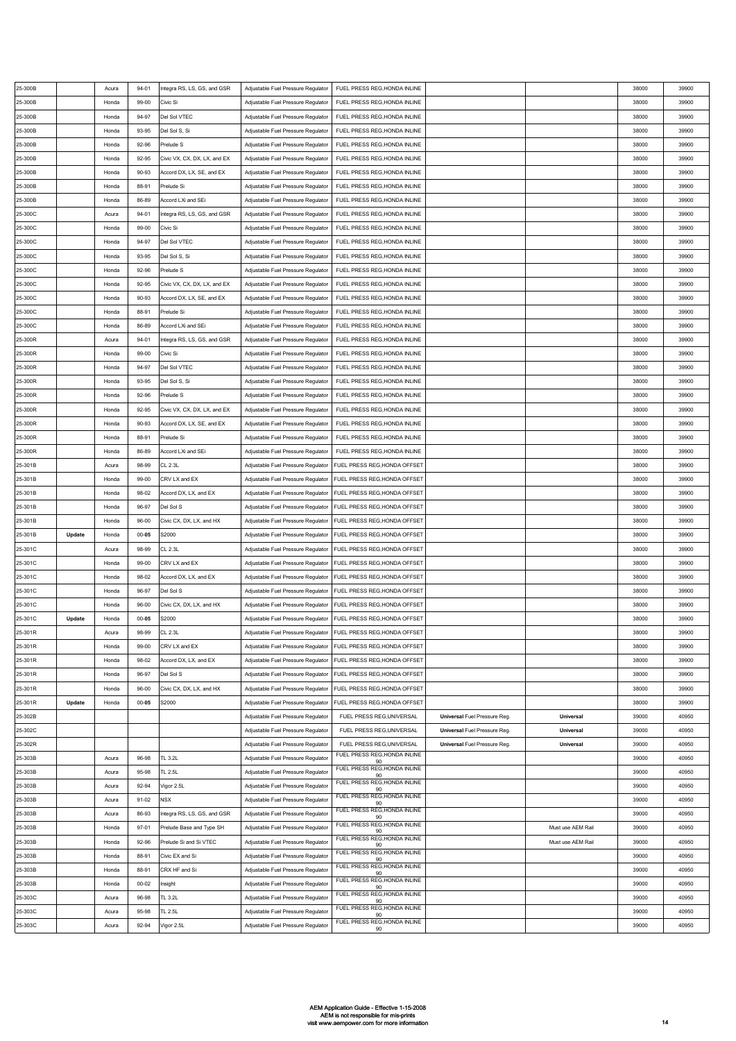| | | | | | | | | | | |
|---|---|---|---|---|---|---|---|---|---|---|
| 25-300B | | Acura | 94-01 | Integra RS, LS, GS, and GSR | Adjustable Fuel Pressure Regulator | FUEL PRESS REG,HONDA INLINE | | | 38000 | 39900 |
| 25-300B | | Honda | 99-00 | Civic Si | Adjustable Fuel Pressure Regulator | FUEL PRESS REG,HONDA INLINE | | | 38000 | 39900 |
| 25-300B | | Honda | 94-97 | Del Sol VTEC | Adjustable Fuel Pressure Regulator | FUEL PRESS REG,HONDA INLINE | | | 38000 | 39900 |
| 25-300B | | Honda | 93-95 | Del Sol S, Si | Adjustable Fuel Pressure Regulator | FUEL PRESS REG,HONDA INLINE | | | 38000 | 39900 |
| 25-300B | | Honda | 92-96 | Prelude S | Adjustable Fuel Pressure Regulator | FUEL PRESS REG,HONDA INLINE | | | 38000 | 39900 |
| 25-300B | | Honda | 92-95 | Civic VX, CX, DX, LX, and EX | Adjustable Fuel Pressure Regulator | FUEL PRESS REG,HONDA INLINE | | | 38000 | 39900 |
| 25-300B | | Honda | 90-93 | Accord DX, LX, SE, and EX | Adjustable Fuel Pressure Regulator | FUEL PRESS REG,HONDA INLINE | | | 38000 | 39900 |
| 25-300B | | Honda | 88-91 | Prelude Si | Adjustable Fuel Pressure Regulator | FUEL PRESS REG,HONDA INLINE | | | 38000 | 39900 |
| 25-300B | | Honda | 86-89 | Accord LXi and SEi | Adjustable Fuel Pressure Regulator | FUEL PRESS REG,HONDA INLINE | | | 38000 | 39900 |
| 25-300C | | Acura | 94-01 | Integra RS, LS, GS, and GSR | Adjustable Fuel Pressure Regulator | FUEL PRESS REG,HONDA INLINE | | | 38000 | 39900 |
| 25-300C | | Honda | 99-00 | Civic Si | Adjustable Fuel Pressure Regulator | FUEL PRESS REG,HONDA INLINE | | | 38000 | 39900 |
| 25-300C | | Honda | 94-97 | Del Sol VTEC | Adjustable Fuel Pressure Regulator | FUEL PRESS REG,HONDA INLINE | | | 38000 | 39900 |
| 25-300C | | Honda | 93-95 | Del Sol S, Si | Adjustable Fuel Pressure Regulator | FUEL PRESS REG,HONDA INLINE | | | 38000 | 39900 |
| 25-300C | | Honda | 92-96 | Prelude S | Adjustable Fuel Pressure Regulator | FUEL PRESS REG,HONDA INLINE | | | 38000 | 39900 |
| 25-300C | | Honda | 92-95 | Civic VX, CX, DX, LX, and EX | Adjustable Fuel Pressure Regulator | FUEL PRESS REG,HONDA INLINE | | | 38000 | 39900 |
| 25-300C | | Honda | 90-93 | Accord DX, LX, SE, and EX | Adjustable Fuel Pressure Regulator | FUEL PRESS REG,HONDA INLINE | | | 38000 | 39900 |
| 25-300C | | Honda | 88-91 | Prelude Si | Adjustable Fuel Pressure Regulator | FUEL PRESS REG,HONDA INLINE | | | 38000 | 39900 |
| 25-300C | | Honda | 86-89 | Accord LXi and SEi | Adjustable Fuel Pressure Regulator | FUEL PRESS REG,HONDA INLINE | | | 38000 | 39900 |
| 25-300R | | Acura | 94-01 | Integra RS, LS, GS, and GSR | Adjustable Fuel Pressure Regulator | FUEL PRESS REG,HONDA INLINE | | | 38000 | 39900 |
| 25-300R | | Honda | 99-00 | Civic Si | Adjustable Fuel Pressure Regulator | FUEL PRESS REG,HONDA INLINE | | | 38000 | 39900 |
| 25-300R | | Honda | 94-97 | Del Sol VTEC | Adjustable Fuel Pressure Regulator | FUEL PRESS REG,HONDA INLINE | | | 38000 | 39900 |
| 25-300R | | Honda | 93-95 | Del Sol S, Si | Adjustable Fuel Pressure Regulator | FUEL PRESS REG,HONDA INLINE | | | 38000 | 39900 |
| 25-300R | | Honda | 92-96 | Prelude S | Adjustable Fuel Pressure Regulator | FUEL PRESS REG,HONDA INLINE | | | 38000 | 39900 |
| 25-300R | | Honda | 92-95 | Civic VX, CX, DX, LX, and EX | Adjustable Fuel Pressure Regulator | FUEL PRESS REG,HONDA INLINE | | | 38000 | 39900 |
| 25-300R | | Honda | 90-93 | Accord DX, LX, SE, and EX | Adjustable Fuel Pressure Regulator | FUEL PRESS REG,HONDA INLINE | | | 38000 | 39900 |
| 25-300R | | Honda | 88-91 | Prelude Si | Adjustable Fuel Pressure Regulator | FUEL PRESS REG,HONDA INLINE | | | 38000 | 39900 |
| 25-300R | | Honda | 86-89 | Accord LXi and SEi | Adjustable Fuel Pressure Regulator | FUEL PRESS REG,HONDA INLINE | | | 38000 | 39900 |
| 25-301B | | Acura | 98-99 | CL 2.3L | Adjustable Fuel Pressure Regulator | FUEL PRESS REG,HONDA OFFSET | | | 38000 | 39900 |
| 25-301B | | Honda | 99-00 | CRV LX and EX | Adjustable Fuel Pressure Regulator | FUEL PRESS REG,HONDA OFFSET | | | 38000 | 39900 |
| 25-301B | | Honda | 98-02 | Accord DX, LX, and EX | Adjustable Fuel Pressure Regulator | FUEL PRESS REG,HONDA OFFSET | | | 38000 | 39900 |
| 25-301B | | Honda | 96-97 | Del Sol S | Adjustable Fuel Pressure Regulator | FUEL PRESS REG,HONDA OFFSET | | | 38000 | 39900 |
| 25-301B | | Honda | 96-00 | Civic CX, DX, LX, and HX | Adjustable Fuel Pressure Regulator | FUEL PRESS REG,HONDA OFFSET | | | 38000 | 39900 |
| 25-301B | **Update** | Honda | 00-**05** | S2000 | Adjustable Fuel Pressure Regulator | FUEL PRESS REG,HONDA OFFSET | | | 38000 | 39900 |
| 25-301C | | Acura | 98-99 | CL 2.3L | Adjustable Fuel Pressure Regulator | FUEL PRESS REG,HONDA OFFSET | | | 38000 | 39900 |
| 25-301C | | Honda | 99-00 | CRV LX and EX | Adjustable Fuel Pressure Regulator | FUEL PRESS REG,HONDA OFFSET | | | 38000 | 39900 |
| 25-301C | | Honda | 98-02 | Accord DX, LX, and EX | Adjustable Fuel Pressure Regulator | FUEL PRESS REG,HONDA OFFSET | | | 38000 | 39900 |
| 25-301C | | Honda | 96-97 | Del Sol S | Adjustable Fuel Pressure Regulator | FUEL PRESS REG,HONDA OFFSET | | | 38000 | 39900 |
| 25-301C | | Honda | 96-00 | Civic CX, DX, LX, and HX | Adjustable Fuel Pressure Regulator | FUEL PRESS REG,HONDA OFFSET | | | 38000 | 39900 |
| 25-301C | **Update** | Honda | 00-**05** | S2000 | Adjustable Fuel Pressure Regulator | FUEL PRESS REG,HONDA OFFSET | | | 38000 | 39900 |
| 25-301R | | Acura | 98-99 | CL 2.3L | Adjustable Fuel Pressure Regulator | FUEL PRESS REG,HONDA OFFSET | | | 38000 | 39900 |
| 25-301R | | Honda | 99-00 | CRV LX and EX | Adjustable Fuel Pressure Regulator | FUEL PRESS REG,HONDA OFFSET | | | 38000 | 39900 |
| 25-301R | | Honda | 98-02 | Accord DX, LX, and EX | Adjustable Fuel Pressure Regulator | FUEL PRESS REG,HONDA OFFSET | | | 38000 | 39900 |
| 25-301R | | Honda | 96-97 | Del Sol S | Adjustable Fuel Pressure Regulator | FUEL PRESS REG,HONDA OFFSET | | | 38000 | 39900 |
| 25-301R | | Honda | 96-00 | Civic CX, DX, LX, and HX | Adjustable Fuel Pressure Regulator | FUEL PRESS REG,HONDA OFFSET | | | 38000 | 39900 |
| 25-301R | **Update** | Honda | 00-**05** | S2000 | Adjustable Fuel Pressure Regulator | FUEL PRESS REG,HONDA OFFSET | | | 38000 | 39900 |
| 25-302B | | | | | Adjustable Fuel Pressure Regulator | FUEL PRESS REG,UNIVERSAL | **Universal** Fuel Pressure Reg. | **Universal** | 39000 | 40950 |
| 25-302C | | | | | Adjustable Fuel Pressure Regulator | FUEL PRESS REG,UNIVERSAL | **Universal** Fuel Pressure Reg. | **Universal** | 39000 | 40950 |
| 25-302R | | | | | Adjustable Fuel Pressure Regulator | FUEL PRESS REG,UNIVERSAL | **Universal** Fuel Pressure Reg. | **Universal** | 39000 | 40950 |
| 25-303B | | Acura | 96-98 | TL 3.2L | Adjustable Fuel Pressure Regulator | FUEL PRESS REG,HONDA INLINE 90 | | | 39000 | 40950 |
| 25-303B | | Acura | 95-98 | TL 2.5L | Adjustable Fuel Pressure Regulator | FUEL PRESS REG,HONDA INLINE 90 | | | 39000 | 40950 |
| 25-303B | | Acura | 92-94 | Vigor 2.5L | Adjustable Fuel Pressure Regulator | FUEL PRESS REG,HONDA INLINE 90 | | | 39000 | 40950 |
| 25-303B | | Acura | 91-02 | NSX | Adjustable Fuel Pressure Regulator | FUEL PRESS REG,HONDA INLINE 90 | | | 39000 | 40950 |
| 25-303B | | Acura | 86-93 | Integra RS, LS, GS, and GSR | Adjustable Fuel Pressure Regulator | FUEL PRESS REG,HONDA INLINE 90 | | | 39000 | 40950 |
| 25-303B | | Honda | 97-01 | Prelude Base and Type SH | Adjustable Fuel Pressure Regulator | FUEL PRESS REG,HONDA INLINE 90 | | Must use AEM Rail | 39000 | 40950 |
| 25-303B | | Honda | 92-96 | Prelude Si and Si VTEC | Adjustable Fuel Pressure Regulator | FUEL PRESS REG,HONDA INLINE 90 | | Must use AEM Rail | 39000 | 40950 |
| 25-303B | | Honda | 88-91 | Civic EX and Si | Adjustable Fuel Pressure Regulator | FUEL PRESS REG,HONDA INLINE 90 | | | 39000 | 40950 |
| 25-303B | | Honda | 88-91 | CRX HF and Si | Adjustable Fuel Pressure Regulator | FUEL PRESS REG,HONDA INLINE 90 | | | 39000 | 40950 |
| 25-303B | | Honda | 00-02 | Insight | Adjustable Fuel Pressure Regulator | FUEL PRESS REG,HONDA INLINE 90 | | | 39000 | 40950 |
| 25-303C | | Acura | 96-98 | TL 3.2L | Adjustable Fuel Pressure Regulator | FUEL PRESS REG,HONDA INLINE 90 | | | 39000 | 40950 |
| 25-303C | | Acura | 95-98 | TL 2.5L | Adjustable Fuel Pressure Regulator | FUEL PRESS REG,HONDA INLINE 90 | | | 39000 | 40950 |
| 25-303C | | Acura | 92-94 | Vigor 2.5L | Adjustable Fuel Pressure Regulator | FUEL PRESS REG,HONDA INLINE 90 | | | 39000 | 40950 |

AEM Application Guide - Effective 1-15-2008
AEM is not responsible for mis-prints
visit www.aempower.com for more information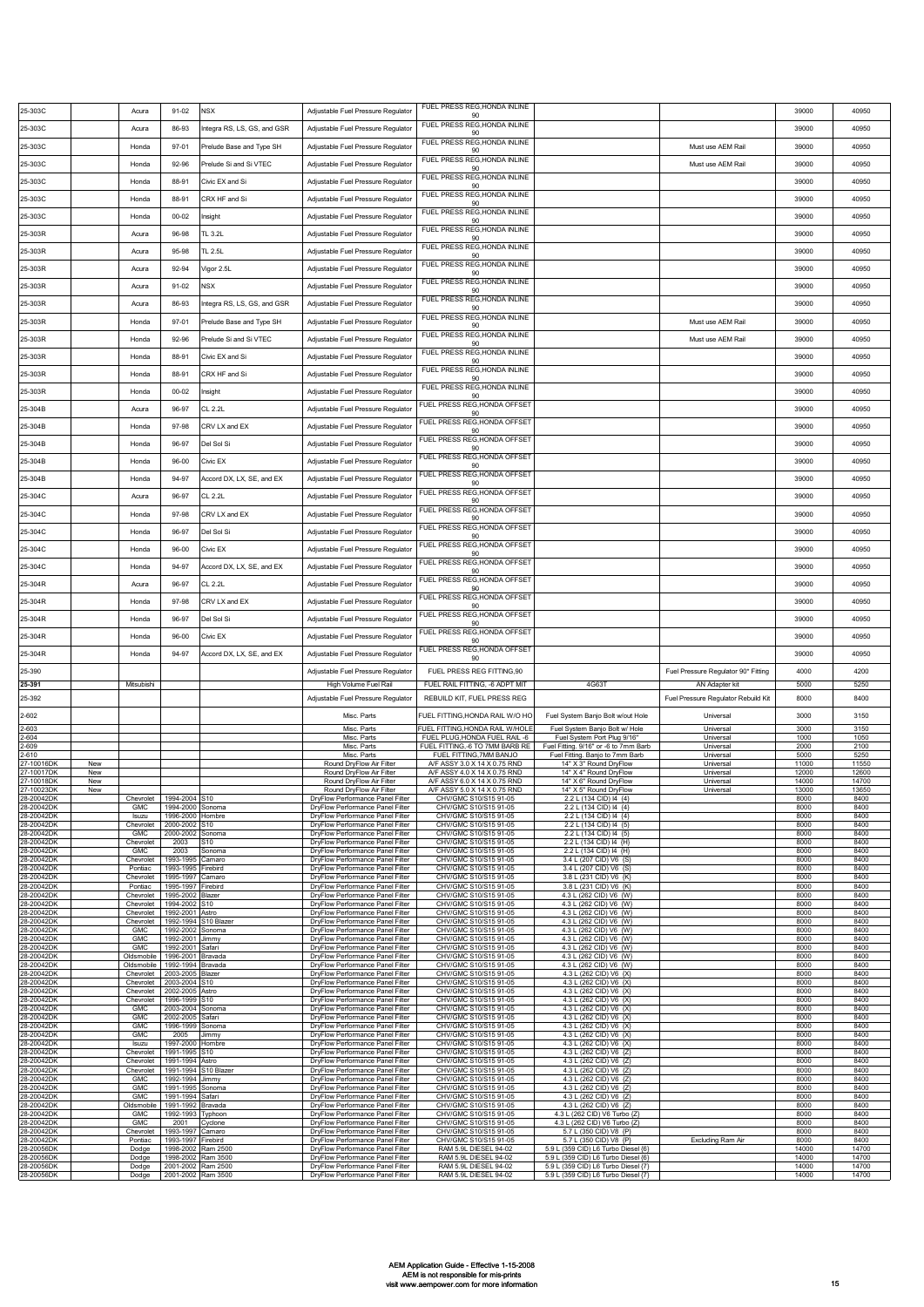| | | | | | | | | | |
|---|---|---|---|---|---|---|---|---|---|
| 25-303C | | Acura | 91-02 | NSX | Adjustable Fuel Pressure Regulator | FUEL PRESS REG,HONDA INLINE 90 | | | 39000 | 40950 |
| 25-303C | | Acura | 86-93 | Integra RS, LS, GS, and GSR | Adjustable Fuel Pressure Regulator | FUEL PRESS REG,HONDA INLINE 90 | | | 39000 | 40950 |
| 25-303C | | Honda | 97-01 | Prelude Base and Type SH | Adjustable Fuel Pressure Regulator | FUEL PRESS REG,HONDA INLINE 90 | | Must use AEM Rail | 39000 | 40950 |
| 25-303C | | Honda | 92-96 | Prelude Si and Si VTEC | Adjustable Fuel Pressure Regulator | FUEL PRESS REG,HONDA INLINE 90 | | Must use AEM Rail | 39000 | 40950 |
| 25-303C | | Honda | 88-91 | Civic EX and Si | Adjustable Fuel Pressure Regulator | FUEL PRESS REG,HONDA INLINE 90 | | | 39000 | 40950 |
| 25-303C | | Honda | 88-91 | CRX HF and Si | Adjustable Fuel Pressure Regulator | FUEL PRESS REG,HONDA INLINE 90 | | | 39000 | 40950 |
| 25-303C | | Honda | 00-02 | Insight | Adjustable Fuel Pressure Regulator | FUEL PRESS REG,HONDA INLINE 90 | | | 39000 | 40950 |
| 25-303R | | Acura | 96-98 | TL 3.2L | Adjustable Fuel Pressure Regulator | FUEL PRESS REG,HONDA INLINE 90 | | | 39000 | 40950 |
| 25-303R | | Acura | 95-98 | TL 2.5L | Adjustable Fuel Pressure Regulator | FUEL PRESS REG,HONDA INLINE 90 | | | 39000 | 40950 |
| 25-303R | | Acura | 92-94 | Vigor 2.5L | Adjustable Fuel Pressure Regulator | FUEL PRESS REG,HONDA INLINE 90 | | | 39000 | 40950 |
| 25-303R | | Acura | 91-02 | NSX | Adjustable Fuel Pressure Regulator | FUEL PRESS REG,HONDA INLINE 90 | | | 39000 | 40950 |
| 25-303R | | Acura | 86-93 | Integra RS, LS, GS, and GSR | Adjustable Fuel Pressure Regulator | FUEL PRESS REG,HONDA INLINE 90 | | | 39000 | 40950 |
| 25-303R | | Honda | 97-01 | Prelude Base and Type SH | Adjustable Fuel Pressure Regulator | FUEL PRESS REG,HONDA INLINE 90 | | Must use AEM Rail | 39000 | 40950 |
| 25-303R | | Honda | 92-96 | Prelude Si and Si VTEC | Adjustable Fuel Pressure Regulator | FUEL PRESS REG,HONDA INLINE 90 | | Must use AEM Rail | 39000 | 40950 |
| 25-303R | | Honda | 88-91 | Civic EX and Si | Adjustable Fuel Pressure Regulator | FUEL PRESS REG,HONDA INLINE 90 | | | 39000 | 40950 |
| 25-303R | | Honda | 88-91 | CRX HF and Si | Adjustable Fuel Pressure Regulator | FUEL PRESS REG,HONDA INLINE 90 | | | 39000 | 40950 |
| 25-303R | | Honda | 00-02 | Insight | Adjustable Fuel Pressure Regulator | FUEL PRESS REG,HONDA INLINE 90 | | | 39000 | 40950 |
| 25-304B | | Acura | 96-97 | CL 2.2L | Adjustable Fuel Pressure Regulator | FUEL PRESS REG,HONDA OFFSET 90 | | | 39000 | 40950 |
| 25-304B | | Honda | 97-98 | CRV LX and EX | Adjustable Fuel Pressure Regulator | FUEL PRESS REG,HONDA OFFSET 90 | | | 39000 | 40950 |
| 25-304B | | Honda | 96-97 | Del Sol Si | Adjustable Fuel Pressure Regulator | FUEL PRESS REG,HONDA OFFSET 90 | | | 39000 | 40950 |
| 25-304B | | Honda | 96-00 | Civic EX | Adjustable Fuel Pressure Regulator | FUEL PRESS REG,HONDA OFFSET 90 | | | 39000 | 40950 |
| 25-304B | | Honda | 94-97 | Accord DX, LX, SE, and EX | Adjustable Fuel Pressure Regulator | FUEL PRESS REG,HONDA OFFSET 90 | | | 39000 | 40950 |
| 25-304C | | Acura | 96-97 | CL 2.2L | Adjustable Fuel Pressure Regulator | FUEL PRESS REG,HONDA OFFSET 90 | | | 39000 | 40950 |
| 25-304C | | Honda | 97-98 | CRV LX and EX | Adjustable Fuel Pressure Regulator | FUEL PRESS REG,HONDA OFFSET 90 | | | 39000 | 40950 |
| 25-304C | | Honda | 96-97 | Del Sol Si | Adjustable Fuel Pressure Regulator | FUEL PRESS REG,HONDA OFFSET 90 | | | 39000 | 40950 |
| 25-304C | | Honda | 96-00 | Civic EX | Adjustable Fuel Pressure Regulator | FUEL PRESS REG,HONDA OFFSET 90 | | | 39000 | 40950 |
| 25-304C | | Honda | 94-97 | Accord DX, LX, SE, and EX | Adjustable Fuel Pressure Regulator | FUEL PRESS REG,HONDA OFFSET 90 | | | 39000 | 40950 |
| 25-304R | | Acura | 96-97 | CL 2.2L | Adjustable Fuel Pressure Regulator | FUEL PRESS REG,HONDA OFFSET 90 | | | 39000 | 40950 |
| 25-304R | | Honda | 97-98 | CRV LX and EX | Adjustable Fuel Pressure Regulator | FUEL PRESS REG,HONDA OFFSET 90 | | | 39000 | 40950 |
| 25-304R | | Honda | 96-97 | Del Sol Si | Adjustable Fuel Pressure Regulator | FUEL PRESS REG,HONDA OFFSET 90 | | | 39000 | 40950 |
| 25-304R | | Honda | 96-00 | Civic EX | Adjustable Fuel Pressure Regulator | FUEL PRESS REG,HONDA OFFSET 90 | | | 39000 | 40950 |
| 25-304R | | Honda | 94-97 | Accord DX, LX, SE, and EX | Adjustable Fuel Pressure Regulator | FUEL PRESS REG,HONDA OFFSET 90 | | | 39000 | 40950 |
| 25-390 | | | | | Adjustable Fuel Pressure Regulator | FUEL PRESS REG FITTING,90 | | Fuel Pressure Regulator 90° Fitting | 4000 | 4200 |
| 25-391 | | Mitsubishi | | | High Volume Fuel Rail | FUEL RAIL FITTING, -6 ADPT MIT | 4G63T | AN Adapter kit | 5000 | 5250 |
| 25-392 | | | | | Adjustable Fuel Pressure Regulator | REBUILD KIT, FUEL PRESS REG | | Fuel Pressure Regulator Rebuild Kit | 8000 | 8400 |
| 2-602 | | | | | Misc. Parts | FUEL FITTING,HONDA RAIL W/O HO | Fuel System Banjo Bolt w/out Hole | Universal | 3000 | 3150 |
| 2-603 | | | | | Misc. Parts | FUEL FITTING,HONDA RAIL W/HOLE | Fuel System Banjo Bolt w/ Hole | Universal | 3000 | 3150 |
| 2-604 | | | | | Misc. Parts | FUEL PLUG,HONDA FUEL RAIL -6 | Fuel System Port Plug 9/16" | Universal | 1000 | 1050 |
| 2-609 | | | | | Misc. Parts | FUEL FITTING,-6 TO 7MM BARB RE | Fuel Fitting, 9/16" or -6 to 7mm Barb | Universal | 2000 | 2100 |
| 2-610 | | | | | Misc. Parts | FUEL FITTING,7MM BANJO | Fuel Fitting, Banjo to 7mm Barb | Universal | 5000 | 5250 |
| 27-10016DK | New | | | | Round DryFlow Air Filter | A/F ASSY 3.0 X 14 X 0.75 RND | 14" X 3" Round DryFlow | Universal | 11000 | 11550 |
| 27-10017DK | New | | | | Round DryFlow Air Filter | A/F ASSY 4.0 X 14 X 0.75 RND | 14" X 4" Round DryFlow | Universal | 12000 | 12600 |
| 27-10018DK | New | | | | Round DryFlow Air Filter | A/F ASSY 6.0 X 14 X 0.75 RND | 14" X 6" Round DryFlow | Universal | 14000 | 14700 |
| 27-10023DK | New | | | | Round DryFlow Air Filter | A/F ASSY 5.0 X 14 X 0.75 RND | 14" X 5" Round DryFlow | Universal | 13000 | 13650 |
| 28-20042DK | | Chevrolet | 1994-2004 | S10 | DryFlow Performance Panel Filter | CHV/GMC S10/S15 91-05 | 2.2 L (134 CID) I4 (4) | | 8000 | 8400 |
| 28-20042DK | | GMC | 1994-2000 | Sonoma | DryFlow Performance Panel Filter | CHV/GMC S10/S15 91-05 | 2.2 L (134 CID) I4 (4) | | 8000 | 8400 |
| 28-20042DK | | Isuzu | 1996-2000 | Hombre | DryFlow Performance Panel Filter | CHV/GMC S10/S15 91-05 | 2.2 L (134 CID) I4 (4) | | 8000 | 8400 |
| 28-20042DK | | Chevrolet | 2000-2002 | S10 | DryFlow Performance Panel Filter | CHV/GMC S10/S15 91-05 | 2.2 L (134 CID) I4 (5) | | 8000 | 8400 |
| 28-20042DK | | GMC | 2000-2002 | Sonoma | DryFlow Performance Panel Filter | CHV/GMC S10/S15 91-05 | 2.2 L (134 CID) I4 (5) | | 8000 | 8400 |
| 28-20042DK | | Chevrolet | 2003 | S10 | DryFlow Performance Panel Filter | CHV/GMC S10/S15 91-05 | 2.2 L (134 CID) I4 (H) | | 8000 | 8400 |
| 28-20042DK | | GMC | 2003 | Sonoma | DryFlow Performance Panel Filter | CHV/GMC S10/S15 91-05 | 2.2 L (134 CID) I4 (H) | | 8000 | 8400 |
| 28-20042DK | | Chevrolet | 1993-1995 | Camaro | DryFlow Performance Panel Filter | CHV/GMC S10/S15 91-05 | 3.4 L (207 CID) V6 (S) | | 8000 | 8400 |
| 28-20042DK | | Pontiac | 1993-1995 | Firebird | DryFlow Performance Panel Filter | CHV/GMC S10/S15 91-05 | 3.4 L (207 CID) V6 (S) | | 8000 | 8400 |
| 28-20042DK | | Chevrolet | 1995-1997 | Camaro | DryFlow Performance Panel Filter | CHV/GMC S10/S15 91-05 | 3.8 L (231 CID) V6 (K) | | 8000 | 8400 |
| 28-20042DK | | Pontiac | 1995-1997 | Firebird | DryFlow Performance Panel Filter | CHV/GMC S10/S15 91-05 | 3.8 L (231 CID) V6 (K) | | 8000 | 8400 |
| 28-20042DK | | Chevrolet | 1995-2002 | Blazer | DryFlow Performance Panel Filter | CHV/GMC S10/S15 91-05 | 4.3 L (262 CID) V6 (W) | | 8000 | 8400 |
| 28-20042DK | | Chevrolet | 1994-2002 | S10 | DryFlow Performance Panel Filter | CHV/GMC S10/S15 91-05 | 4.3 L (262 CID) V6 (W) | | 8000 | 8400 |
| 28-20042DK | | Chevrolet | 1992-2001 | Astro | DryFlow Performance Panel Filter | CHV/GMC S10/S15 91-05 | 4.3 L (262 CID) V6 (W) | | 8000 | 8400 |
| 28-20042DK | | Chevrolet | 1992-1994 | S10 Blazer | DryFlow Performance Panel Filter | CHV/GMC S10/S15 91-05 | 4.3 L (262 CID) V6 (W) | | 8000 | 8400 |
| 28-20042DK | | GMC | 1992-2002 | Sonoma | DryFlow Performance Panel Filter | CHV/GMC S10/S15 91-05 | 4.3 L (262 CID) V6 (W) | | 8000 | 8400 |
| 28-20042DK | | GMC | 1992-2001 | Jimmy | DryFlow Performance Panel Filter | CHV/GMC S10/S15 91-05 | 4.3 L (262 CID) V6 (W) | | 8000 | 8400 |
| 28-20042DK | | GMC | 1992-2001 | Safari | DryFlow Performance Panel Filter | CHV/GMC S10/S15 91-05 | 4.3 L (262 CID) V6 (W) | | 8000 | 8400 |
| 28-20042DK | | Oldsmobile | 1996-2001 | Bravada | DryFlow Performance Panel Filter | CHV/GMC S10/S15 91-05 | 4.3 L (262 CID) V6 (W) | | 8000 | 8400 |
| 28-20042DK | | Oldsmobile | 1992-1994 | Bravada | DryFlow Performance Panel Filter | CHV/GMC S10/S15 91-05 | 4.3 L (262 CID) V6 (W) | | 8000 | 8400 |
| 28-20042DK | | Chevrolet | 2003-2005 | Blazer | DryFlow Performance Panel Filter | CHV/GMC S10/S15 91-05 | 4.3 L (262 CID) V6 (X) | | 8000 | 8400 |
| 28-20042DK | | Chevrolet | 2003-2004 | S10 | DryFlow Performance Panel Filter | CHV/GMC S10/S15 91-05 | 4.3 L (262 CID) V6 (X) | | 8000 | 8400 |
| 28-20042DK | | Chevrolet | 2002-2005 | Astro | DryFlow Performance Panel Filter | CHV/GMC S10/S15 91-05 | 4.3 L (262 CID) V6 (X) | | 8000 | 8400 |
| 28-20042DK | | Chevrolet | 1996-1998 | S10 | DryFlow Performance Panel Filter | CHV/GMC S10/S15 91-05 | 4.3 L (262 CID) V6 (X) | | 8000 | 8400 |
| 28-20042DK | | GMC | 2003-2004 | Sonoma | DryFlow Performance Panel Filter | CHV/GMC S10/S15 91-05 | 4.3 L (262 CID) V6 (X) | | 8000 | 8400 |
| 28-20042DK | | GMC | 2002-2005 | Safari | DryFlow Performance Panel Filter | CHV/GMC S10/S15 91-05 | 4.3 L (262 CID) V6 (X) | | 8000 | 8400 |
| 28-20042DK | | GMC | 1996-1999 | Sonoma | DryFlow Performance Panel Filter | CHV/GMC S10/S15 91-05 | 4.3 L (262 CID) V6 (X) | | 8000 | 8400 |
| 28-20042DK | | GMC | 2005 | Jimmy | DryFlow Performance Panel Filter | CHV/GMC S10/S15 91-05 | 4.3 L (262 CID) V6 (X) | | 8000 | 8400 |
| 28-20042DK | | Isuzu | 1997-2000 | Hombre | DryFlow Performance Panel Filter | CHV/GMC S10/S15 91-05 | 4.3 L (262 CID) V6 (X) | | 8000 | 8400 |
| 28-20042DK | | Chevrolet | 1991-1995 | S10 | DryFlow Performance Panel Filter | CHV/GMC S10/S15 91-05 | 4.3 L (262 CID) V6 (Z) | | 8000 | 8400 |
| 28-20042DK | | Chevrolet | 1991-1994 | Astro | DryFlow Performance Panel Filter | CHV/GMC S10/S15 91-05 | 4.3 L (262 CID) V6 (Z) | | 8000 | 8400 |
| 28-20042DK | | Chevrolet | 1991-1994 | S10 Blazer | DryFlow Performance Panel Filter | CHV/GMC S10/S15 91-05 | 4.3 L (262 CID) V6 (Z) | | 8000 | 8400 |
| 28-20042DK | | GMC | 1992-1994 | Jimmy | DryFlow Performance Panel Filter | CHV/GMC S10/S15 91-05 | 4.3 L (262 CID) V6 (Z) | | 8000 | 8400 |
| 28-20042DK | | GMC | 1991-1995 | Sonoma | DryFlow Performance Panel Filter | CHV/GMC S10/S15 91-05 | 4.3 L (262 CID) V6 (Z) | | 8000 | 8400 |
| 28-20042DK | | GMC | 1991-1994 | Safari | DryFlow Performance Panel Filter | CHV/GMC S10/S15 91-05 | 4.3 L (262 CID) V6 (Z) | | 8000 | 8400 |
| 28-20042DK | | Oldsmobile | 1991-1992 | Bravada | DryFlow Performance Panel Filter | CHV/GMC S10/S15 91-05 | 4.3 L (262 CID) V6 (Z) | | 8000 | 8400 |
| 28-20042DK | | GMC | 1992-1993 | Typhoon | DryFlow Performance Panel Filter | CHV/GMC S10/S15 91-05 | 4.3 L (262 CID) V6 Turbo (Z) | | 8000 | 8400 |
| 28-20042DK | | GMC | 2001 | Cyclone | DryFlow Performance Panel Filter | CHV/GMC S10/S15 91-05 | 4.3 L (262 CID) V6 Turbo (Z) | | 8000 | 8400 |
| 28-20042DK | | Chevrolet | 1993-1997 | Camaro | DryFlow Performance Panel Filter | CHV/GMC S10/S15 91-05 | 5.7 L (350 CID) V8 (P) | | 8000 | 8400 |
| 28-20042DK | | Pontiac | 1993-1997 | Firebird | DryFlow Performance Panel Filter | CHV/GMC S10/S15 91-05 | 5.7 L (350 CID) V8 (P) | Excluding Ram Air | 8000 | 8400 |
| 28-20056DK | | Dodge | 1998-2002 | Ram 2500 | DryFlow Performance Panel Filter | RAM 5.9L DIESEL 94-02 | 5.9 L (359 CID) L6 Turbo Diesel (6) | | 14000 | 14700 |
| 28-20056DK | | Dodge | 1998-2002 | Ram 3500 | DryFlow Performance Panel Filter | RAM 5.9L DIESEL 94-02 | 5.9 L (359 CID) L6 Turbo Diesel (6) | | 14000 | 14700 |
| 28-20056DK | | Dodge | 2001-2002 | Ram 2500 | DryFlow Performance Panel Filter | RAM 5.9L DIESEL 94-02 | 5.9 L (359 CID) L6 Turbo Diesel (7) | | 14000 | 14700 |
| 28-20056DK | | Dodge | 2001-2002 | Ram 3500 | DryFlow Performance Panel Filter | RAM 5.9L DIESEL 94-02 | 5.9 L (359 CID) L6 Turbo Diesel (7) | | 14000 | 14700 |

AEM Application Guide - Effective 1-15-2008
AEM is not responsible for mis-prints
visit www.aempower.com for more information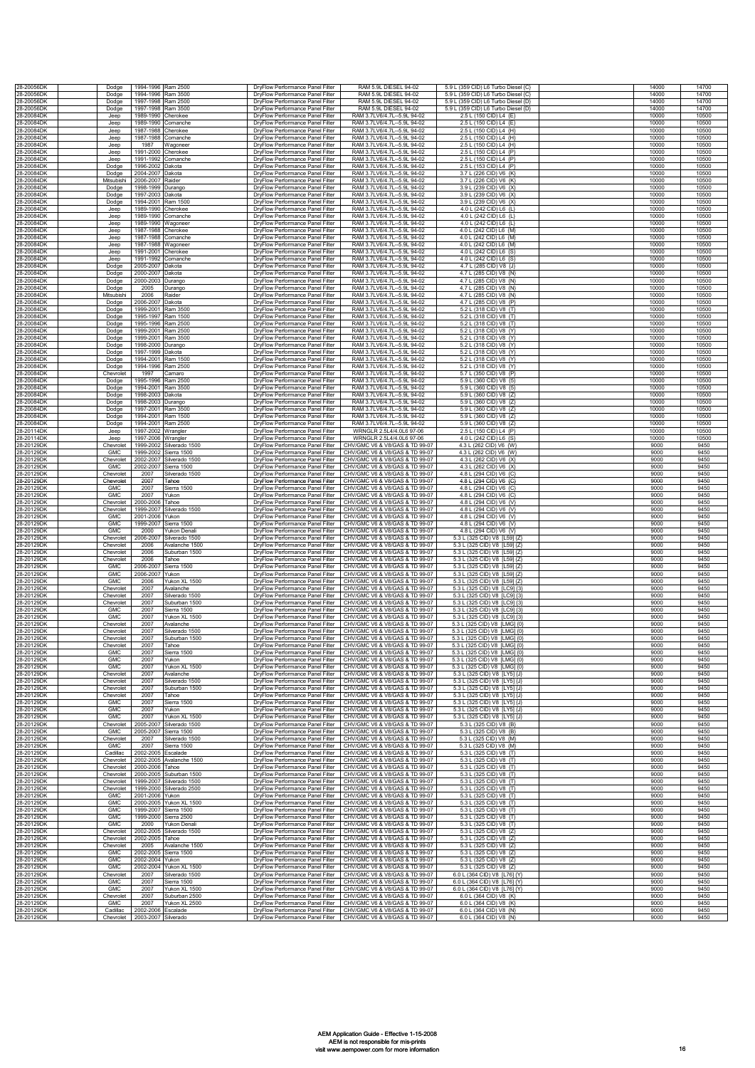| | | | | | | | | |
|---|---|---|---|---|---|---|---|---|
| 28-20056DK | Dodge | 1994-1996 | Ram 2500 | DryFlow Performance Panel Filter | RAM 5.9L DIESEL 94-02 | 5.9 L (359 CID) L6 Turbo Diesel (C) | 14000 | 14700 |
| 28-20056DK | Dodge | 1994-1996 | Ram 3500 | DryFlow Performance Panel Filter | RAM 5.9L DIESEL 94-02 | 5.9 L (359 CID) L6 Turbo Diesel (C) | 14000 | 14700 |
| 28-20056DK | Dodge | 1997-1998 | Ram 2500 | DryFlow Performance Panel Filter | RAM 5.9L DIESEL 94-02 | 5.9 L (359 CID) L6 Turbo Diesel (D) | 14000 | 14700 |
| 28-20056DK | Dodge | 1997-1998 | Ram 3500 | DryFlow Performance Panel Filter | RAM 5.9L DIESEL 94-02 | 5.9 L (359 CID) L6 Turbo Diesel (D) | 14000 | 14700 |
| 28-20084DK | Jeep | 1989-1990 | Cherokee | DryFlow Performance Panel Filter | RAM 3.7LV6/4.7L-5.9L 94-02 | 2.5 L (150 CID) L4 (E) | 10000 | 10500 |
| 28-20084DK | Jeep | 1989-1990 | Comanche | DryFlow Performance Panel Filter | RAM 3.7LV6/4.7L-5.9L 94-02 | 2.5 L (150 CID) L4 (E) | 10000 | 10500 |
| 28-20084DK | Jeep | 1987-1988 | Cherokee | DryFlow Performance Panel Filter | RAM 3.7LV6/4.7L-5.9L 94-02 | 2.5 L (150 CID) L4 (H) | 10000 | 10500 |
| 28-20084DK | Jeep | 1987-1988 | Comanche | DryFlow Performance Panel Filter | RAM 3.7LV6/4.7L-5.9L 94-02 | 2.5 L (150 CID) L4 (H) | 10000 | 10500 |
| 28-20084DK | Jeep | 1987 | Wagoneer | DryFlow Performance Panel Filter | RAM 3.7LV6/4.7L-5.9L 94-02 | 2.5 L (150 CID) L4 (H) | 10000 | 10500 |
| 28-20084DK | Jeep | 1991-2000 | Cherokee | DryFlow Performance Panel Filter | RAM 3.7LV6/4.7L-5.9L 94-02 | 2.5 L (150 CID) L4 (P) | 10000 | 10500 |
| 28-20084DK | Jeep | 1991-1992 | Comanche | DryFlow Performance Panel Filter | RAM 3.7LV6/4.7L-5.9L 94-02 | 2.5 L (150 CID) L4 (P) | 10000 | 10500 |
| 28-20084DK | Dodge | 1996-2002 | Dakota | DryFlow Performance Panel Filter | RAM 3.7LV6/4.7L-5.9L 94-02 | 2.5 L (153 CID) L4 (P) | 10000 | 10500 |
| 28-20084DK | Dodge | 2004-2007 | Dakota | DryFlow Performance Panel Filter | RAM 3.7LV6/4.7L-5.9L 94-02 | 3.7 L (226 CID) V6 (K) | 10000 | 10500 |
| 28-20084DK | Mitsubishi | 2006-2007 | Raider | DryFlow Performance Panel Filter | RAM 3.7LV6/4.7L-5.9L 94-02 | 3.7 L (226 CID) V6 (K) | 10000 | 10500 |
| 28-20084DK | Dodge | 1998-1999 | Durango | DryFlow Performance Panel Filter | RAM 3.7LV6/4.7L-5.9L 94-02 | 3.9 L (239 CID) V6 (X) | 10000 | 10500 |
| 28-20084DK | Dodge | 1997-2003 | Dakota | DryFlow Performance Panel Filter | RAM 3.7LV6/4.7L-5.9L 94-02 | 3.9 L (239 CID) V6 (X) | 10000 | 10500 |
| 28-20084DK | Dodge | 1994-2001 | Ram 1500 | DryFlow Performance Panel Filter | RAM 3.7LV6/4.7L-5.9L 94-02 | 3.9 L (239 CID) V6 (X) | 10000 | 10500 |
| 28-20084DK | Jeep | 1989-1990 | Cherokee | DryFlow Performance Panel Filter | RAM 3.7LV6/4.7L-5.9L 94-02 | 4.0 L (242 CID) L6 (L) | 10000 | 10500 |
| 28-20084DK | Jeep | 1989-1990 | Comanche | DryFlow Performance Panel Filter | RAM 3.7LV6/4.7L-5.9L 94-02 | 4.0 L (242 CID) L6 (L) | 10000 | 10500 |
| 28-20084DK | Jeep | 1989-1990 | Wagoneer | DryFlow Performance Panel Filter | RAM 3.7LV6/4.7L-5.9L 94-02 | 4.0 L (242 CID) L6 (L) | 10000 | 10500 |
| 28-20084DK | Jeep | 1987-1988 | Cherokee | DryFlow Performance Panel Filter | RAM 3.7LV6/4.7L-5.9L 94-02 | 4.0 L (242 CID) L6 (M) | 10000 | 10500 |
| 28-20084DK | Jeep | 1987-1988 | Comanche | DryFlow Performance Panel Filter | RAM 3.7LV6/4.7L-5.9L 94-02 | 4.0 L (242 CID) L6 (M) | 10000 | 10500 |
| 28-20084DK | Jeep | 1987-1988 | Wagoneer | DryFlow Performance Panel Filter | RAM 3.7LV6/4.7L-5.9L 94-02 | 4.0 L (242 CID) L6 (M) | 10000 | 10500 |
| 28-20084DK | Jeep | 1991-2001 | Cherokee | DryFlow Performance Panel Filter | RAM 3.7LV6/4.7L-5.9L 94-02 | 4.0 L (242 CID) L6 (S) | 10000 | 10500 |
| 28-20084DK | Jeep | 1991-1992 | Comanche | DryFlow Performance Panel Filter | RAM 3.7LV6/4.7L-5.9L 94-02 | 4.0 L (242 CID) L6 (S) | 10000 | 10500 |
| 28-20084DK | Dodge | 2005-2007 | Dakota | DryFlow Performance Panel Filter | RAM 3.7LV6/4.7L-5.9L 94-02 | 4.7 L (285 CID) V8 (J) | 10000 | 10500 |
| 28-20084DK | Dodge | 2000-2007 | Dakota | DryFlow Performance Panel Filter | RAM 3.7LV6/4.7L-5.9L 94-02 | 4.7 L (285 CID) V8 (N) | 10000 | 10500 |
| 28-20084DK | Dodge | 2000-2003 | Durango | DryFlow Performance Panel Filter | RAM 3.7LV6/4.7L-5.9L 94-02 | 4.7 L (285 CID) V8 (N) | 10000 | 10500 |
| 28-20084DK | Dodge | 2005 | Durango | DryFlow Performance Panel Filter | RAM 3.7LV6/4.7L-5.9L 94-02 | 4.7 L (285 CID) V8 (N) | 10000 | 10500 |
| 28-20084DK | Mitsubishi | 2006 | Raider | DryFlow Performance Panel Filter | RAM 3.7LV6/4.7L-5.9L 94-02 | 4.7 L (285 CID) V8 (N) | 10000 | 10500 |
| 28-20084DK | Dodge | 2006-2007 | Dakota | DryFlow Performance Panel Filter | RAM 3.7LV6/4.7L-5.9L 94-02 | 4.7 L (285 CID) V8 (P) | 10000 | 10500 |
| 28-20084DK | Dodge | 1999-2001 | Ram 3500 | DryFlow Performance Panel Filter | RAM 3.7LV6/4.7L-5.9L 94-02 | 5.2 L (318 CID) V8 (T) | 10000 | 10500 |
| 28-20084DK | Dodge | 1995-1997 | Ram 1500 | DryFlow Performance Panel Filter | RAM 3.7LV6/4.7L-5.9L 94-02 | 5.2 L (318 CID) V8 (T) | 10000 | 10500 |
| 28-20084DK | Dodge | 1995-1996 | Ram 2500 | DryFlow Performance Panel Filter | RAM 3.7LV6/4.7L-5.9L 94-02 | 5.2 L (318 CID) V8 (T) | 10000 | 10500 |
| 28-20084DK | Dodge | 1999-2001 | Ram 2500 | DryFlow Performance Panel Filter | RAM 3.7LV6/4.7L-5.9L 94-02 | 5.2 L (318 CID) V8 (Y) | 10000 | 10500 |
| 28-20084DK | Dodge | 1999-2001 | Ram 3500 | DryFlow Performance Panel Filter | RAM 3.7LV6/4.7L-5.9L 94-02 | 5.2 L (318 CID) V8 (Y) | 10000 | 10500 |
| 28-20084DK | Dodge | 1998-2000 | Durango | DryFlow Performance Panel Filter | RAM 3.7LV6/4.7L-5.9L 94-02 | 5.2 L (318 CID) V8 (Y) | 10000 | 10500 |
| 28-20084DK | Dodge | 1997-1999 | Dakota | DryFlow Performance Panel Filter | RAM 3.7LV6/4.7L-5.9L 94-02 | 5.2 L (318 CID) V8 (Y) | 10000 | 10500 |
| 28-20084DK | Dodge | 1994-2001 | Ram 1500 | DryFlow Performance Panel Filter | RAM 3.7LV6/4.7L-5.9L 94-02 | 5.2 L (318 CID) V8 (Y) | 10000 | 10500 |
| 28-20084DK | Dodge | 1994-1996 | Ram 2500 | DryFlow Performance Panel Filter | RAM 3.7LV6/4.7L-5.9L 94-02 | 5.2 L (318 CID) V8 (Y) | 10000 | 10500 |
| 28-20084DK | Chevrolet | 1997 | Camaro | DryFlow Performance Panel Filter | RAM 3.7LV6/4.7L-5.9L 94-02 | 5.7 L (350 CID) V8 (P) | 10000 | 10500 |
| 28-20084DK | Dodge | 1995-1996 | Ram 2500 | DryFlow Performance Panel Filter | RAM 3.7LV6/4.7L-5.9L 94-02 | 5.9 L (360 CID) V8 (5) | 10000 | 10500 |
| 28-20084DK | Dodge | 1994-2001 | Ram 3500 | DryFlow Performance Panel Filter | RAM 3.7LV6/4.7L-5.9L 94-02 | 5.9 L (360 CID) V8 (5) | 10000 | 10500 |
| 28-20084DK | Dodge | 1998-2003 | Dakota | DryFlow Performance Panel Filter | RAM 3.7LV6/4.7L-5.9L 94-02 | 5.9 L (360 CID) V8 (Z) | 10000 | 10500 |
| 28-20084DK | Dodge | 1998-2003 | Durango | DryFlow Performance Panel Filter | RAM 3.7LV6/4.7L-5.9L 94-02 | 5.9 L (360 CID) V8 (Z) | 10000 | 10500 |
| 28-20084DK | Dodge | 1997-2001 | Ram 3500 | DryFlow Performance Panel Filter | RAM 3.7LV6/4.7L-5.9L 94-02 | 5.9 L (360 CID) V8 (Z) | 10000 | 10500 |
| 28-20084DK | Dodge | 1994-2001 | Ram 1500 | DryFlow Performance Panel Filter | RAM 3.7LV6/4.7L-5.9L 94-02 | 5.9 L (360 CID) V8 (Z) | 10000 | 10500 |
| 28-20084DK | Dodge | 1994-2001 | Ram 2500 | DryFlow Performance Panel Filter | RAM 3.7LV6/4.7L-5.9L 94-02 | 5.9 L (360 CID) V8 (Z) | 10000 | 10500 |
| 28-20114DK | Jeep | 1997-2002 | Wrangler | DryFlow Performance Panel Filter | WRNGLR 2.5L4/4.0L6 97-06 | 2.5 L (150 CID) L4 (P) | 10000 | 10500 |
| 28-20114DK | Jeep | 1997-2006 | Wrangler | DryFlow Performance Panel Filter | WRNGLR 2.5L4/4.0L6 97-06 | 4.0 L (242 CID) L6 (S) | 10000 | 10500 |
| 28-20129DK | Chevrolet | 1999-2002 | Silverado 1500 | DryFlow Performance Panel Filter | CHV/GMC V6 & V8/GAS & TD 99-07 | 4.3 L (262 CID) V6 (W) | 9000 | 9450 |
| 28-20129DK | GMC | 1999-2002 | Sierra 1500 | DryFlow Performance Panel Filter | CHV/GMC V6 & V8/GAS & TD 99-07 | 4.3 L (262 CID) V6 (W) | 9000 | 9450 |
| 28-20129DK | Chevrolet | 2002-2007 | Silverado 1500 | DryFlow Performance Panel Filter | CHV/GMC V6 & V8/GAS & TD 99-07 | 4.3 L (262 CID) V6 (X) | 9000 | 9450 |
| 28-20129DK | GMC | 2002-2007 | Sierra 1500 | DryFlow Performance Panel Filter | CHV/GMC V6 & V8/GAS & TD 99-07 | 4.3 L (262 CID) V6 (X) | 9000 | 9450 |
| 28-20129DK | Chevrolet | 2007 | Silverado 1500 | DryFlow Performance Panel Filter | CHV/GMC V6 & V8/GAS & TD 99-07 | 4.8 L (294 CID) V6 (C) | 9000 | 9450 |
| 28-20129DK | Chevrolet | 2007 | Tahoe | DryFlow Performance Panel Filter | CHV/GMC V6 & V8/GAS & TD 99-07 | 4.8 L (294 CID) V6 (C) | 9000 | 9450 |
| 28-20129DK | GMC | 2007 | Sierra 1500 | DryFlow Performance Panel Filter | CHV/GMC V6 & V8/GAS & TD 99-07 | 4.8 L (294 CID) V6 (C) | 9000 | 9450 |
| 28-20129DK | GMC | 2007 | Yukon | DryFlow Performance Panel Filter | CHV/GMC V6 & V8/GAS & TD 99-07 | 4.8 L (294 CID) V6 (C) | 9000 | 9450 |
| 28-20129DK | Chevrolet | 2000-2006 | Tahoe | DryFlow Performance Panel Filter | CHV/GMC V6 & V8/GAS & TD 99-07 | 4.8 L (294 CID) V6 (V) | 9000 | 9450 |
| 28-20129DK | Chevrolet | 1999-2007 | Silverado 1500 | DryFlow Performance Panel Filter | CHV/GMC V6 & V8/GAS & TD 99-07 | 4.8 L (294 CID) V6 (V) | 9000 | 9450 |
| 28-20129DK | GMC | 2001-2006 | Yukon | DryFlow Performance Panel Filter | CHV/GMC V6 & V8/GAS & TD 99-07 | 4.8 L (294 CID) V6 (V) | 9000 | 9450 |
| 28-20129DK | GMC | 1999-2007 | Sierra 1500 | DryFlow Performance Panel Filter | CHV/GMC V6 & V8/GAS & TD 99-07 | 4.8 L (294 CID) V6 (V) | 9000 | 9450 |
| 28-20129DK | GMC | 2000 | Yukon Denali | DryFlow Performance Panel Filter | CHV/GMC V6 & V8/GAS & TD 99-07 | 4.8 L (294 CID) V6 (V) | 9000 | 9450 |
| 28-20129DK | Chevrolet | 2006-2007 | Silverado 1500 | DryFlow Performance Panel Filter | CHV/GMC V6 & V8/GAS & TD 99-07 | 5.3 L (325 CID) V8 [L59] (Z) | 9000 | 9450 |
| 28-20129DK | Chevrolet | 2006 | Avalanche 1500 | DryFlow Performance Panel Filter | CHV/GMC V6 & V8/GAS & TD 99-07 | 5.3 L (325 CID) V8 [L59] (Z) | 9000 | 9450 |
| 28-20129DK | Chevrolet | 2006 | Suburban 1500 | DryFlow Performance Panel Filter | CHV/GMC V6 & V8/GAS & TD 99-07 | 5.3 L (325 CID) V8 [L59] (Z) | 9000 | 9450 |
| 28-20129DK | Chevrolet | 2006 | Tahoe | DryFlow Performance Panel Filter | CHV/GMC V6 & V8/GAS & TD 99-07 | 5.3 L (325 CID) V8 [L59] (Z) | 9000 | 9450 |
| 28-20129DK | GMC | 2006-2007 | Sierra 1500 | DryFlow Performance Panel Filter | CHV/GMC V6 & V8/GAS & TD 99-07 | 5.3 L (325 CID) V8 [L59] (Z) | 9000 | 9450 |
| 28-20129DK | GMC | 2006-2007 | Yukon | DryFlow Performance Panel Filter | CHV/GMC V6 & V8/GAS & TD 99-07 | 5.3 L (325 CID) V8 [L59] (Z) | 9000 | 9450 |
| 28-20129DK | GMC | 2006 | Yukon XL 1500 | DryFlow Performance Panel Filter | CHV/GMC V6 & V8/GAS & TD 99-07 | 5.3 L (325 CID) V8 [L59] (Z) | 9000 | 9450 |
| 28-20129DK | Chevrolet | 2007 | Avalanche | DryFlow Performance Panel Filter | CHV/GMC V6 & V8/GAS & TD 99-07 | 5.3 L (325 CID) V8 [LC9] (3) | 9000 | 9450 |
| 28-20129DK | Chevrolet | 2007 | Silverado 1500 | DryFlow Performance Panel Filter | CHV/GMC V6 & V8/GAS & TD 99-07 | 5.3 L (325 CID) V8 [LC9] (3) | 9000 | 9450 |
| 28-20129DK | Chevrolet | 2007 | Suburban 1500 | DryFlow Performance Panel Filter | CHV/GMC V6 & V8/GAS & TD 99-07 | 5.3 L (325 CID) V8 [LC9] (3) | 9000 | 9450 |
| 28-20129DK | GMC | 2007 | Sierra 1500 | DryFlow Performance Panel Filter | CHV/GMC V6 & V8/GAS & TD 99-07 | 5.3 L (325 CID) V8 [LC9] (3) | 9000 | 9450 |
| 28-20129DK | GMC | 2007 | Yukon XL 1500 | DryFlow Performance Panel Filter | CHV/GMC V6 & V8/GAS & TD 99-07 | 5.3 L (325 CID) V8 [LC9] (3) | 9000 | 9450 |
| 28-20129DK | Chevrolet | 2007 | Avalanche | DryFlow Performance Panel Filter | CHV/GMC V6 & V8/GAS & TD 99-07 | 5.3 L (325 CID) V8 [LMG] (0) | 9000 | 9450 |
| 28-20129DK | Chevrolet | 2007 | Silverado 1500 | DryFlow Performance Panel Filter | CHV/GMC V6 & V8/GAS & TD 99-07 | 5.3 L (325 CID) V8 [LMG] (0) | 9000 | 9450 |
| 28-20129DK | Chevrolet | 2007 | Suburban 1500 | DryFlow Performance Panel Filter | CHV/GMC V6 & V8/GAS & TD 99-07 | 5.3 L (325 CID) V8 [LMG] (0) | 9000 | 9450 |
| 28-20129DK | Chevrolet | 2007 | Tahoe | DryFlow Performance Panel Filter | CHV/GMC V6 & V8/GAS & TD 99-07 | 5.3 L (325 CID) V8 [LMG] (0) | 9000 | 9450 |
| 28-20129DK | GMC | 2007 | Sierra 1500 | DryFlow Performance Panel Filter | CHV/GMC V6 & V8/GAS & TD 99-07 | 5.3 L (325 CID) V8 [LMG] (0) | 9000 | 9450 |
| 28-20129DK | GMC | 2007 | Yukon | DryFlow Performance Panel Filter | CHV/GMC V6 & V8/GAS & TD 99-07 | 5.3 L (325 CID) V8 [LMG] (0) | 9000 | 9450 |
| 28-20129DK | GMC | 2007 | Yukon XL 1500 | DryFlow Performance Panel Filter | CHV/GMC V6 & V8/GAS & TD 99-07 | 5.3 L (325 CID) V8 [LMG] (0) | 9000 | 9450 |
| 28-20129DK | Chevrolet | 2007 | Avalanche | DryFlow Performance Panel Filter | CHV/GMC V6 & V8/GAS & TD 99-07 | 5.3 L (325 CID) V8 [LY5] (J) | 9000 | 9450 |
| 28-20129DK | Chevrolet | 2007 | Silverado 1500 | DryFlow Performance Panel Filter | CHV/GMC V6 & V8/GAS & TD 99-07 | 5.3 L (325 CID) V8 [LY5] (J) | 9000 | 9450 |
| 28-20129DK | Chevrolet | 2007 | Suburban 1500 | DryFlow Performance Panel Filter | CHV/GMC V6 & V8/GAS & TD 99-07 | 5.3 L (325 CID) V8 [LY5] (J) | 9000 | 9450 |
| 28-20129DK | Chevrolet | 2007 | Tahoe | DryFlow Performance Panel Filter | CHV/GMC V6 & V8/GAS & TD 99-07 | 5.3 L (325 CID) V8 [LY5] (J) | 9000 | 9450 |
| 28-20129DK | GMC | 2007 | Sierra 1500 | DryFlow Performance Panel Filter | CHV/GMC V6 & V8/GAS & TD 99-07 | 5.3 L (325 CID) V8 [LY5] (J) | 9000 | 9450 |
| 28-20129DK | GMC | 2007 | Yukon | DryFlow Performance Panel Filter | CHV/GMC V6 & V8/GAS & TD 99-07 | 5.3 L (325 CID) V8 [LY5] (J) | 9000 | 9450 |
| 28-20129DK | GMC | 2007 | Yukon XL 1500 | DryFlow Performance Panel Filter | CHV/GMC V6 & V8/GAS & TD 99-07 | 5.3 L (325 CID) V8 [LY5] (J) | 9000 | 9450 |
| 28-20129DK | Chevrolet | 2005-2007 | Silverado 1500 | DryFlow Performance Panel Filter | CHV/GMC V6 & V8/GAS & TD 99-07 | 5.3 L (325 CID) V8 (B) | 9000 | 9450 |
| 28-20129DK | GMC | 2005-2007 | Sierra 1500 | DryFlow Performance Panel Filter | CHV/GMC V6 & V8/GAS & TD 99-07 | 5.3 L (325 CID) V8 (B) | 9000 | 9450 |
| 28-20129DK | Chevrolet | 2007 | Silverado 1500 | DryFlow Performance Panel Filter | CHV/GMC V6 & V8/GAS & TD 99-07 | 5.3 L (325 CID) V8 (M) | 9000 | 9450 |
| 28-20129DK | GMC | 2007 | Sierra 1500 | DryFlow Performance Panel Filter | CHV/GMC V6 & V8/GAS & TD 99-07 | 5.3 L (325 CID) V8 (M) | 9000 | 9450 |
| 28-20129DK | Cadillac | 2002-2005 | Escalade | DryFlow Performance Panel Filter | CHV/GMC V6 & V8/GAS & TD 99-07 | 5.3 L (325 CID) V8 (T) | 9000 | 9450 |
| 28-20129DK | Chevrolet | 2002-2005 | Avalanche 1500 | DryFlow Performance Panel Filter | CHV/GMC V6 & V8/GAS & TD 99-07 | 5.3 L (325 CID) V8 (T) | 9000 | 9450 |
| 28-20129DK | Chevrolet | 2000-2006 | Tahoe | DryFlow Performance Panel Filter | CHV/GMC V6 & V8/GAS & TD 99-07 | 5.3 L (325 CID) V8 (T) | 9000 | 9450 |
| 28-20129DK | Chevrolet | 2000-2005 | Suburban 1500 | DryFlow Performance Panel Filter | CHV/GMC V6 & V8/GAS & TD 99-07 | 5.3 L (325 CID) V8 (T) | 9000 | 9450 |
| 28-20129DK | Chevrolet | 1999-2007 | Silverado 1500 | DryFlow Performance Panel Filter | CHV/GMC V6 & V8/GAS & TD 99-07 | 5.3 L (325 CID) V8 (T) | 9000 | 9450 |
| 28-20129DK | Chevrolet | 1999-2000 | Silverado 2500 | DryFlow Performance Panel Filter | CHV/GMC V6 & V8/GAS & TD 99-07 | 5.3 L (325 CID) V8 (T) | 9000 | 9450 |
| 28-20129DK | GMC | 2001-2006 | Yukon | DryFlow Performance Panel Filter | CHV/GMC V6 & V8/GAS & TD 99-07 | 5.3 L (325 CID) V8 (T) | 9000 | 9450 |
| 28-20129DK | GMC | 2000-2005 | Yukon XL 1500 | DryFlow Performance Panel Filter | CHV/GMC V6 & V8/GAS & TD 99-07 | 5.3 L (325 CID) V8 (T) | 9000 | 9450 |
| 28-20129DK | GMC | 1999-2007 | Sierra 1500 | DryFlow Performance Panel Filter | CHV/GMC V6 & V8/GAS & TD 99-07 | 5.3 L (325 CID) V8 (T) | 9000 | 9450 |
| 28-20129DK | GMC | 1999-2000 | Sierra 2500 | DryFlow Performance Panel Filter | CHV/GMC V6 & V8/GAS & TD 99-07 | 5.3 L (325 CID) V8 (T) | 9000 | 9450 |
| 28-20129DK | GMC | 2000 | Yukon Denali | DryFlow Performance Panel Filter | CHV/GMC V6 & V8/GAS & TD 99-07 | 5.3 L (325 CID) V8 (T) | 9000 | 9450 |
| 28-20129DK | Chevrolet | 2002-2005 | Silverado 1500 | DryFlow Performance Panel Filter | CHV/GMC V6 & V8/GAS & TD 99-07 | 5.3 L (325 CID) V8 (Z) | 9000 | 9450 |
| 28-20129DK | Chevrolet | 2002-2005 | Tahoe | DryFlow Performance Panel Filter | CHV/GMC V6 & V8/GAS & TD 99-07 | 5.3 L (325 CID) V8 (Z) | 9000 | 9450 |
| 28-20129DK | Chevrolet | 2005 | Avalanche 1500 | DryFlow Performance Panel Filter | CHV/GMC V6 & V8/GAS & TD 99-07 | 5.3 L (325 CID) V8 (Z) | 9000 | 9450 |
| 28-20129DK | GMC | 2002-2005 | Sierra 1500 | DryFlow Performance Panel Filter | CHV/GMC V6 & V8/GAS & TD 99-07 | 5.3 L (325 CID) V8 (Z) | 9000 | 9450 |
| 28-20129DK | GMC | 2002-2004 | Yukon | DryFlow Performance Panel Filter | CHV/GMC V6 & V8/GAS & TD 99-07 | 5.3 L (325 CID) V8 (Z) | 9000 | 9450 |
| 28-20129DK | GMC | 2002-2004 | Yukon XL 1500 | DryFlow Performance Panel Filter | CHV/GMC V6 & V8/GAS & TD 99-07 | 5.3 L (325 CID) V8 (Z) | 9000 | 9450 |
| 28-20129DK | Chevrolet | 2007 | Silverado 1500 | DryFlow Performance Panel Filter | CHV/GMC V6 & V8/GAS & TD 99-07 | 6.0 L (364 CID) V8 [L76] (Y) | 9000 | 9450 |
| 28-20129DK | GMC | 2007 | Sierra 1500 | DryFlow Performance Panel Filter | CHV/GMC V6 & V8/GAS & TD 99-07 | 6.0 L (364 CID) V8 [L76] (Y) | 9000 | 9450 |
| 28-20129DK | GMC | 2007 | Yukon XL 1500 | DryFlow Performance Panel Filter | CHV/GMC V6 & V8/GAS & TD 99-07 | 6.0 L (364 CID) V8 [L76] (Y) | 9000 | 9450 |
| 28-20129DK | Chevrolet | 2007 | Suburban 2500 | DryFlow Performance Panel Filter | CHV/GMC V6 & V8/GAS & TD 99-07 | 6.0 L (364 CID) V8 (K) | 9000 | 9450 |
| 28-20129DK | GMC | 2007 | Yukon XL 2500 | DryFlow Performance Panel Filter | CHV/GMC V6 & V8/GAS & TD 99-07 | 6.0 L (364 CID) V8 (K) | 9000 | 9450 |
| 28-20129DK | Cadillac | 2002-2006 | Escalade | DryFlow Performance Panel Filter | CHV/GMC V6 & V8/GAS & TD 99-07 | 6.0 L (364 CID) V8 (N) | 9000 | 9450 |
| 28-20129DK | Chevrolet | 2003-2007 | Silverado | DryFlow Performance Panel Filter | CHV/GMC V6 & V8/GAS & TD 99-07 | 6.0 L (364 CID) V8 (N) | 9000 | 9450 |

AEM Application Guide - Effective 1-15-2008
AEM is not responsible for mis-prints
visit www.aempower.com for more information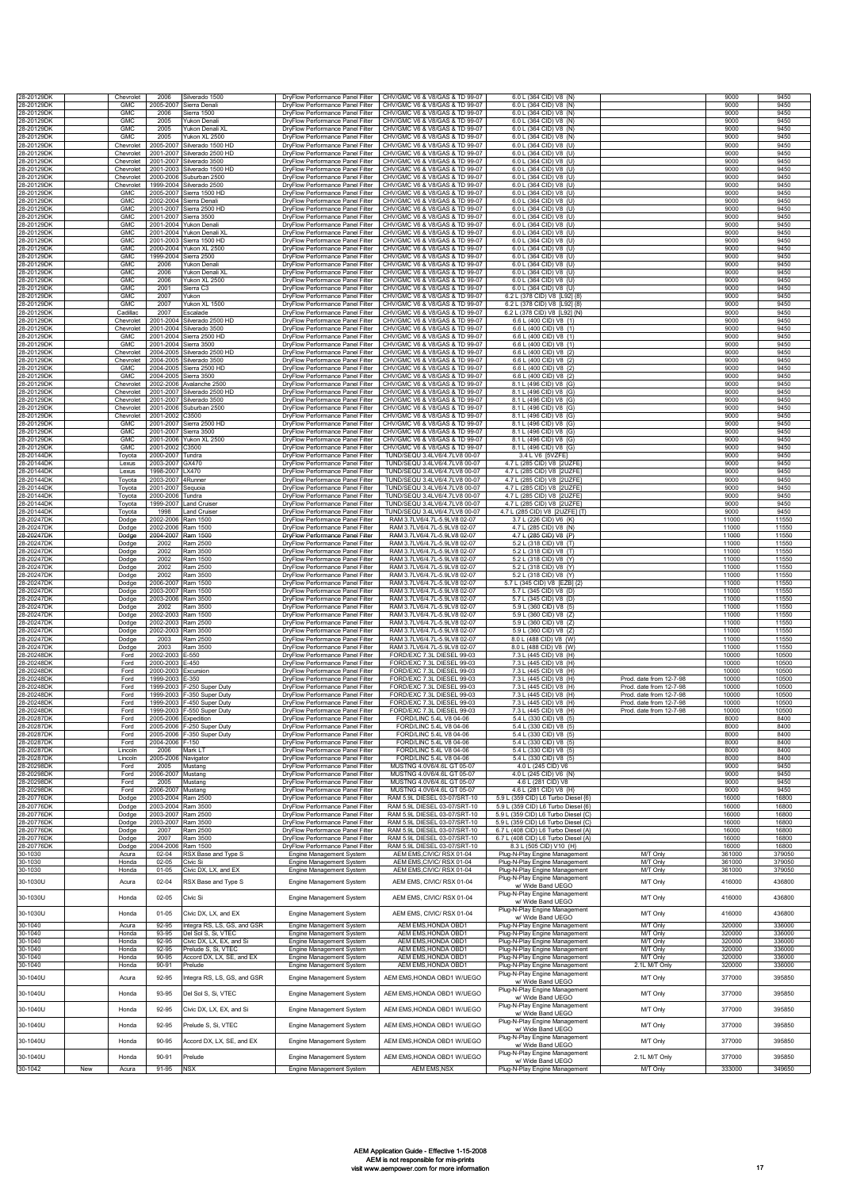| | | | | | | | | | |
|---|---|---|---|---|---|---|---|---|---|
| 28-20129DK | | Chevrolet | 2006 | Silverado 1500 | DryFlow Performance Panel Filter | CHV/GMC V6 & V8/GAS & TD 99-07 | 6.0 L (364 CID) V8 (N) | | 9000 | 9450 |
| 28-20129DK | | GMC | 2005-2007 | Sierra Denali | DryFlow Performance Panel Filter | CHV/GMC V6 & V8/GAS & TD 99-07 | 6.0 L (364 CID) V8 (N) | | 9000 | 9450 |
| 28-20129DK | | GMC | 2006 | Sierra 1500 | DryFlow Performance Panel Filter | CHV/GMC V6 & V8/GAS & TD 99-07 | 6.0 L (364 CID) V8 (N) | | 9000 | 9450 |
| 28-20129DK | | GMC | 2005 | Yukon Denali | DryFlow Performance Panel Filter | CHV/GMC V6 & V8/GAS & TD 99-07 | 6.0 L (364 CID) V8 (N) | | 9000 | 9450 |
| 28-20129DK | | GMC | 2005 | Yukon Denali XL | DryFlow Performance Panel Filter | CHV/GMC V6 & V8/GAS & TD 99-07 | 6.0 L (364 CID) V8 (N) | | 9000 | 9450 |
| 28-20129DK | | GMC | 2005 | Yukon XL 2500 | DryFlow Performance Panel Filter | CHV/GMC V6 & V8/GAS & TD 99-07 | 6.0 L (364 CID) V8 (N) | | 9000 | 9450 |
| 28-20129DK | | Chevrolet | 2005-2007 | Silverado 1500 HD | DryFlow Performance Panel Filter | CHV/GMC V6 & V8/GAS & TD 99-07 | 6.0 L (364 CID) V8 (U) | | 9000 | 9450 |
| 28-20129DK | | Chevrolet | 2001-2007 | Silverado 2500 HD | DryFlow Performance Panel Filter | CHV/GMC V6 & V8/GAS & TD 99-07 | 6.0 L (364 CID) V8 (U) | | 9000 | 9450 |
| 28-20129DK | | Chevrolet | 2001-2007 | Silverado 3500 | DryFlow Performance Panel Filter | CHV/GMC V6 & V8/GAS & TD 99-07 | 6.0 L (364 CID) V8 (U) | | 9000 | 9450 |
| 28-20129DK | | Chevrolet | 2001-2003 | Silverado 1500 HD | DryFlow Performance Panel Filter | CHV/GMC V6 & V8/GAS & TD 99-07 | 6.0 L (364 CID) V8 (U) | | 9000 | 9450 |
| 28-20129DK | | Chevrolet | 2000-2006 | Suburban 2500 | DryFlow Performance Panel Filter | CHV/GMC V6 & V8/GAS & TD 99-07 | 6.0 L (364 CID) V8 (U) | | 9000 | 9450 |
| 28-20129DK | | Chevrolet | 1999-2004 | Silverado 2500 | DryFlow Performance Panel Filter | CHV/GMC V6 & V8/GAS & TD 99-07 | 6.0 L (364 CID) V8 (U) | | 9000 | 9450 |
| 28-20129DK | | GMC | 2005-2007 | Sierra 1500 HD | DryFlow Performance Panel Filter | CHV/GMC V6 & V8/GAS & TD 99-07 | 6.0 L (364 CID) V8 (U) | | 9000 | 9450 |
| 28-20129DK | | GMC | 2002-2004 | Sierra Denali | DryFlow Performance Panel Filter | CHV/GMC V6 & V8/GAS & TD 99-07 | 6.0 L (364 CID) V8 (U) | | 9000 | 9450 |
| 28-20129DK | | GMC | 2001-2007 | Sierra 2500 HD | DryFlow Performance Panel Filter | CHV/GMC V6 & V8/GAS & TD 99-07 | 6.0 L (364 CID) V8 (U) | | 9000 | 9450 |
| 28-20129DK | | GMC | 2001-2007 | Sierra 3500 | DryFlow Performance Panel Filter | CHV/GMC V6 & V8/GAS & TD 99-07 | 6.0 L (364 CID) V8 (U) | | 9000 | 9450 |
| 28-20129DK | | GMC | 2001-2004 | Yukon Denali | DryFlow Performance Panel Filter | CHV/GMC V6 & V8/GAS & TD 99-07 | 6.0 L (364 CID) V8 (U) | | 9000 | 9450 |
| 28-20129DK | | GMC | 2001-2004 | Yukon Denali XL | DryFlow Performance Panel Filter | CHV/GMC V6 & V8/GAS & TD 99-07 | 6.0 L (364 CID) V8 (U) | | 9000 | 9450 |
| 28-20129DK | | GMC | 2001-2003 | Sierra 1500 HD | DryFlow Performance Panel Filter | CHV/GMC V6 & V8/GAS & TD 99-07 | 6.0 L (364 CID) V8 (U) | | 9000 | 9450 |
| 28-20129DK | | GMC | 2000-2004 | Yukon XL 2500 | DryFlow Performance Panel Filter | CHV/GMC V6 & V8/GAS & TD 99-07 | 6.0 L (364 CID) V8 (U) | | 9000 | 9450 |
| 28-20129DK | | GMC | 1999-2004 | Sierra 2500 | DryFlow Performance Panel Filter | CHV/GMC V6 & V8/GAS & TD 99-07 | 6.0 L (364 CID) V8 (U) | | 9000 | 9450 |
| 28-20129DK | | GMC | 2006 | Yukon Denali | DryFlow Performance Panel Filter | CHV/GMC V6 & V8/GAS & TD 99-07 | 6.0 L (364 CID) V8 (U) | | 9000 | 9450 |
| 28-20129DK | | GMC | 2006 | Yukon Denali XL | DryFlow Performance Panel Filter | CHV/GMC V6 & V8/GAS & TD 99-07 | 6.0 L (364 CID) V8 (U) | | 9000 | 9450 |
| 28-20129DK | | GMC | 2006 | Yukon XL 2500 | DryFlow Performance Panel Filter | CHV/GMC V6 & V8/GAS & TD 99-07 | 6.0 L (364 CID) V8 (U) | | 9000 | 9450 |
| 28-20129DK | | GMC | 2001 | Sierra C3 | DryFlow Performance Panel Filter | CHV/GMC V6 & V8/GAS & TD 99-07 | 6.0 L (364 CID) V8 (U) | | 9000 | 9450 |
| 28-20129DK | | GMC | 2007 | Yukon | DryFlow Performance Panel Filter | CHV/GMC V6 & V8/GAS & TD 99-07 | 6.2 L (378 CID) V8 [L92] (8) | | 9000 | 9450 |
| 28-20129DK | | GMC | 2007 | Yukon XL 1500 | DryFlow Performance Panel Filter | CHV/GMC V6 & V8/GAS & TD 99-07 | 6.2 L (378 CID) V8 [L92] (8) | | 9000 | 9450 |
| 28-20129DK | | Cadillac | 2007 | Escalade | DryFlow Performance Panel Filter | CHV/GMC V6 & V8/GAS & TD 99-07 | 6.2 L (378 CID) V8 [L92] (N) | | 9000 | 9450 |
| 28-20129DK | | Chevrolet | 2001-2004 | Silverado 2500 HD | DryFlow Performance Panel Filter | CHV/GMC V6 & V8/GAS & TD 99-07 | 6.6 L (400 CID) V8 (1) | | 9000 | 9450 |
| 28-20129DK | | Chevrolet | 2001-2004 | Silverado 3500 | DryFlow Performance Panel Filter | CHV/GMC V6 & V8/GAS & TD 99-07 | 6.6 L (400 CID) V8 (1) | | 9000 | 9450 |
| 28-20129DK | | GMC | 2001-2004 | Sierra 2500 HD | DryFlow Performance Panel Filter | CHV/GMC V6 & V8/GAS & TD 99-07 | 6.6 L (400 CID) V8 (1) | | 9000 | 9450 |
| 28-20129DK | | GMC | 2001-2004 | Sierra 3500 | DryFlow Performance Panel Filter | CHV/GMC V6 & V8/GAS & TD 99-07 | 6.6 L (400 CID) V8 (1) | | 9000 | 9450 |
| 28-20129DK | | Chevrolet | 2004-2005 | Silverado 2500 HD | DryFlow Performance Panel Filter | CHV/GMC V6 & V8/GAS & TD 99-07 | 6.6 L (400 CID) V8 (2) | | 9000 | 9450 |
| 28-20129DK | | Chevrolet | 2004-2005 | Silverado 3500 | DryFlow Performance Panel Filter | CHV/GMC V6 & V8/GAS & TD 99-07 | 6.6 L (400 CID) V8 (2) | | 9000 | 9450 |
| 28-20129DK | | GMC | 2004-2005 | Sierra 2500 HD | DryFlow Performance Panel Filter | CHV/GMC V6 & V8/GAS & TD 99-07 | 6.6 L (400 CID) V8 (2) | | 9000 | 9450 |
| 28-20129DK | | GMC | 2004-2005 | Sierra 3500 | DryFlow Performance Panel Filter | CHV/GMC V6 & V8/GAS & TD 99-07 | 6.6 L (400 CID) V8 (2) | | 9000 | 9450 |
| 28-20129DK | | Chevrolet | 2002-2006 | Avalanche 2500 | DryFlow Performance Panel Filter | CHV/GMC V6 & V8/GAS & TD 99-07 | 8.1 L (496 CID) V8 (G) | | 9000 | 9450 |
| 28-20129DK | | Chevrolet | 2001-2007 | Silverado 2500 HD | DryFlow Performance Panel Filter | CHV/GMC V6 & V8/GAS & TD 99-07 | 8.1 L (496 CID) V8 (G) | | 9000 | 9450 |
| 28-20129DK | | Chevrolet | 2001-2007 | Silverado 3500 | DryFlow Performance Panel Filter | CHV/GMC V6 & V8/GAS & TD 99-07 | 8.1 L (496 CID) V8 (G) | | 9000 | 9450 |
| 28-20129DK | | Chevrolet | 2001-2006 | Suburban 2500 | DryFlow Performance Panel Filter | CHV/GMC V6 & V8/GAS & TD 99-07 | 8.1 L (496 CID) V8 (G) | | 9000 | 9450 |
| 28-20129DK | | Chevrolet | 2001-2002 | C3500 | DryFlow Performance Panel Filter | CHV/GMC V6 & V8/GAS & TD 99-07 | 8.1 L (496 CID) V8 (G) | | 9000 | 9450 |
| 28-20129DK | | GMC | 2001-2007 | Sierra 2500 HD | DryFlow Performance Panel Filter | CHV/GMC V6 & V8/GAS & TD 99-07 | 8.1 L (496 CID) V8 (G) | | 9000 | 9450 |
| 28-20129DK | | GMC | 2001-2007 | Sierra 3500 | DryFlow Performance Panel Filter | CHV/GMC V6 & V8/GAS & TD 99-07 | 8.1 L (496 CID) V8 (G) | | 9000 | 9450 |
| 28-20129DK | | GMC | 2001-2006 | Yukon XL 2500 | DryFlow Performance Panel Filter | CHV/GMC V6 & V8/GAS & TD 99-07 | 8.1 L (496 CID) V8 (G) | | 9000 | 9450 |
| 28-20129DK | | GMC | 2001-2002 | C3500 | DryFlow Performance Panel Filter | CHV/GMC V6 & V8/GAS & TD 99-07 | 8.1 L (496 CID) V8 (G) | | 9000 | 9450 |
| 28-20144DK | | Toyota | 2000-2007 | Tundra | DryFlow Performance Panel Filter | TUND/SEQU 3.4LV6/4.7LV8 00-07 | 3.4 L V6 [5VZFE] | | 9000 | 9450 |
| 28-20144DK | | Lexus | 2003-2007 | GX470 | DryFlow Performance Panel Filter | TUND/SEQU 3.4LV6/4.7LV8 00-07 | 4.7 L (285 CID) V8 [2UZFE] | | 9000 | 9450 |
| 28-20144DK | | Lexus | 1998-2007 | LX470 | DryFlow Performance Panel Filter | TUND/SEQU 3.4LV6/4.7LV8 00-07 | 4.7 L (285 CID) V8 [2UZFE] | | 9000 | 9450 |
| 28-20144DK | | Toyota | 2003-2007 | 4Runner | DryFlow Performance Panel Filter | TUND/SEQU 3.4LV6/4.7LV8 00-07 | 4.7 L (285 CID) V8 [2UZFE] | | 9000 | 9450 |
| 28-20144DK | | Toyota | 2001-2007 | Sequoia | DryFlow Performance Panel Filter | TUND/SEQU 3.4LV6/4.7LV8 00-07 | 4.7 L (285 CID) V8 [2UZFE] | | 9000 | 9450 |
| 28-20144DK | | Toyota | 2000-2006 | Tundra | DryFlow Performance Panel Filter | TUND/SEQU 3.4LV6/4.7LV8 00-07 | 4.7 L (285 CID) V8 [2UZFE] | | 9000 | 9450 |
| 28-20144DK | | Toyota | 1999-2007 | Land Cruiser | DryFlow Performance Panel Filter | TUND/SEQU 3.4LV6/4.7LV8 00-07 | 4.7 L (285 CID) V8 [2UZFE] | | 9000 | 9450 |
| 28-20144DK | | Toyota | 1998 | Land Cruiser | DryFlow Performance Panel Filter | TUND/SEQU 3.4LV6/4.7LV8 00-07 | 4.7 L (285 CID) V8 [2UZFE] (T) | | 9000 | 9450 |
| 28-20247DK | | Dodge | 2002-2006 | Ram 1500 | DryFlow Performance Panel Filter | RAM 3.7LV6/4.7L-5.9LV8 02-07 | 3.7 L (226 CID) V6 (K) | | 11000 | 11550 |
| 28-20247DK | | Dodge | 2002-2006 | Ram 1500 | DryFlow Performance Panel Filter | RAM 3.7LV6/4.7L-5.9LV8 02-07 | 4.7 L (285 CID) V8 (N) | | 11000 | 11550 |
| 28-20247DK | | Dodge | 2004-2007 | Ram 1500 | DryFlow Performance Panel Filter | RAM 3.7LV6/4.7L-5.9LV8 02-07 | 4.7 L (285 CID) V8 (P) | | 11000 | 11550 |
| 28-20247DK | | Dodge | 2002 | Ram 2500 | DryFlow Performance Panel Filter | RAM 3.7LV6/4.7L-5.9LV8 02-07 | 5.2 L (318 CID) V8 (T) | | 11000 | 11550 |
| 28-20247DK | | Dodge | 2002 | Ram 3500 | DryFlow Performance Panel Filter | RAM 3.7LV6/4.7L-5.9LV8 02-07 | 5.2 L (318 CID) V8 (T) | | 11000 | 11550 |
| 28-20247DK | | Dodge | 2002 | Ram 1500 | DryFlow Performance Panel Filter | RAM 3.7LV6/4.7L-5.9LV8 02-07 | 5.2 L (318 CID) V8 (Y) | | 11000 | 11550 |
| 28-20247DK | | Dodge | 2002 | Ram 2500 | DryFlow Performance Panel Filter | RAM 3.7LV6/4.7L-5.9LV8 02-07 | 5.2 L (318 CID) V8 (Y) | | 11000 | 11550 |
| 28-20247DK | | Dodge | 2002 | Ram 3500 | DryFlow Performance Panel Filter | RAM 3.7LV6/4.7L-5.9LV8 02-07 | 5.2 L (318 CID) V8 (Y) | | 11000 | 11550 |
| 28-20247DK | | Dodge | 2006-2007 | Ram 1500 | DryFlow Performance Panel Filter | RAM 3.7LV6/4.7L-5.9LV8 02-07 | 5.7 L (345 CID) V8 [EZB] (2) | | 11000 | 11550 |
| 28-20247DK | | Dodge | 2003-2007 | Ram 1500 | DryFlow Performance Panel Filter | RAM 3.7LV6/4.7L-5.9LV8 02-07 | 5.7 L (345 CID) V8 (D) | | 11000 | 11550 |
| 28-20247DK | | Dodge | 2003-2006 | Ram 3500 | DryFlow Performance Panel Filter | RAM 3.7LV6/4.7L-5.9LV8 02-07 | 5.7 L (345 CID) V8 (D) | | 11000 | 11550 |
| 28-20247DK | | Dodge | 2002 | Ram 3500 | DryFlow Performance Panel Filter | RAM 3.7LV6/4.7L-5.9LV8 02-07 | 5.9 L (360 CID) V8 (5) | | 11000 | 11550 |
| 28-20247DK | | Dodge | 2002-2003 | Ram 1500 | DryFlow Performance Panel Filter | RAM 3.7LV6/4.7L-5.9LV8 02-07 | 5.9 L (360 CID) V8 (Z) | | 11000 | 11550 |
| 28-20247DK | | Dodge | 2002-2003 | Ram 2500 | DryFlow Performance Panel Filter | RAM 3.7LV6/4.7L-5.9LV8 02-07 | 5.9 L (360 CID) V8 (Z) | | 11000 | 11550 |
| 28-20247DK | | Dodge | 2002-2003 | Ram 3500 | DryFlow Performance Panel Filter | RAM 3.7LV6/4.7L-5.9LV8 02-07 | 5.9 L (360 CID) V8 (Z) | | 11000 | 11550 |
| 28-20247DK | | Dodge | 2003 | Ram 2500 | DryFlow Performance Panel Filter | RAM 3.7LV6/4.7L-5.9LV8 02-07 | 8.0 L (488 CID) V8 (W) | | 11000 | 11550 |
| 28-20247DK | | Dodge | 2003 | Ram 3500 | DryFlow Performance Panel Filter | RAM 3.7LV6/4.7L-5.9LV8 02-07 | 8.0 L (488 CID) V8 (W) | | 11000 | 11550 |
| 28-20248DK | | Ford | 2002-2003 | E-550 | DryFlow Performance Panel Filter | FORD/EXC 7.3L DIESEL 99-03 | 7.3 L (445 CID) V8 (H) | | 10000 | 10500 |
| 28-20248DK | | Ford | 2000-2003 | E-450 | DryFlow Performance Panel Filter | FORD/EXC 7.3L DIESEL 99-03 | 7.3 L (445 CID) V8 (H) | | 10000 | 10500 |
| 28-20248DK | | Ford | 2000-2003 | Excursion | DryFlow Performance Panel Filter | FORD/EXC 7.3L DIESEL 99-03 | 7.3 L (445 CID) V8 (H) | | 10000 | 10500 |
| 28-20248DK | | Ford | 1999-2003 | E-350 | DryFlow Performance Panel Filter | FORD/EXC 7.3L DIESEL 99-03 | 7.3 L (445 CID) V8 (H) | Prod. date from 12-7-98 | 10000 | 10500 |
| 28-20248DK | | Ford | 1999-2003 | F-250 Super Duty | DryFlow Performance Panel Filter | FORD/EXC 7.3L DIESEL 99-03 | 7.3 L (445 CID) V8 (H) | Prod. date from 12-7-98 | 10000 | 10500 |
| 28-20248DK | | Ford | 1999-2003 | F-350 Super Duty | DryFlow Performance Panel Filter | FORD/EXC 7.3L DIESEL 99-03 | 7.3 L (445 CID) V8 (H) | Prod. date from 12-7-98 | 10000 | 10500 |
| 28-20248DK | | Ford | 1999-2003 | F-450 Super Duty | DryFlow Performance Panel Filter | FORD/EXC 7.3L DIESEL 99-03 | 7.3 L (445 CID) V8 (H) | Prod. date from 12-7-98 | 10000 | 10500 |
| 28-20248DK | | Ford | 1999-2003 | F-550 Super Duty | DryFlow Performance Panel Filter | FORD/EXC 7.3L DIESEL 99-03 | 7.3 L (445 CID) V8 (H) | Prod. date from 12-7-98 | 10000 | 10500 |
| 28-20287DK | | Ford | 2005-2006 | Expedition | DryFlow Performance Panel Filter | FORD/LINC 5.4L V8 04-06 | 5.4 L (330 CID) V8 (5) | | 8000 | 8400 |
| 28-20287DK | | Ford | 2005-2006 | F-250 Super Duty | DryFlow Performance Panel Filter | FORD/LINC 5.4L V8 04-06 | 5.4 L (330 CID) V8 (5) | | 8000 | 8400 |
| 28-20287DK | | Ford | 2005-2006 | F-350 Super Duty | DryFlow Performance Panel Filter | FORD/LINC 5.4L V8 04-06 | 5.4 L (330 CID) V8 (5) | | 8000 | 8400 |
| 28-20287DK | | Ford | 2004-2006 | F-150 | DryFlow Performance Panel Filter | FORD/LINC 5.4L V8 04-06 | 5.4 L (330 CID) V8 (5) | | 8000 | 8400 |
| 28-20287DK | | Lincoln | 2006 | Mark LT | DryFlow Performance Panel Filter | FORD/LINC 5.4L V8 04-06 | 5.4 L (330 CID) V8 (5) | | 8000 | 8400 |
| 28-20287DK | | Lincoln | 2005-2006 | Navigator | DryFlow Performance Panel Filter | FORD/LINC 5.4L V8 04-06 | 5.4 L (330 CID) V8 (5) | | 8000 | 8400 |
| 28-20298DK | | Ford | 2005 | Mustang | DryFlow Performance Panel Filter | MUSTNG 4.0V6/4.6L GT 05-07 | 4.0 L (245 CID) V6 | | 9000 | 9450 |
| 28-20298DK | | Ford | 2006-2007 | Mustang | DryFlow Performance Panel Filter | MUSTNG 4.0V6/4.6L GT 05-07 | 4.0 L (245 CID) V6 (N) | | 9000 | 9450 |
| 28-20298DK | | Ford | 2005 | Mustang | DryFlow Performance Panel Filter | MUSTNG 4.0V6/4.6L GT 05-07 | 4.6 L (281 CID) V8 | | 9000 | 9450 |
| 28-20298DK | | Ford | 2006-2007 | Mustang | DryFlow Performance Panel Filter | MUSTNG 4.0V6/4.6L GT 05-07 | 4.6 L (281 CID) V8 (H) | | 9000 | 9450 |
| 28-20776DK | | Dodge | 2003-2004 | Ram 2500 | DryFlow Performance Panel Filter | RAM 5.9L DIESEL 03-07/SRT-10 | 5.9 L (359 CID) L6 Turbo Diesel (6) | | 16000 | 16800 |
| 28-20776DK | | Dodge | 2003-2004 | Ram 3500 | DryFlow Performance Panel Filter | RAM 5.9L DIESEL 03-07/SRT-10 | 5.9 L (359 CID) L6 Turbo Diesel (6) | | 16000 | 16800 |
| 28-20776DK | | Dodge | 2003-2007 | Ram 2500 | DryFlow Performance Panel Filter | RAM 5.9L DIESEL 03-07/SRT-10 | 5.9 L (359 CID) L6 Turbo Diesel (C) | | 16000 | 16800 |
| 28-20776DK | | Dodge | 2003-2007 | Ram 3500 | DryFlow Performance Panel Filter | RAM 5.9L DIESEL 03-07/SRT-10 | 5.9 L (359 CID) L6 Turbo Diesel (C) | | 16000 | 16800 |
| 28-20776DK | | Dodge | 2007 | Ram 2500 | DryFlow Performance Panel Filter | RAM 5.9L DIESEL 03-07/SRT-10 | 6.7 L (408 CID) L6 Turbo Diesel (A) | | 16000 | 16800 |
| 28-20776DK | | Dodge | 2007 | Ram 3500 | DryFlow Performance Panel Filter | RAM 5.9L DIESEL 03-07/SRT-10 | 6.7 L (408 CID) L6 Turbo Diesel (A) | | 16000 | 16800 |
| 28-20776DK | | Dodge | 2004-2006 | Ram 1500 | DryFlow Performance Panel Filter | RAM 5.9L DIESEL 03-07/SRT-10 | 8.3 L (505 CID) V10 (H) | | 16000 | 16800 |
| 30-1030 | | Acura | 02-04 | RSX Base and Type S | Engine Management System | AEM EMS,CIVIC/ RSX 01-04 | Plug-N-Play Engine Management | M/T Only | 361000 | 379050 |
| 30-1030 | | Honda | 02-05 | Civic Si | Engine Management System | AEM EMS,CIVIC/ RSX 01-04 | Plug-N-Play Engine Management | M/T Only | 361000 | 379050 |
| 30-1030 | | Honda | 01-05 | Civic DX, LX, and EX | Engine Management System | AEM EMS,CIVIC/ RSX 01-04 | Plug-N-Play Engine Management | M/T Only | 361000 | 379050 |
| 30-1030U | | Acura | 02-04 | RSX Base and Type S | Engine Management System | AEM EMS, CIVIC/ RSX 01-04 | Plug-N-Play Engine Management w/ Wide Band UEGO | M/T Only | 416000 | 436800 |
| 30-1030U | | Honda | 02-05 | Civic Si | Engine Management System | AEM EMS, CIVIC/ RSX 01-04 | Plug-N-Play Engine Management w/ Wide Band UEGO | M/T Only | 416000 | 436800 |
| 30-1030U | | Honda | 01-05 | Civic DX, LX, and EX | Engine Management System | AEM EMS, CIVIC/ RSX 01-04 | Plug-N-Play Engine Management w/ Wide Band UEGO | M/T Only | 416000 | 436800 |
| 30-1040 | | Acura | 92-95 | Integra RS, LS, GS, and GSR | Engine Management System | AEM EMS,HONDA OBD1 | Plug-N-Play Engine Management | M/T Only | 320000 | 336000 |
| 30-1040 | | Honda | 93-95 | Del Sol S, Si, VTEC | Engine Management System | AEM EMS,HONDA OBD1 | Plug-N-Play Engine Management | M/T Only | 320000 | 336000 |
| 30-1040 | | Honda | 92-95 | Civic DX, LX, EX, and Si | Engine Management System | AEM EMS,HONDA OBD1 | Plug-N-Play Engine Management | M/T Only | 320000 | 336000 |
| 30-1040 | | Honda | 92-95 | Prelude S, Si, VTEC | Engine Management System | AEM EMS,HONDA OBD1 | Plug-N-Play Engine Management | M/T Only | 320000 | 336000 |
| 30-1040 | | Honda | 90-95 | Accord DX, LX, SE, and EX | Engine Management System | AEM EMS,HONDA OBD1 | Plug-N-Play Engine Management | M/T Only | 320000 | 336000 |
| 30-1040 | | Honda | 90-91 | Prelude | Engine Management System | AEM EMS,HONDA OBD1 | Plug-N-Play Engine Management | 2.1L M/T Only | 320000 | 336000 |
| 30-1040U | | Acura | 92-95 | Integra RS, LS, GS, and GSR | Engine Management System | AEM EMS,HONDA OBD1 W/UEGO | Plug-N-Play Engine Management w/ Wide Band UEGO | M/T Only | 377000 | 395850 |
| 30-1040U | | Honda | 93-95 | Del Sol S, Si, VTEC | Engine Management System | AEM EMS,HONDA OBD1 W/UEGO | Plug-N-Play Engine Management w/ Wide Band UEGO | M/T Only | 377000 | 395850 |
| 30-1040U | | Honda | 92-95 | Civic DX, LX, EX, and Si | Engine Management System | AEM EMS,HONDA OBD1 W/UEGO | Plug-N-Play Engine Management w/ Wide Band UEGO | M/T Only | 377000 | 395850 |
| 30-1040U | | Honda | 92-95 | Prelude S, Si, VTEC | Engine Management System | AEM EMS,HONDA OBD1 W/UEGO | Plug-N-Play Engine Management w/ Wide Band UEGO | M/T Only | 377000 | 395850 |
| 30-1040U | | Honda | 90-95 | Accord DX, LX, SE, and EX | Engine Management System | AEM EMS,HONDA OBD1 W/UEGO | Plug-N-Play Engine Management w/ Wide Band UEGO | M/T Only | 377000 | 395850 |
| 30-1040U | | Honda | 90-91 | Prelude | Engine Management System | AEM EMS,HONDA OBD1 W/UEGO | Plug-N-Play Engine Management w/ Wide Band UEGO | 2.1L M/T Only | 377000 | 395850 |
| 30-1042 | New | Acura | 91-95 | NSX | Engine Management System | AEM EMS,NSX | Plug-N-Play Engine Management | M/T Only | 333000 | 349650 |

AEM Application Guide - Effective 1-15-2008
AEM is not responsible for mis-prints
visit www.aempower.com for more information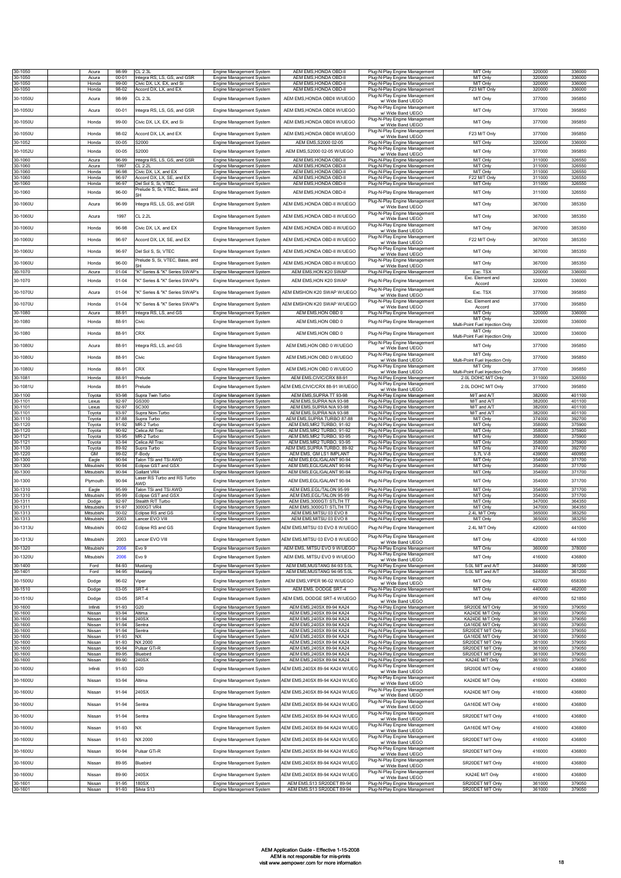| | | | | | | | | | |
|---|---|---|---|---|---|---|---|---|---|
| 30-1050 | | Acura | 98-99 | CL 2.3L | Engine Management System | AEM EMS,HONDA OBD-II | Plug-N-Play Engine Management | M/T Only | 320000 | 336000 |
| 30-1050 | | Acura | 00-01 | Integra RS, LS, GS, and GSR | Engine Management System | AEM EMS,HONDA OBD-II | Plug-N-Play Engine Management | M/T Only | 320000 | 336000 |
| 30-1050 | | Honda | 99-00 | Civic DX, LX, EX, and Si | Engine Management System | AEM EMS,HONDA OBD-II | Plug-N-Play Engine Management | M/T Only | 320000 | 336000 |
| 30-1050 | | Honda | 98-02 | Accord DX, LX, and EX | Engine Management System | AEM EMS,HONDA OBD-II | Plug-N-Play Engine Management | F23 M/T Only | 320000 | 336000 |
| 30-1050U | | Acura | 98-99 | CL 2.3L | Engine Management System | AEM EMS,HONDA OBDII W/UEGO | Plug-N-Play Engine Management w/ Wide Band UEGO | M/T Only | 377000 | 395850 |
| 30-1050U | | Acura | 00-01 | Integra RS, LS, GS, and GSR | Engine Management System | AEM EMS,HONDA OBDII W/UEGO | Plug-N-Play Engine Management w/ Wide Band UEGO | M/T Only | 377000 | 395850 |
| 30-1050U | | Honda | 99-00 | Civic DX, LX, EX, and Si | Engine Management System | AEM EMS,HONDA OBDII W/UEGO | Plug-N-Play Engine Management w/ Wide Band UEGO | M/T Only | 377000 | 395850 |
| 30-1050U | | Honda | 98-02 | Accord DX, LX, and EX | Engine Management System | AEM EMS,HONDA OBDII W/UEGO | Plug-N-Play Engine Management w/ Wide Band UEGO | F23 M/T Only | 377000 | 395850 |
| 30-1052 | | Honda | 00-05 | S2000 | Engine Management System | AEM EMS,S2000 02-05 | Plug-N-Play Engine Management | M/T Only | 320000 | 336000 |
| 30-1052U | | Honda | 00-05 | S2000 | Engine Management System | AEM EMS,S2000 02-05 W/UEGO | Plug-N-Play Engine Management w/ Wide Band UEGO | M/T Only | 377000 | 395850 |
| 30-1060 | | Acura | 96-99 | Integra RS, LS, GS, and GSR | Engine Management System | AEM EMS,HONDA OBD-II | Plug-N-Play Engine Management | M/T Only | 311000 | 326550 |
| 30-1060 | | Acura | 1997 | CL 2.2L | Engine Management System | AEM EMS,HONDA OBD-II | Plug-N-Play Engine Management | M/T Only | 311000 | 326550 |
| 30-1060 | | Honda | 96-98 | Civic DX, LX, and EX | Engine Management System | AEM EMS,HONDA OBD-II | Plug-N-Play Engine Management | M/T Only | 311000 | 326550 |
| 30-1060 | | Honda | 96-97 | Accord DX, LX, SE, and EX | Engine Management System | AEM EMS,HONDA OBD-II | Plug-N-Play Engine Management | F22 M/T Only | 311000 | 326550 |
| 30-1060 | | Honda | 96-97 | Del Sol S, Si, VTEC | Engine Management System | AEM EMS,HONDA OBD-II | Plug-N-Play Engine Management | M/T Only | 311000 | 326550 |
| 30-1060 | | Honda | 96-00 | Prelude S, Si, VTEC, Base, and SH | Engine Management System | AEM EMS,HONDA OBD-II | Plug-N-Play Engine Management | M/T Only | 311000 | 326550 |
| 30-1060U | | Acura | 96-99 | Integra RS, LS, GS, and GSR | Engine Management System | AEM EMS,HONDA OBD-II W/UEGO | Plug-N-Play Engine Management w/ Wide Band UEGO | M/T Only | 367000 | 385350 |
| 30-1060U | | Acura | 1997 | CL 2.2L | Engine Management System | AEM EMS,HONDA OBD-II W/UEGO | Plug-N-Play Engine Management w/ Wide Band UEGO | M/T Only | 367000 | 385350 |
| 30-1060U | | Honda | 96-98 | Civic DX, LX, and EX | Engine Management System | AEM EMS,HONDA OBD-II W/UEGO | Plug-N-Play Engine Management w/ Wide Band UEGO | M/T Only | 367000 | 385350 |
| 30-1060U | | Honda | 96-97 | Accord DX, LX, SE, and EX | Engine Management System | AEM EMS,HONDA OBD-II W/UEGO | Plug-N-Play Engine Management w/ Wide Band UEGO | F22 M/T Only | 367000 | 385350 |
| 30-1060U | | Honda | 96-97 | Del Sol S, Si, VTEC | Engine Management System | AEM EMS,HONDA OBD-II W/UEGO | Plug-N-Play Engine Management w/ Wide Band UEGO | M/T Only | 367000 | 385350 |
| 30-1060U | | Honda | 96-00 | Prelude S, Si, VTEC, Base, and SH | Engine Management System | AEM EMS,HONDA OBD-II W/UEGO | Plug-N-Play Engine Management w/ Wide Band UEGO | M/T Only | 367000 | 385350 |
| 30-1070 | | Acura | 01-04 | "K" Series & "K" Series SWAP's | Engine Management System | AEM EMS,HON K20 SWAP | Plug-N-Play Engine Management | Exc. TSX | 320000 | 336000 |
| 30-1070 | | Honda | 01-04 | "K" Series & "K" Series SWAP's | Engine Management System | AEM EMS,HON K20 SWAP | Plug-N-Play Engine Management | Exc. Element and Accord | 320000 | 336000 |
| 30-1070U | | Acura | 01-04 | "K" Series & "K" Series SWAP's | Engine Management System | AEM EMSHON K20 SWAP W/UEGO | Plug-N-Play Engine Management w/ Wide Band UEGO | Exc. TSX | 377000 | 395850 |
| 30-1070U | | Honda | 01-04 | "K" Series & "K" Series SWAP's | Engine Management System | AEM EMSHON K20 SWAP W/UEGO | Plug-N-Play Engine Management w/ Wide Band UEGO | Exc. Element and Accord | 377000 | 395850 |
| 30-1080 | | Acura | 88-91 | Integra RS, LS, and GS | Engine Management System | AEM EMS,HON OBD 0 | Plug-N-Play Engine Management | M/T Only | 320000 | 336000 |
| 30-1080 | | Honda | 88-91 | Civic | Engine Management System | AEM EMS,HON OBD 0 | Plug-N-Play Engine Management | M/T Only Multi-Point Fuel Injection Only | 320000 | 336000 |
| 30-1080 | | Honda | 88-91 | CRX | Engine Management System | AEM EMS,HON OBD 0 | Plug-N-Play Engine Management | M/T Only Multi-Point Fuel Injection Only | 320000 | 336000 |
| 30-1080U | | Acura | 88-91 | Integra RS, LS, and GS | Engine Management System | AEM EMS,HON OBD 0 W/UEGO | Plug-N-Play Engine Management w/ Wide Band UEGO | M/T Only | 377000 | 395850 |
| 30-1080U | | Honda | 88-91 | Civic | Engine Management System | AEM EMS,HON OBD 0 W/UEGO | Plug-N-Play Engine Management w/ Wide Band UEGO | M/T Only Multi-Point Fuel Injection Only | 377000 | 395850 |
| 30-1080U | | Honda | 88-91 | CRX | Engine Management System | AEM EMS,HON OBD 0 W/UEGO | Plug-N-Play Engine Management w/ Wide Band UEGO | M/T Only Multi-Point Fuel Injection Only | 377000 | 395850 |
| 30-1081 | | Honda | 88-91 | Prelude | Engine Management System | AEM EMS,CIVIC/CRX 88-91 | Plug-N-Play Engine Management | 2.0L DOHC M/T Only | 311000 | 326550 |
| 30-1081U | | Honda | 88-91 | Prelude | Engine Management System | AEM EMS,CIVIC/CRX 88-91 W/UEGO | Plug-N-Play Engine Management w/ Wide Band UEGO | 2.0L DOHC M/T Only | 377000 | 395850 |
| 30-1100 | | Toyota | 93-98 | Supra Twin Turbo | Engine Management System | AEM EMS,SUPRA TT 93-98 | Plug-N-Play Engine Management | M/T and A/T | 382000 | 401100 |
| 30-1101 | | Lexus | 92-97 | GS300 | Engine Management System | AEM EMS,SUPRA N/A 93-98 | Plug-N-Play Engine Management | M/T and A/T | 382000 | 401100 |
| 30-1101 | | Lexus | 92-97 | SC300 | Engine Management System | AEM EMS,SUPRA N/A 93-98 | Plug-N-Play Engine Management | M/T and A/T | 382000 | 401100 |
| 30-1101 | | Toyota | 93-97 | Supra Non-Turbo | Engine Management System | AEM EMS,SUPRA N/A 93-98 | Plug-N-Play Engine Management | M/T and A/T | 382000 | 401100 |
| 30-1110 | | Toyota | 87-88 | Supra Turbo | Engine Management System | AEM EMS,SUPRA TURBO 87-88 | Plug-N-Play Engine Management | M/T Only | 374000 | 392700 |
| 30-1120 | | Toyota | 91-92 | MR-2 Turbo | Engine Management System | AEM EMS,MR2 TURBO, 91-92 | Plug-N-Play Engine Management | M/T Only | 358000 | 375900 |
| 30-1120 | | Toyota | 90-92 | Celica All Trac | Engine Management System | AEM EMS,MR2 TURBO, 91-92 | Plug-N-Play Engine Management | M/T Only | 358000 | 375900 |
| 30-1121 | | Toyota | 93-95 | MR-2 Turbo | Engine Management System | AEM EMS,MR2 TURBO, 93-95 | Plug-N-Play Engine Management | M/T Only | 358000 | 375900 |
| 30-1121 | | Toyota | 93-94 | Celica All Trac | Engine Management System | AEM EMS,MR2 TURBO, 93-95 | Plug-N-Play Engine Management | M/T Only | 358000 | 375900 |
| 30-1130 | | Toyota | 89-92 | Supra Turbo | Engine Management System | AEM EMS,SUPRA TURBO, 89-92 | Plug-N-Play Engine Management | M/T Only | 374000 | 392700 |
| 30-1220 | | GM | 99-02 | F-Body | Engine Management System | AEM EMS, GM LS1 IMPLANT | Plug-N-Play Engine Management | 5.7L V-8 | 439000 | 460950 |
| 30-1300 | | Eagle | 90-94 | Talon TSi and TSi AWD | Engine Management System | AEM EMS,EGL/GALANT 90-94 | Plug-N-Play Engine Management | M/T Only | 354000 | 371700 |
| 30-1300 | | Mitsubishi | 90-94 | Eclipse GST and GSX | Engine Management System | AEM EMS,EGL/GALANT 90-94 | Plug-N-Play Engine Management | M/T Only | 354000 | 371700 |
| 30-1300 | | Mitsubishi | 90-94 | Gallant VR4 | Engine Management System | AEM EMS,EGL/GALANT 90-94 | Plug-N-Play Engine Management | M/T Only | 354000 | 371700 |
| 30-1300 | | Plymouth | 90-94 | Laser RS Turbo and RS Turbo AWD | Engine Management System | AEM EMS,EGL/GALANT 90-94 | Plug-N-Play Engine Management | M/T Only | 354000 | 371700 |
| 30-1310 | | Eagle | 95-99 | Talon TSi and TSi AWD | Engine Management System | AEM EMS,EGL/TALON 95-99 | Plug-N-Play Engine Management | M/T Only | 354000 | 371700 |
| 30-1310 | | Mitsubishi | 95-99 | Eclipse GST and GSX | Engine Management System | AEM EMS,EGL/TALON 95-99 | Plug-N-Play Engine Management | M/T Only | 354000 | 371700 |
| 30-1311 | | Dodge | 92-97 | Stealth R/T Turbo | Engine Management System | AEM EMS,3000GT/ STLTH TT | Plug-N-Play Engine Management | M/T Only | 347000 | 364350 |
| 30-1311 | | Mitsubishi | 91-97 | 3000GT VR4 | Engine Management System | AEM EMS,3000GT/ STLTH TT | Plug-N-Play Engine Management | M/T Only | 347000 | 364350 |
| 30-1313 | | Mitsubishi | 00-02 | Eclipse RS and GS | Engine Management System | AEM EMS,MITSU 03 EVO 8 | Plug-N-Play Engine Management | 2.4L M/T Only | 365000 | 383250 |
| 30-1313 | | Mitsubishi | 2003 | Lancer EVO VIII | Engine Management System | AEM EMS,MITSU 03 EVO 8 | Plug-N-Play Engine Management | M/T Only | 365000 | 383250 |
| 30-1313U | | Mitsubishi | 00-02 | Eclipse RS and GS | Engine Management System | AEM EMS,MITSU 03 EVO 8 W/UEGO | Plug-N-Play Engine Management | 2.4L M/T Only | 420000 | 441000 |
| 30-1313U | | Mitsubishi | 2003 | Lancer EVO VIII | Engine Management System | AEM EMS,MITSU 03 EVO 8 W/UEGO | Plug-N-Play Engine Management w/ Wide Band UEGO | M/T Only | 420000 | 441000 |
| 30-1320 | | Mitsubishi | 2006 | Evo 9 | Engine Management System | AEM EMS, MITSU EVO 9 W/UEGO | Plug-N-Play Engine Management | M/T Only | 360000 | 378000 |
| 30-1320U | | Mitsubishi | 2006 | Evo 9 | Engine Management System | AEM EMS, MITSU EVO 9 W/UEGO | Plug-N-Play Engine Management w/ Wide Band UEGO | M/T Only | 416000 | 436800 |
| 30-1400 | | Ford | 84-93 | Mustang | Engine Management System | AEM EMS,MUSTANG 84-93 5.0L | Plug-N-Play Engine Management | 5.0L M/T and A/T | 344000 | 361200 |
| 30-1401 | | Ford | 94-95 | Mustang | Engine Management System | AEM EMS,MUSTANG 94-95 5.0L | Plug-N-Play Engine Management | 5.0L M/T and A/T | 344000 | 361200 |
| 30-1500U | | Dodge | 96-02 | Viper | Engine Management System | AEM EMS,VIPER 96-02 W/UEGO | Plug-N-Play Engine Management w/ Wide Band UEGO | M/T Only | 627000 | 658350 |
| 30-1510 | | Dodge | 03-05 | SRT-4 | Engine Management System | AEM EMS, DODGE SRT-4 | Plug-N-Play Engine Management | M/T Only | 440000 | 462000 |
| 30-1510U | | Dodge | 03-05 | SRT-4 | Engine Management System | AEM EMS, DODGE SRT-4 W/UEGO | Plug-N-Play Engine Management w/ Wide Band UEGO | M/T Only | 497000 | 521850 |
| 30-1600 | | Infiniti | 91-93 | G20 | Engine Management System | AEM EMS,240SX 89-94 KA24 | Plug-N-Play Engine Management | SR20DE M/T Only | 361000 | 379050 |
| 30-1600 | | Nissan | 93-94 | Altima | Engine Management System | AEM EMS,240SX 89-94 KA24 | Plug-N-Play Engine Management | KA24DE M/T Only | 361000 | 379050 |
| 30-1600 | | Nissan | 91-94 | 240SX | Engine Management System | AEM EMS,240SX 89-94 KA24 | Plug-N-Play Engine Management | KA24DE M/T Only | 361000 | 379050 |
| 30-1600 | | Nissan | 91-94 | Sentra | Engine Management System | AEM EMS,240SX 89-94 KA24 | Plug-N-Play Engine Management | GA16DE M/T Only | 361000 | 379050 |
| 30-1600 | | Nissan | 91-94 | Sentra | Engine Management System | AEM EMS,240SX 89-94 KA24 | Plug-N-Play Engine Management | SR20DET M/T Only | 361000 | 379050 |
| 30-1600 | | Nissan | 91-93 | NX | Engine Management System | AEM EMS,240SX 89-94 KA24 | Plug-N-Play Engine Management | GA16DE M/T Only | 361000 | 379050 |
| 30-1600 | | Nissan | 91-93 | NX 2000 | Engine Management System | AEM EMS,240SX 89-94 KA24 | Plug-N-Play Engine Management | SR20DET M/T Only | 361000 | 379050 |
| 30-1600 | | Nissan | 90-94 | Pulsar GTi-R | Engine Management System | AEM EMS,240SX 89-94 KA24 | Plug-N-Play Engine Management | SR20DET M/T Only | 361000 | 379050 |
| 30-1600 | | Nissan | 89-95 | Bluebird | Engine Management System | AEM EMS,240SX 89-94 KA24 | Plug-N-Play Engine Management | SR20DET M/T Only | 361000 | 379050 |
| 30-1600 | | Nissan | 89-90 | 240SX | Engine Management System | AEM EMS,240SX 89-94 KA24 | Plug-N-Play Engine Management | KA24E M/T Only | 361000 | 379050 |
| 30-1600U | | Infiniti | 91-93 | G20 | Engine Management System | AEM EMS,240SX 89-94 KA24 W/UEG | Plug-N-Play Engine Management w/ Wide Band UEGO | SR20DE M/T Only | 416000 | 436800 |
| 30-1600U | | Nissan | 93-94 | Altima | Engine Management System | AEM EMS,240SX 89-94 KA24 W/UEG | Plug-N-Play Engine Management w/ Wide Band UEGO | KA24DE M/T Only | 416000 | 436800 |
| 30-1600U | | Nissan | 91-94 | 240SX | Engine Management System | AEM EMS,240SX 89-94 KA24 W/UEG | Plug-N-Play Engine Management w/ Wide Band UEGO | KA24DE M/T Only | 416000 | 436800 |
| 30-1600U | | Nissan | 91-94 | Sentra | Engine Management System | AEM EMS,240SX 89-94 KA24 W/UEG | Plug-N-Play Engine Management w/ Wide Band UEGO | GA16DE M/T Only | 416000 | 436800 |
| 30-1600U | | Nissan | 91-94 | Sentra | Engine Management System | AEM EMS,240SX 89-94 KA24 W/UEG | Plug-N-Play Engine Management w/ Wide Band UEGO | SR20DET M/T Only | 416000 | 436800 |
| 30-1600U | | Nissan | 91-93 | NX | Engine Management System | AEM EMS,240SX 89-94 KA24 W/UEG | Plug-N-Play Engine Management w/ Wide Band UEGO | GA16DE M/T Only | 416000 | 436800 |
| 30-1600U | | Nissan | 91-93 | NX 2000 | Engine Management System | AEM EMS,240SX 89-94 KA24 W/UEG | Plug-N-Play Engine Management w/ Wide Band UEGO | SR20DET M/T Only | 416000 | 436800 |
| 30-1600U | | Nissan | 90-94 | Pulsar GTi-R | Engine Management System | AEM EMS,240SX 89-94 KA24 W/UEG | Plug-N-Play Engine Management w/ Wide Band UEGO | SR20DET M/T Only | 416000 | 436800 |
| 30-1600U | | Nissan | 89-95 | Bluebird | Engine Management System | AEM EMS,240SX 89-94 KA24 W/UEG | Plug-N-Play Engine Management w/ Wide Band UEGO | SR20DET M/T Only | 416000 | 436800 |
| 30-1600U | | Nissan | 89-90 | 240SX | Engine Management System | AEM EMS,240SX 89-94 KA24 W/UEG | Plug-N-Play Engine Management w/ Wide Band UEGO | KA24E M/T Only | 416000 | 436800 |
| 30-1601 | | Nissan | 91-95 | 180SX | Engine Management System | AEM EMS,S13 SR20DET 89-94 | Plug-N-Play Engine Management | SR20DET M/T Only | 361000 | 379050 |
| 30-1601 | | Nissan | 91-93 | Silvia S13 | Engine Management System | AEM EMS,S13 SR20DET 89-94 | Plug-N-Play Engine Management | SR20DET M/T Only | 361000 | 379050 |

AEM Application Guide - Effective 1-15-2008
AEM is not responsible for mis-prints
visit www.aempower.com for more information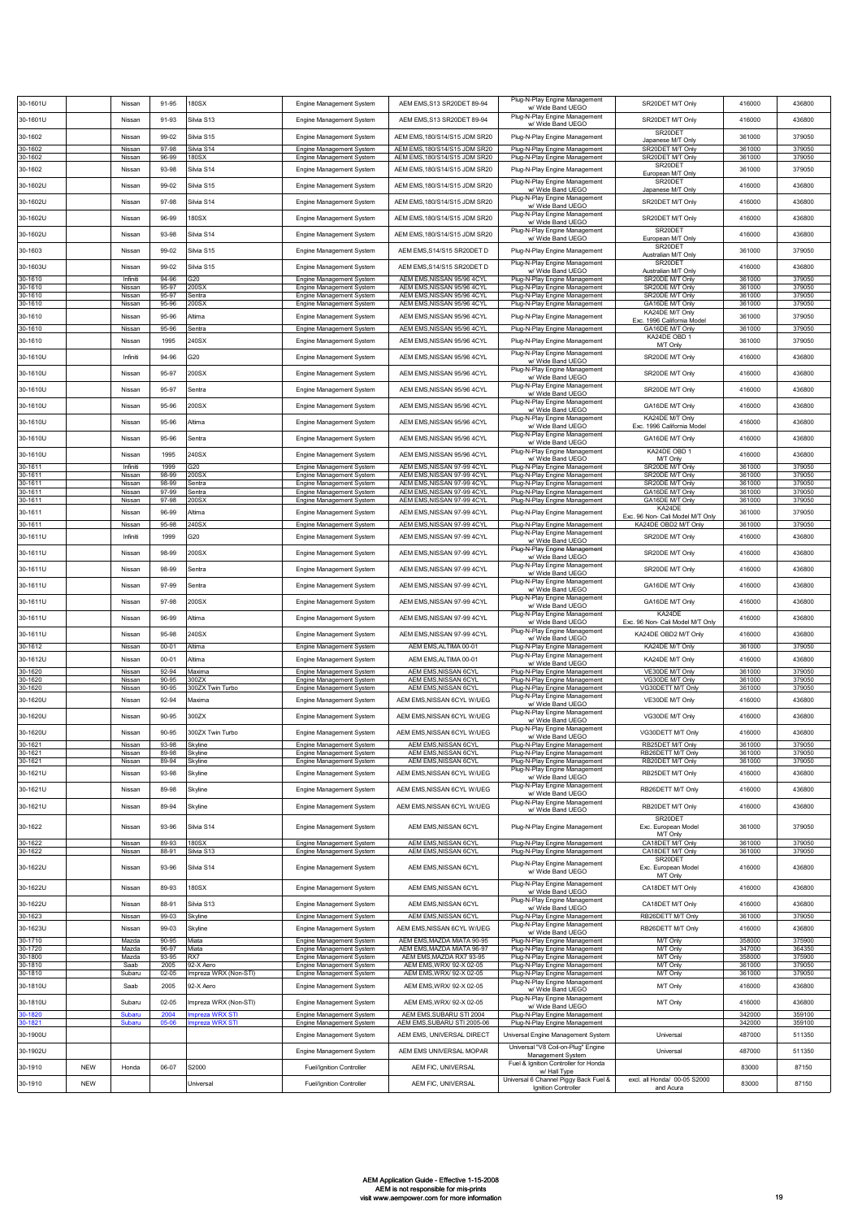| | | | | | | | | | |
|---|---|---|---|---|---|---|---|---|---|
| 30-1601U | | Nissan | 91-95 | 180SX | Engine Management System | AEM EMS,S13 SR20DET 89-94 | Plug-N-Play Engine Management w/ Wide Band UEGO | SR20DET M/T Only | 416000 | 436800 |
| 30-1601U | | Nissan | 91-93 | Silvia S13 | Engine Management System | AEM EMS,S13 SR20DET 89-94 | Plug-N-Play Engine Management w/ Wide Band UEGO | SR20DET M/T Only | 416000 | 436800 |
| 30-1602 | | Nissan | 99-02 | Silvia S15 | Engine Management System | AEM EMS,180/S14/S15 JDM SR20 | Plug-N-Play Engine Management | SR20DET Japanese M/T Only | 361000 | 379050 |
| 30-1602 | | Nissan | 97-98 | Silvia S14 | Engine Management System | AEM EMS,180/S14/S15 JDM SR20 | Plug-N-Play Engine Management | SR20DET M/T Only | 361000 | 379050 |
| 30-1602 | | Nissan | 96-99 | 180SX | Engine Management System | AEM EMS,180/S14/S15 JDM SR20 | Plug-N-Play Engine Management | SR20DET M/T Only | 361000 | 379050 |
| 30-1602 | | Nissan | 93-98 | Silvia S14 | Engine Management System | AEM EMS,180/S14/S15 JDM SR20 | Plug-N-Play Engine Management | SR20DET European M/T Only | 361000 | 379050 |
| 30-1602U | | Nissan | 99-02 | Silvia S15 | Engine Management System | AEM EMS,180/S14/S15 JDM SR20 | Plug-N-Play Engine Management w/ Wide Band UEGO | SR20DET Japanese M/T Only | 416000 | 436800 |
| 30-1602U | | Nissan | 97-98 | Silvia S14 | Engine Management System | AEM EMS,180/S14/S15 JDM SR20 | Plug-N-Play Engine Management w/ Wide Band UEGO | SR20DET M/T Only | 416000 | 436800 |
| 30-1602U | | Nissan | 96-99 | 180SX | Engine Management System | AEM EMS,180/S14/S15 JDM SR20 | Plug-N-Play Engine Management w/ Wide Band UEGO | SR20DET M/T Only | 416000 | 436800 |
| 30-1602U | | Nissan | 93-98 | Silvia S14 | Engine Management System | AEM EMS,180/S14/S15 JDM SR20 | Plug-N-Play Engine Management w/ Wide Band UEGO | SR20DET European M/T Only | 416000 | 436800 |
| 30-1603 | | Nissan | 99-02 | Silvia S15 | Engine Management System | AEM EMS,S14/S15 SR20DET D | Plug-N-Play Engine Management | SR20DET Australian M/T Only | 361000 | 379050 |
| 30-1603U | | Nissan | 99-02 | Silvia S15 | Engine Management System | AEM EMS,S14/S15 SR20DET D | Plug-N-Play Engine Management w/ Wide Band UEGO | SR20DET Australian M/T Only | 416000 | 436800 |
| 30-1610 | | Infiniti | 94-96 | G20 | Engine Management System | AEM EMS,NISSAN 95/96 4CYL | Plug-N-Play Engine Management | SR20DE M/T Only | 361000 | 379050 |
| 30-1610 | | Nissan | 95-97 | 200SX | Engine Management System | AEM EMS,NISSAN 95/96 4CYL | Plug-N-Play Engine Management | SR20DE M/T Only | 361000 | 379050 |
| 30-1610 | | Nissan | 95-97 | Sentra | Engine Management System | AEM EMS,NISSAN 95/96 4CYL | Plug-N-Play Engine Management | SR20DE M/T Only | 361000 | 379050 |
| 30-1610 | | Nissan | 95-96 | 200SX | Engine Management System | AEM EMS,NISSAN 95/96 4CYL | Plug-N-Play Engine Management | GA16DE M/T Only | 361000 | 379050 |
| 30-1610 | | Nissan | 95-96 | Altima | Engine Management System | AEM EMS,NISSAN 95/96 4CYL | Plug-N-Play Engine Management | KA24DE M/T Only Exc. 1996 California Model | 361000 | 379050 |
| 30-1610 | | Nissan | 95-96 | Sentra | Engine Management System | AEM EMS,NISSAN 95/96 4CYL | Plug-N-Play Engine Management | GA16DE M/T Only | 361000 | 379050 |
| 30-1610 | | Nissan | 1995 | 240SX | Engine Management System | AEM EMS,NISSAN 95/96 4CYL | Plug-N-Play Engine Management | KA24DE OBD 1 M/T Only | 361000 | 379050 |
| 30-1610U | | Infiniti | 94-96 | G20 | Engine Management System | AEM EMS,NISSAN 95/96 4CYL | Plug-N-Play Engine Management w/ Wide Band UEGO | SR20DE M/T Only | 416000 | 436800 |
| 30-1610U | | Nissan | 95-97 | 200SX | Engine Management System | AEM EMS,NISSAN 95/96 4CYL | Plug-N-Play Engine Management w/ Wide Band UEGO | SR20DE M/T Only | 416000 | 436800 |
| 30-1610U | | Nissan | 95-97 | Sentra | Engine Management System | AEM EMS,NISSAN 95/96 4CYL | Plug-N-Play Engine Management w/ Wide Band UEGO | SR20DE M/T Only | 416000 | 436800 |
| 30-1610U | | Nissan | 95-96 | 200SX | Engine Management System | AEM EMS,NISSAN 95/96 4CYL | Plug-N-Play Engine Management w/ Wide Band UEGO | GA16DE M/T Only | 416000 | 436800 |
| 30-1610U | | Nissan | 95-96 | Altima | Engine Management System | AEM EMS,NISSAN 95/96 4CYL | Plug-N-Play Engine Management w/ Wide Band UEGO | KA24DE M/T Only Exc. 1996 California Model | 416000 | 436800 |
| 30-1610U | | Nissan | 95-96 | Sentra | Engine Management System | AEM EMS,NISSAN 95/96 4CYL | Plug-N-Play Engine Management w/ Wide Band UEGO | GA16DE M/T Only | 416000 | 436800 |
| 30-1610U | | Nissan | 1995 | 240SX | Engine Management System | AEM EMS,NISSAN 95/96 4CYL | Plug-N-Play Engine Management w/ Wide Band UEGO | KA24DE OBD 1 M/T Only | 416000 | 436800 |
| 30-1611 | | Infiniti | 1999 | G20 | Engine Management System | AEM EMS,NISSAN 97-99 4CYL | Plug-N-Play Engine Management | SR20DE M/T Only | 361000 | 379050 |
| 30-1611 | | Nissan | 98-99 | 200SX | Engine Management System | AEM EMS,NISSAN 97-99 4CYL | Plug-N-Play Engine Management | SR20DE M/T Only | 361000 | 379050 |
| 30-1611 | | Nissan | 98-99 | Sentra | Engine Management System | AEM EMS,NISSAN 97-99 4CYL | Plug-N-Play Engine Management | SR20DE M/T Only | 361000 | 379050 |
| 30-1611 | | Nissan | 97-99 | Sentra | Engine Management System | AEM EMS,NISSAN 97-99 4CYL | Plug-N-Play Engine Management | GA16DE M/T Only | 361000 | 379050 |
| 30-1611 | | Nissan | 97-98 | 200SX | Engine Management System | AEM EMS,NISSAN 97-99 4CYL | Plug-N-Play Engine Management | GA16DE M/T Only | 361000 | 379050 |
| 30-1611 | | Nissan | 96-99 | Altima | Engine Management System | AEM EMS,NISSAN 97-99 4CYL | Plug-N-Play Engine Management | KA24DE Exc. 96 Non- Cali Model M/T Only | 361000 | 379050 |
| 30-1611 | | Nissan | 95-98 | 240SX | Engine Management System | AEM EMS,NISSAN 97-99 4CYL | Plug-N-Play Engine Management | KA24DE OBD2 M/T Only | 361000 | 379050 |
| 30-1611U | | Infiniti | 1999 | G20 | Engine Management System | AEM EMS,NISSAN 97-99 4CYL | Plug-N-Play Engine Management w/ Wide Band UEGO | SR20DE M/T Only | 416000 | 436800 |
| 30-1611U | | Nissan | 98-99 | 200SX | Engine Management System | AEM EMS,NISSAN 97-99 4CYL | Plug-N-Play Engine Management w/ Wide Band UEGO | SR20DE M/T Only | 416000 | 436800 |
| 30-1611U | | Nissan | 98-99 | Sentra | Engine Management System | AEM EMS,NISSAN 97-99 4CYL | Plug-N-Play Engine Management w/ Wide Band UEGO | SR20DE M/T Only | 416000 | 436800 |
| 30-1611U | | Nissan | 97-99 | Sentra | Engine Management System | AEM EMS,NISSAN 97-99 4CYL | Plug-N-Play Engine Management w/ Wide Band UEGO | GA16DE M/T Only | 416000 | 436800 |
| 30-1611U | | Nissan | 97-98 | 200SX | Engine Management System | AEM EMS,NISSAN 97-99 4CYL | Plug-N-Play Engine Management w/ Wide Band UEGO | GA16DE M/T Only | 416000 | 436800 |
| 30-1611U | | Nissan | 96-99 | Altima | Engine Management System | AEM EMS,NISSAN 97-99 4CYL | Plug-N-Play Engine Management w/ Wide Band UEGO | KA24DE Exc. 96 Non- Cali Model M/T Only | 416000 | 436800 |
| 30-1611U | | Nissan | 95-98 | 240SX | Engine Management System | AEM EMS,NISSAN 97-99 4CYL | Plug-N-Play Engine Management w/ Wide Band UEGO | KA24DE OBD2 M/T Only | 416000 | 436800 |
| 30-1612 | | Nissan | 00-01 | Altima | Engine Management System | AEM EMS,ALTIMA 00-01 | Plug-N-Play Engine Management | KA24DE M/T Only | 361000 | 379050 |
| 30-1612U | | Nissan | 00-01 | Altima | Engine Management System | AEM EMS,ALTIMA 00-01 | Plug-N-Play Engine Management w/ Wide Band UEGO | KA24DE M/T Only | 416000 | 436800 |
| 30-1620 | | Nissan | 92-94 | Maxima | Engine Management System | AEM EMS,NISSAN 6CYL | Plug-N-Play Engine Management | VE30DE M/T Only | 361000 | 379050 |
| 30-1620 | | Nissan | 90-95 | 300ZX | Engine Management System | AEM EMS,NISSAN 6CYL | Plug-N-Play Engine Management | VG30DE M/T Only | 361000 | 379050 |
| 30-1620 | | Nissan | 90-95 | 300ZX Twin Turbo | Engine Management System | AEM EMS,NISSAN 6CYL | Plug-N-Play Engine Management | VG30DETT M/T Only | 361000 | 379050 |
| 30-1620U | | Nissan | 92-94 | Maxima | Engine Management System | AEM EMS,NISSAN 6CYL W/UEG | Plug-N-Play Engine Management w/ Wide Band UEGO | VE30DE M/T Only | 416000 | 436800 |
| 30-1620U | | Nissan | 90-95 | 300ZX | Engine Management System | AEM EMS,NISSAN 6CYL W/UEG | Plug-N-Play Engine Management w/ Wide Band UEGO | VG30DE M/T Only | 416000 | 436800 |
| 30-1620U | | Nissan | 90-95 | 300ZX Twin Turbo | Engine Management System | AEM EMS,NISSAN 6CYL W/UEG | Plug-N-Play Engine Management w/ Wide Band UEGO | VG30DETT M/T Only | 416000 | 436800 |
| 30-1621 | | Nissan | 93-98 | Skyline | Engine Management System | AEM EMS,NISSAN 6CYL | Plug-N-Play Engine Management | RB25DET M/T Only | 361000 | 379050 |
| 30-1621 | | Nissan | 89-98 | Skyline | Engine Management System | AEM EMS,NISSAN 6CYL | Plug-N-Play Engine Management | RB26DETT M/T Only | 361000 | 379050 |
| 30-1621 | | Nissan | 89-94 | Skyline | Engine Management System | AEM EMS,NISSAN 6CYL | Plug-N-Play Engine Management | RB20DET M/T Only | 361000 | 379050 |
| 30-1621U | | Nissan | 93-98 | Skyline | Engine Management System | AEM EMS,NISSAN 6CYL W/UEG | Plug-N-Play Engine Management w/ Wide Band UEGO | RB25DET M/T Only | 416000 | 436800 |
| 30-1621U | | Nissan | 89-98 | Skyline | Engine Management System | AEM EMS,NISSAN 6CYL W/UEG | Plug-N-Play Engine Management w/ Wide Band UEGO | RB26DETT M/T Only | 416000 | 436800 |
| 30-1621U | | Nissan | 89-94 | Skyline | Engine Management System | AEM EMS,NISSAN 6CYL W/UEG | Plug-N-Play Engine Management w/ Wide Band UEGO | RB20DET M/T Only | 416000 | 436800 |
| 30-1622 | | Nissan | 93-96 | Silvia S14 | Engine Management System | AEM EMS,NISSAN 6CYL | Plug-N-Play Engine Management | SR20DET Exc. European Model M/T Only | 361000 | 379050 |
| 30-1622 | | Nissan | 89-93 | 180SX | Engine Management System | AEM EMS,NISSAN 6CYL | Plug-N-Play Engine Management | CA18DET M/T Only | 361000 | 379050 |
| 30-1622 | | Nissan | 88-91 | Silvia S13 | Engine Management System | AEM EMS,NISSAN 6CYL | Plug-N-Play Engine Management | CA18DET M/T Only | 361000 | 379050 |
| 30-1622U | | Nissan | 93-96 | Silvia S14 | Engine Management System | AEM EMS,NISSAN 6CYL | Plug-N-Play Engine Management w/ Wide Band UEGO | SR20DET Exc. European Model M/T Only | 416000 | 436800 |
| 30-1622U | | Nissan | 89-93 | 180SX | Engine Management System | AEM EMS,NISSAN 6CYL | Plug-N-Play Engine Management w/ Wide Band UEGO | CA18DET M/T Only | 416000 | 436800 |
| 30-1622U | | Nissan | 88-91 | Silvia S13 | Engine Management System | AEM EMS,NISSAN 6CYL | Plug-N-Play Engine Management w/ Wide Band UEGO | CA18DET M/T Only | 416000 | 436800 |
| 30-1623 | | Nissan | 99-03 | Skyline | Engine Management System | AEM EMS,NISSAN 6CYL | Plug-N-Play Engine Management | RB26DETT M/T Only | 361000 | 379050 |
| 30-1623U | | Nissan | 99-03 | Skyline | Engine Management System | AEM EMS,NISSAN 6CYL W/UEG | Plug-N-Play Engine Management w/ Wide Band UEGO | RB26DETT M/T Only | 416000 | 436800 |
| 30-1710 | | Mazda | 90-95 | Miata | Engine Management System | AEM EMS,MAZDA MIATA 90-95 | Plug-N-Play Engine Management | M/T Only | 358000 | 375900 |
| 30-1720 | | Mazda | 96-97 | Miata | Engine Management System | AEM EMS,MAZDA MIATA 96-97 | Plug-N-Play Engine Management | M/T Only | 347000 | 364350 |
| 30-1800 | | Mazda | 93-95 | RX7 | Engine Management System | AEM EMS,MAZDA RX7 93-95 | Plug-N-Play Engine Management | M/T Only | 358000 | 375900 |
| 30-1810 | | Saab | 2005 | 92-X Aero | Engine Management System | AEM EMS,WRX/ 92-X 02-05 | Plug-N-Play Engine Management | M/T Only | 361000 | 379050 |
| 30-1810 | | Subaru | 02-05 | Impreza WRX (Non-STI) | Engine Management System | AEM EMS,WRX/ 92-X 02-05 | Plug-N-Play Engine Management | M/T Only | 361000 | 379050 |
| 30-1810U | | Saab | 2005 | 92-X Aero | Engine Management System | AEM EMS,WRX/ 92-X 02-05 | Plug-N-Play Engine Management w/ Wide Band UEGO | M/T Only | 416000 | 436800 |
| 30-1810U | | Subaru | 02-05 | Impreza WRX (Non-STI) | Engine Management System | AEM EMS,WRX/ 92-X 02-05 | Plug-N-Play Engine Management w/ Wide Band UEGO | M/T Only | 416000 | 436800 |
| 30-1820 | | Subaru | 2004 | Impreza WRX STI | Engine Management System | AEM EMS,SUBARU STI 2004 | Plug-N-Play Engine Management | | 342000 | 359100 |
| 30-1821 | | Subaru | 05-06 | Impreza WRX STI | Engine Management System | AEM EMS,SUBARU STI 2005-06 | Plug-N-Play Engine Management | | 342000 | 359100 |
| 30-1900U | | | | | Engine Management System | AEM EMS, UNIVERSAL DIRECT | Universal Engine Management System | Universal | 487000 | 511350 |
| 30-1902U | | | | | Engine Management System | AEM EMS UNIVERSAL MOPAR | Universal "V8 Coil-on-Plug" Engine Management System | Universal | 487000 | 511350 |
| 30-1910 | NEW | Honda | 06-07 | S2000 | Fuel/Ignition Controller | AEM FIC, UNIVERSAL | Fuel & Ignition Controller for Honda w/ Hall Type | | 83000 | 87150 |
| 30-1910 | NEW | | | Universal | Fuel/Ignition Controller | AEM FIC, UNIVERSAL | Universal 6 Channel Piggy Back Fuel & Ignition Controller | excl. all Honda/ 00-05 S2000 and Acura | 83000 | 87150 |

AEM Application Guide - Effective 1-15-2008
AEM is not responsible for mis-prints
visit www.aempower.com for more information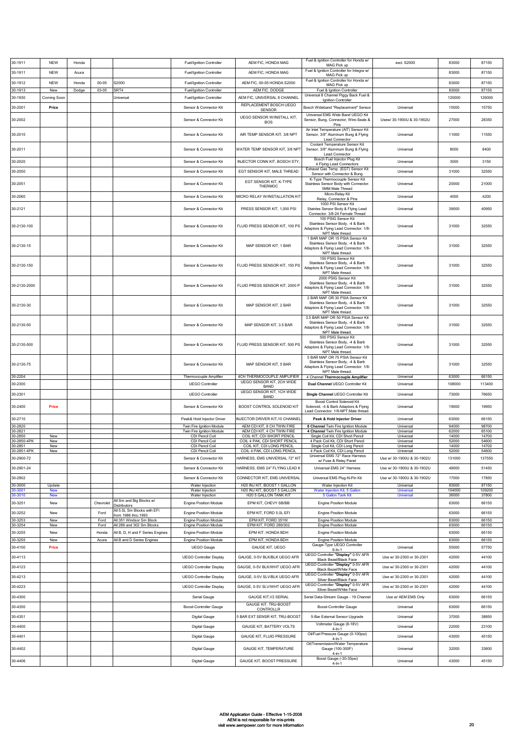| 30-1911 | NEW | Honda | | | Fuel/Ignition Controller | AEM FIC, HONDA MAG | Fuel & Ignition Controller for Honda w/ MAG Pick up | excl. S2000 | 83000 | 87150 |
|---|---|---|---|---|---|---|---|---|---|---|
| 30-1911 | NEW | Acura | | | Fuel/Ignition Controller | AEM FIC, HONDA MAG | Fuel & Ignition Controller for Integra w/ MAG Pick up | | 83000 | 87150 |
| 30-1912 | NEW | Honda | 00-05 | S2000 | Fuel/Ignition Controller | AEM FIC, 00-05 HONDA S2000 | Fuel & Ignition Controller for Honda w/ MAG Pick up | | 83000 | 87150 |
| 30-1913 | New | Dodge | 03-05 | SRT4 | Fuel/Ignition Controller | AEM FIC, DODGE | Fuel & Ignition Controller | | 83000 | 87150 |
| 30-1930 | Coming Soon | | | Universal | Fuel/Ignition Controller | AEM FIC, UNIVERSAL 8 CHANNEL | Universal 8 Channel Piggy Back Fuel & Ignition Controller | | 120000 | 126000 |
| 30-2001 | Price | | | | Sensor & Connector Kit | REPLACEMENT BOSCH UEGO SENSOR | Bosch Wideband "Replacement" Sensor | Universal | 15000 | 15750 |
| 30-2002 | | | | | Sensor & Connector Kit | UEGO SENSOR W/INSTALL KIT, BOS | Universal EMS Wide Band UEGO Kit Sensor, Bung, Connector, Wire-Seals & Pins | Usew/ 30-1900U & 30-1902U | 27000 | 28350 |
| 30-2010 | | | | | Sensor & Connector Kit | AIR TEMP SENSOR KIT, 3/8 NPT | Air Inlet Temperature (AIT) Sensor Kit Sensor, 3/8" Aluminum Bung & Flying Lead Connector | Universal | 11000 | 11550 |
| 30-2011 | | | | | Sensor & Connector Kit | WATER TEMP SENSOR KIT, 3/8 NPT | Coolant Temperature Sensor Kit Sensor, 3/8" Aluminum Bung & Flying Lead Connector | Universal | 8000 | 8400 |
| 30-2020 | | | | | Sensor & Connector Kit | INJECTOR CONN KIT, BOSCH STY, | Bosch Fuel Injector Plug Kit 4 Flying Lead Connectors | Universal | 3000 | 3150 |
| 30-2050 | | | | | Sensor & Connector Kit | EGT SENSOR KIT, MALE THREAD | Exhaust Gas Temp. (EGT) Sensor Kit Sensor with Connector & Bung | Universal | 31000 | 32550 |
| 30-2051 | | | | | Sensor & Connector Kit | EGT SENSOR KIT, K-TYPE THERMOC | K-Type Thermocouple Sensor Kit Stainless Sensor Body with Connector. 5MM Male Thread | Universal | 20000 | 21000 |
| 30-2060 | | | | | Sensor & Connector Kit | MICRO RELAY W/INSTALLATION KIT | Micro-Relay Kit Relay, Connector & Pins | Universal | 4000 | 4200 |
| 30-2121 | | | | | Sensor & Connector Kit | PRESS SENSOR KIT, 1,000 PSI | 1000 PSI Sensor Kit Stainles Sensor Body & Flying Lead Connector. 3/8-24 Female Thread | Universal | 39000 | 40950 |
| 30-2130-100 | | | | | Sensor & Connector Kit | FLUID PRESS SENSOR KIT, 100 PS | 100 PSIG Sensor Kit Stainless Sensor Body, -4 & Barb Adaptors & Flying Lead Connector. 1/8-NPT Male thread. | Universal | 31000 | 32550 |
| 30-2130-15 | | | | | Sensor & Connector Kit | MAP SENSOR KIT, 1 BAR | 1 BAR MAP OR 15 PSIA Sensor Kit Stainless Sensor Body, -4 & Barb Adaptors & Flying Lead Connector. 1/8-NPT Male thread. | Universal | 31000 | 32550 |
| 30-2130-150 | | | | | Sensor & Connector Kit | FLUID PRESS SENSOR KIT, 150 PS | 150 PSIG Sensor Kit Stainless Sensor Body, -4 & Barb Adaptors & Flying Lead Connector. 1/8-NPT Male thread. | Universal | 31000 | 32550 |
| 30-2130-2000 | | | | | Sensor & Connector Kit | FLUID PRESS SENSOR KIT, 2000 P | 2000 PSIG Sensor Kit Stainless Sensor Body, -4 & Barb Adaptors & Flying Lead Connector. 1/8-NPT Male thread. | Universal | 31000 | 32550 |
| 30-2130-30 | | | | | Sensor & Connector Kit | MAP SENSOR KIT, 2 BAR | 2 BAR MAP OR 30 PSIA Sensor Kit Stainless Sensor Body, -4 & Barb Adaptors & Flying Lead Connector. 1/8-NPT Male thread. | Universal | 31000 | 32550 |
| 30-2130-50 | | | | | Sensor & Connector Kit | MAP SENSOR KIT, 3.5 BAR | 3.5 BAR MAP OR 50 PSIA Sensor Kit Stainless Sensor Body, -4 & Barb Adaptors & Flying Lead Connector. 1/8-NPT Male thread. | Universal | 31000 | 32550 |
| 30-2130-500 | | | | | Sensor & Connector Kit | FLUID PRESS SENSOR KIT, 500 PS | 500 PSIG Sensor Kit Stainless Sensor Body, -4 & Barb Adaptors & Flying Lead Connector. 1/8-NPT Male thread. | Universal | 31000 | 32550 |
| 30-2130-75 | | | | | Sensor & Connector Kit | MAP SENSOR KIT, 5 BAR | 5 BAR MAP OR 75 PSIA Sensor Kit Stainless Sensor Body, -4 & Barb Adaptors & Flying Lead Connector. 1/8-NPT Male thread. | Universal | 31000 | 32550 |
| 30-2204 | | | | | Thermocouple Amplifier | 4CH THERMOCOUPLE AMPLIFIER | 4 Channel **Thermocouple Amplifier** | Universal | 63000 | 66150 |
| 30-2300 | | | | | UEGO Controller | UEGO SENSOR KIT, 2CH WIDE BAND | **Dual Channel** UEGO Controller Kit | Universal | 108000 | 113400 |
| 30-2301 | | | | | UEGO Controller | UEGO SENSOR KIT, 1CH WIDE BAND | **Single Channel** UEGO Controller Kit | Universal | 73000 | 76650 |
| 30-2400 | Price | | | | Sensor & Connector Kit | BOOST CONTROL SOLENOID KIT | Boost Control Solenoid Kit Solenoid, -4 & Barb Adaptors & Flying Lead Connector. 1/8-NPT Male thread. | Universal | 19000 | 19950 |
| 30-2710 | | | | | Peak& Hold Injector Driver | INJECTOR DRIVER KIT,10 CHANNEL | **Peak & Hold Injector Driver** | Universal | 63000 | 66150 |
| 30-2820 | | | | | Twin Fire Ignition Module | AEM CDI KIT, 8 CH TWIN FIRE | **8 Channel** Twin Fire Ignition Module | Universal | 94000 | 98700 |
| 30-2821 | | | | | Twin Fire Ignition Module | AEM CDI KIT, 4 CH TWIN FIRE | **4 Channel** Twin Fire Ignition Module | Universal | 62000 | 65100 |
| 30-2850 | New | | | | CDI Pencil Coil | COIL KIT, CDI SHORT PENCIL | Single Coil Kit, CDI Short Pencil | Universal | 14000 | 14700 |
| 30-2850-4PK | New | | | | CDI Pencil Coil | COIL 4 PAK, CDI SHORT PENCIL | 4 Pack Coil Kit, CDI Short Pencil | Universal | 52000 | 54600 |
| 30-2851 | New | | | | CDI Pencil Coil | COIL KIT, CDI LONG PENCIL | Single Coil Kit, CDI Long Pencil | Universal | 14000 | 14700 |
| 30-2851-4PK | New | | | | CDI Pencil Coil | COIL 4 PAK, CDI LONG PENCIL | 4 Pack Coil Kit, CDI Long Pencil | Universal | 52000 | 54600 |
| 30-2900-72 | | | | | Sensor & Connector Kit | HARNESS, EMS UNIVERSAL 72" KIT | Universal EMS 72" Race Harness w/ Fuse & Relay Panel | Use w/ 30-1900U & 30-1902U | 131000 | 137550 |
| 30-2901-24 | | | | | Sensor & Connector Kit | HARNESS, EMS 24" FLYING LEAD K | Universal EMS 24" Harness | Use w/ 30-1900U & 30-1902U | 49000 | 51450 |
| 30-2902 | | | | | Sensor & Connector Kit | CONNECTOR KIT, EMS UNIVERSAL | Universal EMS Plug-N-Pin Kit | Use w/ 30-1900U & 30-1902U | 17000 | 17850 |
| 30-3000 | Update | | | | Water Injection | H20 INJ KIT, BOOST 1 GALLON | Water Injection Kit | Universal | 83000 | 87150 |
| 30-3001 | New | | | | Water Injection | H20 INJ KIT, BOOST 5 GALLON | Water Injection Kit, 5 Gallon | Universal | 104000 | 109200 |
| 30-3010 | New | | | | Water Injection | H20 5 GALLON TANK KIT | 5 Gallon Tank Kit | Universal | 36000 | 37800 |
| 30-3251 | New | | Chevrolet | All Sm and Big Blocks w/ Distributors | Engine Position Module | EPM KIT, CHEVY SB/BB | Engine Position Module | | 63000 | 66150 |
| 30-3252 | New | | Ford | All 5.0L Sm Blocks with EFI from 1986 thru 1993 | Engine Position Module | EPM KIT, FORD 5.0L EFI | Engine Position Module | | 63000 | 66150 |
| 30-3253 | New | | Ford | All 351 Windsor Sm Block | Engine Position Module | EPM KIT, FORD 351W | Engine Position Module | | 63000 | 66150 |
| 30-3254 | New | | Ford | All 289 and 302 Sm Blocks | Engine Position Module | EPM KIT, FORD 289/302 | Engine Position Module | | 63000 | 66150 |
| 30-3255 | New | | Honda | All B, D, H and F Series Engines | Engine Position Module | EPM KIT, HONDA BDH | Engine Position Module | | 63000 | 66150 |
| 30-3255 | New | | Acura | All B and D Series Engines | Engine Position Module | EPM KIT, HONDA BDH | Engine Position Module | | 63000 | 66150 |
| 30-4100 | Price | | | | UEGO Gauge | GAUGE KIT, UEGO | Gauge-Type UEGO Controller 6-In-1 | Universal | 55000 | 57750 |
| 30-4113 | | | | | UEGO Controller Display | GAUGE, 0-5V BLK/BLK UEGO AFR | UEGO Controller **"Display"** 0-5V AFR Black Bezel/Black Face | Use w/ 30-2300 or 30-2301 | 42000 | 44100 |
| 30-4123 | | | | | UEGO Controller Display | GAUGE, 0-5V BLK/WHT UEGO AFR | UEGO Controller **"Display"** 0-5V AFR Black Bezel/White Face | Use w/ 30-2300 or 30-2301 | 42000 | 44100 |
| 30-4213 | | | | | UEGO Controller Display | GAUGE, 0-5V SLV/BLK UEGO AFR | UEGO Controller **"Display"** 0-5V AFR Silver Bezel/Black Face | Use w/ 30-2300 or 30-2301 | 42000 | 44100 |
| 30-4223 | | | | | UEGO Controller Display | GAUGE, 0-5V SLV/WHT UEGO AFR | UEGO Controller **"Display"** 0-5V AFR Silver Bezel/White Face | Use w/ 30-2300 or 30-2301 | 42000 | 44100 |
| 30-4300 | | | | | Serial Gauge | GAUGE KIT,V2 SERIAL | Serial Data-Stream Gauge - 19 Channel | Use w/ AEM EMS Only | 63000 | 66150 |
| 30-4350 | | | | | Boost-Controller Gauge | GAUGE KIT, TRU-BOOST CONTROLLR | Boost-Controller Gauge | Universal | 63000 | 66150 |
| 30-4351 | | | | | Digital Gauge | 5 BAR EXT SENSR KIT, TRU-BOOST | 5-Bar External Sensor Upgrade | Universal | 37000 | 38850 |
| 30-4400 | | | | | Digital Gauge | GAUGE KIT, BATTERY VOLTS | Voltmeter Gauge (8-18V) 4-In-1 | Universal | 22000 | 23100 |
| 30-4401 | | | | | Digital Gauge | GAUGE KIT, FLUID PRESSURE | Oil/Fuel Pressure Gauge (0-100psi) 4-In-1 | Universal | 43000 | 45150 |
| 30-4402 | | | | | Digital Gauge | GAUGE KIT, TEMPERATURE | Oil/Transmission/Water Temperature Gauge (100-300F) 4-In-1 | Universal | 32000 | 33600 |
| 30-4406 | | | | | Digital Gauge | GAUGE KIT, BOOST PRESSURE | Boost Gauge (-30-35psi) 4-In-1 | Universal | 43000 | 45150 |

AEM Application Guide - Effective 1-15-2008
AEM is not responsible for mis-prints
visit www.aempower.com for more information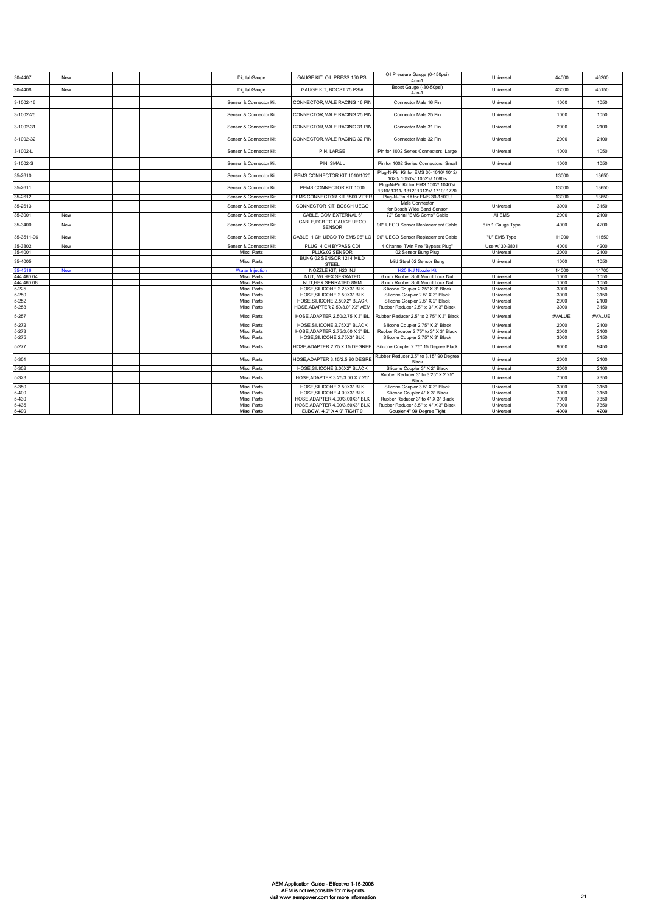| | | | | | | | | | | |
|---|---|---|---|---|---|---|---|---|---|---|
| 30-4407 | New | | | | Digital Gauge | GAUGE KIT, OIL PRESS 150 PSI | Oil Pressure Gauge (0-150psi) 4-In-1 | Universal | 44000 | 46200 |
| 30-4408 | New | | | | Digital Gauge | GAUGE KIT, BOOST 75 PSIA | Boost Gauge (-30-50psi) 4-In-1 | Universal | 43000 | 45150 |
| 3-1002-16 | | | | | Sensor & Connector Kit | CONNECTOR,MALE RACING 16 PIN | Connector Male 16 Pin | Universal | 1000 | 1050 |
| 3-1002-25 | | | | | Sensor & Connector Kit | CONNECTOR,MALE RACING 25 PIN | Connector Male 25 Pin | Universal | 1000 | 1050 |
| 3-1002-31 | | | | | Sensor & Connector Kit | CONNECTOR,MALE RACING 31 PIN | Connector Male 31 Pin | Universal | 2000 | 2100 |
| 3-1002-32 | | | | | Sensor & Connector Kit | CONNECTOR,MALE RACING 32 PIN | Connector Male 32 Pin | Universal | 2000 | 2100 |
| 3-1002-L | | | | | Sensor & Connector Kit | PIN, LARGE | Pin for 1002 Series Connectors, Large | Universal | 1000 | 1050 |
| 3-1002-S | | | | | Sensor & Connector Kit | PIN, SMALL | Pin for 1002 Series Connectors, Small | Universal | 1000 | 1050 |
| 35-2610 | | | | | Sensor & Connector Kit | PEMS CONNECTOR KIT 1010/1020 | Plug-N-Pin Kit for EMS 30-1010/ 1012/ 1020/ 1050's/ 1052's/ 1060's | | 13000 | 13650 |
| 35-2611 | | | | | Sensor & Connector Kit | PEMS CONNECTOR KIT 1000 | Plug-N-Pin Kit for EMS 1002/ 1040's/ 1310/ 1311/ 1312/ 1313's/ 1710/ 1720 | | 13000 | 13650 |
| 35-2612 | | | | | Sensor & Connector Kit | PEMS CONNECTOR KIT 1500 VIPER | Plug-N-Pin Kit for EMS 30-1500U | | 13000 | 13650 |
| 35-2613 | | | | | Sensor & Connector Kit | CONNECTOR KIT, BOSCH UEGO | Male Connector for Bosch Wide Band Sensor | Universal | 3000 | 3150 |
| 35-3001 | New | | | | Sensor & Connector Kit | CABLE, COM EXTERNAL 6' | 72" Serial "EMS Coms" Cable | All EMS | 2000 | 2100 |
| 35-3400 | New | | | | Sensor & Connector Kit | CABLE,PCB TO GAUGE UEGO SENSOR | 96" UEGO Sensor Replacement Cable | 6 in 1 Gauge Type | 4000 | 4200 |
| 35-3511-96 | New | | | | Sensor & Connector Kit | CABLE, 1 CH UEGO TO EMS 96" LO | 96" UEGO Sensor Replacement Cable | "U" EMS Type | 11000 | 11550 |
| 35-3802 | New | | | | Sensor & Connector Kit | PLUG, 4 CH BYPASS CDI | 4 Channel Twin Fire "Bypass Plug" | Use w/ 30-2801 | 4000 | 4200 |
| 35-4001 | | | | | Misc. Parts | PLUG,02 SENSOR | 02 Sensor Bung Plug | Universal | 2000 | 2100 |
| 35-4005 | | | | | Misc. Parts | BUNG,02 SENSOR 1214 MILD STEEL | Mild Steel 02 Sensor Bung | Universal | 1000 | 1050 |
| 35-4516 | New | | | | Water Injection | NOZZLE KIT, H20 INJ | H20 INJ Nozzle Kit | | 14000 | 14700 |
| 444.460.04 | | | | | Misc. Parts | NUT, M6 HEX SERRATED | 6 mm Rubber Soft Mount Lock Nut | Universal | 1000 | 1050 |
| 444.460.08 | | | | | Misc. Parts | NUT,HEX SERRATED 8MM | 8 mm Rubber Soft Mount Lock Nut | Universal | 1000 | 1050 |
| 5-225 | | | | | Misc. Parts | HOSE,SILICONE 2.25X3" BLK | Silicone Coupler 2.25" X 3" Black | Universal | 3000 | 3150 |
| 5-250 | | | | | Misc. Parts | HOSE,SILICONE 2.50X3" BLK | Silicone Coupler 2.5" X 3" Black | Universal | 3000 | 3150 |
| 5-252 | | | | | Misc. Parts | HOSE, SILICONE 2.50X2" BLACK | Silicone Coupler 2.5" X 2" Black | Universal | 2000 | 2100 |
| 5-253 | | | | | Misc. Parts | HOSE,ADAPTER 2.50/3.0" X3" AEM | Rubber Reducer 2.5" to 3" X 3" Black | Universal | 3000 | 3150 |
| 5-257 | | | | | Misc. Parts | HOSE,ADAPTER 2.50/2.75 X 3" BL | Rubber Reducer 2.5" to 2.75" X 3" Black | Universal | #VALUE! | #VALUE! |
| 5-272 | | | | | Misc. Parts | HOSE,SILICONE 2.75X2" BLACK | Silicone Coupler 2.75" X 2" Black | Universal | 2000 | 2100 |
| 5-273 | | | | | Misc. Parts | HOSE,ADAPTER 2.75/3.00 X 3" BL | Rubber Reducer 2.75" to 3" X 3" Black | Universal | 2000 | 2100 |
| 5-275 | | | | | Misc. Parts | HOSE,SILICONE 2.75X3" BLK | Silicone Coupler 2.75" X 3" Black | Universal | 3000 | 3150 |
| 5-277 | | | | | Misc. Parts | HOSE,ADAPTER 2.75 X 15 DEGREE | Silicone Coupler 2.75" 15 Degree Black | Universal | 9000 | 9450 |
| 5-301 | | | | | Misc. Parts | HOSE,ADAPTER 3.15/2.5 90 DEGRE | Rubber Reducer 2.5" to 3.15" 90 Degree Black | Universal | 2000 | 2100 |
| 5-302 | | | | | Misc. Parts | HOSE, SILICONE 3.00X2" BLACK | Silicone Coupler 3" X 2" Black | Universal | 2000 | 2100 |
| 5-323 | | | | | Misc. Parts | HOSE,ADAPTER 3.25/3.00 X 2.25" | Rubber Reducer 3" to 3.25" X 2.25" Black | Universal | 7000 | 7350 |
| 5-350 | | | | | Misc. Parts | HOSE,SILICONE 3.50X3" BLK | Silicone Coupler 3.5" X 3" Black | Universal | 3000 | 3150 |
| 5-400 | | | | | Misc. Parts | HOSE,SILICONE 4.00X3" BLK | Silicone Coupler 4" X 3" Black | Universal | 3000 | 3150 |
| 5-430 | | | | | Misc. Parts | HOSE,ADAPTER 4.00/3.00X3" BLK | Rubber Reducer 3" to 4" X 3" Black | Universal | 7000 | 7350 |
| 5-435 | | | | | Misc. Parts | HOSE,ADAPTER 4.00/3.50X3" BLK | Rubber Reducer 3.5" to 4" X 3" Black | Universal | 7000 | 7350 |
| 5-490 | | | | | Misc. Parts | ELBOW, 4.0" X 4.0" TIGHT 9 | Coupler 4" 90 Degree Tight | Universal | 4000 | 4200 |

**AEM Application Guide - Effective 1-15-2008**
**AEM is not responsible for mis-prints**
**visit www.aempower.com for more information**